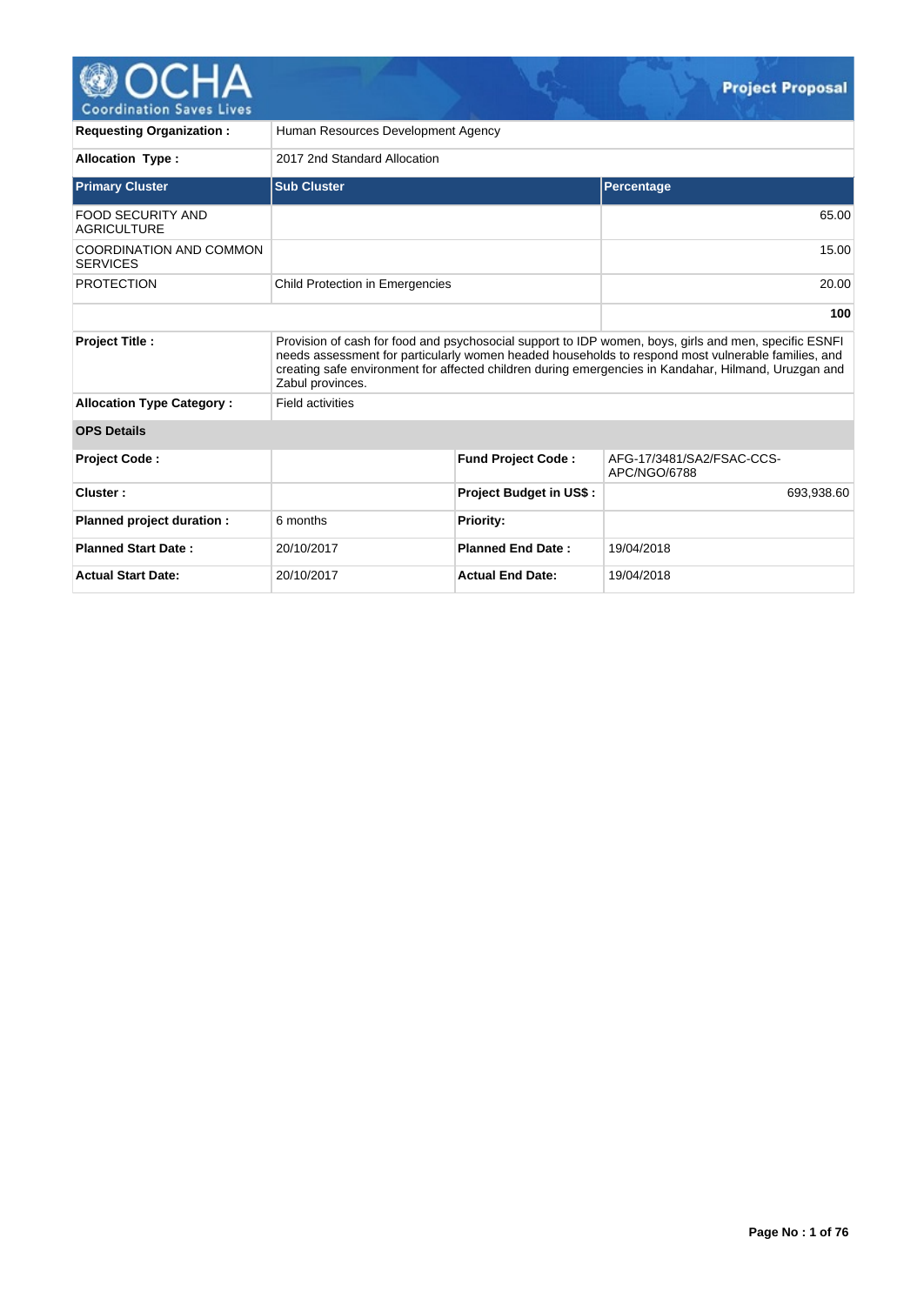# Project Proposal

| | |
|---|---|
| **Requesting Organization :** | Human Resources Development Agency |
| **Allocation Type :** | 2017 2nd Standard Allocation |

| Primary Cluster | Sub Cluster | Percentage |
|---|---|---|
| FOOD SECURITY AND AGRICULTURE | | 65.00 |
| COORDINATION AND COMMON SERVICES | | 15.00 |
| PROTECTION | Child Protection in Emergencies | 20.00 |
| | | **100** |

| | |
|---|---|
| **Project Title :** | Provision of cash for food and psychosocial support to IDP women, boys, girls and men, specific ESNFI needs assessment for particularly women headed households to respond most vulnerable families, and creating safe environment for affected children during emergencies in Kandahar, Hilmand, Uruzgan and Zabul provinces. |
| **Allocation Type Category :** | Field activities |

**OPS Details**

| | | | |
|---|---|---|---|
| **Project Code :** | | **Fund Project Code :** | AFG-17/3481/SA2/FSAC-CCS-APC/NGO/6788 |
| **Cluster :** | | **Project Budget in US$ :** | 693,938.60 |
| **Planned project duration :** | 6 months | **Priority:** | |
| **Planned Start Date :** | 20/10/2017 | **Planned End Date :** | 19/04/2018 |
| **Actual Start Date:** | 20/10/2017 | **Actual End Date:** | 19/04/2018 |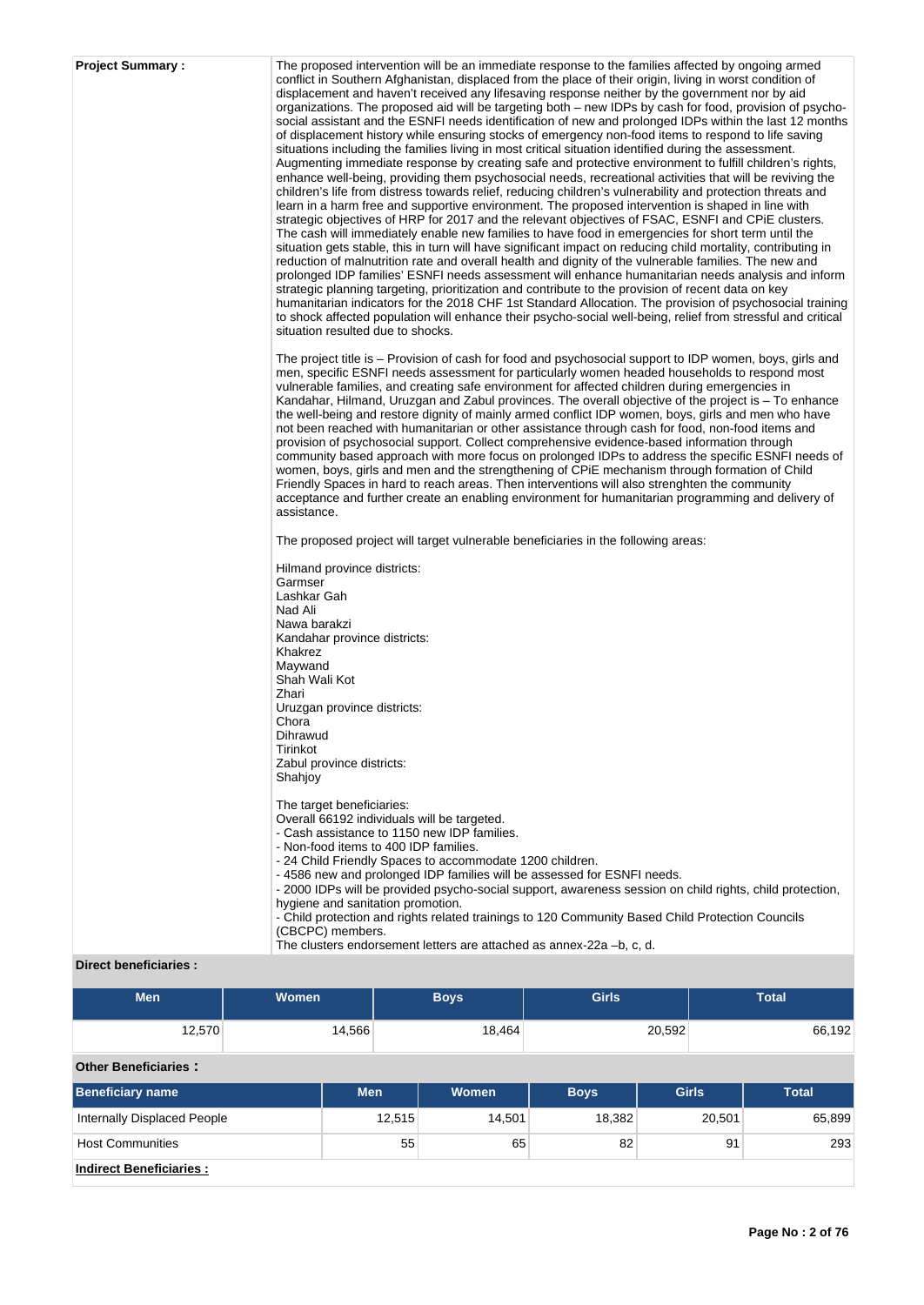**Project Summary :**

The proposed intervention will be an immediate response to the families affected by ongoing armed conflict in Southern Afghanistan, displaced from the place of their origin, living in worst condition of displacement and haven't received any lifesaving response neither by the government nor by aid organizations. The proposed aid will be targeting both – new IDPs by cash for food, provision of psycho-social assistant and the ESNFI needs identification of new and prolonged IDPs within the last 12 months of displacement history while ensuring stocks of emergency non-food items to respond to life saving situations including the families living in most critical situation identified during the assessment. Augmenting immediate response by creating safe and protective environment to fulfill children's rights, enhance well-being, providing them psychosocial needs, recreational activities that will be reviving the children's life from distress towards relief, reducing children's vulnerability and protection threats and learn in a harm free and supportive environment. The proposed intervention is shaped in line with strategic objectives of HRP for 2017 and the relevant objectives of FSAC, ESNFI and CPiE clusters. The cash will immediately enable new families to have food in emergencies for short term until the situation gets stable, this in turn will have significant impact on reducing child mortality, contributing in reduction of malnutrition rate and overall health and dignity of the vulnerable families. The new and prolonged IDP families' ESNFI needs assessment will enhance humanitarian needs analysis and inform strategic planning targeting, prioritization and contribute to the provision of recent data on key humanitarian indicators for the 2018 CHF 1st Standard Allocation. The provision of psychosocial training to shock affected population will enhance their psycho-social well-being, relief from stressful and critical situation resulted due to shocks.

The project title is – Provision of cash for food and psychosocial support to IDP women, boys, girls and men, specific ESNFI needs assessment for particularly women headed households to respond most vulnerable families, and creating safe environment for affected children during emergencies in Kandahar, Hilmand, Uruzgan and Zabul provinces. The overall objective of the project is – To enhance the well-being and restore dignity of mainly armed conflict IDP women, boys, girls and men who have not been reached with humanitarian or other assistance through cash for food, non-food items and provision of psychosocial support. Collect comprehensive evidence-based information through community based approach with more focus on prolonged IDPs to address the specific ESNFI needs of women, boys, girls and men and the strengthening of CPiE mechanism through formation of Child Friendly Spaces in hard to reach areas. Then interventions will also strenghten the community acceptance and further create an enabling environment for humanitarian programming and delivery of assistance.

The proposed project will target vulnerable beneficiaries in the following areas:

Hilmand province districts:
Garmser
Lashkar Gah
Nad Ali
Nawa barakzi
Kandahar province districts:
Khakrez
Maywand
Shah Wali Kot
Zhari
Uruzgan province districts:
Chora
Dihrawud
Tirinkot
Zabul province districts:
Shahjoy

The target beneficiaries:
Overall 66192 individuals will be targeted.
- Cash assistance to 1150 new IDP families.
- Non-food items to 400 IDP families.
- 24 Child Friendly Spaces to accommodate 1200 children.
- 4586 new and prolonged IDP families will be assessed for ESNFI needs.
- 2000 IDPs will be provided psycho-social support, awareness session on child rights, child protection, hygiene and sanitation promotion.
- Child protection and rights related trainings to 120 Community Based Child Protection Councils (CBCPC) members.
The clusters endorsement letters are attached as annex-22a –b, c, d.

**Direct beneficiaries :**

| Men | Women | Boys | Girls | Total |
|---|---|---|---|---|
| 12,570 | 14,566 | 18,464 | 20,592 | 66,192 |

**Other Beneficiaries :**

| Beneficiary name | Men | Women | Boys | Girls | Total |
|---|---|---|---|---|---|
| Internally Displaced People | 12,515 | 14,501 | 18,382 | 20,501 | 65,899 |
| Host Communities | 55 | 65 | 82 | 91 | 293 |

**Indirect Beneficiaries :**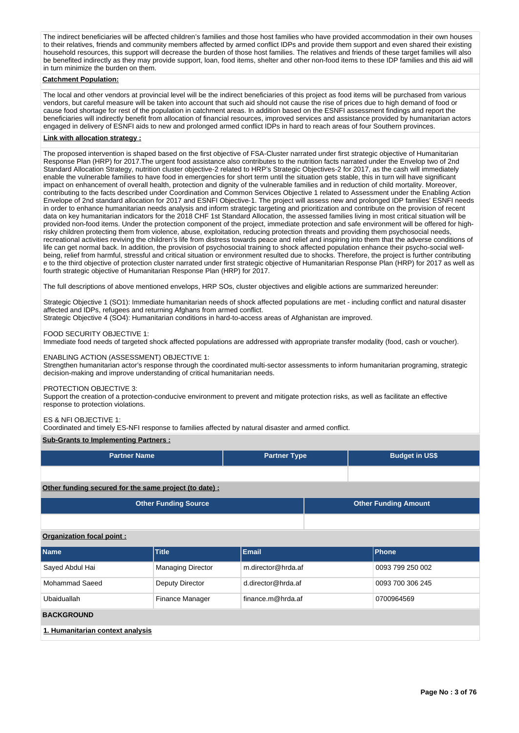The indirect beneficiaries will be affected children's families and those host families who have provided accommodation in their own houses to their relatives, friends and community members affected by armed conflict IDPs and provide them support and even shared their existing household resources, this support will decrease the burden of those host families. The relatives and friends of these target families will also be benefited indirectly as they may provide support, loan, food items, shelter and other non-food items to these IDP families and this aid will in turn minimize the burden on them.

**Catchment Population:**

The local and other vendors at provincial level will be the indirect beneficiaries of this project as food items will be purchased from various vendors, but careful measure will be taken into account that such aid should not cause the rise of prices due to high demand of food or cause food shortage for rest of the population in catchment areas. In addition based on the ESNFI assessment findings and report the beneficiaries will indirectly benefit from allocation of financial resources, improved services and assistance provided by humanitarian actors engaged in delivery of ESNFI aids to new and prolonged armed conflict IDPs in hard to reach areas of four Southern provinces.

**Link with allocation strategy :**

The proposed intervention is shaped based on the first objective of FSA-Cluster narrated under first strategic objective of Humanitarian Response Plan (HRP) for 2017.The urgent food assistance also contributes to the nutrition facts narrated under the Envelop two of 2nd Standard Allocation Strategy, nutrition cluster objective-2 related to HRP's Strategic Objectives-2 for 2017, as the cash will immediately enable the vulnerable families to have food in emergencies for short term until the situation gets stable, this in turn will have significant impact on enhancement of overall health, protection and dignity of the vulnerable families and in reduction of child mortality. Moreover, contributing to the facts described under Coordination and Common Services Objective 1 related to Assessment under the Enabling Action Envelope of 2nd standard allocation for 2017 and ESNFI Objective-1. The project will assess new and prolonged IDP families' ESNFI needs in order to enhance humanitarian needs analysis and inform strategic targeting and prioritization and contribute on the provision of recent data on key humanitarian indicators for the 2018 CHF 1st Standard Allocation, the assessed families living in most critical situation will be provided non-food items. Under the protection component of the project, immediate protection and safe environment will be offered for high-risky children protecting them from violence, abuse, exploitation, reducing protection threats and providing them psychosocial needs, recreational activities reviving the children's life from distress towards peace and relief and inspiring into them that the adverse conditions of life can get normal back. In addition, the provision of psychosocial training to shock affected population enhance their psycho-social well-being, relief from harmful, stressful and critical situation or environment resulted due to shocks. Therefore, the project is further contributing e to the third objective of protection cluster narrated under first strategic objective of Humanitarian Response Plan (HRP) for 2017 as well as fourth strategic objective of Humanitarian Response Plan (HRP) for 2017.

The full descriptions of above mentioned envelops, HRP SOs, cluster objectives and eligible actions are summarized hereunder:

Strategic Objective 1 (SO1): Immediate humanitarian needs of shock affected populations are met - including conflict and natural disaster affected and IDPs, refugees and returning Afghans from armed conflict.
Strategic Objective 4 (SO4): Humanitarian conditions in hard-to-access areas of Afghanistan are improved.

FOOD SECURITY OBJECTIVE 1:
Immediate food needs of targeted shock affected populations are addressed with appropriate transfer modality (food, cash or voucher).

ENABLING ACTION (ASSESSMENT) OBJECTIVE 1:
Strengthen humanitarian actor's response through the coordinated multi-sector assessments to inform humanitarian programing, strategic decision-making and improve understanding of critical humanitarian needs.

PROTECTION OBJECTIVE 3:
Support the creation of a protection-conducive environment to prevent and mitigate protection risks, as well as facilitate an effective response to protection violations.

ES & NFI OBJECTIVE 1:
Coordinated and timely ES-NFI response to families affected by natural disaster and armed conflict.

**Sub-Grants to Implementing Partners :**

| Partner Name | Partner Type | Budget in US$ |
|---|---|---|
| | | |

**Other funding secured for the same project (to date) :**

| Other Funding Source | Other Funding Amount |
|---|---|
| | |

**Organization focal point :**

| Name | Title | Email | Phone |
|---|---|---|---|
| Sayed Abdul Hai | Managing Director | m.director@hrda.af | 0093 799 250 002 |
| Mohammad Saeed | Deputy Director | d.director@hrda.af | 0093 700 306 245 |
| Ubaiduallah | Finance Manager | finance.m@hrda.af | 0700964569 |

## BACKGROUND

**1. Humanitarian context analysis**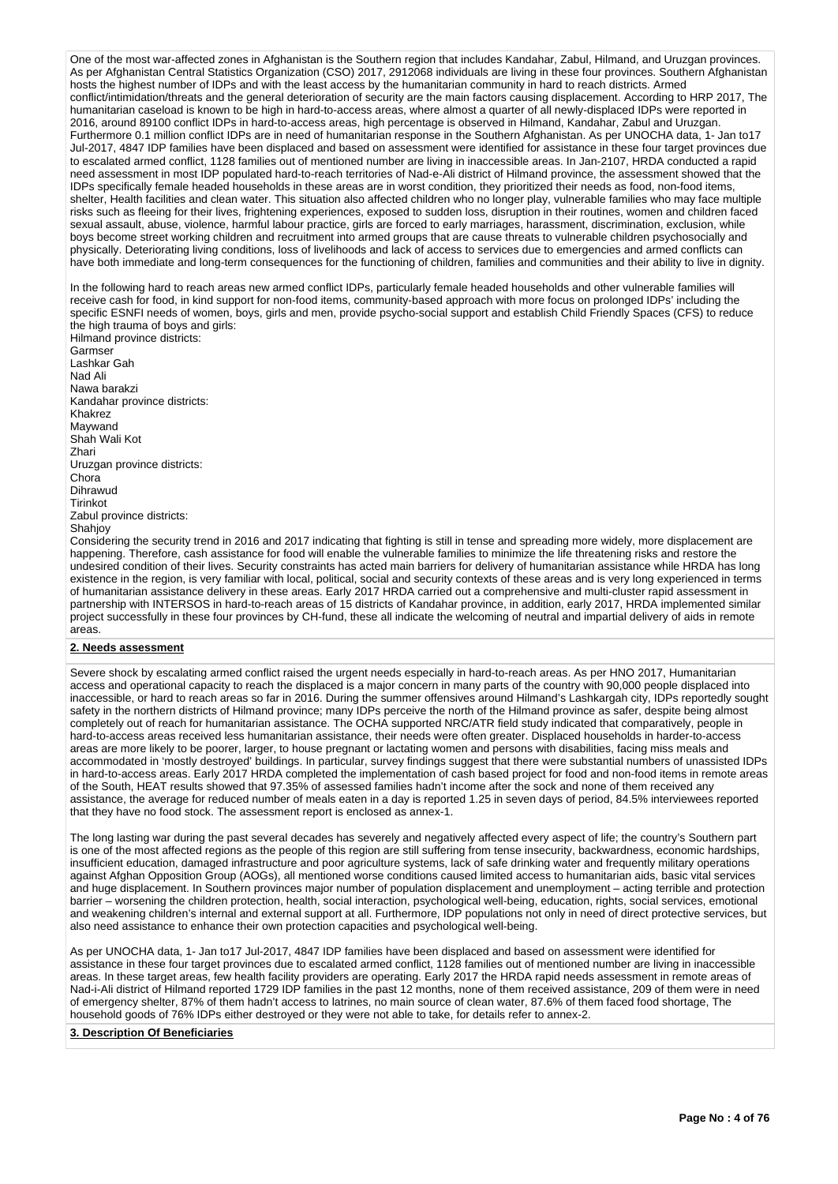One of the most war-affected zones in Afghanistan is the Southern region that includes Kandahar, Zabul, Hilmand, and Uruzgan provinces. As per Afghanistan Central Statistics Organization (CSO) 2017, 2912068 individuals are living in these four provinces. Southern Afghanistan hosts the highest number of IDPs and with the least access by the humanitarian community in hard to reach districts. Armed conflict/intimidation/threats and the general deterioration of security are the main factors causing displacement. According to HRP 2017, The humanitarian caseload is known to be high in hard-to-access areas, where almost a quarter of all newly-displaced IDPs were reported in 2016, around 89100 conflict IDPs in hard-to-access areas, high percentage is observed in Hilmand, Kandahar, Zabul and Uruzgan. Furthermore 0.1 million conflict IDPs are in need of humanitarian response in the Southern Afghanistan. As per UNOCHA data, 1- Jan to17 Jul-2017, 4847 IDP families have been displaced and based on assessment were identified for assistance in these four target provinces due to escalated armed conflict, 1128 families out of mentioned number are living in inaccessible areas. In Jan-2107, HRDA conducted a rapid need assessment in most IDP populated hard-to-reach territories of Nad-e-Ali district of Hilmand province, the assessment showed that the IDPs specifically female headed households in these areas are in worst condition, they prioritized their needs as food, non-food items, shelter, Health facilities and clean water. This situation also affected children who no longer play, vulnerable families who may face multiple risks such as fleeing for their lives, frightening experiences, exposed to sudden loss, disruption in their routines, women and children faced sexual assault, abuse, violence, harmful labour practice, girls are forced to early marriages, harassment, discrimination, exclusion, while boys become street working children and recruitment into armed groups that are cause threats to vulnerable children psychosocially and physically. Deteriorating living conditions, loss of livelihoods and lack of access to services due to emergencies and armed conflicts can have both immediate and long-term consequences for the functioning of children, families and communities and their ability to live in dignity.

In the following hard to reach areas new armed conflict IDPs, particularly female headed households and other vulnerable families will receive cash for food, in kind support for non-food items, community-based approach with more focus on prolonged IDPs' including the specific ESNFI needs of women, boys, girls and men, provide psycho-social support and establish Child Friendly Spaces (CFS) to reduce the high trauma of boys and girls:
Hilmand province districts:
Garmser
Lashkar Gah
Nad Ali
Nawa barakzi
Kandahar province districts:
Khakrez
Maywand
Shah Wali Kot
Zhari
Uruzgan province districts:
Chora
Dihrawud
Tirinkot
Zabul province districts:
Shahjoy
Considering the security trend in 2016 and 2017 indicating that fighting is still in tense and spreading more widely, more displacement are happening. Therefore, cash assistance for food will enable the vulnerable families to minimize the life threatening risks and restore the undesired condition of their lives. Security constraints has acted main barriers for delivery of humanitarian assistance while HRDA has long existence in the region, is very familiar with local, political, social and security contexts of these areas and is very long experienced in terms of humanitarian assistance delivery in these areas. Early 2017 HRDA carried out a comprehensive and multi-cluster rapid assessment in partnership with INTERSOS in hard-to-reach areas of 15 districts of Kandahar province, in addition, early 2017, HRDA implemented similar project successfully in these four provinces by CH-fund, these all indicate the welcoming of neutral and impartial delivery of aids in remote areas.

## 2. Needs assessment

Severe shock by escalating armed conflict raised the urgent needs especially in hard-to-reach areas. As per HNO 2017, Humanitarian access and operational capacity to reach the displaced is a major concern in many parts of the country with 90,000 people displaced into inaccessible, or hard to reach areas so far in 2016. During the summer offensives around Hilmand's Lashkargah city, IDPs reportedly sought safety in the northern districts of Hilmand province; many IDPs perceive the north of the Hilmand province as safer, despite being almost completely out of reach for humanitarian assistance. The OCHA supported NRC/ATR field study indicated that comparatively, people in hard-to-access areas received less humanitarian assistance, their needs were often greater. Displaced households in harder-to-access areas are more likely to be poorer, larger, to house pregnant or lactating women and persons with disabilities, facing miss meals and accommodated in 'mostly destroyed' buildings. In particular, survey findings suggest that there were substantial numbers of unassisted IDPs in hard-to-access areas. Early 2017 HRDA completed the implementation of cash based project for food and non-food items in remote areas of the South, HEAT results showed that 97.35% of assessed families hadn't income after the sock and none of them received any assistance, the average for reduced number of meals eaten in a day is reported 1.25 in seven days of period, 84.5% interviewees reported that they have no food stock. The assessment report is enclosed as annex-1.

The long lasting war during the past several decades has severely and negatively affected every aspect of life; the country's Southern part is one of the most affected regions as the people of this region are still suffering from tense insecurity, backwardness, economic hardships, insufficient education, damaged infrastructure and poor agriculture systems, lack of safe drinking water and frequently military operations against Afghan Opposition Group (AOGs), all mentioned worse conditions caused limited access to humanitarian aids, basic vital services and huge displacement. In Southern provinces major number of population displacement and unemployment – acting terrible and protection barrier – worsening the children protection, health, social interaction, psychological well-being, education, rights, social services, emotional and weakening children's internal and external support at all. Furthermore, IDP populations not only in need of direct protective services, but also need assistance to enhance their own protection capacities and psychological well-being.

As per UNOCHA data, 1- Jan to17 Jul-2017, 4847 IDP families have been displaced and based on assessment were identified for assistance in these four target provinces due to escalated armed conflict, 1128 families out of mentioned number are living in inaccessible areas. In these target areas, few health facility providers are operating. Early 2017 the HRDA rapid needs assessment in remote areas of Nad-i-Ali district of Hilmand reported 1729 IDP families in the past 12 months, none of them received assistance, 209 of them were in need of emergency shelter, 87% of them hadn't access to latrines, no main source of clean water, 87.6% of them faced food shortage, The household goods of 76% IDPs either destroyed or they were not able to take, for details refer to annex-2.

## 3. Description Of Beneficiaries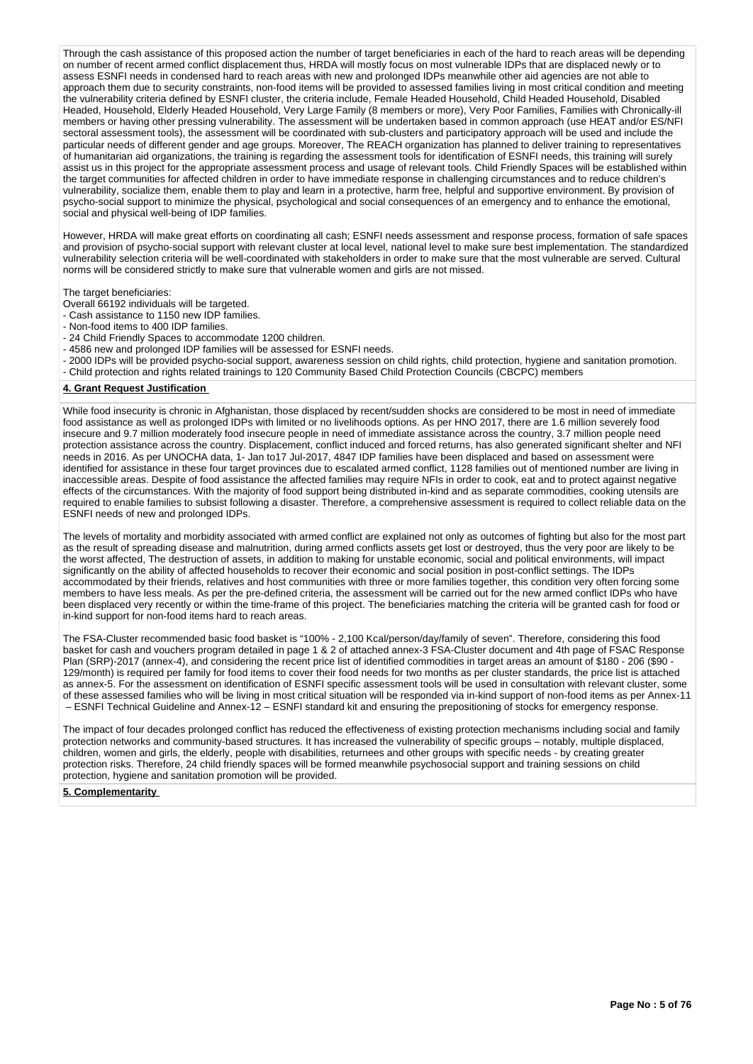Through the cash assistance of this proposed action the number of target beneficiaries in each of the hard to reach areas will be depending on number of recent armed conflict displacement thus, HRDA will mostly focus on most vulnerable IDPs that are displaced newly or to assess ESNFI needs in condensed hard to reach areas with new and prolonged IDPs meanwhile other aid agencies are not able to approach them due to security constraints, non-food items will be provided to assessed families living in most critical condition and meeting the vulnerability criteria defined by ESNFI cluster, the criteria include, Female Headed Household, Child Headed Household, Disabled Headed, Household, Elderly Headed Household, Very Large Family (8 members or more), Very Poor Families, Families with Chronically-ill members or having other pressing vulnerability. The assessment will be undertaken based in common approach (use HEAT and/or ES/NFI sectoral assessment tools), the assessment will be coordinated with sub-clusters and participatory approach will be used and include the particular needs of different gender and age groups. Moreover, The REACH organization has planned to deliver training to representatives of humanitarian aid organizations, the training is regarding the assessment tools for identification of ESNFI needs, this training will surely assist us in this project for the appropriate assessment process and usage of relevant tools. Child Friendly Spaces will be established within the target communities for affected children in order to have immediate response in challenging circumstances and to reduce children's vulnerability, socialize them, enable them to play and learn in a protective, harm free, helpful and supportive environment. By provision of psycho-social support to minimize the physical, psychological and social consequences of an emergency and to enhance the emotional, social and physical well-being of IDP families.

However, HRDA will make great efforts on coordinating all cash; ESNFI needs assessment and response process, formation of safe spaces and provision of psycho-social support with relevant cluster at local level, national level to make sure best implementation. The standardized vulnerability selection criteria will be well-coordinated with stakeholders in order to make sure that the most vulnerable are served. Cultural norms will be considered strictly to make sure that vulnerable women and girls are not missed.

The target beneficiaries:
Overall 66192 individuals will be targeted.
- Cash assistance to 1150 new IDP families.
- Non-food items to 400 IDP families.
- 24 Child Friendly Spaces to accommodate 1200 children.
- 4586 new and prolonged IDP families will be assessed for ESNFI needs.
- 2000 IDPs will be provided psycho-social support, awareness session on child rights, child protection, hygiene and sanitation promotion.
- Child protection and rights related trainings to 120 Community Based Child Protection Councils (CBCPC) members

**4. Grant Request Justification**

While food insecurity is chronic in Afghanistan, those displaced by recent/sudden shocks are considered to be most in need of immediate food assistance as well as prolonged IDPs with limited or no livelihoods options. As per HNO 2017, there are 1.6 million severely food insecure and 9.7 million moderately food insecure people in need of immediate assistance across the country, 3.7 million people need protection assistance across the country. Displacement, conflict induced and forced returns, has also generated significant shelter and NFI needs in 2016. As per UNOCHA data, 1- Jan to17 Jul-2017, 4847 IDP families have been displaced and based on assessment were identified for assistance in these four target provinces due to escalated armed conflict, 1128 families out of mentioned number are living in inaccessible areas. Despite of food assistance the affected families may require NFIs in order to cook, eat and to protect against negative effects of the circumstances. With the majority of food support being distributed in-kind and as separate commodities, cooking utensils are required to enable families to subsist following a disaster. Therefore, a comprehensive assessment is required to collect reliable data on the ESNFI needs of new and prolonged IDPs.

The levels of mortality and morbidity associated with armed conflict are explained not only as outcomes of fighting but also for the most part as the result of spreading disease and malnutrition, during armed conflicts assets get lost or destroyed, thus the very poor are likely to be the worst affected, The destruction of assets, in addition to making for unstable economic, social and political environments, will impact significantly on the ability of affected households to recover their economic and social position in post-conflict settings. The IDPs accommodated by their friends, relatives and host communities with three or more families together, this condition very often forcing some members to have less meals. As per the pre-defined criteria, the assessment will be carried out for the new armed conflict IDPs who have been displaced very recently or within the time-frame of this project. The beneficiaries matching the criteria will be granted cash for food or in-kind support for non-food items hard to reach areas.

The FSA-Cluster recommended basic food basket is "100% - 2,100 Kcal/person/day/family of seven". Therefore, considering this food basket for cash and vouchers program detailed in page 1 & 2 of attached annex-3 FSA-Cluster document and 4th page of FSAC Response Plan (SRP)-2017 (annex-4), and considering the recent price list of identified commodities in target areas an amount of $180 - 206 ($90 - 129/month) is required per family for food items to cover their food needs for two months as per cluster standards, the price list is attached as annex-5. For the assessment on identification of ESNFI specific assessment tools will be used in consultation with relevant cluster, some of these assessed families who will be living in most critical situation will be responded via in-kind support of non-food items as per Annex-11 – ESNFI Technical Guideline and Annex-12 – ESNFI standard kit and ensuring the prepositioning of stocks for emergency response.

The impact of four decades prolonged conflict has reduced the effectiveness of existing protection mechanisms including social and family protection networks and community-based structures. It has increased the vulnerability of specific groups – notably, multiple displaced, children, women and girls, the elderly, people with disabilities, returnees and other groups with specific needs - by creating greater protection risks. Therefore, 24 child friendly spaces will be formed meanwhile psychosocial support and training sessions on child protection, hygiene and sanitation promotion will be provided.

**5. Complementarity**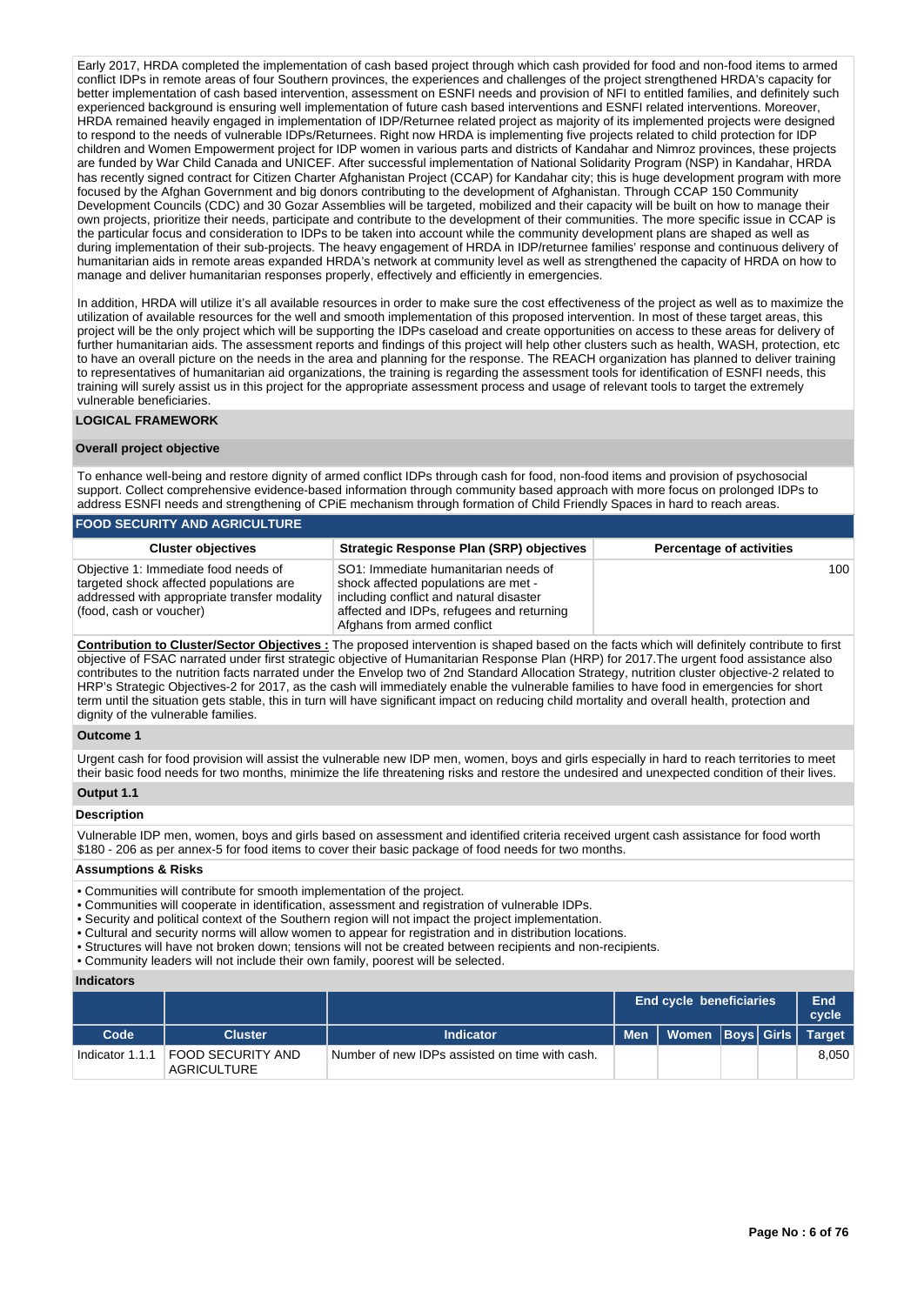Early 2017, HRDA completed the implementation of cash based project through which cash provided for food and non-food items to armed conflict IDPs in remote areas of four Southern provinces, the experiences and challenges of the project strengthened HRDA's capacity for better implementation of cash based intervention, assessment on ESNFI needs and provision of NFI to entitled families, and definitely such experienced background is ensuring well implementation of future cash based interventions and ESNFI related interventions. Moreover, HRDA remained heavily engaged in implementation of IDP/Returnee related project as majority of its implemented projects were designed to respond to the needs of vulnerable IDPs/Returnees. Right now HRDA is implementing five projects related to child protection for IDP children and Women Empowerment project for IDP women in various parts and districts of Kandahar and Nimroz provinces, these projects are funded by War Child Canada and UNICEF. After successful implementation of National Solidarity Program (NSP) in Kandahar, HRDA has recently signed contract for Citizen Charter Afghanistan Project (CCAP) for Kandahar city; this is huge development program with more focused by the Afghan Government and big donors contributing to the development of Afghanistan. Through CCAP 150 Community Development Councils (CDC) and 30 Gozar Assemblies will be targeted, mobilized and their capacity will be built on how to manage their own projects, prioritize their needs, participate and contribute to the development of their communities. The more specific issue in CCAP is the particular focus and consideration to IDPs to be taken into account while the community development plans are shaped as well as during implementation of their sub-projects. The heavy engagement of HRDA in IDP/returnee families' response and continuous delivery of humanitarian aids in remote areas expanded HRDA's network at community level as well as strengthened the capacity of HRDA on how to manage and deliver humanitarian responses properly, effectively and efficiently in emergencies.

In addition, HRDA will utilize it's all available resources in order to make sure the cost effectiveness of the project as well as to maximize the utilization of available resources for the well and smooth implementation of this proposed intervention. In most of these target areas, this project will be the only project which will be supporting the IDPs caseload and create opportunities on access to these areas for delivery of further humanitarian aids. The assessment reports and findings of this project will help other clusters such as health, WASH, protection, etc to have an overall picture on the needs in the area and planning for the response. The REACH organization has planned to deliver training to representatives of humanitarian aid organizations, the training is regarding the assessment tools for identification of ESNFI needs, this training will surely assist us in this project for the appropriate assessment process and usage of relevant tools to target the extremely vulnerable beneficiaries.

## LOGICAL FRAMEWORK

### Overall project objective

To enhance well-being and restore dignity of armed conflict IDPs through cash for food, non-food items and provision of psychosocial support. Collect comprehensive evidence-based information through community based approach with more focus on prolonged IDPs to address ESNFI needs and strengthening of CPiE mechanism through formation of Child Friendly Spaces in hard to reach areas.

### FOOD SECURITY AND AGRICULTURE

| Cluster objectives | Strategic Response Plan (SRP) objectives | Percentage of activities |
|---|---|---|
| Objective 1: Immediate food needs of targeted shock affected populations are addressed with appropriate transfer modality (food, cash or voucher) | SO1: Immediate humanitarian needs of shock affected populations are met - including conflict and natural disaster affected and IDPs, refugees and returning Afghans from armed conflict | 100 |

**Contribution to Cluster/Sector Objectives :** The proposed intervention is shaped based on the facts which will definitely contribute to first objective of FSAC narrated under first strategic objective of Humanitarian Response Plan (HRP) for 2017.The urgent food assistance also contributes to the nutrition facts narrated under the Envelop two of 2nd Standard Allocation Strategy, nutrition cluster objective-2 related to HRP's Strategic Objectives-2 for 2017, as the cash will immediately enable the vulnerable families to have food in emergencies for short term until the situation gets stable, this in turn will have significant impact on reducing child mortality and overall health, protection and dignity of the vulnerable families.

### Outcome 1

Urgent cash for food provision will assist the vulnerable new IDP men, women, boys and girls especially in hard to reach territories to meet their basic food needs for two months, minimize the life threatening risks and restore the undesired and unexpected condition of their lives.

### Output 1.1

**Description**

Vulnerable IDP men, women, boys and girls based on assessment and identified criteria received urgent cash assistance for food worth $180 - 206 as per annex-5 for food items to cover their basic package of food needs for two months.

**Assumptions & Risks**

- Communities will contribute for smooth implementation of the project.
- Communities will cooperate in identification, assessment and registration of vulnerable IDPs.
- Security and political context of the Southern region will not impact the project implementation.
- Cultural and security norms will allow women to appear for registration and in distribution locations.
- Structures will have not broken down; tensions will not be created between recipients and non-recipients.
- Community leaders will not include their own family, poorest will be selected.

**Indicators**

| | | | End cycle beneficiaries | | | | End cycle |
|---|---|---|---|---|---|---|---|
| Code | Cluster | Indicator | Men | Women | Boys | Girls | Target |
| Indicator 1.1.1 | FOOD SECURITY AND AGRICULTURE | Number of new IDPs assisted on time with cash. | | | | | 8,050 |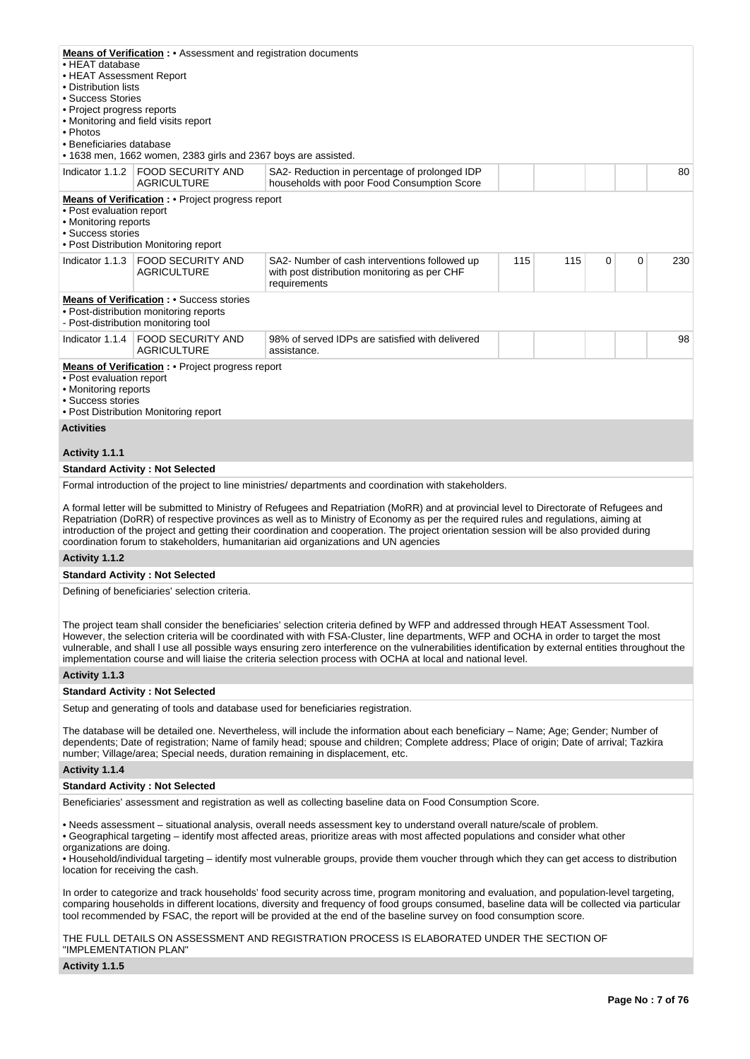**Means of Verification :** • Assessment and registration documents
• HEAT database
• HEAT Assessment Report
• Distribution lists
• Success Stories
• Project progress reports
• Monitoring and field visits report
• Photos
• Beneficiaries database
• 1638 men, 1662 women, 2383 girls and 2367 boys are assisted.

| Indicator 1.1.2 | FOOD SECURITY AND AGRICULTURE | SA2- Reduction in percentage of prolonged IDP households with poor Food Consumption Score | | | | | 80 |
|---|---|---|---|---|---|---|---|

**Means of Verification :** • Project progress report
• Post evaluation report
• Monitoring reports
• Success stories
• Post Distribution Monitoring report

| Indicator 1.1.3 | FOOD SECURITY AND AGRICULTURE | SA2- Number of cash interventions followed up with post distribution monitoring as per CHF requirements | 115 | 115 | 0 | 0 | 230 |
|---|---|---|---|---|---|---|---|

**Means of Verification :** • Success stories
• Post-distribution monitoring reports
- Post-distribution monitoring tool

| Indicator 1.1.4 | FOOD SECURITY AND AGRICULTURE | 98% of served IDPs are satisfied with delivered assistance. | | | | | 98 |
|---|---|---|---|---|---|---|---|

**Means of Verification :** • Project progress report
• Post evaluation report
• Monitoring reports
• Success stories
• Post Distribution Monitoring report

**Activities**

**Activity 1.1.1**

**Standard Activity : Not Selected**

Formal introduction of the project to line ministries/ departments and coordination with stakeholders.

A formal letter will be submitted to Ministry of Refugees and Repatriation (MoRR) and at provincial level to Directorate of Refugees and Repatriation (DoRR) of respective provinces as well as to Ministry of Economy as per the required rules and regulations, aiming at introduction of the project and getting their coordination and cooperation. The project orientation session will be also provided during coordination forum to stakeholders, humanitarian aid organizations and UN agencies

**Activity 1.1.2**

**Standard Activity : Not Selected**

Defining of beneficiaries' selection criteria.

The project team shall consider the beneficiaries' selection criteria defined by WFP and addressed through HEAT Assessment Tool. However, the selection criteria will be coordinated with with FSA-Cluster, line departments, WFP and OCHA in order to target the most vulnerable, and shall l use all possible ways ensuring zero interference on the vulnerabilities identification by external entities throughout the implementation course and will liaise the criteria selection process with OCHA at local and national level.

**Activity 1.1.3**

**Standard Activity : Not Selected**

Setup and generating of tools and database used for beneficiaries registration.

The database will be detailed one. Nevertheless, will include the information about each beneficiary – Name; Age; Gender; Number of dependents; Date of registration; Name of family head; spouse and children; Complete address; Place of origin; Date of arrival; Tazkira number; Village/area; Special needs, duration remaining in displacement, etc.

**Activity 1.1.4**

**Standard Activity : Not Selected**

Beneficiaries' assessment and registration as well as collecting baseline data on Food Consumption Score.

• Needs assessment – situational analysis, overall needs assessment key to understand overall nature/scale of problem.
• Geographical targeting – identify most affected areas, prioritize areas with most affected populations and consider what other organizations are doing.
• Household/individual targeting – identify most vulnerable groups, provide them voucher through which they can get access to distribution location for receiving the cash.

In order to categorize and track households' food security across time, program monitoring and evaluation, and population-level targeting, comparing households in different locations, diversity and frequency of food groups consumed, baseline data will be collected via particular tool recommended by FSAC, the report will be provided at the end of the baseline survey on food consumption score.

THE FULL DETAILS ON ASSESSMENT AND REGISTRATION PROCESS IS ELABORATED UNDER THE SECTION OF "IMPLEMENTATION PLAN"

**Activity 1.1.5**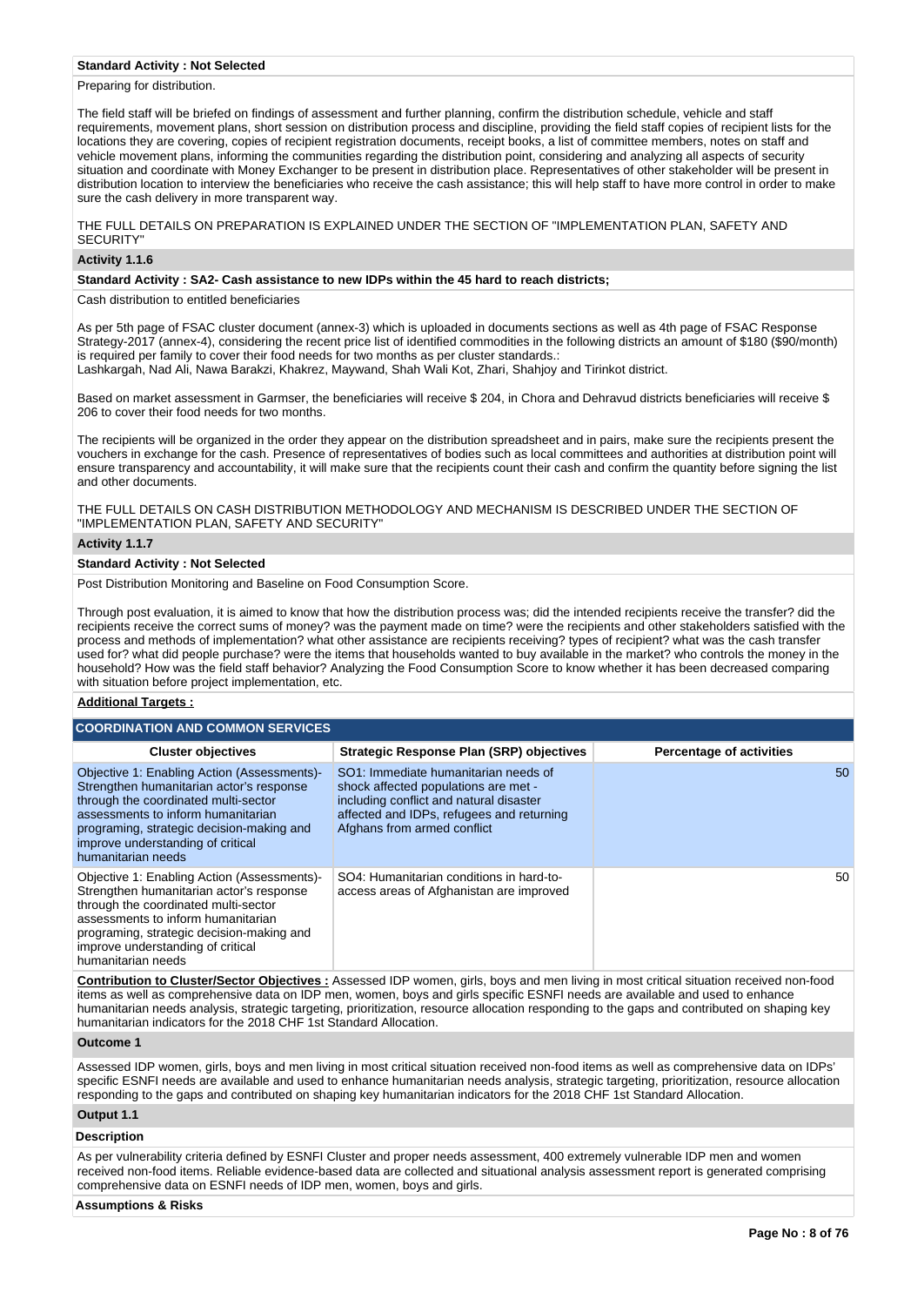**Standard Activity : Not Selected**

Preparing for distribution.

The field staff will be briefed on findings of assessment and further planning, confirm the distribution schedule, vehicle and staff requirements, movement plans, short session on distribution process and discipline, providing the field staff copies of recipient lists for the locations they are covering, copies of recipient registration documents, receipt books, a list of committee members, notes on staff and vehicle movement plans, informing the communities regarding the distribution point, considering and analyzing all aspects of security situation and coordinate with Money Exchanger to be present in distribution place. Representatives of other stakeholder will be present in distribution location to interview the beneficiaries who receive the cash assistance; this will help staff to have more control in order to make sure the cash delivery in more transparent way.

THE FULL DETAILS ON PREPARATION IS EXPLAINED UNDER THE SECTION OF "IMPLEMENTATION PLAN, SAFETY AND SECURITY"

**Activity 1.1.6**

**Standard Activity : SA2- Cash assistance to new IDPs within the 45 hard to reach districts;**

Cash distribution to entitled beneficiaries

As per 5th page of FSAC cluster document (annex-3) which is uploaded in documents sections as well as 4th page of FSAC Response Strategy-2017 (annex-4), considering the recent price list of identified commodities in the following districts an amount of $180 ($90/month) is required per family to cover their food needs for two months as per cluster standards.:
Lashkargah, Nad Ali, Nawa Barakzi, Khakrez, Maywand, Shah Wali Kot, Zhari, Shahjoy and Tirinkot district.

Based on market assessment in Garmser, the beneficiaries will receive $ 204, in Chora and Dehravud districts beneficiaries will receive $ 206 to cover their food needs for two months.

The recipients will be organized in the order they appear on the distribution spreadsheet and in pairs, make sure the recipients present the vouchers in exchange for the cash. Presence of representatives of bodies such as local committees and authorities at distribution point will ensure transparency and accountability, it will make sure that the recipients count their cash and confirm the quantity before signing the list and other documents.

THE FULL DETAILS ON CASH DISTRIBUTION METHODOLOGY AND MECHANISM IS DESCRIBED UNDER THE SECTION OF "IMPLEMENTATION PLAN, SAFETY AND SECURITY"

**Activity 1.1.7**

**Standard Activity : Not Selected**

Post Distribution Monitoring and Baseline on Food Consumption Score.

Through post evaluation, it is aimed to know that how the distribution process was; did the intended recipients receive the transfer? did the recipients receive the correct sums of money? was the payment made on time? were the recipients and other stakeholders satisfied with the process and methods of implementation? what other assistance are recipients receiving? types of recipient? what was the cash transfer used for? what did people purchase? were the items that households wanted to buy available in the market? who controls the money in the household? How was the field staff behavior? Analyzing the Food Consumption Score to know whether it has been decreased comparing with situation before project implementation, etc.

**Additional Targets :**

## COORDINATION AND COMMON SERVICES

| Cluster objectives | Strategic Response Plan (SRP) objectives | Percentage of activities |
|---|---|---|
| Objective 1: Enabling Action (Assessments)- Strengthen humanitarian actor's response through the coordinated multi-sector assessments to inform humanitarian programing, strategic decision-making and improve understanding of critical humanitarian needs | SO1: Immediate humanitarian needs of shock affected populations are met - including conflict and natural disaster affected and IDPs, refugees and returning Afghans from armed conflict | 50 |
| Objective 1: Enabling Action (Assessments)- Strengthen humanitarian actor's response through the coordinated multi-sector assessments to inform humanitarian programing, strategic decision-making and improve understanding of critical humanitarian needs | SO4: Humanitarian conditions in hard-to-access areas of Afghanistan are improved | 50 |

**Contribution to Cluster/Sector Objectives :** Assessed IDP women, girls, boys and men living in most critical situation received non-food items as well as comprehensive data on IDP men, women, boys and girls specific ESNFI needs are available and used to enhance humanitarian needs analysis, strategic targeting, prioritization, resource allocation responding to the gaps and contributed on shaping key humanitarian indicators for the 2018 CHF 1st Standard Allocation.

**Outcome 1**

Assessed IDP women, girls, boys and men living in most critical situation received non-food items as well as comprehensive data on IDPs' specific ESNFI needs are available and used to enhance humanitarian needs analysis, strategic targeting, prioritization, resource allocation responding to the gaps and contributed on shaping key humanitarian indicators for the 2018 CHF 1st Standard Allocation.

**Output 1.1**

**Description**

As per vulnerability criteria defined by ESNFI Cluster and proper needs assessment, 400 extremely vulnerable IDP men and women received non-food items. Reliable evidence-based data are collected and situational analysis assessment report is generated comprising comprehensive data on ESNFI needs of IDP men, women, boys and girls.

**Assumptions & Risks**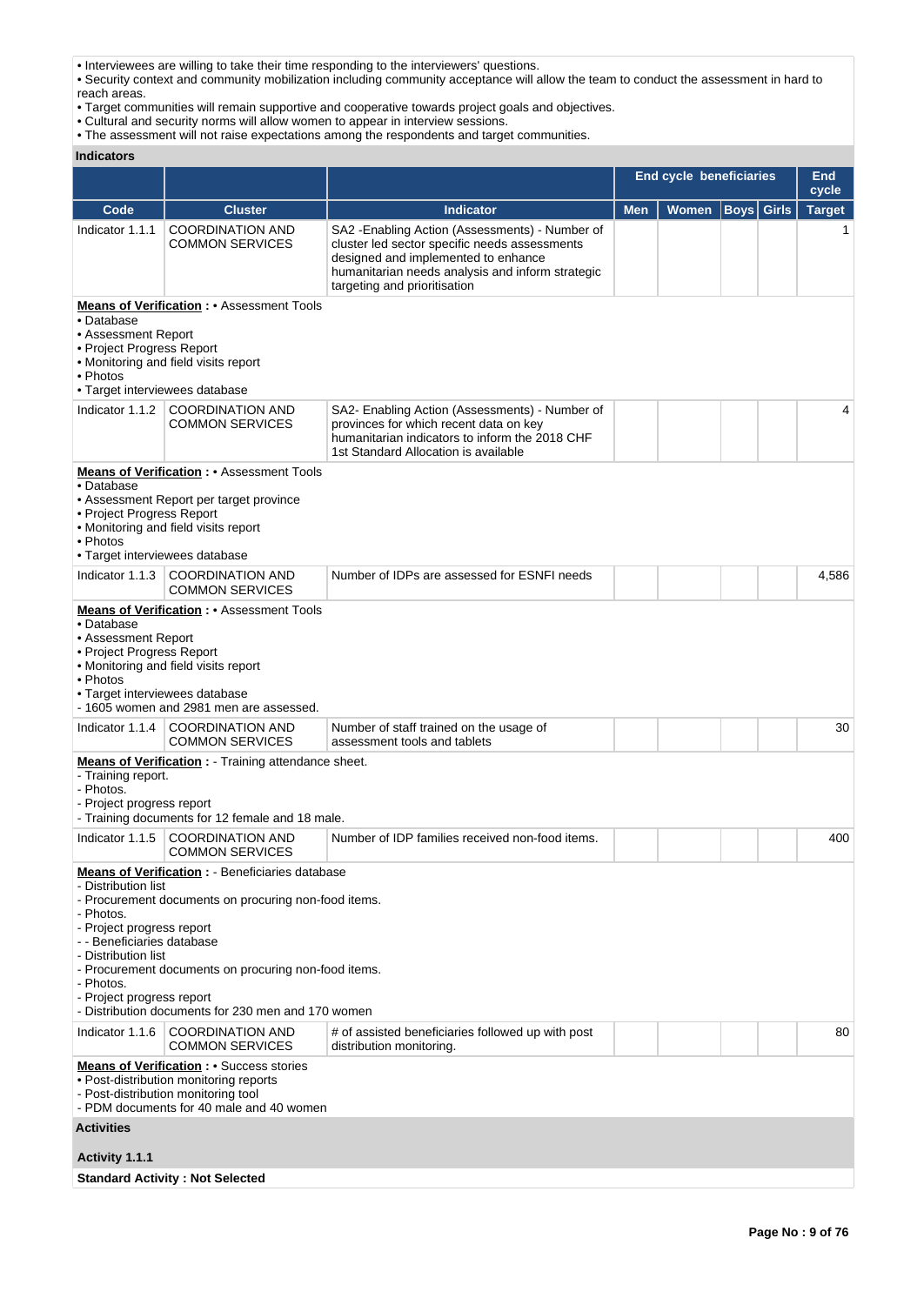• Interviewees are willing to take their time responding to the interviewers' questions.
• Security context and community mobilization including community acceptance will allow the team to conduct the assessment in hard to reach areas.
• Target communities will remain supportive and cooperative towards project goals and objectives.
• Cultural and security norms will allow women to appear in interview sessions.
• The assessment will not raise expectations among the respondents and target communities.

**Indicators**

| | | | End cycle beneficiaries | | | | End cycle |
|---|---|---|---|---|---|---|---|
| **Code** | **Cluster** | **Indicator** | **Men** | **Women** | **Boys** | **Girls** | **Target** |
| Indicator 1.1.1 | COORDINATION AND COMMON SERVICES | SA2 -Enabling Action (Assessments) - Number of cluster led sector specific needs assessments designed and implemented to enhance humanitarian needs analysis and inform strategic targeting and prioritisation | | | | | 1 |

**Means of Verification :** • Assessment Tools
• Database
• Assessment Report
• Project Progress Report
• Monitoring and field visits report
• Photos
• Target interviewees database

| | | | | | | | |
|---|---|---|---|---|---|---|---|
| Indicator 1.1.2 | COORDINATION AND COMMON SERVICES | SA2- Enabling Action (Assessments) - Number of provinces for which recent data on key humanitarian indicators to inform the 2018 CHF 1st Standard Allocation is available | | | | | 4 |

**Means of Verification :** • Assessment Tools
• Database
• Assessment Report per target province
• Project Progress Report
• Monitoring and field visits report
• Photos
• Target interviewees database

| | | | | | | | |
|---|---|---|---|---|---|---|---|
| Indicator 1.1.3 | COORDINATION AND COMMON SERVICES | Number of IDPs are assessed for ESNFI needs | | | | | 4,586 |

**Means of Verification :** • Assessment Tools
• Database
• Assessment Report
• Project Progress Report
• Monitoring and field visits report
• Photos
• Target interviewees database
- 1605 women and 2981 men are assessed.

| | | | | | | | |
|---|---|---|---|---|---|---|---|
| Indicator 1.1.4 | COORDINATION AND COMMON SERVICES | Number of staff trained on the usage of assessment tools and tablets | | | | | 30 |

**Means of Verification :** - Training attendance sheet.
- Training report.
- Photos.
- Project progress report
- Training documents for 12 female and 18 male.

| | | | | | | | |
|---|---|---|---|---|---|---|---|
| Indicator 1.1.5 | COORDINATION AND COMMON SERVICES | Number of IDP families received non-food items. | | | | | 400 |

**Means of Verification :** - Beneficiaries database
- Distribution list
- Procurement documents on procuring non-food items.
- Photos.
- Project progress report
- - Beneficiaries database
- Distribution list
- Procurement documents on procuring non-food items.
- Photos.
- Project progress report
- Distribution documents for 230 men and 170 women

| | | | | | | | |
|---|---|---|---|---|---|---|---|
| Indicator 1.1.6 | COORDINATION AND COMMON SERVICES | # of assisted beneficiaries followed up with post distribution monitoring. | | | | | 80 |

**Means of Verification :** • Success stories
• Post-distribution monitoring reports
- Post-distribution monitoring tool
- PDM documents for 40 male and 40 women

**Activities**

**Activity 1.1.1**

**Standard Activity : Not Selected**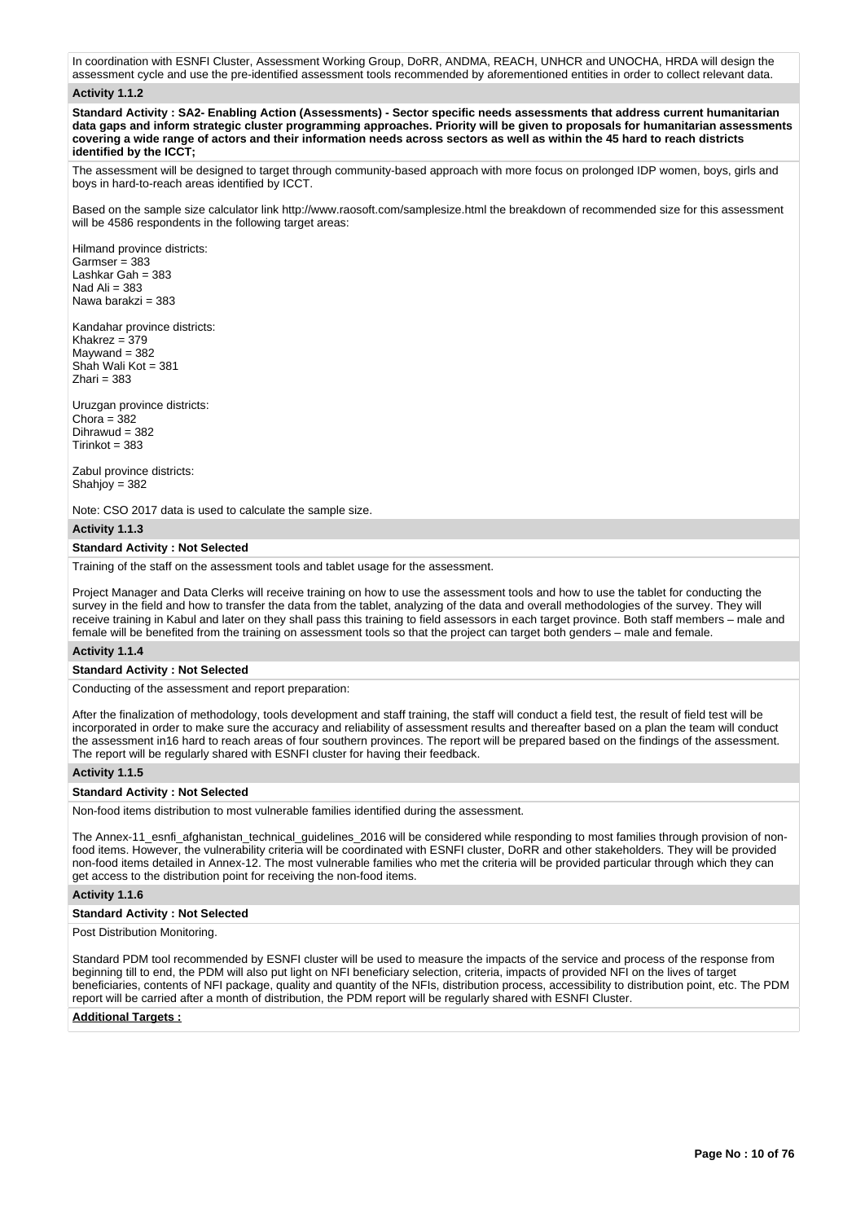In coordination with ESNFI Cluster, Assessment Working Group, DoRR, ANDMA, REACH, UNHCR and UNOCHA, HRDA will design the assessment cycle and use the pre-identified assessment tools recommended by aforementioned entities in order to collect relevant data.

### Activity 1.1.2

**Standard Activity : SA2- Enabling Action (Assessments) - Sector specific needs assessments that address current humanitarian data gaps and inform strategic cluster programming approaches. Priority will be given to proposals for humanitarian assessments covering a wide range of actors and their information needs across sectors as well as within the 45 hard to reach districts identified by the ICCT;**

The assessment will be designed to target through community-based approach with more focus on prolonged IDP women, boys, girls and boys in hard-to-reach areas identified by ICCT.

Based on the sample size calculator link http://www.raosoft.com/samplesize.html the breakdown of recommended size for this assessment will be 4586 respondents in the following target areas:

Hilmand province districts:
Garmser = 383
Lashkar Gah = 383
Nad Ali = 383
Nawa barakzi = 383

Kandahar province districts:
Khakrez = 379
Maywand = 382
Shah Wali Kot = 381
Zhari = 383

Uruzgan province districts:
Chora = 382
Dihrawud = 382
Tirinkot = 383

Zabul province districts:
Shahjoy = 382

Note: CSO 2017 data is used to calculate the sample size.

### Activity 1.1.3

**Standard Activity : Not Selected**

Training of the staff on the assessment tools and tablet usage for the assessment.

Project Manager and Data Clerks will receive training on how to use the assessment tools and how to use the tablet for conducting the survey in the field and how to transfer the data from the tablet, analyzing of the data and overall methodologies of the survey. They will receive training in Kabul and later on they shall pass this training to field assessors in each target province. Both staff members – male and female will be benefited from the training on assessment tools so that the project can target both genders – male and female.

### Activity 1.1.4

**Standard Activity : Not Selected**

Conducting of the assessment and report preparation:

After the finalization of methodology, tools development and staff training, the staff will conduct a field test, the result of field test will be incorporated in order to make sure the accuracy and reliability of assessment results and thereafter based on a plan the team will conduct the assessment in16 hard to reach areas of four southern provinces. The report will be prepared based on the findings of the assessment. The report will be regularly shared with ESNFI cluster for having their feedback.

### Activity 1.1.5

**Standard Activity : Not Selected**

Non-food items distribution to most vulnerable families identified during the assessment.

The Annex-11_esnfi_afghanistan_technical_guidelines_2016 will be considered while responding to most families through provision of non-food items. However, the vulnerability criteria will be coordinated with ESNFI cluster, DoRR and other stakeholders. They will be provided non-food items detailed in Annex-12. The most vulnerable families who met the criteria will be provided particular through which they can get access to the distribution point for receiving the non-food items.

### Activity 1.1.6

**Standard Activity : Not Selected**

Post Distribution Monitoring.

Standard PDM tool recommended by ESNFI cluster will be used to measure the impacts of the service and process of the response from beginning till to end, the PDM will also put light on NFI beneficiary selection, criteria, impacts of provided NFI on the lives of target beneficiaries, contents of NFI package, quality and quantity of the NFIs, distribution process, accessibility to distribution point, etc. The PDM report will be carried after a month of distribution, the PDM report will be regularly shared with ESNFI Cluster.

**Additional Targets :**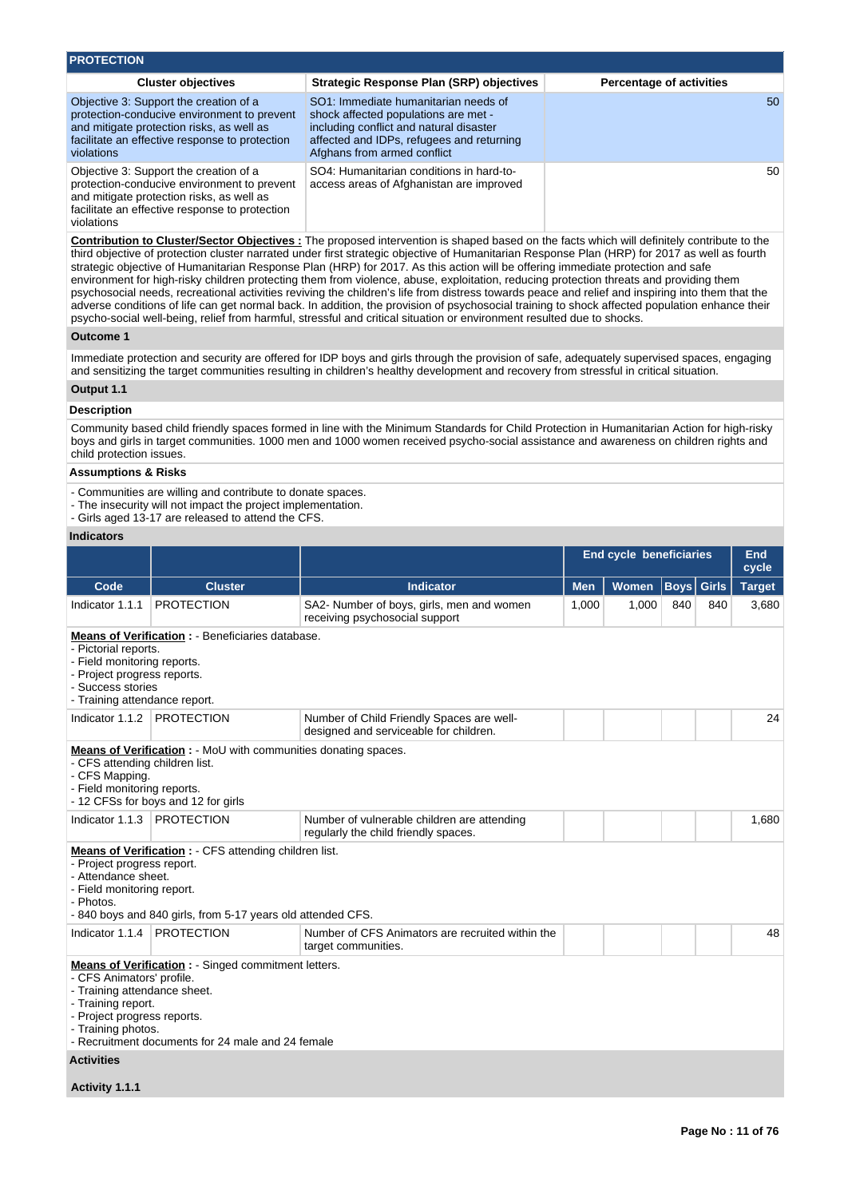## PROTECTION

| Cluster objectives | Strategic Response Plan (SRP) objectives | Percentage of activities |
|---|---|---|
| Objective 3: Support the creation of a protection-conducive environment to prevent and mitigate protection risks, as well as facilitate an effective response to protection violations | SO1: Immediate humanitarian needs of shock affected populations are met - including conflict and natural disaster affected and IDPs, refugees and returning Afghans from armed conflict | 50 |
| Objective 3: Support the creation of a protection-conducive environment to prevent and mitigate protection risks, as well as facilitate an effective response to protection violations | SO4: Humanitarian conditions in hard-to-access areas of Afghanistan are improved | 50 |

**Contribution to Cluster/Sector Objectives :** The proposed intervention is shaped based on the facts which will definitely contribute to the third objective of protection cluster narrated under first strategic objective of Humanitarian Response Plan (HRP) for 2017 as well as fourth strategic objective of Humanitarian Response Plan (HRP) for 2017. As this action will be offering immediate protection and safe environment for high-risky children protecting them from violence, abuse, exploitation, reducing protection threats and providing them psychosocial needs, recreational activities reviving the children's life from distress towards peace and relief and inspiring into them that the adverse conditions of life can get normal back. In addition, the provision of psychosocial training to shock affected population enhance their psycho-social well-being, relief from harmful, stressful and critical situation or environment resulted due to shocks.

### Outcome 1

Immediate protection and security are offered for IDP boys and girls through the provision of safe, adequately supervised spaces, engaging and sensitizing the target communities resulting in children's healthy development and recovery from stressful in critical situation.

### Output 1.1

#### Description

Community based child friendly spaces formed in line with the Minimum Standards for Child Protection in Humanitarian Action for high-risky boys and girls in target communities. 1000 men and 1000 women received psycho-social assistance and awareness on children rights and child protection issues.

#### Assumptions & Risks

- Communities are willing and contribute to donate spaces.
- The insecurity will not impact the project implementation.
- Girls aged 13-17 are released to attend the CFS.

#### Indicators

| | | | End cycle beneficiaries | | | | End cycle |
|---|---|---|---|---|---|---|---|
| Code | Cluster | Indicator | Men | Women | Boys | Girls | Target |
| Indicator 1.1.1 | PROTECTION | SA2- Number of boys, girls, men and women receiving psychosocial support | 1,000 | 1,000 | 840 | 840 | 3,680 |

**Means of Verification :** - Beneficiaries database.
- Pictorial reports.
- Field monitoring reports.
- Project progress reports.
- Success stories
- Training attendance report.

| Code | Cluster | Indicator | Men | Women | Boys | Girls | Target |
|---|---|---|---|---|---|---|---|
| Indicator 1.1.2 | PROTECTION | Number of Child Friendly Spaces are well-designed and serviceable for children. | | | | | 24 |

**Means of Verification :** - MoU with communities donating spaces.
- CFS attending children list.
- CFS Mapping.
- Field monitoring reports.
- 12 CFSs for boys and 12 for girls

| Code | Cluster | Indicator | Men | Women | Boys | Girls | Target |
|---|---|---|---|---|---|---|---|
| Indicator 1.1.3 | PROTECTION | Number of vulnerable children are attending regularly the child friendly spaces. | | | | | 1,680 |

**Means of Verification :** - CFS attending children list.
- Project progress report.
- Attendance sheet.
- Field monitoring report.
- Photos.
- 840 boys and 840 girls, from 5-17 years old attended CFS.

| Code | Cluster | Indicator | Men | Women | Boys | Girls | Target |
|---|---|---|---|---|---|---|---|
| Indicator 1.1.4 | PROTECTION | Number of CFS Animators are recruited within the target communities. | | | | | 48 |

**Means of Verification :** - Singed commitment letters.
- CFS Animators' profile.
- Training attendance sheet.
- Training report.
- Project progress reports.
- Training photos.
- Recruitment documents for 24 male and 24 female

#### Activities

**Activity 1.1.1**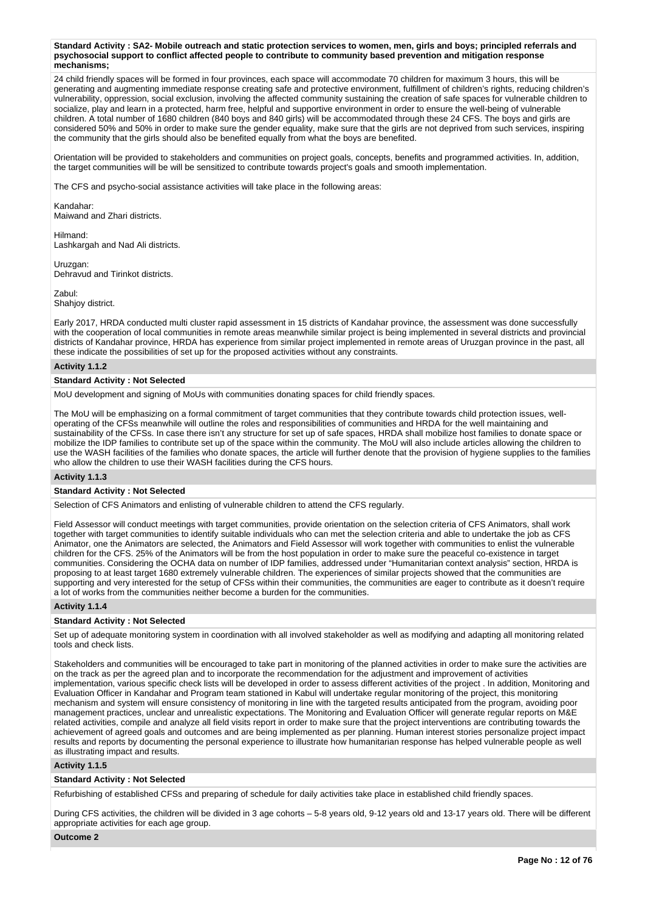**Standard Activity : SA2- Mobile outreach and static protection services to women, men, girls and boys; principled referrals and psychosocial support to conflict affected people to contribute to community based prevention and mitigation response mechanisms;**

24 child friendly spaces will be formed in four provinces, each space will accommodate 70 children for maximum 3 hours, this will be generating and augmenting immediate response creating safe and protective environment, fulfillment of children's rights, reducing children's vulnerability, oppression, social exclusion, involving the affected community sustaining the creation of safe spaces for vulnerable children to socialize, play and learn in a protected, harm free, helpful and supportive environment in order to ensure the well-being of vulnerable children. A total number of 1680 children (840 boys and 840 girls) will be accommodated through these 24 CFS. The boys and girls are considered 50% and 50% in order to make sure the gender equality, make sure that the girls are not deprived from such services, inspiring the community that the girls should also be benefited equally from what the boys are benefited.

Orientation will be provided to stakeholders and communities on project goals, concepts, benefits and programmed activities. In, addition, the target communities will be will be sensitized to contribute towards project's goals and smooth implementation.

The CFS and psycho-social assistance activities will take place in the following areas:

Kandahar:
Maiwand and Zhari districts.

Hilmand:
Lashkargah and Nad Ali districts.

Uruzgan:
Dehravud and Tirinkot districts.

Zabul:
Shahjoy district.

Early 2017, HRDA conducted multi cluster rapid assessment in 15 districts of Kandahar province, the assessment was done successfully with the cooperation of local communities in remote areas meanwhile similar project is being implemented in several districts and provincial districts of Kandahar province, HRDA has experience from similar project implemented in remote areas of Uruzgan province in the past, all these indicate the possibilities of set up for the proposed activities without any constraints.

**Activity 1.1.2**

**Standard Activity : Not Selected**

MoU development and signing of MoUs with communities donating spaces for child friendly spaces.

The MoU will be emphasizing on a formal commitment of target communities that they contribute towards child protection issues, well-operating of the CFSs meanwhile will outline the roles and responsibilities of communities and HRDA for the well maintaining and sustainability of the CFSs. In case there isn't any structure for set up of safe spaces, HRDA shall mobilize host families to donate space or mobilize the IDP families to contribute set up of the space within the community. The MoU will also include articles allowing the children to use the WASH facilities of the families who donate spaces, the article will further denote that the provision of hygiene supplies to the families who allow the children to use their WASH facilities during the CFS hours.

**Activity 1.1.3**

**Standard Activity : Not Selected**

Selection of CFS Animators and enlisting of vulnerable children to attend the CFS regularly.

Field Assessor will conduct meetings with target communities, provide orientation on the selection criteria of CFS Animators, shall work together with target communities to identify suitable individuals who can met the selection criteria and able to undertake the job as CFS Animator, one the Animators are selected, the Animators and Field Assessor will work together with communities to enlist the vulnerable children for the CFS. 25% of the Animators will be from the host population in order to make sure the peaceful co-existence in target communities. Considering the OCHA data on number of IDP families, addressed under "Humanitarian context analysis" section, HRDA is proposing to at least target 1680 extremely vulnerable children. The experiences of similar projects showed that the communities are supporting and very interested for the setup of CFSs within their communities, the communities are eager to contribute as it doesn't require a lot of works from the communities neither become a burden for the communities.

**Activity 1.1.4**

**Standard Activity : Not Selected**

Set up of adequate monitoring system in coordination with all involved stakeholder as well as modifying and adapting all monitoring related tools and check lists.

Stakeholders and communities will be encouraged to take part in monitoring of the planned activities in order to make sure the activities are on the track as per the agreed plan and to incorporate the recommendation for the adjustment and improvement of activities implementation, various specific check lists will be developed in order to assess different activities of the project . In addition, Monitoring and Evaluation Officer in Kandahar and Program team stationed in Kabul will undertake regular monitoring of the project, this monitoring mechanism and system will ensure consistency of monitoring in line with the targeted results anticipated from the program, avoiding poor management practices, unclear and unrealistic expectations. The Monitoring and Evaluation Officer will generate regular reports on M&E related activities, compile and analyze all field visits report in order to make sure that the project interventions are contributing towards the achievement of agreed goals and outcomes and are being implemented as per planning. Human interest stories personalize project impact results and reports by documenting the personal experience to illustrate how humanitarian response has helped vulnerable people as well as illustrating impact and results.

**Activity 1.1.5**

**Standard Activity : Not Selected**

Refurbishing of established CFSs and preparing of schedule for daily activities take place in established child friendly spaces.

During CFS activities, the children will be divided in 3 age cohorts – 5-8 years old, 9-12 years old and 13-17 years old. There will be different appropriate activities for each age group.

**Outcome 2**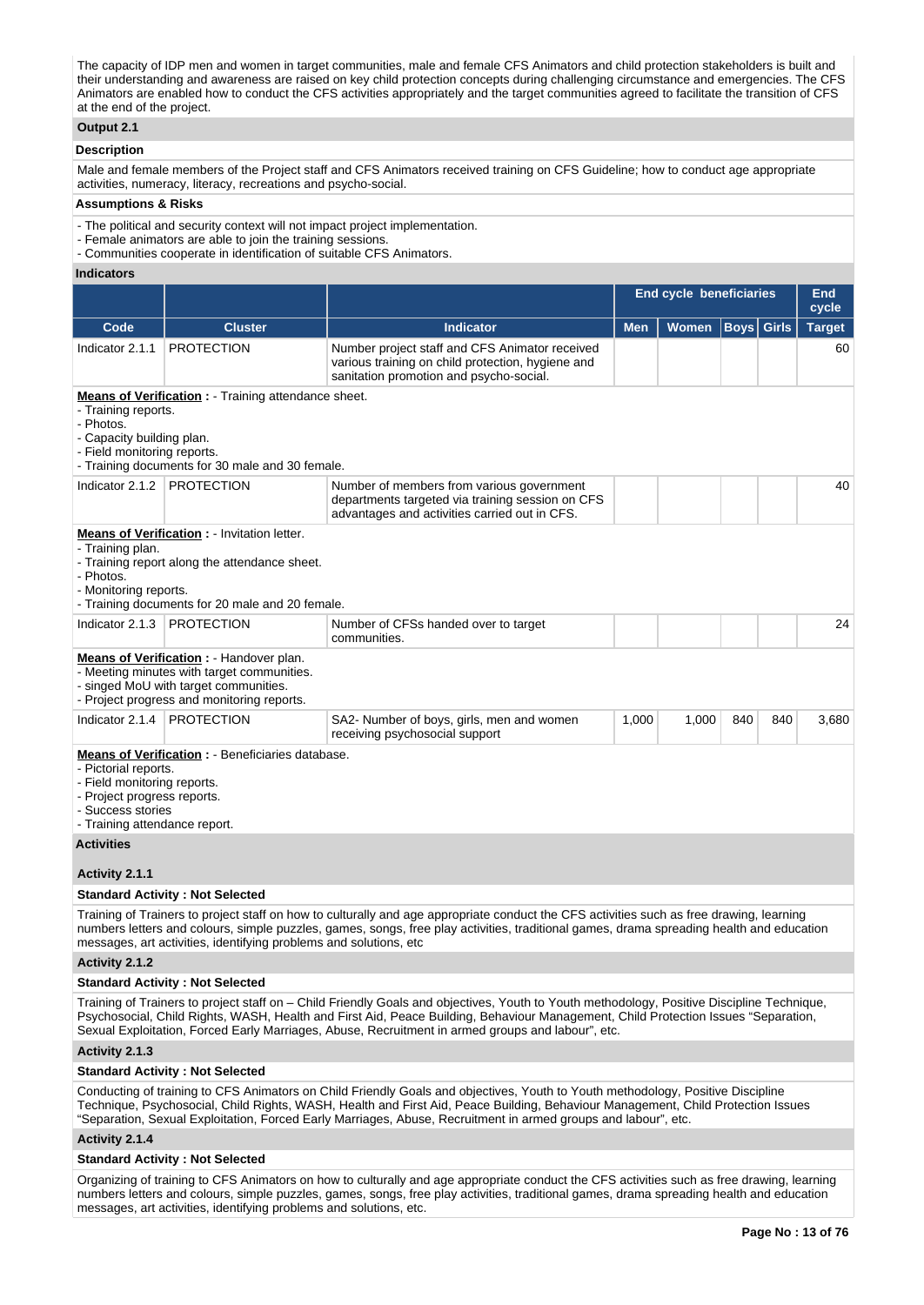The capacity of IDP men and women in target communities, male and female CFS Animators and child protection stakeholders is built and their understanding and awareness are raised on key child protection concepts during challenging circumstance and emergencies. The CFS Animators are enabled how to conduct the CFS activities appropriately and the target communities agreed to facilitate the transition of CFS at the end of the project.

### Output 2.1

**Description**

Male and female members of the Project staff and CFS Animators received training on CFS Guideline; how to conduct age appropriate activities, numeracy, literacy, recreations and psycho-social.

**Assumptions & Risks**

- The political and security context will not impact project implementation.
- Female animators are able to join the training sessions.
- Communities cooperate in identification of suitable CFS Animators.

**Indicators**

| | | | End cycle beneficiaries | | | | End cycle |
|---|---|---|---|---|---|---|---|
| **Code** | **Cluster** | **Indicator** | **Men** | **Women** | **Boys** | **Girls** | **Target** |
| Indicator 2.1.1 | PROTECTION | Number project staff and CFS Animator received various training on child protection, hygiene and sanitation promotion and psycho-social. | | | | | 60 |
| **Means of Verification :** - Training attendance sheet.<br>- Training reports.<br>- Photos.<br>- Capacity building plan.<br>- Field monitoring reports.<br>- Training documents for 30 male and 30 female. | | | | | | | |
| Indicator 2.1.2 | PROTECTION | Number of members from various government departments targeted via training session on CFS advantages and activities carried out in CFS. | | | | | 40 |
| **Means of Verification :** - Invitation letter.<br>- Training plan.<br>- Training report along the attendance sheet.<br>- Photos.<br>- Monitoring reports.<br>- Training documents for 20 male and 20 female. | | | | | | | |
| Indicator 2.1.3 | PROTECTION | Number of CFSs handed over to target communities. | | | | | 24 |
| **Means of Verification :** - Handover plan.<br>- Meeting minutes with target communities.<br>- singed MoU with target communities.<br>- Project progress and monitoring reports. | | | | | | | |
| Indicator 2.1.4 | PROTECTION | SA2- Number of boys, girls, men and women receiving psychosocial support | 1,000 | 1,000 | 840 | 840 | 3,680 |
| **Means of Verification :** - Beneficiaries database.<br>- Pictorial reports.<br>- Field monitoring reports.<br>- Project progress reports.<br>- Success stories<br>- Training attendance report. | | | | | | | |

**Activities**

**Activity 2.1.1**

**Standard Activity : Not Selected**

Training of Trainers to project staff on how to culturally and age appropriate conduct the CFS activities such as free drawing, learning numbers letters and colours, simple puzzles, games, songs, free play activities, traditional games, drama spreading health and education messages, art activities, identifying problems and solutions, etc

**Activity 2.1.2**

**Standard Activity : Not Selected**

Training of Trainers to project staff on – Child Friendly Goals and objectives, Youth to Youth methodology, Positive Discipline Technique, Psychosocial, Child Rights, WASH, Health and First Aid, Peace Building, Behaviour Management, Child Protection Issues "Separation, Sexual Exploitation, Forced Early Marriages, Abuse, Recruitment in armed groups and labour", etc.

**Activity 2.1.3**

**Standard Activity : Not Selected**

Conducting of training to CFS Animators on Child Friendly Goals and objectives, Youth to Youth methodology, Positive Discipline Technique, Psychosocial, Child Rights, WASH, Health and First Aid, Peace Building, Behaviour Management, Child Protection Issues "Separation, Sexual Exploitation, Forced Early Marriages, Abuse, Recruitment in armed groups and labour", etc.

**Activity 2.1.4**

**Standard Activity : Not Selected**

Organizing of training to CFS Animators on how to culturally and age appropriate conduct the CFS activities such as free drawing, learning numbers letters and colours, simple puzzles, games, songs, free play activities, traditional games, drama spreading health and education messages, art activities, identifying problems and solutions, etc.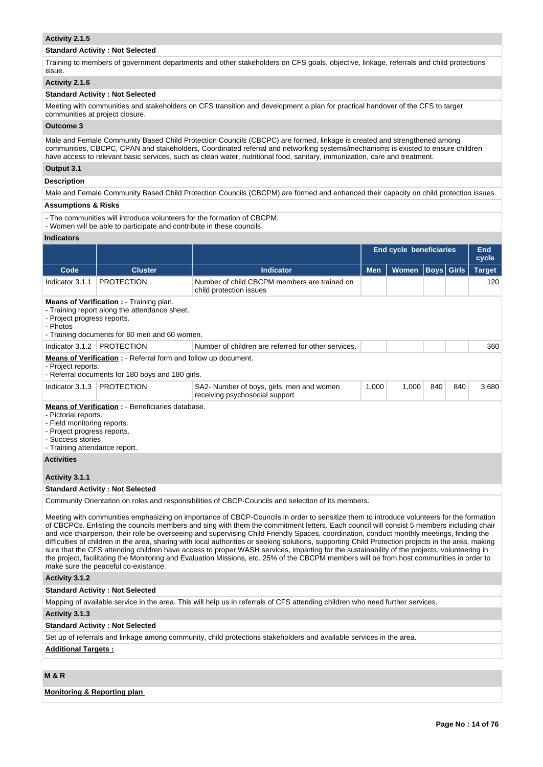**Activity 2.1.5**

**Standard Activity : Not Selected**

Training to members of government departments and other stakeholders on CFS goals, objective, linkage, referrals and child protections issue.

**Activity 2.1.6**

**Standard Activity : Not Selected**

Meeting with communities and stakeholders on CFS transition and development a plan for practical handover of the CFS to target communities at project closure.

**Outcome 3**

Male and Female Community Based Child Protection Councils (CBCPC) are formed, linkage is created and strengthened among communities, CBCPC, CPAN and stakeholders, Coordinated referral and networking systems/mechanisms is existed to ensure children have access to relevant basic services, such as clean water, nutritional food, sanitary, immunization, care and treatment.

**Output 3.1**

**Description**

Male and Female Community Based Child Protection Councils (CBCPM) are formed and enhanced their capacity on child protection issues.

**Assumptions & Risks**

- The communities will introduce volunteers for the formation of CBCPM.
- Women will be able to participate and contribute in these councils.

**Indicators**

| | | | End cycle beneficiaries | | | | End cycle |
|---|---|---|---|---|---|---|---|
| Code | Cluster | Indicator | Men | Women | Boys | Girls | Target |
| Indicator 3.1.1 | PROTECTION | Number of child CBCPM members are trained on child protection issues | | | | | 120 |

**Means of Verification :** - Training plan.
- Training report along the attendance sheet.
- Project progress reports.
- Photos
- Training documents for 60 men and 60 women.

| Code | Cluster | Indicator | Men | Women | Boys | Girls | Target |
|---|---|---|---|---|---|---|---|
| Indicator 3.1.2 | PROTECTION | Number of children are referred for other services. | | | | | 360 |

**Means of Verification :** - Referral form and follow up document.
- Project reports.
- Referral documents for 180 boys and 180 girls.

| Code | Cluster | Indicator | Men | Women | Boys | Girls | Target |
|---|---|---|---|---|---|---|---|
| Indicator 3.1.3 | PROTECTION | SA2- Number of boys, girls, men and women receiving psychosocial support | 1,000 | 1,000 | 840 | 840 | 3,680 |

**Means of Verification :** - Beneficiaries database.
- Pictorial reports.
- Field monitoring reports.
- Project progress reports.
- Success stories
- Training attendance report.

**Activities**

**Activity 3.1.1**

**Standard Activity : Not Selected**

Community Orientation on roles and responsibilities of CBCP-Councils and selection of its members.

Meeting with communities emphasizing on importance of CBCP-Councils in order to sensitize them to introduce volunteers for the formation of CBCPCs. Enlisting the councils members and sing with them the commitment letters. Each council will consist 5 members including chair and vice chairperson, their role be overseeing and supervising Child Friendly Spaces, coordination, conduct monthly meetings, finding the difficulties of children in the area, sharing with local authorities or seeking solutions, supporting Child Protection projects in the area, making sure that the CFS attending children have access to proper WASH services, imparting for the sustainability of the projects, volunteering in the project, facilitating the Monitoring and Evaluation Missions, etc. 25% of the CBCPM members will be from host communities in order to make sure the peaceful co-existance.

**Activity 3.1.2**

**Standard Activity : Not Selected**

Mapping of available service in the area. This will help us in referrals of CFS attending children who need further services.

**Activity 3.1.3**

**Standard Activity : Not Selected**

Set up of referrals and linkage among community, child protections stakeholders and available services in the area.

**Additional Targets :**

**M & R**

**Monitoring & Reporting plan**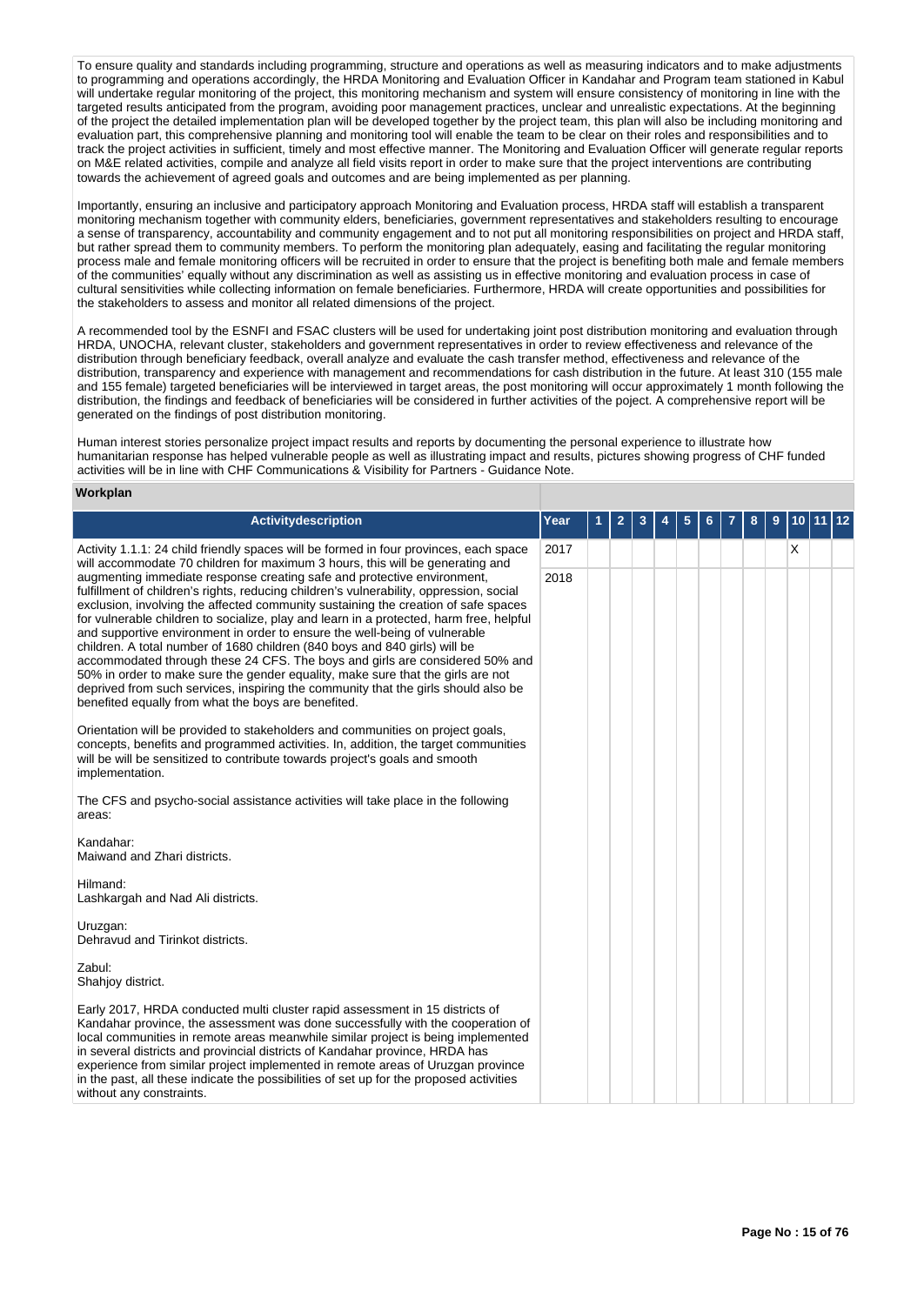To ensure quality and standards including programming, structure and operations as well as measuring indicators and to make adjustments to programming and operations accordingly, the HRDA Monitoring and Evaluation Officer in Kandahar and Program team stationed in Kabul will undertake regular monitoring of the project, this monitoring mechanism and system will ensure consistency of monitoring in line with the targeted results anticipated from the program, avoiding poor management practices, unclear and unrealistic expectations. At the beginning of the project the detailed implementation plan will be developed together by the project team, this plan will also be including monitoring and evaluation part, this comprehensive planning and monitoring tool will enable the team to be clear on their roles and responsibilities and to track the project activities in sufficient, timely and most effective manner. The Monitoring and Evaluation Officer will generate regular reports on M&E related activities, compile and analyze all field visits report in order to make sure that the project interventions are contributing towards the achievement of agreed goals and outcomes and are being implemented as per planning.

Importantly, ensuring an inclusive and participatory approach Monitoring and Evaluation process, HRDA staff will establish a transparent monitoring mechanism together with community elders, beneficiaries, government representatives and stakeholders resulting to encourage a sense of transparency, accountability and community engagement and to not put all monitoring responsibilities on project and HRDA staff, but rather spread them to community members. To perform the monitoring plan adequately, easing and facilitating the regular monitoring process male and female monitoring officers will be recruited in order to ensure that the project is benefiting both male and female members of the communities' equally without any discrimination as well as assisting us in effective monitoring and evaluation process in case of cultural sensitivities while collecting information on female beneficiaries. Furthermore, HRDA will create opportunities and possibilities for the stakeholders to assess and monitor all related dimensions of the project.

A recommended tool by the ESNFI and FSAC clusters will be used for undertaking joint post distribution monitoring and evaluation through HRDA, UNOCHA, relevant cluster, stakeholders and government representatives in order to review effectiveness and relevance of the distribution through beneficiary feedback, overall analyze and evaluate the cash transfer method, effectiveness and relevance of the distribution, transparency and experience with management and recommendations for cash distribution in the future. At least 310 (155 male and 155 female) targeted beneficiaries will be interviewed in target areas, the post monitoring will occur approximately 1 month following the distribution, the findings and feedback of beneficiaries will be considered in further activities of the poject. A comprehensive report will be generated on the findings of post distribution monitoring.

Human interest stories personalize project impact results and reports by documenting the personal experience to illustrate how humanitarian response has helped vulnerable people as well as illustrating impact and results, pictures showing progress of CHF funded activities will be in line with CHF Communications & Visibility for Partners - Guidance Note.

**Workplan**

| Activitydescription | Year | 1 | 2 | 3 | 4 | 5 | 6 | 7 | 8 | 9 | 10 | 11 | 12 |
|---|---|---|---|---|---|---|---|---|---|---|---|---|---|
| Activity 1.1.1: 24 child friendly spaces will be formed in four provinces, each space will accommodate 70 children for maximum 3 hours, this will be generating and augmenting immediate response creating safe and protective environment, fulfillment of children's rights, reducing children's vulnerability, oppression, social exclusion, involving the affected community sustaining the creation of safe spaces for vulnerable children to socialize, play and learn in a protected, harm free, helpful and supportive environment in order to ensure the well-being of vulnerable children. A total number of 1680 children (840 boys and 840 girls) will be accommodated through these 24 CFS. The boys and girls are considered 50% and 50% in order to make sure the gender equality, make sure that the girls are not deprived from such services, inspiring the community that the girls should also be benefited equally from what the boys are benefited.<br><br>Orientation will be provided to stakeholders and communities on project goals, concepts, benefits and programmed activities. In, addition, the target communities will be will be sensitized to contribute towards project's goals and smooth implementation.<br><br>The CFS and psycho-social assistance activities will take place in the following areas:<br><br>Kandahar:<br>Maiwand and Zhari districts.<br><br>Hilmand:<br>Lashkargah and Nad Ali districts.<br><br>Uruzgan:<br>Dehravud and Tirinkot districts.<br><br>Zabul:<br>Shahjoy district.<br><br>Early 2017, HRDA conducted multi cluster rapid assessment in 15 districts of Kandahar province, the assessment was done successfully with the cooperation of local communities in remote areas meanwhile similar project is being implemented in several districts and provincial districts of Kandahar province, HRDA has experience from similar project implemented in remote areas of Uruzgan province in the past, all these indicate the possibilities of set up for the proposed activities without any constraints. | 2017 | | | | | | | | | | X | | |
| | 2018 | | | | | | | | | | | | |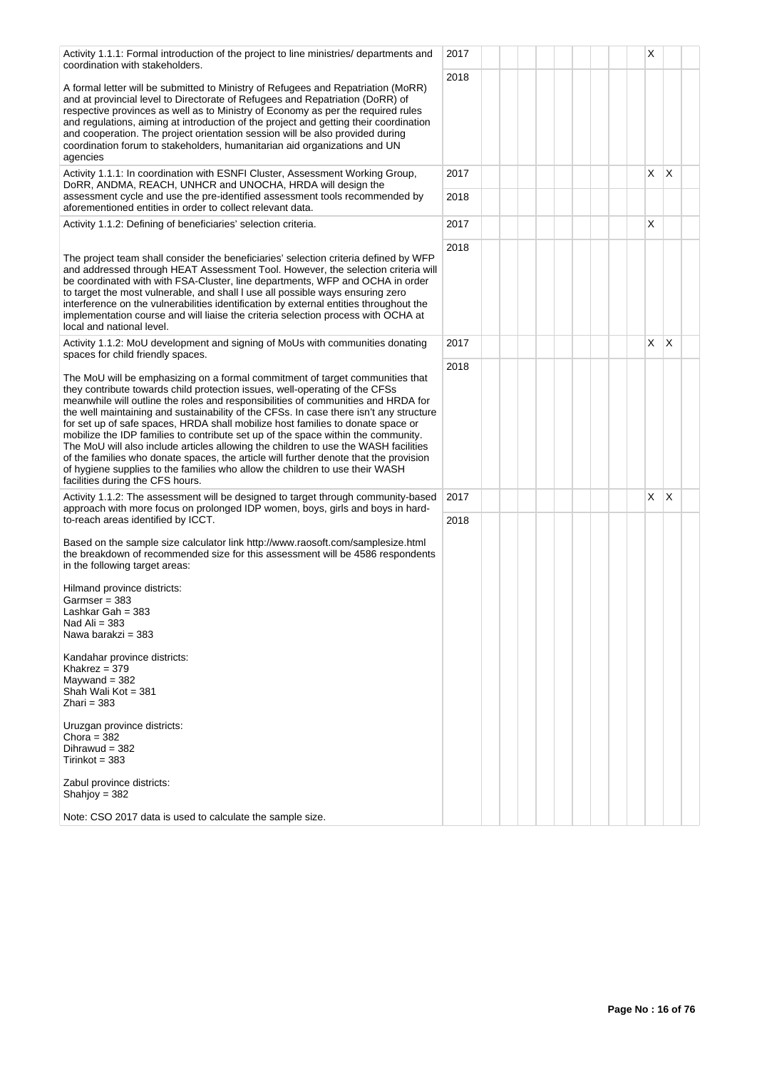| Activity | Year | 1 | 2 | 3 | 4 | 5 | 6 | 7 | 8 | 9 | 10 | 11 | 12 |
|---|---|---|---|---|---|---|---|---|---|---|---|---|---|
| Activity 1.1.1: Formal introduction of the project to line ministries/ departments and coordination with stakeholders.<br><br>A formal letter will be submitted to Ministry of Refugees and Repatriation (MoRR) and at provincial level to Directorate of Refugees and Repatriation (DoRR) of respective provinces as well as to Ministry of Economy as per the required rules and regulations, aiming at introduction of the project and getting their coordination and cooperation. The project orientation session will be also provided during coordination forum to stakeholders, humanitarian aid organizations and UN agencies | 2017 | | | | | | | | | | X | | |
| | 2018 | | | | | | | | | | | | |
| Activity 1.1.1: In coordination with ESNFI Cluster, Assessment Working Group, DoRR, ANDMA, REACH, UNHCR and UNOCHA, HRDA will design the assessment cycle and use the pre-identified assessment tools recommended by aforementioned entities in order to collect relevant data. | 2017 | | | | | | | | | | X | X | |
| | 2018 | | | | | | | | | | | | |
| Activity 1.1.2: Defining of beneficiaries' selection criteria.<br><br>The project team shall consider the beneficiaries' selection criteria defined by WFP and addressed through HEAT Assessment Tool. However, the selection criteria will be coordinated with with FSA-Cluster, line departments, WFP and OCHA in order to target the most vulnerable, and shall I use all possible ways ensuring zero interference on the vulnerabilities identification by external entities throughout the implementation course and will liaise the criteria selection process with OCHA at local and national level. | 2017 | | | | | | | | | | X | | |
| | 2018 | | | | | | | | | | | | |
| Activity 1.1.2: MoU development and signing of MoUs with communities donating spaces for child friendly spaces.<br><br>The MoU will be emphasizing on a formal commitment of target communities that they contribute towards child protection issues, well-operating of the CFSs meanwhile will outline the roles and responsibilities of communities and HRDA for the well maintaining and sustainability of the CFSs. In case there isn't any structure for set up of safe spaces, HRDA shall mobilize host families to donate space or mobilize the IDP families to contribute set up of the space within the community. The MoU will also include articles allowing the children to use the WASH facilities of the families who donate spaces, the article will further denote that the provision of hygiene supplies to the families who allow the children to use their WASH facilities during the CFS hours. | 2017 | | | | | | | | | | X | X | |
| | 2018 | | | | | | | | | | | | |
| Activity 1.1.2: The assessment will be designed to target through community-based approach with more focus on prolonged IDP women, boys, girls and boys in hard-to-reach areas identified by ICCT.<br><br>Based on the sample size calculator link http://www.raosoft.com/samplesize.html the breakdown of recommended size for this assessment will be 4586 respondents in the following target areas:<br><br>Hilmand province districts:<br>Garmser = 383<br>Lashkar Gah = 383<br>Nad Ali = 383<br>Nawa barakzi = 383<br><br>Kandahar province districts:<br>Khakrez = 379<br>Maywand = 382<br>Shah Wali Kot = 381<br>Zhari = 383<br><br>Uruzgan province districts:<br>Chora = 382<br>Dihrawud = 382<br>Tirinkot = 383<br><br>Zabul province districts:<br>Shahjoy = 382<br><br>Note: CSO 2017 data is used to calculate the sample size. | 2017 | | | | | | | | | | X | X | |
| | 2018 | | | | | | | | | | | | |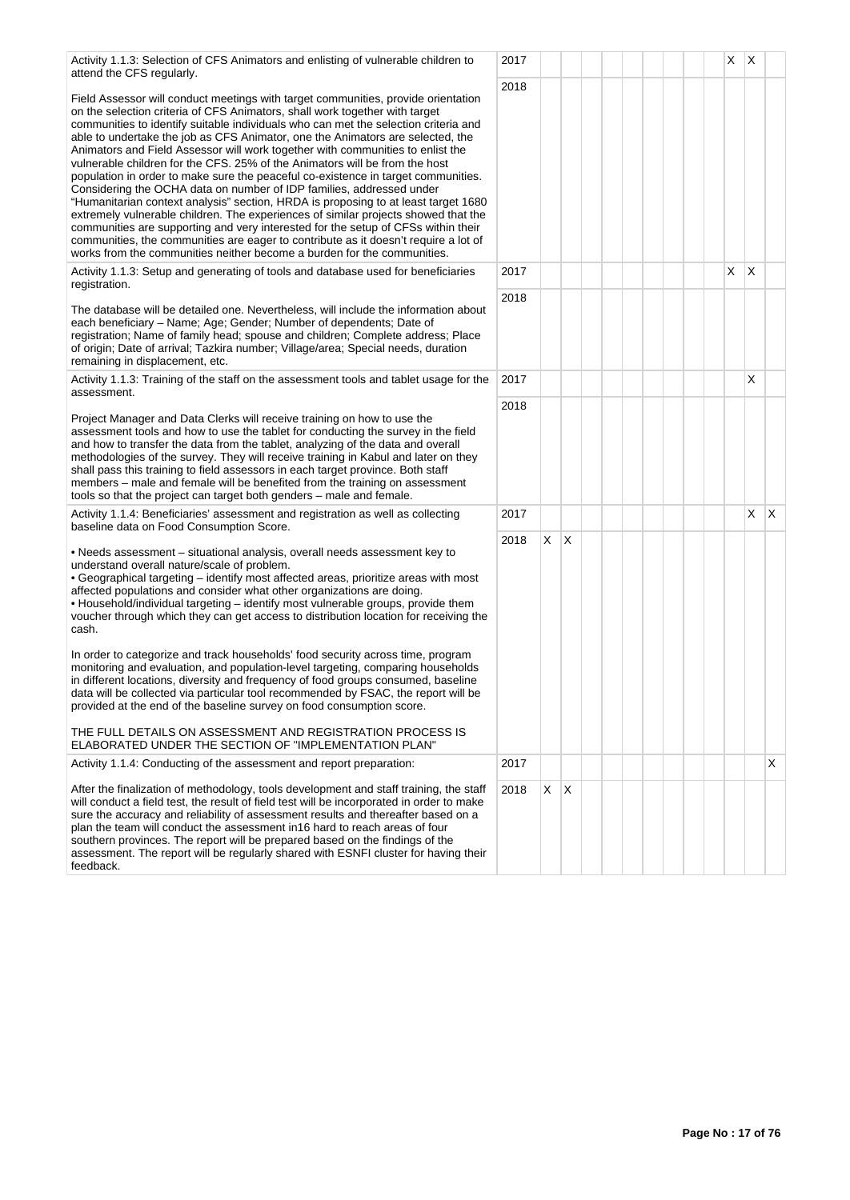| Activity | Year | 1 | 2 | 3 | 4 | 5 | 6 | 7 | 8 | 9 | 10 | 11 | 12 |
|---|---|---|---|---|---|---|---|---|---|---|---|---|---|
| Activity 1.1.3: Selection of CFS Animators and enlisting of vulnerable children to attend the CFS regularly.<br><br>Field Assessor will conduct meetings with target communities, provide orientation on the selection criteria of CFS Animators, shall work together with target communities to identify suitable individuals who can met the selection criteria and able to undertake the job as CFS Animator, one the Animators are selected, the Animators and Field Assessor will work together with communities to enlist the vulnerable children for the CFS. 25% of the Animators will be from the host population in order to make sure the peaceful co-existence in target communities. Considering the OCHA data on number of IDP families, addressed under "Humanitarian context analysis" section, HRDA is proposing to at least target 1680 extremely vulnerable children. The experiences of similar projects showed that the communities are supporting and very interested for the setup of CFSs within their communities, the communities are eager to contribute as it doesn't require a lot of works from the communities neither become a burden for the communities. | 2017 | | | | | | | | | | X | X | |
| | 2018 | | | | | | | | | | | | |
| Activity 1.1.3: Setup and generating of tools and database used for beneficiaries registration.<br><br>The database will be detailed one. Nevertheless, will include the information about each beneficiary – Name; Age; Gender; Number of dependents; Date of registration; Name of family head; spouse and children; Complete address; Place of origin; Date of arrival; Tazkira number; Village/area; Special needs, duration remaining in displacement, etc. | 2017 | | | | | | | | | | X | X | |
| | 2018 | | | | | | | | | | | | |
| Activity 1.1.3: Training of the staff on the assessment tools and tablet usage for the assessment.<br><br>Project Manager and Data Clerks will receive training on how to use the assessment tools and how to use the tablet for conducting the survey in the field and how to transfer the data from the tablet, analyzing of the data and overall methodologies of the survey. They will receive training in Kabul and later on they shall pass this training to field assessors in each target province. Both staff members – male and female will be benefited from the training on assessment tools so that the project can target both genders – male and female. | 2017 | | | | | | | | | | | X | |
| | 2018 | | | | | | | | | | | | |
| Activity 1.1.4: Beneficiaries' assessment and registration as well as collecting baseline data on Food Consumption Score.<br><br>• Needs assessment – situational analysis, overall needs assessment key to understand overall nature/scale of problem.<br>• Geographical targeting – identify most affected areas, prioritize areas with most affected populations and consider what other organizations are doing.<br>• Household/individual targeting – identify most vulnerable groups, provide them voucher through which they can get access to distribution location for receiving the cash.<br><br>In order to categorize and track households' food security across time, program monitoring and evaluation, and population-level targeting, comparing households in different locations, diversity and frequency of food groups consumed, baseline data will be collected via particular tool recommended by FSAC, the report will be provided at the end of the baseline survey on food consumption score.<br><br>THE FULL DETAILS ON ASSESSMENT AND REGISTRATION PROCESS IS ELABORATED UNDER THE SECTION OF "IMPLEMENTATION PLAN" | 2017 | | | | | | | | | | | X | X |
| | 2018 | X | X | | | | | | | | | | |
| Activity 1.1.4: Conducting of the assessment and report preparation:<br><br>After the finalization of methodology, tools development and staff training, the staff will conduct a field test, the result of field test will be incorporated in order to make sure the accuracy and reliability of assessment results and thereafter based on a plan the team will conduct the assessment in16 hard to reach areas of four southern provinces. The report will be prepared based on the findings of the assessment. The report will be regularly shared with ESNFI cluster for having their feedback. | 2017 | | | | | | | | | | | | X |
| | 2018 | X | X | | | | | | | | | | |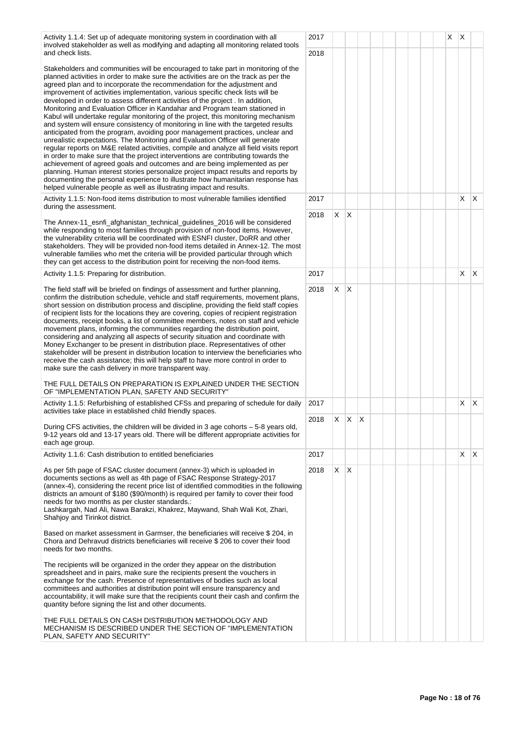| Activity | Year | 1 | 2 | 3 | 4 | 5 | 6 | 7 | 8 | 9 | 10 | 11 | 12 |
|---|---|---|---|---|---|---|---|---|---|---|---|---|---|
| Activity 1.1.4: Set up of adequate monitoring system in coordination with all involved stakeholder as well as modifying and adapting all monitoring related tools and check lists. | 2017 | | | | | | | | | | X | X | |
| Stakeholders and communities will be encouraged to take part in monitoring of the planned activities in order to make sure the activities are on the track as per the agreed plan and to incorporate the recommendation for the adjustment and improvement of activities implementation, various specific check lists will be developed in order to assess different activities of the project . In addition, Monitoring and Evaluation Officer in Kandahar and Program team stationed in Kabul will undertake regular monitoring of the project, this monitoring mechanism and system will ensure consistency of monitoring in line with the targeted results anticipated from the program, avoiding poor management practices, unclear and unrealistic expectations. The Monitoring and Evaluation Officer will generate regular reports on M&E related activities, compile and analyze all field visits report in order to make sure that the project interventions are contributing towards the achievement of agreed goals and outcomes and are being implemented as per planning. Human interest stories personalize project impact results and reports by documenting the personal experience to illustrate how humanitarian response has helped vulnerable people as well as illustrating impact and results. | 2018 | | | | | | | | | | | | |
| Activity 1.1.5: Non-food items distribution to most vulnerable families identified during the assessment. | 2017 | | | | | | | | | | | X | X |
| The Annex-11_esnfi_afghanistan_technical_guidelines_2016 will be considered while responding to most families through provision of non-food items. However, the vulnerability criteria will be coordinated with ESNFI cluster, DoRR and other stakeholders. They will be provided non-food items detailed in Annex-12. The most vulnerable families who met the criteria will be provided particular through which they can get access to the distribution point for receiving the non-food items. | 2018 | X | X | | | | | | | | | | |
| Activity 1.1.5: Preparing for distribution. | 2017 | | | | | | | | | | | X | X |
| The field staff will be briefed on findings of assessment and further planning, confirm the distribution schedule, vehicle and staff requirements, movement plans, short session on distribution process and discipline, providing the field staff copies of recipient lists for the locations they are covering, copies of recipient registration documents, receipt books, a list of committee members, notes on staff and vehicle movement plans, informing the communities regarding the distribution point, considering and analyzing all aspects of security situation and coordinate with Money Exchanger to be present in distribution place. Representatives of other stakeholder will be present in distribution location to interview the beneficiaries who receive the cash assistance; this will help staff to have more control in order to make sure the cash delivery in more transparent way.<br><br>THE FULL DETAILS ON PREPARATION IS EXPLAINED UNDER THE SECTION OF "IMPLEMENTATION PLAN, SAFETY AND SECURITY" | 2018 | X | X | | | | | | | | | | |
| Activity 1.1.5: Refurbishing of established CFSs and preparing of schedule for daily activities take place in established child friendly spaces. | 2017 | | | | | | | | | | | X | X |
| During CFS activities, the children will be divided in 3 age cohorts – 5-8 years old, 9-12 years old and 13-17 years old. There will be different appropriate activities for each age group. | 2018 | X | X | X | | | | | | | | | |
| Activity 1.1.6: Cash distribution to entitled beneficiaries | 2017 | | | | | | | | | | | X | X |
| As per 5th page of FSAC cluster document (annex-3) which is uploaded in documents sections as well as 4th page of FSAC Response Strategy-2017 (annex-4), considering the recent price list of identified commodities in the following districts an amount of $180 ($90/month) is required per family to cover their food needs for two months as per cluster standards.:<br>Lashkargah, Nad Ali, Nawa Barakzi, Khakrez, Maywand, Shah Wali Kot, Zhari, Shahjoy and Tirinkot district.<br><br>Based on market assessment in Garmser, the beneficiaries will receive $ 204, in Chora and Dehravud districts beneficiaries will receive $ 206 to cover their food needs for two months.<br><br>The recipients will be organized in the order they appear on the distribution spreadsheet and in pairs, make sure the recipients present the vouchers in exchange for the cash. Presence of representatives of bodies such as local committees and authorities at distribution point will ensure transparency and accountability, it will make sure that the recipients count their cash and confirm the quantity before signing the list and other documents.<br><br>THE FULL DETAILS ON CASH DISTRIBUTION METHODOLOGY AND MECHANISM IS DESCRIBED UNDER THE SECTION OF "IMPLEMENTATION PLAN, SAFETY AND SECURITY" | 2018 | X | X | | | | | | | | | | |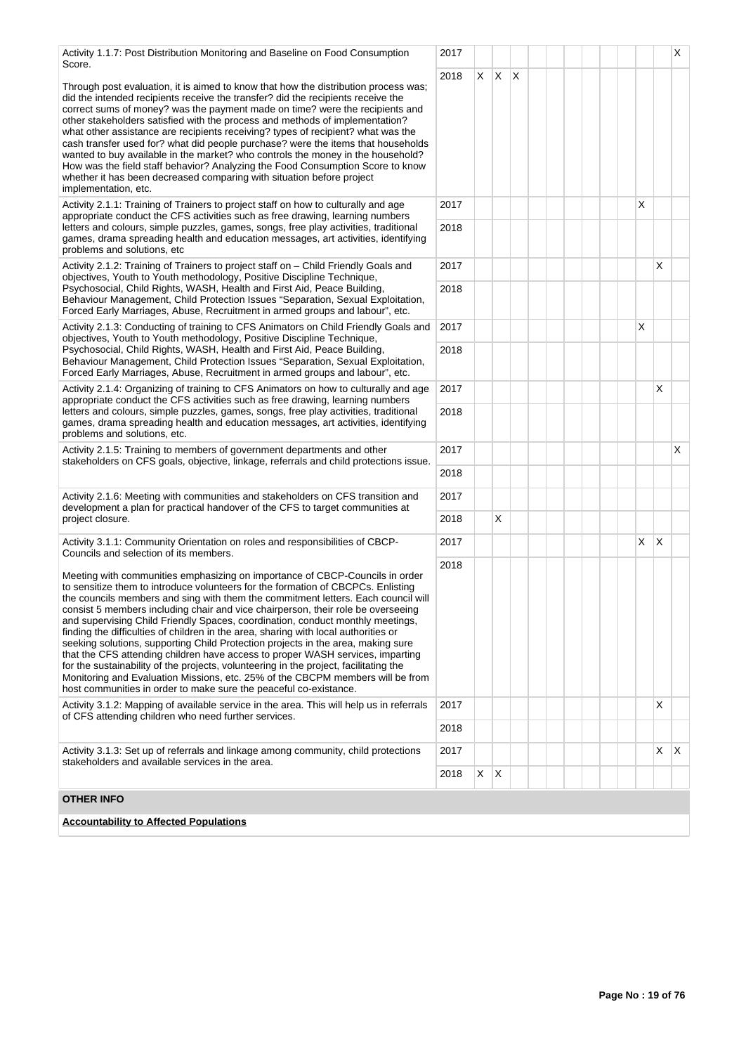| Activity | Year | 1 | 2 | 3 | 4 | 5 | 6 | 7 | 8 | 9 | 10 | 11 | 12 |
|---|---|---|---|---|---|---|---|---|---|---|---|---|---|
| Activity 1.1.7: Post Distribution Monitoring and Baseline on Food Consumption Score.<br><br>Through post evaluation, it is aimed to know that how the distribution process was; did the intended recipients receive the transfer? did the recipients receive the correct sums of money? was the payment made on time? were the recipients and other stakeholders satisfied with the process and methods of implementation? what other assistance are recipients receiving? types of recipient? what was the cash transfer used for? what did people purchase? were the items that households wanted to buy available in the market? who controls the money in the household? How was the field staff behavior? Analyzing the Food Consumption Score to know whether it has been decreased comparing with situation before project implementation, etc. | 2017 | | | | | | | | | | | | X |
| | 2018 | X | X | X | | | | | | | | | |
| Activity 2.1.1: Training of Trainers to project staff on how to culturally and age appropriate conduct the CFS activities such as free drawing, learning numbers letters and colours, simple puzzles, games, songs, free play activities, traditional games, drama spreading health and education messages, art activities, identifying problems and solutions, etc | 2017 | | | | | | | | | | X | | |
| | 2018 | | | | | | | | | | | | |
| Activity 2.1.2: Training of Trainers to project staff on – Child Friendly Goals and objectives, Youth to Youth methodology, Positive Discipline Technique, Psychosocial, Child Rights, WASH, Health and First Aid, Peace Building, Behaviour Management, Child Protection Issues "Separation, Sexual Exploitation, Forced Early Marriages, Abuse, Recruitment in armed groups and labour", etc. | 2017 | | | | | | | | | | | X | |
| | 2018 | | | | | | | | | | | | |
| Activity 2.1.3: Conducting of training to CFS Animators on Child Friendly Goals and objectives, Youth to Youth methodology, Positive Discipline Technique, Psychosocial, Child Rights, WASH, Health and First Aid, Peace Building, Behaviour Management, Child Protection Issues "Separation, Sexual Exploitation, Forced Early Marriages, Abuse, Recruitment in armed groups and labour", etc. | 2017 | | | | | | | | | | X | | |
| | 2018 | | | | | | | | | | | | |
| Activity 2.1.4: Organizing of training to CFS Animators on how to culturally and age appropriate conduct the CFS activities such as free drawing, learning numbers letters and colours, simple puzzles, games, songs, free play activities, traditional games, drama spreading health and education messages, art activities, identifying problems and solutions, etc. | 2017 | | | | | | | | | | | X | |
| | 2018 | | | | | | | | | | | | |
| Activity 2.1.5: Training to members of government departments and other stakeholders on CFS goals, objective, linkage, referrals and child protections issue. | 2017 | | | | | | | | | | | | X |
| | 2018 | | | | | | | | | | | | |
| Activity 2.1.6: Meeting with communities and stakeholders on CFS transition and development a plan for practical handover of the CFS to target communities at project closure. | 2017 | | | | | | | | | | | | |
| | 2018 | | X | | | | | | | | | | |
| Activity 3.1.1: Community Orientation on roles and responsibilities of CBCP-Councils and selection of its members.<br><br>Meeting with communities emphasizing on importance of CBCP-Councils in order to sensitize them to introduce volunteers for the formation of CBCPCs. Enlisting the councils members and sing with them the commitment letters. Each council will consist 5 members including chair and vice chairperson, their role be overseeing and supervising Child Friendly Spaces, coordination, conduct monthly meetings, finding the difficulties of children in the area, sharing with local authorities or seeking solutions, supporting Child Protection projects in the area, making sure that the CFS attending children have access to proper WASH services, imparting for the sustainability of the projects, volunteering in the project, facilitating the Monitoring and Evaluation Missions, etc. 25% of the CBCPM members will be from host communities in order to make sure the peaceful co-existance. | 2017 | | | | | | | | | | X | X | |
| | 2018 | | | | | | | | | | | | |
| Activity 3.1.2: Mapping of available service in the area. This will help us in referrals of CFS attending children who need further services. | 2017 | | | | | | | | | | | X | |
| | 2018 | | | | | | | | | | | | |
| Activity 3.1.3: Set up of referrals and linkage among community, child protections stakeholders and available services in the area. | 2017 | | | | | | | | | | | X | X |
| | 2018 | X | X | | | | | | | | | | |

## OTHER INFO

**Accountability to Affected Populations**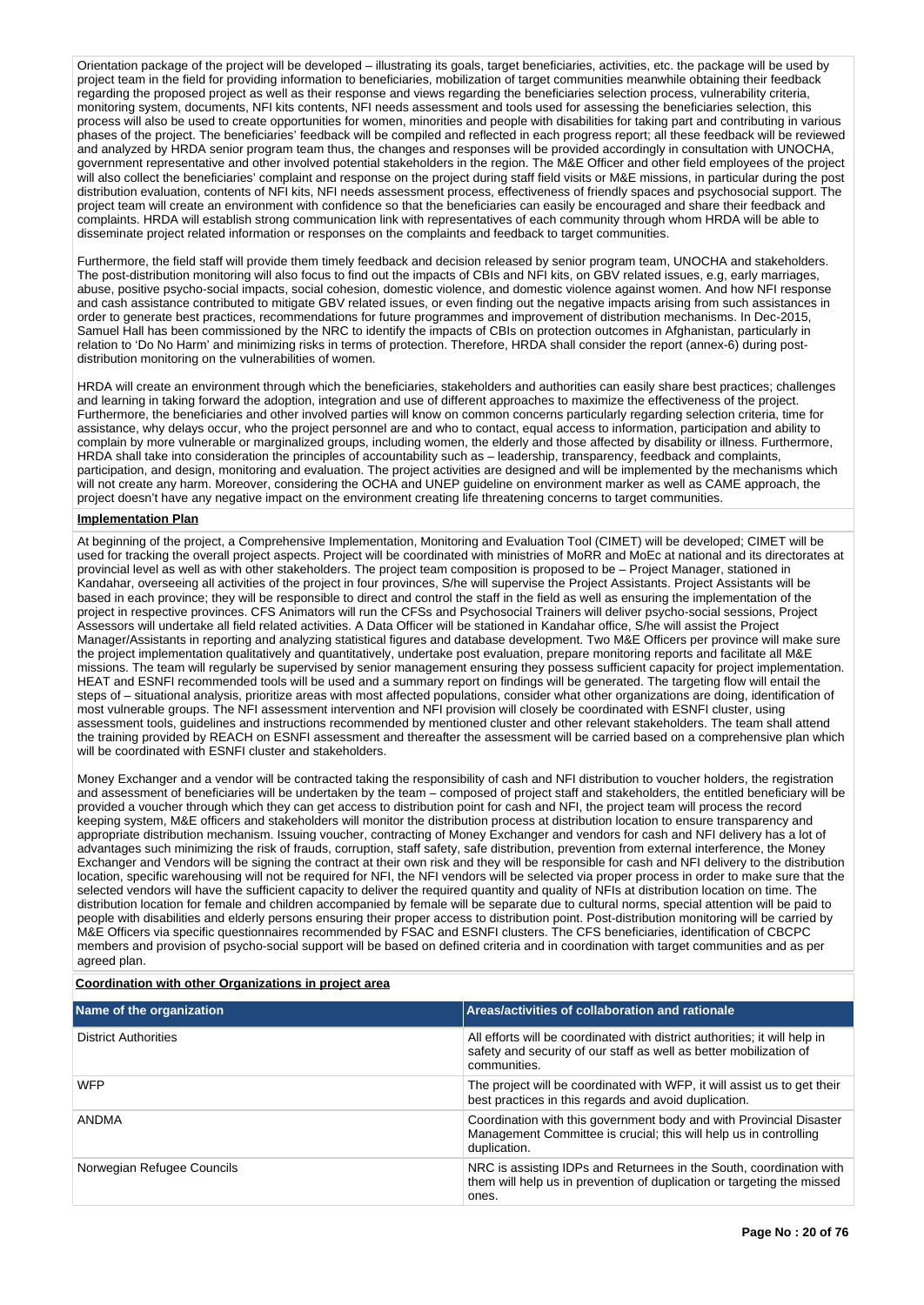Orientation package of the project will be developed – illustrating its goals, target beneficiaries, activities, etc. the package will be used by project team in the field for providing information to beneficiaries, mobilization of target communities meanwhile obtaining their feedback regarding the proposed project as well as their response and views regarding the beneficiaries selection process, vulnerability criteria, monitoring system, documents, NFI kits contents, NFI needs assessment and tools used for assessing the beneficiaries selection, this process will also be used to create opportunities for women, minorities and people with disabilities for taking part and contributing in various phases of the project. The beneficiaries' feedback will be compiled and reflected in each progress report; all these feedback will be reviewed and analyzed by HRDA senior program team thus, the changes and responses will be provided accordingly in consultation with UNOCHA, government representative and other involved potential stakeholders in the region. The M&E Officer and other field employees of the project will also collect the beneficiaries' complaint and response on the project during staff field visits or M&E missions, in particular during the post distribution evaluation, contents of NFI kits, NFI needs assessment process, effectiveness of friendly spaces and psychosocial support. The project team will create an environment with confidence so that the beneficiaries can easily be encouraged and share their feedback and complaints. HRDA will establish strong communication link with representatives of each community through whom HRDA will be able to disseminate project related information or responses on the complaints and feedback to target communities.

Furthermore, the field staff will provide them timely feedback and decision released by senior program team, UNOCHA and stakeholders. The post-distribution monitoring will also focus to find out the impacts of CBIs and NFI kits, on GBV related issues, e.g, early marriages, abuse, positive psycho-social impacts, social cohesion, domestic violence, and domestic violence against women. And how NFI response and cash assistance contributed to mitigate GBV related issues, or even finding out the negative impacts arising from such assistances in order to generate best practices, recommendations for future programmes and improvement of distribution mechanisms. In Dec-2015, Samuel Hall has been commissioned by the NRC to identify the impacts of CBIs on protection outcomes in Afghanistan, particularly in relation to 'Do No Harm' and minimizing risks in terms of protection. Therefore, HRDA shall consider the report (annex-6) during post-distribution monitoring on the vulnerabilities of women.

HRDA will create an environment through which the beneficiaries, stakeholders and authorities can easily share best practices; challenges and learning in taking forward the adoption, integration and use of different approaches to maximize the effectiveness of the project. Furthermore, the beneficiaries and other involved parties will know on common concerns particularly regarding selection criteria, time for assistance, why delays occur, who the project personnel are and who to contact, equal access to information, participation and ability to complain by more vulnerable or marginalized groups, including women, the elderly and those affected by disability or illness. Furthermore, HRDA shall take into consideration the principles of accountability such as – leadership, transparency, feedback and complaints, participation, and design, monitoring and evaluation. The project activities are designed and will be implemented by the mechanisms which will not create any harm. Moreover, considering the OCHA and UNEP guideline on environment marker as well as CAME approach, the project doesn't have any negative impact on the environment creating life threatening concerns to target communities.

**Implementation Plan**

At beginning of the project, a Comprehensive Implementation, Monitoring and Evaluation Tool (CIMET) will be developed; CIMET will be used for tracking the overall project aspects. Project will be coordinated with ministries of MoRR and MoEc at national and its directorates at provincial level as well as with other stakeholders. The project team composition is proposed to be – Project Manager, stationed in Kandahar, overseeing all activities of the project in four provinces, S/he will supervise the Project Assistants. Project Assistants will be based in each province; they will be responsible to direct and control the staff in the field as well as ensuring the implementation of the project in respective provinces. CFS Animators will run the CFSs and Psychosocial Trainers will deliver psycho-social sessions, Project Assessors will undertake all field related activities. A Data Officer will be stationed in Kandahar office, S/he will assist the Project Manager/Assistants in reporting and analyzing statistical figures and database development. Two M&E Officers per province will make sure the project implementation qualitatively and quantitatively, undertake post evaluation, prepare monitoring reports and facilitate all M&E missions. The team will regularly be supervised by senior management ensuring they possess sufficient capacity for project implementation. HEAT and ESNFI recommended tools will be used and a summary report on findings will be generated. The targeting flow will entail the steps of – situational analysis, prioritize areas with most affected populations, consider what other organizations are doing, identification of most vulnerable groups. The NFI assessment intervention and NFI provision will closely be coordinated with ESNFI cluster, using assessment tools, guidelines and instructions recommended by mentioned cluster and other relevant stakeholders. The team shall attend the training provided by REACH on ESNFI assessment and thereafter the assessment will be carried based on a comprehensive plan which will be coordinated with ESNFI cluster and stakeholders.

Money Exchanger and a vendor will be contracted taking the responsibility of cash and NFI distribution to voucher holders, the registration and assessment of beneficiaries will be undertaken by the team – composed of project staff and stakeholders, the entitled beneficiary will be provided a voucher through which they can get access to distribution point for cash and NFI, the project team will process the record keeping system, M&E officers and stakeholders will monitor the distribution process at distribution location to ensure transparency and appropriate distribution mechanism. Issuing voucher, contracting of Money Exchanger and vendors for cash and NFI delivery has a lot of advantages such minimizing the risk of frauds, corruption, staff safety, safe distribution, prevention from external interference, the Money Exchanger and Vendors will be signing the contract at their own risk and they will be responsible for cash and NFI delivery to the distribution location, specific warehousing will not be required for NFI, the NFI vendors will be selected via proper process in order to make sure that the selected vendors will have the sufficient capacity to deliver the required quantity and quality of NFIs at distribution location on time. The distribution location for female and children accompanied by female will be separate due to cultural norms, special attention will be paid to people with disabilities and elderly persons ensuring their proper access to distribution point. Post-distribution monitoring will be carried by M&E Officers via specific questionnaires recommended by FSAC and ESNFI clusters. The CFS beneficiaries, identification of CBCPC members and provision of psycho-social support will be based on defined criteria and in coordination with target communities and as per agreed plan.

**Coordination with other Organizations in project area**

| Name of the organization | Areas/activities of collaboration and rationale |
|---|---|
| District Authorities | All efforts will be coordinated with district authorities; it will help in safety and security of our staff as well as better mobilization of communities. |
| WFP | The project will be coordinated with WFP, it will assist us to get their best practices in this regards and avoid duplication. |
| ANDMA | Coordination with this government body and with Provincial Disaster Management Committee is crucial; this will help us in controlling duplication. |
| Norwegian Refugee Councils | NRC is assisting IDPs and Returnees in the South, coordination with them will help us in prevention of duplication or targeting the missed ones. |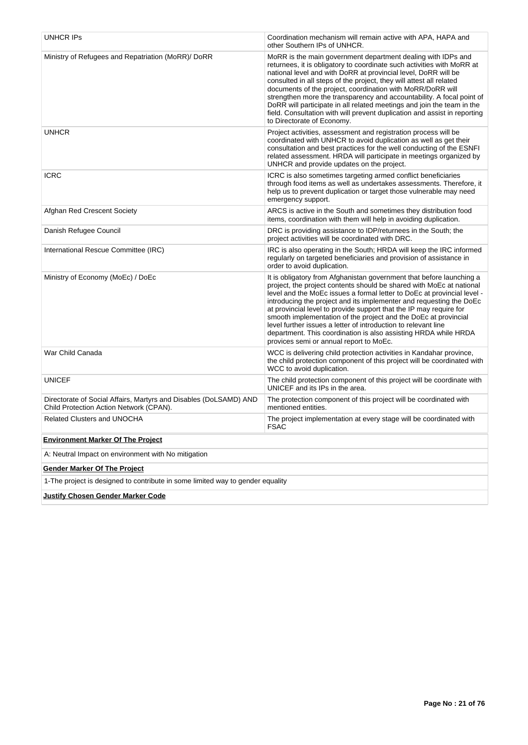| | |
|---|---|
| UNHCR IPs | Coordination mechanism will remain active with APA, HAPA and other Southern IPs of UNHCR. |
| Ministry of Refugees and Repatriation (MoRR)/ DoRR | MoRR is the main government department dealing with IDPs and returnees, it is obligatory to coordinate such activities with MoRR at national level and with DoRR at provincial level, DoRR will be consulted in all steps of the project, they will attest all related documents of the project, coordination with MoRR/DoRR will strengthen more the transparency and accountability. A focal point of DoRR will participate in all related meetings and join the team in the field. Consultation with will prevent duplication and assist in reporting to Directorate of Economy. |
| UNHCR | Project activities, assessment and registration process will be coordinated with UNHCR to avoid duplication as well as get their consultation and best practices for the well conducting of the ESNFI related assessment. HRDA will participate in meetings organized by UNHCR and provide updates on the project. |
| ICRC | ICRC is also sometimes targeting armed conflict beneficiaries through food items as well as undertakes assessments. Therefore, it help us to prevent duplication or target those vulnerable may need emergency support. |
| Afghan Red Crescent Society | ARCS is active in the South and sometimes they distribution food items, coordination with them will help in avoiding duplication. |
| Danish Refugee Council | DRC is providing assistance to IDP/returnees in the South; the project activities will be coordinated with DRC. |
| International Rescue Committee (IRC) | IRC is also operating in the South; HRDA will keep the IRC informed regularly on targeted beneficiaries and provision of assistance in order to avoid duplication. |
| Ministry of Economy (MoEc) / DoEc | It is obligatory from Afghanistan government that before launching a project, the project contents should be shared with MoEc at national level and the MoEc issues a formal letter to DoEc at provincial level - introducing the project and its implementer and requesting the DoEc at provincial level to provide support that the IP may require for smooth implementation of the project and the DoEc at provincial level further issues a letter of introduction to relevant line department. This coordination is also assisting HRDA while HRDA provices semi or annual report to MoEc. |
| War Child Canada | WCC is delivering child protection activities in Kandahar province, the child protection component of this project will be coordinated with WCC to avoid duplication. |
| UNICEF | The child protection component of this project will be coordinate with UNICEF and its IPs in the area. |
| Directorate of Social Affairs, Martyrs and Disables (DoLSAMD) AND Child Protection Action Network (CPAN). | The protection component of this project will be coordinated with mentioned entities. |
| Related Clusters and UNOCHA | The project implementation at every stage will be coordinated with FSAC |

**Environment Marker Of The Project**

A: Neutral Impact on environment with No mitigation

**Gender Marker Of The Project**

1-The project is designed to contribute in some limited way to gender equality

**Justify Chosen Gender Marker Code**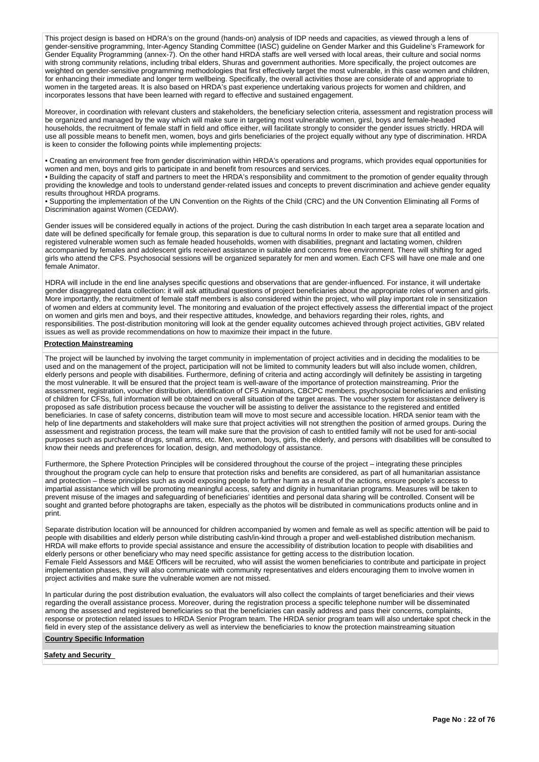This project design is based on HDRA's on the ground (hands-on) analysis of IDP needs and capacities, as viewed through a lens of gender-sensitive programming, Inter-Agency Standing Committee (IASC) guideline on Gender Marker and this Guideline's Framework for Gender Equality Programming (annex-7). On the other hand HRDA staffs are well versed with local areas, their culture and social norms with strong community relations, including tribal elders, Shuras and government authorities. More specifically, the project outcomes are weighted on gender-sensitive programming methodologies that first effectively target the most vulnerable, in this case women and children, for enhancing their immediate and longer term wellbeing. Specifically, the overall activities those are considerate of and appropriate to women in the targeted areas. It is also based on HRDA's past experience undertaking various projects for women and children, and incorporates lessons that have been learned with regard to effective and sustained engagement.

Moreover, in coordination with relevant clusters and stakeholders, the beneficiary selection criteria, assessment and registration process will be organized and managed by the way which will make sure in targeting most vulnerable women, girsl, boys and female-headed households, the recruitment of female staff in field and office either, will facilitate strongly to consider the gender issues strictly. HRDA will use all possible means to benefit men, women, boys and girls beneficiaries of the project equally without any type of discrimination. HRDA is keen to consider the following points while implementing projects:

• Creating an environment free from gender discrimination within HRDA's operations and programs, which provides equal opportunities for women and men, boys and girls to participate in and benefit from resources and services.
• Building the capacity of staff and partners to meet the HRDA's responsibility and commitment to the promotion of gender equality through providing the knowledge and tools to understand gender-related issues and concepts to prevent discrimination and achieve gender equality results throughout HRDA programs.
• Supporting the implementation of the UN Convention on the Rights of the Child (CRC) and the UN Convention Eliminating all Forms of Discrimination against Women (CEDAW).

Gender issues will be considered equally in actions of the project. During the cash distribution In each target area a separate location and date will be defined specifically for female group, this separation is due to cultural norms In order to make sure that all entitled and registered vulnerable women such as female headed households, women with disabilities, pregnant and lactating women, children accompanied by females and adolescent girls received assistance in suitable and concerns free environment. There will shifting for aged girls who attend the CFS. Psychosocial sessions will be organized separately for men and women. Each CFS will have one male and one female Animator.

HDRA will include in the end line analyses specific questions and observations that are gender-influenced. For instance, it will undertake gender disaggregated data collection: it will ask attitudinal questions of project beneficiaries about the appropriate roles of women and girls. More importantly, the recruitment of female staff members is also considered within the project, who will play important role in sensitization of women and elders at community level. The monitoring and evaluation of the project effectively assess the differential impact of the project on women and girls men and boys, and their respective attitudes, knowledge, and behaviors regarding their roles, rights, and responsibilities. The post-distribution monitoring will look at the gender equality outcomes achieved through project activities, GBV related issues as well as provide recommendations on how to maximize their impact in the future.

**Protection Mainstreaming**

The project will be launched by involving the target community in implementation of project activities and in deciding the modalities to be used and on the management of the project, participation will not be limited to community leaders but will also include women, children, elderly persons and people with disabilities. Furthermore, defining of criteria and acting accordingly will definitely be assisting in targeting the most vulnerable. It will be ensured that the project team is well-aware of the importance of protection mainstreaming. Prior the assessment, registration, voucher distribution, identification of CFS Animators, CBCPC members, psychosocial beneficiaries and enlisting of children for CFSs, full information will be obtained on overall situation of the target areas. The voucher system for assistance delivery is proposed as safe distribution process because the voucher will be assisting to deliver the assistance to the registered and entitled beneficiaries. In case of safety concerns, distribution team will move to most secure and accessible location. HRDA senior team with the help of line departments and stakeholders will make sure that project activities will not strengthen the position of armed groups. During the assessment and registration process, the team will make sure that the provision of cash to entitled family will not be used for anti-social purposes such as purchase of drugs, small arms, etc. Men, women, boys, girls, the elderly, and persons with disabilities will be consulted to know their needs and preferences for location, design, and methodology of assistance.

Furthermore, the Sphere Protection Principles will be considered throughout the course of the project – integrating these principles throughout the program cycle can help to ensure that protection risks and benefits are considered, as part of all humanitarian assistance and protection – these principles such as avoid exposing people to further harm as a result of the actions, ensure people's access to impartial assistance which will be promoting meaningful access, safety and dignity in humanitarian programs. Measures will be taken to prevent misuse of the images and safeguarding of beneficiaries' identities and personal data sharing will be controlled. Consent will be sought and granted before photographs are taken, especially as the photos will be distributed in communications products online and in print.

Separate distribution location will be announced for children accompanied by women and female as well as specific attention will be paid to people with disabilities and elderly person while distributing cash/in-kind through a proper and well-established distribution mechanism. HRDA will make efforts to provide special assistance and ensure the accessibility of distribution location to people with disabilities and elderly persons or other beneficiary who may need specific assistance for getting access to the distribution location.
Female Field Assessors and M&E Officers will be recruited, who will assist the women beneficiaries to contribute and participate in project implementation phases, they will also communicate with community representatives and elders encouraging them to involve women in project activities and make sure the vulnerable women are not missed.

In particular during the post distribution evaluation, the evaluators will also collect the complaints of target beneficiaries and their views regarding the overall assistance process. Moreover, during the registration process a specific telephone number will be disseminated among the assessed and registered beneficiaries so that the beneficiaries can easily address and pass their concerns, complaints, response or protection related issues to HRDA Senior Program team. The HRDA senior program team will also undertake spot check in the field in every step of the assistance delivery as well as interview the beneficiaries to know the protection mainstreaming situation

**Country Specific Information**

**Safety and Security**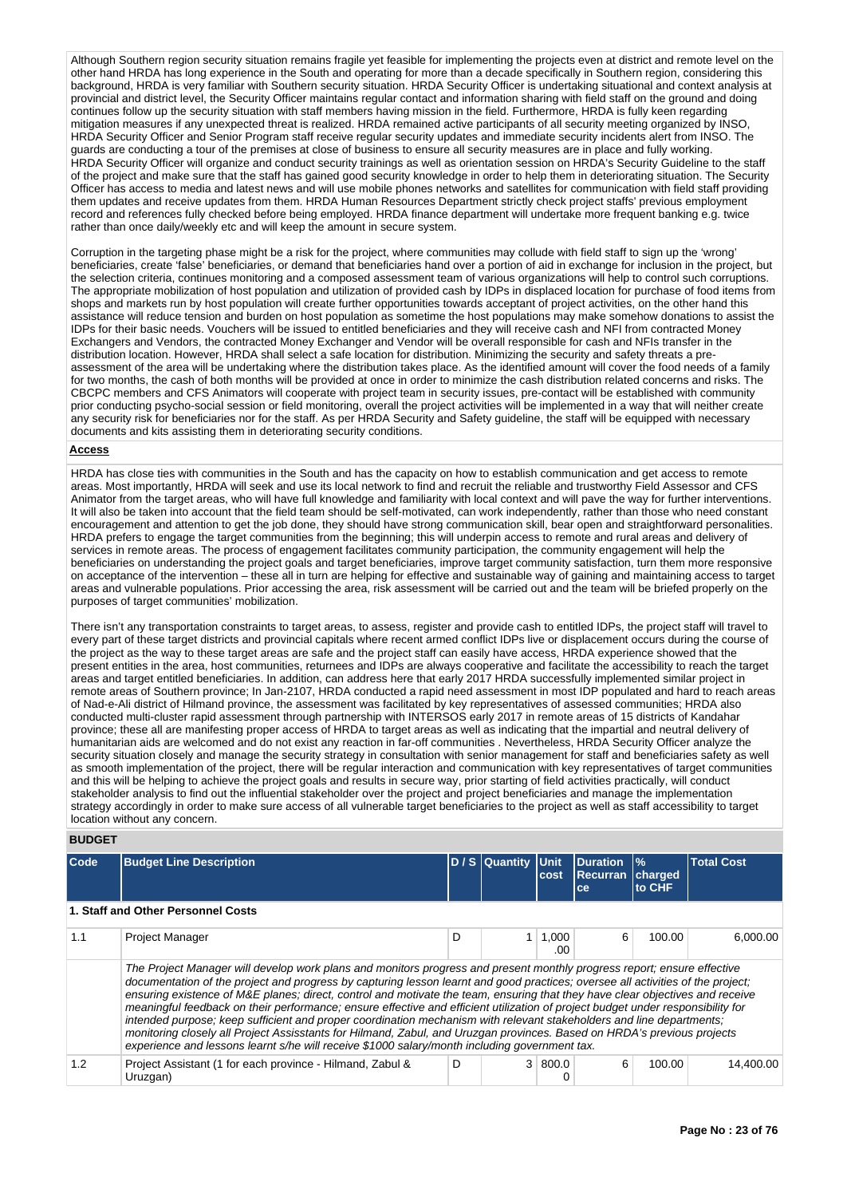Although Southern region security situation remains fragile yet feasible for implementing the projects even at district and remote level on the other hand HRDA has long experience in the South and operating for more than a decade specifically in Southern region, considering this background, HRDA is very familiar with Southern security situation. HRDA Security Officer is undertaking situational and context analysis at provincial and district level, the Security Officer maintains regular contact and information sharing with field staff on the ground and doing continues follow up the security situation with staff members having mission in the field. Furthermore, HRDA is fully keen regarding mitigation measures if any unexpected threat is realized. HRDA remained active participants of all security meeting organized by INSO, HRDA Security Officer and Senior Program staff receive regular security updates and immediate security incidents alert from INSO. The guards are conducting a tour of the premises at close of business to ensure all security measures are in place and fully working. HRDA Security Officer will organize and conduct security trainings as well as orientation session on HRDA's Security Guideline to the staff of the project and make sure that the staff has gained good security knowledge in order to help them in deteriorating situation. The Security Officer has access to media and latest news and will use mobile phones networks and satellites for communication with field staff providing them updates and receive updates from them. HRDA Human Resources Department strictly check project staffs' previous employment record and references fully checked before being employed. HRDA finance department will undertake more frequent banking e.g. twice rather than once daily/weekly etc and will keep the amount in secure system.

Corruption in the targeting phase might be a risk for the project, where communities may collude with field staff to sign up the 'wrong' beneficiaries, create 'false' beneficiaries, or demand that beneficiaries hand over a portion of aid in exchange for inclusion in the project, but the selection criteria, continues monitoring and a composed assessment team of various organizations will help to control such corruptions. The appropriate mobilization of host population and utilization of provided cash by IDPs in displaced location for purchase of food items from shops and markets run by host population will create further opportunities towards acceptant of project activities, on the other hand this assistance will reduce tension and burden on host population as sometime the host populations may make somehow donations to assist the IDPs for their basic needs. Vouchers will be issued to entitled beneficiaries and they will receive cash and NFI from contracted Money Exchangers and Vendors, the contracted Money Exchanger and Vendor will be overall responsible for cash and NFIs transfer in the distribution location. However, HRDA shall select a safe location for distribution. Minimizing the security and safety threats a pre-assessment of the area will be undertaking where the distribution takes place. As the identified amount will cover the food needs of a family for two months, the cash of both months will be provided at once in order to minimize the cash distribution related concerns and risks. The CBCPC members and CFS Animators will cooperate with project team in security issues, pre-contact will be established with community prior conducting psycho-social session or field monitoring, overall the project activities will be implemented in a way that will neither create any security risk for beneficiaries nor for the staff. As per HRDA Security and Safety guideline, the staff will be equipped with necessary documents and kits assisting them in deteriorating security conditions.

**Access**

HRDA has close ties with communities in the South and has the capacity on how to establish communication and get access to remote areas. Most importantly, HRDA will seek and use its local network to find and recruit the reliable and trustworthy Field Assessor and CFS Animator from the target areas, who will have full knowledge and familiarity with local context and will pave the way for further interventions. It will also be taken into account that the field team should be self-motivated, can work independently, rather than those who need constant encouragement and attention to get the job done, they should have strong communication skill, bear open and straightforward personalities. HRDA prefers to engage the target communities from the beginning; this will underpin access to remote and rural areas and delivery of services in remote areas. The process of engagement facilitates community participation, the community engagement will help the beneficiaries on understanding the project goals and target beneficiaries, improve target community satisfaction, turn them more responsive on acceptance of the intervention – these all in turn are helping for effective and sustainable way of gaining and maintaining access to target areas and vulnerable populations. Prior accessing the area, risk assessment will be carried out and the team will be briefed properly on the purposes of target communities' mobilization.

There isn't any transportation constraints to target areas, to assess, register and provide cash to entitled IDPs, the project staff will travel to every part of these target districts and provincial capitals where recent armed conflict IDPs live or displacement occurs during the course of the project as the way to these target areas are safe and the project staff can easily have access, HRDA experience showed that the present entities in the area, host communities, returnees and IDPs are always cooperative and facilitate the accessibility to reach the target areas and target entitled beneficiaries. In addition, can address here that early 2017 HRDA successfully implemented similar project in remote areas of Southern province; In Jan-2107, HRDA conducted a rapid need assessment in most IDP populated and hard to reach areas of Nad-e-Ali district of Hilmand province, the assessment was facilitated by key representatives of assessed communities; HRDA also conducted multi-cluster rapid assessment through partnership with INTERSOS early 2017 in remote areas of 15 districts of Kandahar province; these all are manifesting proper access of HRDA to target areas as well as indicating that the impartial and neutral delivery of humanitarian aids are welcomed and do not exist any reaction in far-off communities . Nevertheless, HRDA Security Officer analyze the security situation closely and manage the security strategy in consultation with senior management for staff and beneficiaries safety as well as smooth implementation of the project, there will be regular interaction and communication with key representatives of target communities and this will be helping to achieve the project goals and results in secure way, prior starting of field activities practically, will conduct stakeholder analysis to find out the influential stakeholder over the project and project beneficiaries and manage the implementation strategy accordingly in order to make sure access of all vulnerable target beneficiaries to the project as well as staff accessibility to target location without any concern.

## BUDGET

| Code | Budget Line Description | D / S | Quantity | Unit cost | Duration Recurrance | % charged to CHF | Total Cost |
|---|---|---|---|---|---|---|---|
| **1. Staff and Other Personnel Costs** | | | | | | | |
| 1.1 | Project Manager | D | 1 | 1,000.00 | 6 | 100.00 | 6,000.00 |
| | *The Project Manager will develop work plans and monitors progress and present monthly progress report; ensure effective documentation of the project and progress by capturing lesson learnt and good practices; oversee all activities of the project; ensuring existence of M&E planes; direct, control and motivate the team, ensuring that they have clear objectives and receive meaningful feedback on their performance; ensure effective and efficient utilization of project budget under responsibility for intended purpose; keep sufficient and proper coordination mechanism with relevant stakeholders and line departments; monitoring closely all Project Assisstants for Hilmand, Zabul, and Uruzgan provinces. Based on HRDA's previous projects experience and lessons learnt s/he will receive $1000 salary/month including government tax.* | | | | | | |
| 1.2 | Project Assistant (1 for each province - Hilmand, Zabul & Uruzgan) | D | 3 | 800.00 | 6 | 100.00 | 14,400.00 |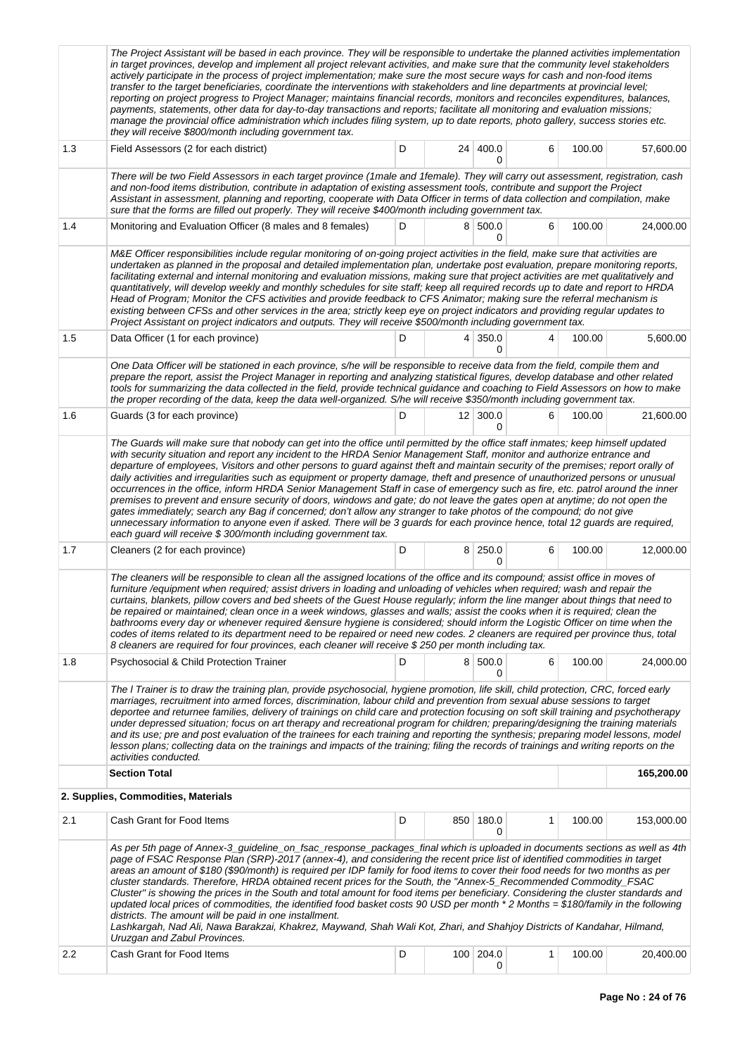| | | | | | | | |
|---|---|---|---|---|---|---|---|
| | *The Project Assistant will be based in each province. They will be responsible to undertake the planned activities implementation in target provinces, develop and implement all project relevant activities, and make sure that the community level stakeholders actively participate in the process of project implementation; make sure the most secure ways for cash and non-food items transfer to the target beneficiaries, coordinate the interventions with stakeholders and line departments at provincial level; reporting on project progress to Project Manager; maintains financial records, monitors and reconciles expenditures, balances, payments, statements, other data for day-to-day transactions and reports; facilitate all monitoring and evaluation missions; manage the provincial office administration which includes filing system, up to date reports, photo gallery, success stories etc. they will receive $800/month including government tax.* | | | | | | |
| 1.3 | Field Assessors (2 for each district) | D | 24 | 400.00 | 6 | 100.00 | 57,600.00 |
| | *There will be two Field Assessors in each target province (1male and 1female). They will carry out assessment, registration, cash and non-food items distribution, contribute in adaptation of existing assessment tools, contribute and support the Project Assistant in assessment, planning and reporting, cooperate with Data Officer in terms of data collection and compilation, make sure that the forms are filled out properly. They will receive $400/month including government tax.* | | | | | | |
| 1.4 | Monitoring and Evaluation Officer (8 males and 8 females) | D | 8 | 500.00 | 6 | 100.00 | 24,000.00 |
| | *M&E Officer responsibilities include regular monitoring of on-going project activities in the field, make sure that activities are undertaken as planned in the proposal and detailed implementation plan, undertake post evaluation, prepare monitoring reports, facilitating external and internal monitoring and evaluation missions, making sure that project activities are met qualitatively and quantitatively, will develop weekly and monthly schedules for site staff; keep all required records up to date and report to HRDA Head of Program; Monitor the CFS activities and provide feedback to CFS Animator; making sure the referral mechanism is existing between CFSs and other services in the area; strictly keep eye on project indicators and providing regular updates to Project Assistant on project indicators and outputs. They will receive $500/month including government tax.* | | | | | | |
| 1.5 | Data Officer (1 for each province) | D | 4 | 350.00 | 4 | 100.00 | 5,600.00 |
| | *One Data Officer will be stationed in each province, s/he will be responsible to receive data from the field, compile them and prepare the report, assist the Project Manager in reporting and analyzing statistical figures, develop database and other related tools for summarizing the data collected in the field, provide technical guidance and coaching to Field Assessors on how to make the proper recording of the data, keep the data well-organized. S/he will receive $350/month including government tax.* | | | | | | |
| 1.6 | Guards (3 for each province) | D | 12 | 300.00 | 6 | 100.00 | 21,600.00 |
| | *The Guards will make sure that nobody can get into the office until permitted by the office staff inmates; keep himself updated with security situation and report any incident to the HRDA Senior Management Staff, monitor and authorize entrance and departure of employees, Visitors and other persons to guard against theft and maintain security of the premises; report orally of daily activities and irregularities such as equipment or property damage, theft and presence of unauthorized persons or unusual occurrences in the office, inform HRDA Senior Management Staff in case of emergency such as fire, etc. patrol around the inner premises to prevent and ensure security of doors, windows and gate; do not leave the gates open at anytime; do not open the gates immediately; search any Bag if concerned; don't allow any stranger to take photos of the compound; do not give unnecessary information to anyone even if asked. There will be 3 guards for each province hence, total 12 guards are required, each guard will receive $ 300/month including government tax.* | | | | | | |
| 1.7 | Cleaners (2 for each province) | D | 8 | 250.00 | 6 | 100.00 | 12,000.00 |
| | *The cleaners will be responsible to clean all the assigned locations of the office and its compound; assist office in moves of furniture /equipment when required; assist drivers in loading and unloading of vehicles when required; wash and repair the curtains, blankets, pillow covers and bed sheets of the Guest House regularly; inform the line manger about things that need to be repaired or maintained; clean once in a week windows, glasses and walls; assist the cooks when it is required; clean the bathrooms every day or whenever required &ensure hygiene is considered; should inform the Logistic Officer on time when the codes of items related to its department need to be repaired or need new codes. 2 cleaners are required per province thus, total 8 cleaners are required for four provinces, each cleaner will receive $ 250 per month including tax.* | | | | | | |
| 1.8 | Psychosocial & Child Protection Trainer | D | 8 | 500.00 | 6 | 100.00 | 24,000.00 |
| | *The l Trainer is to draw the training plan, provide psychosocial, hygiene promotion, life skill, child protection, CRC, forced early marriages, recruitment into armed forces, discrimination, labour child and prevention from sexual abuse sessions to target deportee and returnee families, delivery of trainings on child care and protection focusing on soft skill training and psychotherapy under depressed situation; focus on art therapy and recreational program for children; preparing/designing the training materials and its use; pre and post evaluation of the trainees for each training and reporting the synthesis; preparing model lessons, model lesson plans; collecting data on the trainings and impacts of the training; filing the records of trainings and writing reports on the activities conducted.* | | | | | | |
| | **Section Total** | | | | | | **165,200.00** |
| | **2. Supplies, Commodities, Materials** | | | | | | |
| 2.1 | Cash Grant for Food Items | D | 850 | 180.00 | 1 | 100.00 | 153,000.00 |
| | *As per 5th page of Annex-3_guideline_on_fsac_response_packages_final which is uploaded in documents sections as well as 4th page of FSAC Response Plan (SRP)-2017 (annex-4), and considering the recent price list of identified commodities in target areas an amount of $180 ($90/month) is required per IDP family for food items to cover their food needs for two months as per cluster standards. Therefore, HRDA obtained recent prices for the South, the "Annex-5_Recommended Commodity_FSAC Cluster" is showing the prices in the South and total amount for food items per beneficiary. Considering the cluster standards and updated local prices of commodities, the identified food basket costs 90 USD per month * 2 Months = $180/family in the following districts. The amount will be paid in one installment.*<br>*Lashkargah, Nad Ali, Nawa Barakzai, Khakrez, Maywand, Shah Wali Kot, Zhari, and Shahjoy Districts of Kandahar, Hilmand, Uruzgan and Zabul Provinces.* | | | | | | |
| 2.2 | Cash Grant for Food Items | D | 100 | 204.00 | 1 | 100.00 | 20,400.00 |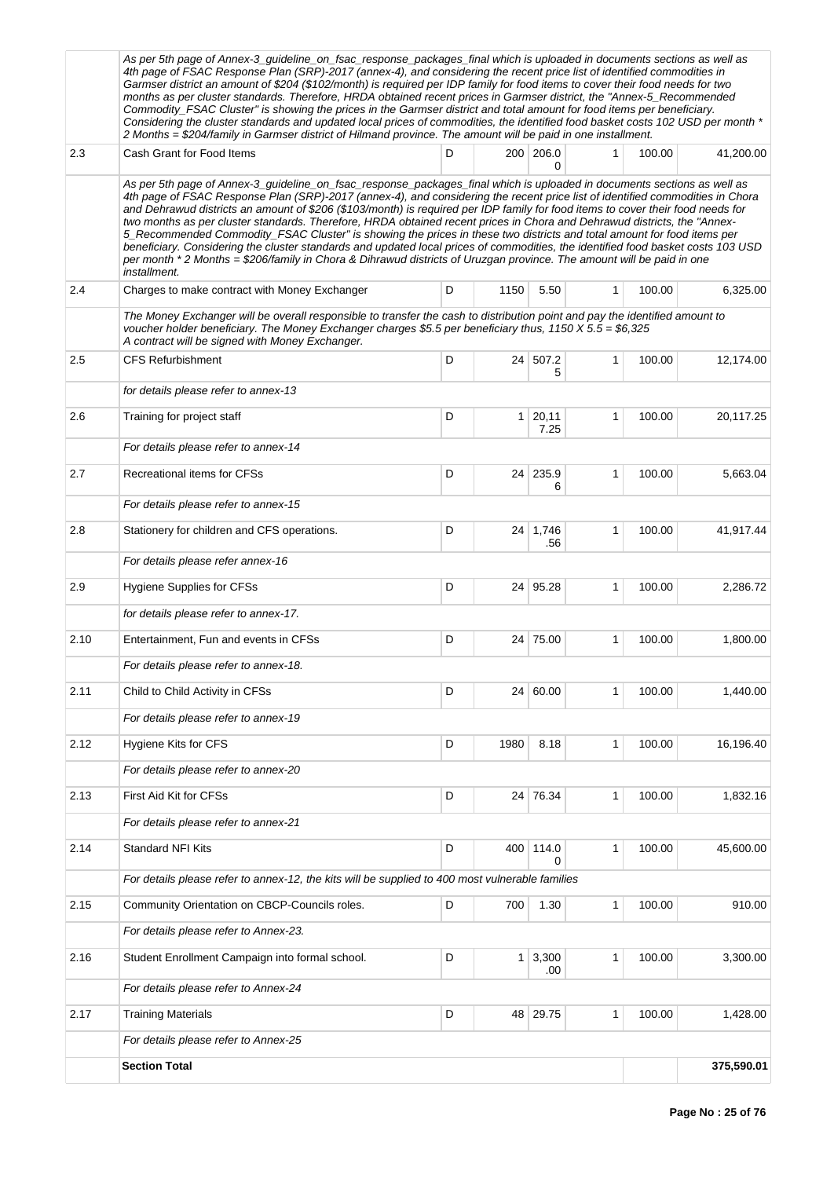| | | | | | | | |
|---|---|---|---|---|---|---|---|
| | *As per 5th page of Annex-3_guideline_on_fsac_response_packages_final which is uploaded in documents sections as well as 4th page of FSAC Response Plan (SRP)-2017 (annex-4), and considering the recent price list of identified commodities in Garmser district an amount of $204 ($102/month) is required per IDP family for food items to cover their food needs for two months as per cluster standards. Therefore, HRDA obtained recent prices in Garmser district, the "Annex-5_Recommended Commodity_FSAC Cluster" is showing the prices in the Garmser district and total amount for food items per beneficiary. Considering the cluster standards and updated local prices of commodities, the identified food basket costs 102 USD per month * 2 Months = $204/family in Garmser district of Hilmand province. The amount will be paid in one installment.* | | | | | | |
| 2.3 | Cash Grant for Food Items | D | 200 | 206.00 | 1 | 100.00 | 41,200.00 |
| | *As per 5th page of Annex-3_guideline_on_fsac_response_packages_final which is uploaded in documents sections as well as 4th page of FSAC Response Plan (SRP)-2017 (annex-4), and considering the recent price list of identified commodities in Chora and Dehrawud districts an amount of $206 ($103/month) is required per IDP family for food items to cover their food needs for two months as per cluster standards. Therefore, HRDA obtained recent prices in Chora and Dehrawud districts, the "Annex-5_Recommended Commodity_FSAC Cluster" is showing the prices in these two districts and total amount for food items per beneficiary. Considering the cluster standards and updated local prices of commodities, the identified food basket costs 103 USD per month * 2 Months = $206/family in Chora & Dihrawud districts of Uruzgan province. The amount will be paid in one installment.* | | | | | | |
| 2.4 | Charges to make contract with Money Exchanger | D | 1150 | 5.50 | 1 | 100.00 | 6,325.00 |
| | *The Money Exchanger will be overall responsible to transfer the cash to distribution point and pay the identified amount to voucher holder beneficiary. The Money Exchanger charges $5.5 per beneficiary thus, 1150 X 5.5 = $6,325 A contract will be signed with Money Exchanger.* | | | | | | |
| 2.5 | CFS Refurbishment | D | 24 | 507.25 | 1 | 100.00 | 12,174.00 |
| | *for details please refer to annex-13* | | | | | | |
| 2.6 | Training for project staff | D | 1 | 20,117.25 | 1 | 100.00 | 20,117.25 |
| | *For details please refer to annex-14* | | | | | | |
| 2.7 | Recreational items for CFSs | D | 24 | 235.96 | 1 | 100.00 | 5,663.04 |
| | *For details please refer to annex-15* | | | | | | |
| 2.8 | Stationery for children and CFS operations. | D | 24 | 1,746.56 | 1 | 100.00 | 41,917.44 |
| | *For details please refer annex-16* | | | | | | |
| 2.9 | Hygiene Supplies for CFSs | D | 24 | 95.28 | 1 | 100.00 | 2,286.72 |
| | *for details please refer to annex-17.* | | | | | | |
| 2.10 | Entertainment, Fun and events in CFSs | D | 24 | 75.00 | 1 | 100.00 | 1,800.00 |
| | *For details please refer to annex-18.* | | | | | | |
| 2.11 | Child to Child Activity in CFSs | D | 24 | 60.00 | 1 | 100.00 | 1,440.00 |
| | *For details please refer to annex-19* | | | | | | |
| 2.12 | Hygiene Kits for CFS | D | 1980 | 8.18 | 1 | 100.00 | 16,196.40 |
| | *For details please refer to annex-20* | | | | | | |
| 2.13 | First Aid Kit for CFSs | D | 24 | 76.34 | 1 | 100.00 | 1,832.16 |
| | *For details please refer to annex-21* | | | | | | |
| 2.14 | Standard NFI Kits | D | 400 | 114.00 | 1 | 100.00 | 45,600.00 |
| | *For details please refer to annex-12, the kits will be supplied to 400 most vulnerable families* | | | | | | |
| 2.15 | Community Orientation on CBCP-Councils roles. | D | 700 | 1.30 | 1 | 100.00 | 910.00 |
| | *For details please refer to Annex-23.* | | | | | | |
| 2.16 | Student Enrollment Campaign into formal school. | D | 1 | 3,300.00 | 1 | 100.00 | 3,300.00 |
| | *For details please refer to Annex-24* | | | | | | |
| 2.17 | Training Materials | D | 48 | 29.75 | 1 | 100.00 | 1,428.00 |
| | *For details please refer to Annex-25* | | | | | | |
| | **Section Total** | | | | | | **375,590.01** |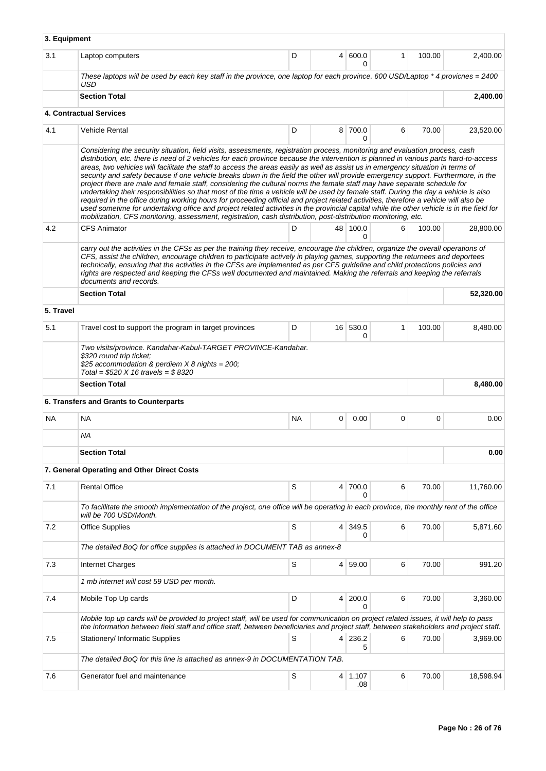| 3. Equipment | | | | | | | |
|---|---|---|---|---|---|---|---|
| 3.1 | Laptop computers | D | 4 | 600.00 | 1 | 100.00 | 2,400.00 |
| | *These laptops will be used by each key staff in the province, one laptop for each province. 600 USD/Laptop * 4 provicnes = 2400 USD* | | | | | | |
| | **Section Total** | | | | | | **2,400.00** |
| | **4. Contractual Services** | | | | | | |
| 4.1 | Vehicle Rental | D | 8 | 700.00 | 6 | 70.00 | 23,520.00 |
| | *Considering the security situation, field visits, assessments, registration process, monitoring and evaluation process, cash distribution, etc. there is need of 2 vehicles for each province because the intervention is planned in various parts hard-to-access areas, two vehicles will facilitate the staff to access the areas easily as well as assist us in emergency situation in terms of security and safety because if one vehicle breaks down in the field the other will provide emergency support. Furthermore, in the project there are male and female staff, considering the cultural norms the female staff may have separate schedule for undertaking their responsibilities so that most of the time a vehicle will be used by female staff. During the day a vehicle is also required in the office during working hours for proceeding official and project related activities, therefore a vehicle will also be used sometime for undertaking office and project related activities in the provincial capital while the other vehicle is in the field for mobilization, CFS monitoring, assessment, registration, cash distribution, post-distribution monitoring, etc.* | | | | | | |
| 4.2 | CFS Animator | D | 48 | 100.00 | 6 | 100.00 | 28,800.00 |
| | *carry out the activities in the CFSs as per the training they receive, encourage the children, organize the overall operations of CFS, assist the children, encourage children to participate actively in playing games, supporting the returnees and deportees technically, ensuring that the activities in the CFSs are implemented as per CFS guideline and child protections policies and rights are respected and keeping the CFSs well documented and maintained. Making the referrals and keeping the referrals documents and records.* | | | | | | |
| | **Section Total** | | | | | | **52,320.00** |
| **5. Travel** | | | | | | | |
| 5.1 | Travel cost to support the program in target provinces | D | 16 | 530.00 | 1 | 100.00 | 8,480.00 |
| | *Two visits/province. Kandahar-Kabul-TARGET PROVINCE-Kandahar.*<br>*$320 round trip ticket;*<br>*$25 accommodation & perdiem X 8 nights = 200;*<br>*Total = $520 X 16 travels = $ 8320* | | | | | | |
| | **Section Total** | | | | | | **8,480.00** |
| | **6. Transfers and Grants to Counterparts** | | | | | | |
| NA | NA | NA | 0 | 0.00 | 0 | 0 | 0.00 |
| | *NA* | | | | | | |
| | **Section Total** | | | | | | **0.00** |
| | **7. General Operating and Other Direct Costs** | | | | | | |
| 7.1 | Rental Office | S | 4 | 700.00 | 6 | 70.00 | 11,760.00 |
| | *To facillitate the smooth implementation of the project, one office will be operating in each province, the monthly rent of the office will be 700 USD/Month.* | | | | | | |
| 7.2 | Office Supplies | S | 4 | 349.50 | 6 | 70.00 | 5,871.60 |
| | *The detailed BoQ for office supplies is attached in DOCUMENT TAB as annex-8* | | | | | | |
| 7.3 | Internet Charges | S | 4 | 59.00 | 6 | 70.00 | 991.20 |
| | *1 mb internet will cost 59 USD per month.* | | | | | | |
| 7.4 | Mobile Top Up cards | D | 4 | 200.00 | 6 | 70.00 | 3,360.00 |
| | *Mobile top up cards will be provided to project staff, will be used for communication on project related issues, it will help to pass the information between field staff and office staff, between beneficiaries and project staff, between stakeholders and project staff.* | | | | | | |
| 7.5 | Stationery/ Informatic Supplies | S | 4 | 236.25 | 6 | 70.00 | 3,969.00 |
| | *The detailed BoQ for this line is attached as annex-9 in DOCUMENTATION TAB.* | | | | | | |
| 7.6 | Generator fuel and maintenance | S | 4 | 1,107.08 | 6 | 70.00 | 18,598.94 |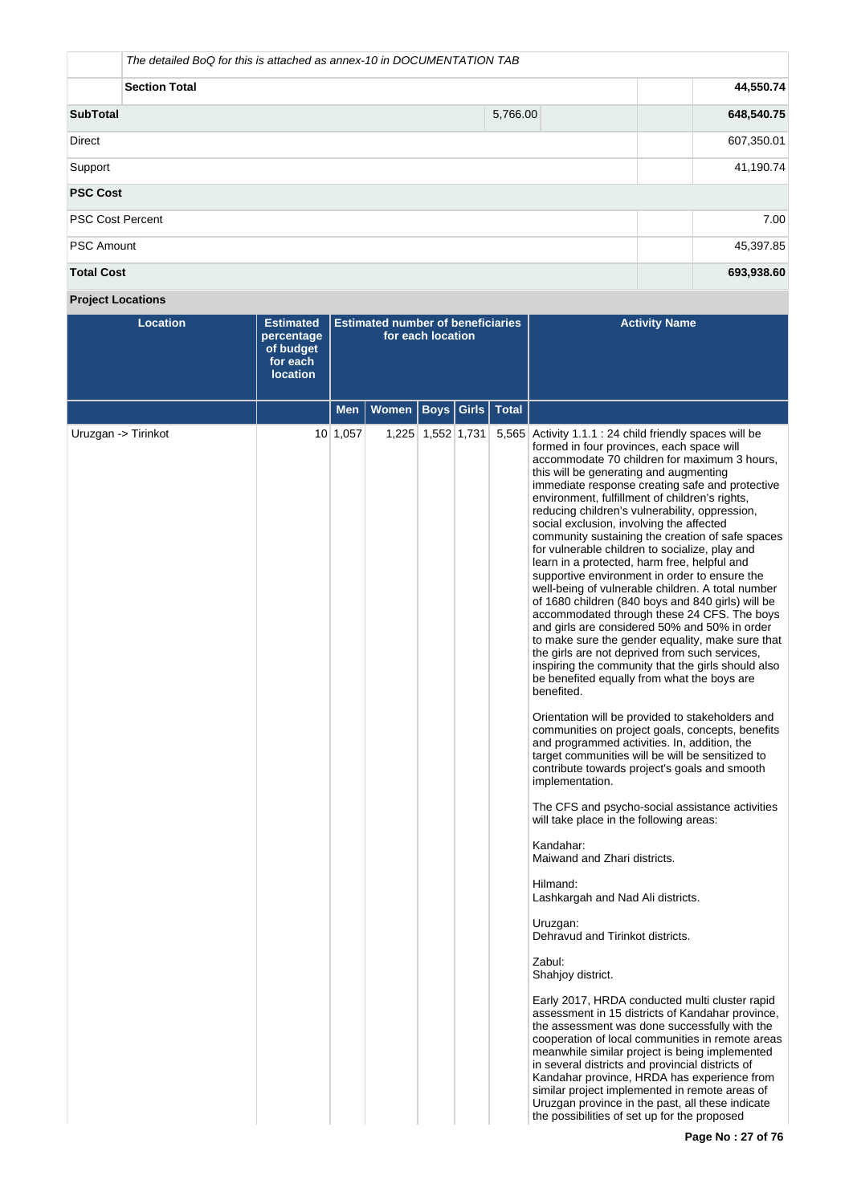| | | | | |
|---|---|---|---|---|
| | *The detailed BoQ for this is attached as annex-10 in DOCUMENTATION TAB* | | | |
| | **Section Total** | | | **44,550.74** |
| **SubTotal** | | 5,766.00 | | **648,540.75** |
| Direct | | | | 607,350.01 |
| Support | | | | 41,190.74 |
| **PSC Cost** | | | | |
| PSC Cost Percent | | | | 7.00 |
| PSC Amount | | | | 45,397.85 |
| **Total Cost** | | | | **693,938.60** |

**Project Locations**

| Location | Estimated percentage of budget for each location | Estimated number of beneficiaries for each location | | | | | Activity Name |
|---|---|---|---|---|---|---|---|
| | | Men | Women | Boys | Girls | Total | |
| Uruzgan -> Tirinkot | 10 | 1,057 | 1,225 | 1,552 | 1,731 | 5,565 | Activity 1.1.1 : 24 child friendly spaces will be formed in four provinces, each space will accommodate 70 children for maximum 3 hours, this will be generating and augmenting immediate response creating safe and protective environment, fulfillment of children's rights, reducing children's vulnerability, oppression, social exclusion, involving the affected community sustaining the creation of safe spaces for vulnerable children to socialize, play and learn in a protected, harm free, helpful and supportive environment in order to ensure the well-being of vulnerable children. A total number of 1680 children (840 boys and 840 girls) will be accommodated through these 24 CFS. The boys and girls are considered 50% and 50% in order to make sure the gender equality, make sure that the girls are not deprived from such services, inspiring the community that the girls should also be benefited equally from what the boys are benefited.<br><br>Orientation will be provided to stakeholders and communities on project goals, concepts, benefits and programmed activities. In, addition, the target communities will be will be sensitized to contribute towards project's goals and smooth implementation.<br><br>The CFS and psycho-social assistance activities will take place in the following areas:<br><br>Kandahar:<br>Maiwand and Zhari districts.<br><br>Hilmand:<br>Lashkargah and Nad Ali districts.<br><br>Uruzgan:<br>Dehravud and Tirinkot districts.<br><br>Zabul:<br>Shahjoy district.<br><br>Early 2017, HRDA conducted multi cluster rapid assessment in 15 districts of Kandahar province, the assessment was done successfully with the cooperation of local communities in remote areas meanwhile similar project is being implemented in several districts and provincial districts of Kandahar province, HRDA has experience from similar project implemented in remote areas of Uruzgan province in the past, all these indicate the possibilities of set up for the proposed |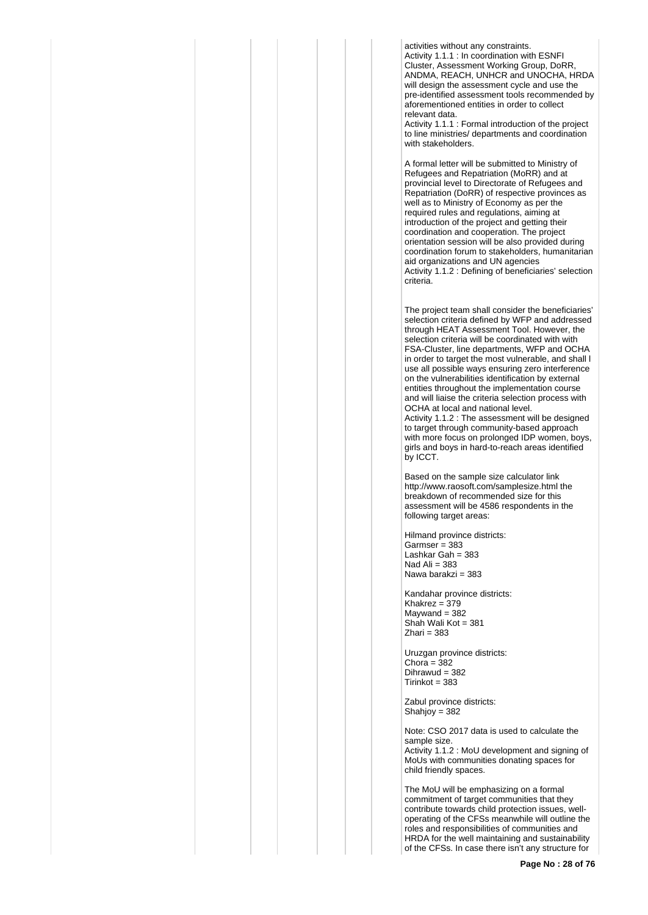activities without any constraints.
Activity 1.1.1 : In coordination with ESNFI Cluster, Assessment Working Group, DoRR, ANDMA, REACH, UNHCR and UNOCHA, HRDA will design the assessment cycle and use the pre-identified assessment tools recommended by aforementioned entities in order to collect relevant data.
Activity 1.1.1 : Formal introduction of the project to line ministries/ departments and coordination with stakeholders.

A formal letter will be submitted to Ministry of Refugees and Repatriation (MoRR) and at provincial level to Directorate of Refugees and Repatriation (DoRR) of respective provinces as well as to Ministry of Economy as per the required rules and regulations, aiming at introduction of the project and getting their coordination and cooperation. The project orientation session will be also provided during coordination forum to stakeholders, humanitarian aid organizations and UN agencies
Activity 1.1.2 : Defining of beneficiaries' selection criteria.

The project team shall consider the beneficiaries' selection criteria defined by WFP and addressed through HEAT Assessment Tool. However, the selection criteria will be coordinated with with FSA-Cluster, line departments, WFP and OCHA in order to target the most vulnerable, and shall l use all possible ways ensuring zero interference on the vulnerabilities identification by external entities throughout the implementation course and will liaise the criteria selection process with OCHA at local and national level.
Activity 1.1.2 : The assessment will be designed to target through community-based approach with more focus on prolonged IDP women, boys, girls and boys in hard-to-reach areas identified by ICCT.

Based on the sample size calculator link http://www.raosoft.com/samplesize.html the breakdown of recommended size for this assessment will be 4586 respondents in the following target areas:

Hilmand province districts:
Garmser = 383
Lashkar Gah = 383
Nad Ali = 383
Nawa barakzi = 383

Kandahar province districts:
Khakrez = 379
Maywand = 382
Shah Wali Kot = 381
Zhari = 383

Uruzgan province districts:
Chora = 382
Dihrawud = 382
Tirinkot = 383

Zabul province districts:
Shahjoy = 382

Note: CSO 2017 data is used to calculate the sample size.
Activity 1.1.2 : MoU development and signing of MoUs with communities donating spaces for child friendly spaces.

The MoU will be emphasizing on a formal commitment of target communities that they contribute towards child protection issues, well-operating of the CFSs meanwhile will outline the roles and responsibilities of communities and HRDA for the well maintaining and sustainability of the CFSs. In case there isn't any structure for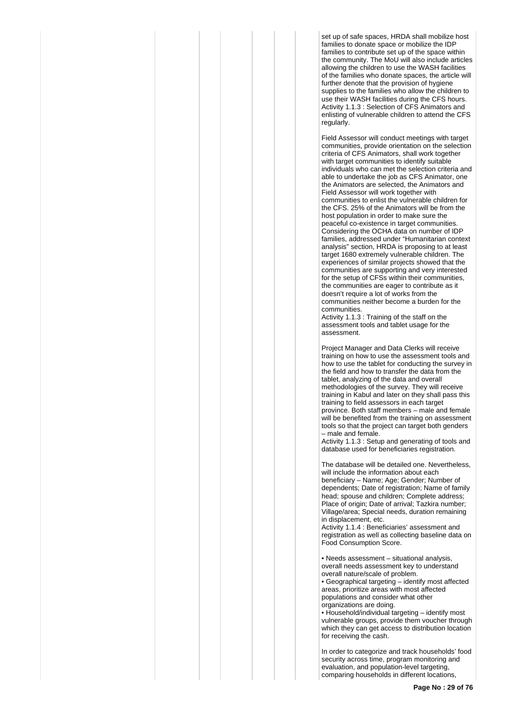set up of safe spaces, HRDA shall mobilize host families to donate space or mobilize the IDP families to contribute set up of the space within the community. The MoU will also include articles allowing the children to use the WASH facilities of the families who donate spaces, the article will further denote that the provision of hygiene supplies to the families who allow the children to use their WASH facilities during the CFS hours.

Activity 1.1.3 : Selection of CFS Animators and enlisting of vulnerable children to attend the CFS regularly.

Field Assessor will conduct meetings with target communities, provide orientation on the selection criteria of CFS Animators, shall work together with target communities to identify suitable individuals who can met the selection criteria and able to undertake the job as CFS Animator, one the Animators are selected, the Animators and Field Assessor will work together with communities to enlist the vulnerable children for the CFS. 25% of the Animators will be from the host population in order to make sure the peaceful co-existence in target communities. Considering the OCHA data on number of IDP families, addressed under "Humanitarian context analysis" section, HRDA is proposing to at least target 1680 extremely vulnerable children. The experiences of similar projects showed that the communities are supporting and very interested for the setup of CFSs within their communities, the communities are eager to contribute as it doesn't require a lot of works from the communities neither become a burden for the communities.

Activity 1.1.3 : Training of the staff on the assessment tools and tablet usage for the assessment.

Project Manager and Data Clerks will receive training on how to use the assessment tools and how to use the tablet for conducting the survey in the field and how to transfer the data from the tablet, analyzing of the data and overall methodologies of the survey. They will receive training in Kabul and later on they shall pass this training to field assessors in each target province. Both staff members – male and female will be benefited from the training on assessment tools so that the project can target both genders – male and female.

Activity 1.1.3 : Setup and generating of tools and database used for beneficiaries registration.

The database will be detailed one. Nevertheless, will include the information about each beneficiary – Name; Age; Gender; Number of dependents; Date of registration; Name of family head; spouse and children; Complete address; Place of origin; Date of arrival; Tazkira number; Village/area; Special needs, duration remaining in displacement, etc.

Activity 1.1.4 : Beneficiaries' assessment and registration as well as collecting baseline data on Food Consumption Score.

• Needs assessment – situational analysis, overall needs assessment key to understand overall nature/scale of problem.
• Geographical targeting – identify most affected areas, prioritize areas with most affected populations and consider what other organizations are doing.
• Household/individual targeting – identify most vulnerable groups, provide them voucher through which they can get access to distribution location for receiving the cash.

In order to categorize and track households' food security across time, program monitoring and evaluation, and population-level targeting, comparing households in different locations,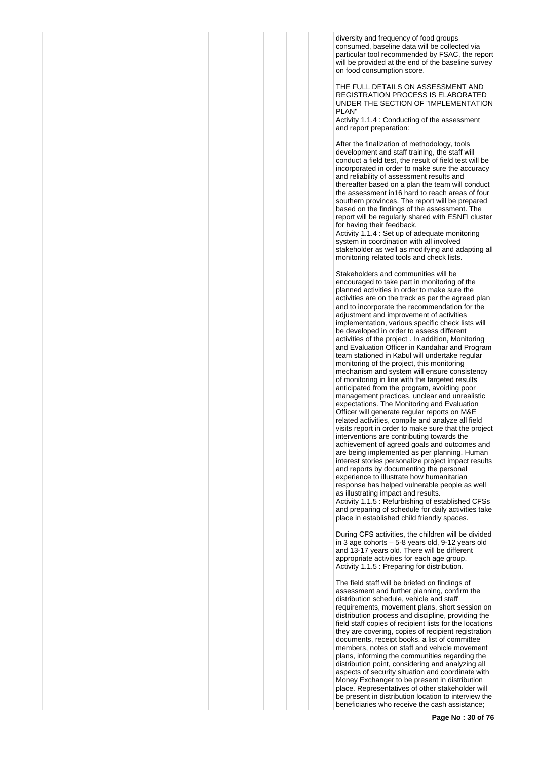diversity and frequency of food groups consumed, baseline data will be collected via particular tool recommended by FSAC, the report will be provided at the end of the baseline survey on food consumption score.

THE FULL DETAILS ON ASSESSMENT AND REGISTRATION PROCESS IS ELABORATED UNDER THE SECTION OF "IMPLEMENTATION PLAN"

Activity 1.1.4 : Conducting of the assessment and report preparation:

After the finalization of methodology, tools development and staff training, the staff will conduct a field test, the result of field test will be incorporated in order to make sure the accuracy and reliability of assessment results and thereafter based on a plan the team will conduct the assessment in16 hard to reach areas of four southern provinces. The report will be prepared based on the findings of the assessment. The report will be regularly shared with ESNFI cluster for having their feedback.

Activity 1.1.4 : Set up of adequate monitoring system in coordination with all involved stakeholder as well as modifying and adapting all monitoring related tools and check lists.

Stakeholders and communities will be encouraged to take part in monitoring of the planned activities in order to make sure the activities are on the track as per the agreed plan and to incorporate the recommendation for the adjustment and improvement of activities implementation, various specific check lists will be developed in order to assess different activities of the project . In addition, Monitoring and Evaluation Officer in Kandahar and Program team stationed in Kabul will undertake regular monitoring of the project, this monitoring mechanism and system will ensure consistency of monitoring in line with the targeted results anticipated from the program, avoiding poor management practices, unclear and unrealistic expectations. The Monitoring and Evaluation Officer will generate regular reports on M&E related activities, compile and analyze all field visits report in order to make sure that the project interventions are contributing towards the achievement of agreed goals and outcomes and are being implemented as per planning. Human interest stories personalize project impact results and reports by documenting the personal experience to illustrate how humanitarian response has helped vulnerable people as well as illustrating impact and results.

Activity 1.1.5 : Refurbishing of established CFSs and preparing of schedule for daily activities take place in established child friendly spaces.

During CFS activities, the children will be divided in 3 age cohorts – 5-8 years old, 9-12 years old and 13-17 years old. There will be different appropriate activities for each age group.

Activity 1.1.5 : Preparing for distribution.

The field staff will be briefed on findings of assessment and further planning, confirm the distribution schedule, vehicle and staff requirements, movement plans, short session on distribution process and discipline, providing the field staff copies of recipient lists for the locations they are covering, copies of recipient registration documents, receipt books, a list of committee members, notes on staff and vehicle movement plans, informing the communities regarding the distribution point, considering and analyzing all aspects of security situation and coordinate with Money Exchanger to be present in distribution place. Representatives of other stakeholder will be present in distribution location to interview the beneficiaries who receive the cash assistance;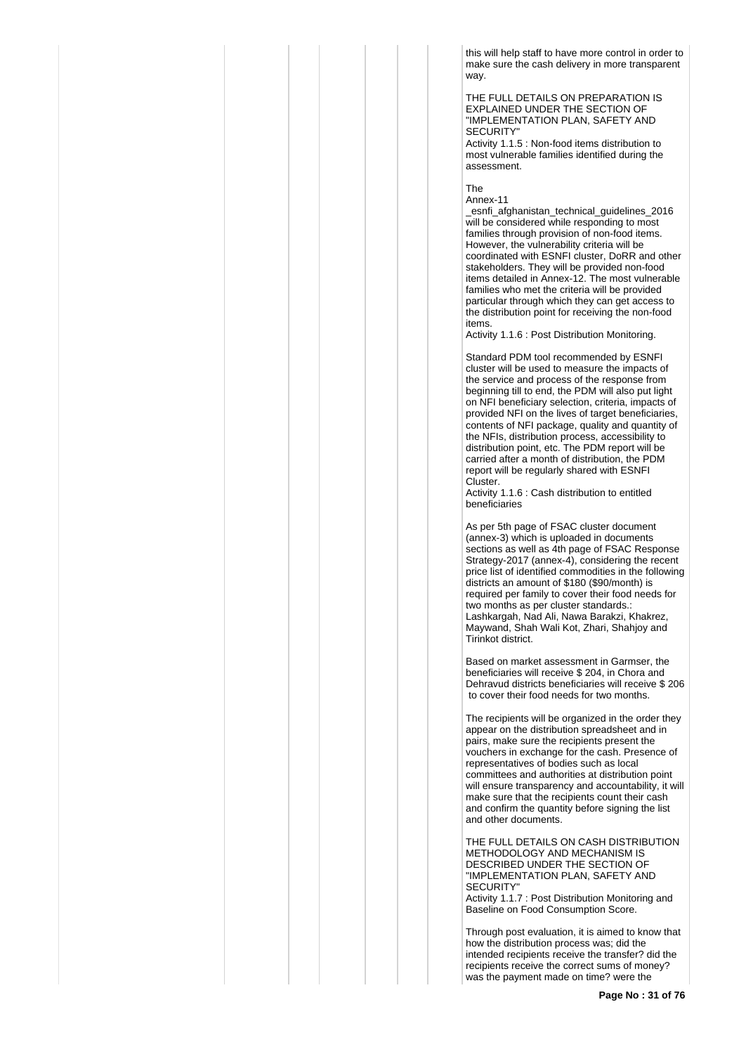this will help staff to have more control in order to make sure the cash delivery in more transparent way.

THE FULL DETAILS ON PREPARATION IS EXPLAINED UNDER THE SECTION OF "IMPLEMENTATION PLAN, SAFETY AND SECURITY"

Activity 1.1.5 : Non-food items distribution to most vulnerable families identified during the assessment.

The
Annex-11
_esnfi_afghanistan_technical_guidelines_2016 will be considered while responding to most families through provision of non-food items. However, the vulnerability criteria will be coordinated with ESNFI cluster, DoRR and other stakeholders. They will be provided non-food items detailed in Annex-12. The most vulnerable families who met the criteria will be provided particular through which they can get access to the distribution point for receiving the non-food items.

Activity 1.1.6 : Post Distribution Monitoring.

Standard PDM tool recommended by ESNFI cluster will be used to measure the impacts of the service and process of the response from beginning till to end, the PDM will also put light on NFI beneficiary selection, criteria, impacts of provided NFI on the lives of target beneficiaries, contents of NFI package, quality and quantity of the NFIs, distribution process, accessibility to distribution point, etc. The PDM report will be carried after a month of distribution, the PDM report will be regularly shared with ESNFI Cluster.

Activity 1.1.6 : Cash distribution to entitled beneficiaries

As per 5th page of FSAC cluster document (annex-3) which is uploaded in documents sections as well as 4th page of FSAC Response Strategy-2017 (annex-4), considering the recent price list of identified commodities in the following districts an amount of $180 ($90/month) is required per family to cover their food needs for two months as per cluster standards.: Lashkargah, Nad Ali, Nawa Barakzi, Khakrez, Maywand, Shah Wali Kot, Zhari, Shahjoy and Tirinkot district.

Based on market assessment in Garmser, the beneficiaries will receive $ 204, in Chora and Dehravud districts beneficiaries will receive $ 206 to cover their food needs for two months.

The recipients will be organized in the order they appear on the distribution spreadsheet and in pairs, make sure the recipients present the vouchers in exchange for the cash. Presence of representatives of bodies such as local committees and authorities at distribution point will ensure transparency and accountability, it will make sure that the recipients count their cash and confirm the quantity before signing the list and other documents.

THE FULL DETAILS ON CASH DISTRIBUTION METHODOLOGY AND MECHANISM IS DESCRIBED UNDER THE SECTION OF "IMPLEMENTATION PLAN, SAFETY AND SECURITY"

Activity 1.1.7 : Post Distribution Monitoring and Baseline on Food Consumption Score.

Through post evaluation, it is aimed to know that how the distribution process was; did the intended recipients receive the transfer? did the recipients receive the correct sums of money? was the payment made on time? were the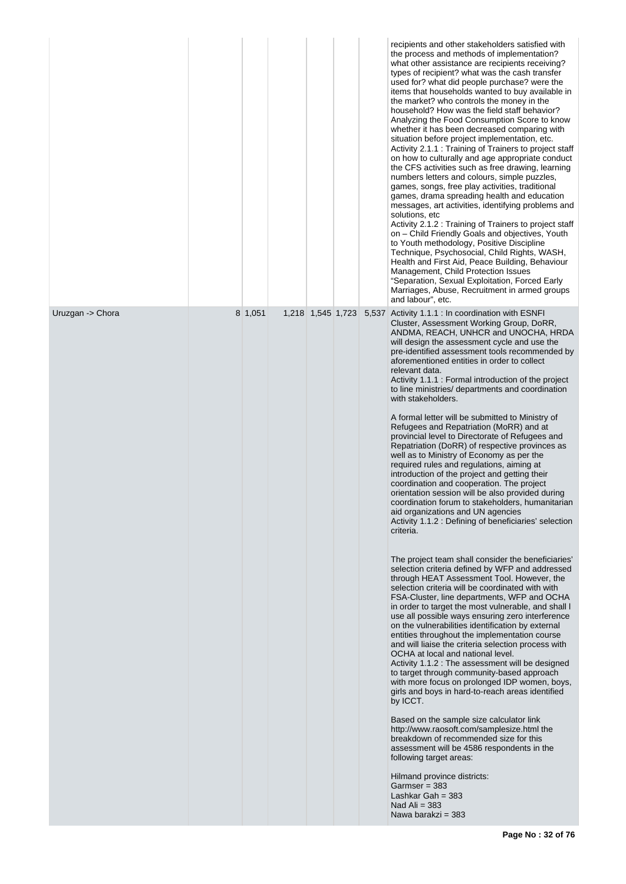| | | | | | | |
|---|---|---|---|---|---|---|
| | | | | | | recipients and other stakeholders satisfied with the process and methods of implementation? what other assistance are recipients receiving? types of recipient? what was the cash transfer used for? what did people purchase? were the items that households wanted to buy available in the market? who controls the money in the household? How was the field staff behavior? Analyzing the Food Consumption Score to know whether it has been decreased comparing with situation before project implementation, etc.<br>Activity 2.1.1 : Training of Trainers to project staff on how to culturally and age appropriate conduct the CFS activities such as free drawing, learning numbers letters and colours, simple puzzles, games, songs, free play activities, traditional games, drama spreading health and education messages, art activities, identifying problems and solutions, etc<br>Activity 2.1.2 : Training of Trainers to project staff on – Child Friendly Goals and objectives, Youth to Youth methodology, Positive Discipline Technique, Psychosocial, Child Rights, WASH, Health and First Aid, Peace Building, Behaviour Management, Child Protection Issues "Separation, Sexual Exploitation, Forced Early Marriages, Abuse, Recruitment in armed groups and labour", etc. |
| Uruzgan -> Chora | 8 | 1,051 | 1,218 | 1,545 | 1,723 | 5,537 | Activity 1.1.1 : In coordination with ESNFI Cluster, Assessment Working Group, DoRR, ANDMA, REACH, UNHCR and UNOCHA, HRDA will design the assessment cycle and use the pre-identified assessment tools recommended by aforementioned entities in order to collect relevant data.<br>Activity 1.1.1 : Formal introduction of the project to line ministries/ departments and coordination with stakeholders.<br><br>A formal letter will be submitted to Ministry of Refugees and Repatriation (MoRR) and at provincial level to Directorate of Refugees and Repatriation (DoRR) of respective provinces as well as to Ministry of Economy as per the required rules and regulations, aiming at introduction of the project and getting their coordination and cooperation. The project orientation session will be also provided during coordination forum to stakeholders, humanitarian aid organizations and UN agencies<br>Activity 1.1.2 : Defining of beneficiaries' selection criteria.<br><br>The project team shall consider the beneficiaries' selection criteria defined by WFP and addressed through HEAT Assessment Tool. However, the selection criteria will be coordinated with with FSA-Cluster, line departments, WFP and OCHA in order to target the most vulnerable, and shall l use all possible ways ensuring zero interference on the vulnerabilities identification by external entities throughout the implementation course and will liaise the criteria selection process with OCHA at local and national level.<br>Activity 1.1.2 : The assessment will be designed to target through community-based approach with more focus on prolonged IDP women, boys, girls and boys in hard-to-reach areas identified by ICCT.<br><br>Based on the sample size calculator link http://www.raosoft.com/samplesize.html the breakdown of recommended size for this assessment will be 4586 respondents in the following target areas:<br><br>Hilmand province districts:<br>Garmser = 383<br>Lashkar Gah = 383<br>Nad Ali = 383<br>Nawa barakzi = 383 |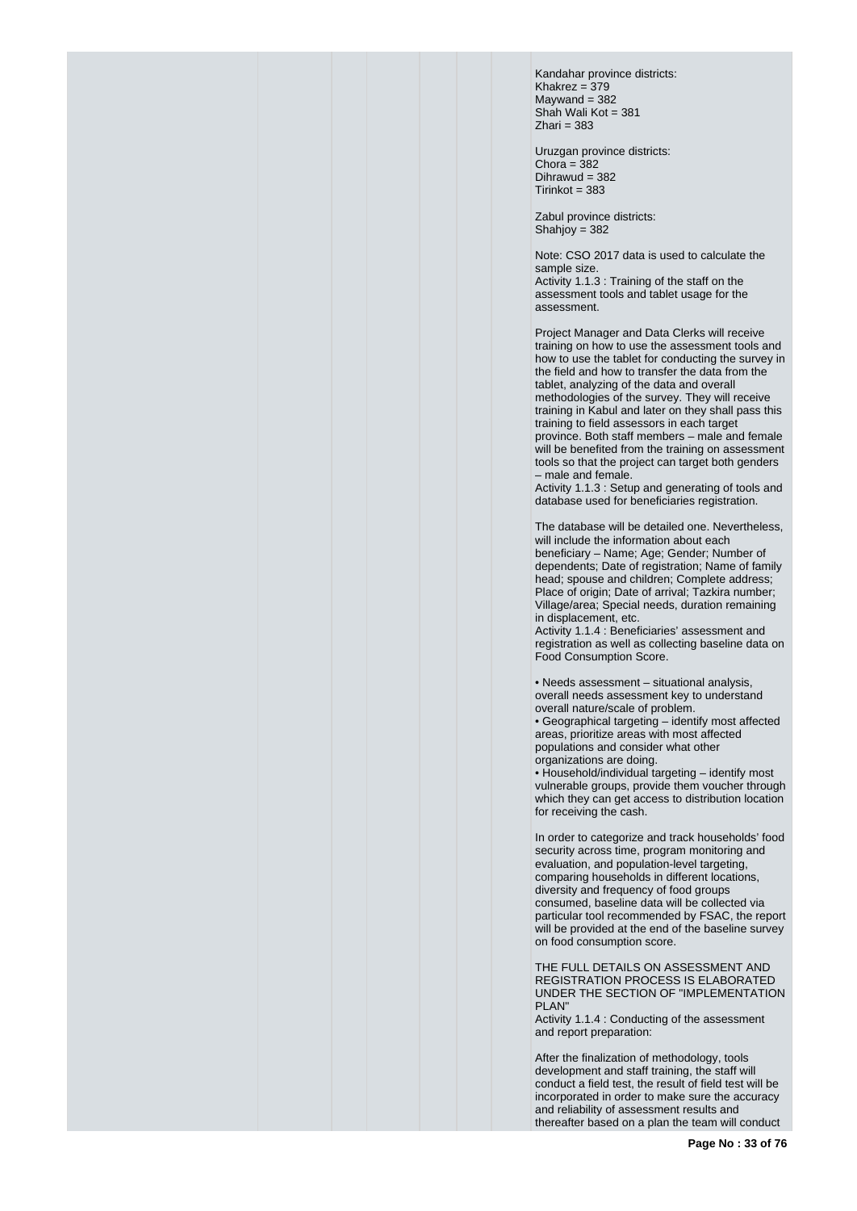Kandahar province districts:
Khakrez = 379
Maywand = 382
Shah Wali Kot = 381
Zhari = 383

Uruzgan province districts:
Chora = 382
Dihrawud = 382
Tirinkot = 383

Zabul province districts:
Shahjoy = 382

Note: CSO 2017 data is used to calculate the sample size.

Activity 1.1.3 : Training of the staff on the assessment tools and tablet usage for the assessment.

Project Manager and Data Clerks will receive training on how to use the assessment tools and how to use the tablet for conducting the survey in the field and how to transfer the data from the tablet, analyzing of the data and overall methodologies of the survey. They will receive training in Kabul and later on they shall pass this training to field assessors in each target province. Both staff members – male and female will be benefited from the training on assessment tools so that the project can target both genders – male and female.

Activity 1.1.3 : Setup and generating of tools and database used for beneficiaries registration.

The database will be detailed one. Nevertheless, will include the information about each beneficiary – Name; Age; Gender; Number of dependents; Date of registration; Name of family head; spouse and children; Complete address; Place of origin; Date of arrival; Tazkira number; Village/area; Special needs, duration remaining in displacement, etc.

Activity 1.1.4 : Beneficiaries' assessment and registration as well as collecting baseline data on Food Consumption Score.

• Needs assessment – situational analysis, overall needs assessment key to understand overall nature/scale of problem.
• Geographical targeting – identify most affected areas, prioritize areas with most affected populations and consider what other organizations are doing.
• Household/individual targeting – identify most vulnerable groups, provide them voucher through which they can get access to distribution location for receiving the cash.

In order to categorize and track households' food security across time, program monitoring and evaluation, and population-level targeting, comparing households in different locations, diversity and frequency of food groups consumed, baseline data will be collected via particular tool recommended by FSAC, the report will be provided at the end of the baseline survey on food consumption score.

THE FULL DETAILS ON ASSESSMENT AND REGISTRATION PROCESS IS ELABORATED UNDER THE SECTION OF "IMPLEMENTATION PLAN"

Activity 1.1.4 : Conducting of the assessment and report preparation:

After the finalization of methodology, tools development and staff training, the staff will conduct a field test, the result of field test will be incorporated in order to make sure the accuracy and reliability of assessment results and thereafter based on a plan the team will conduct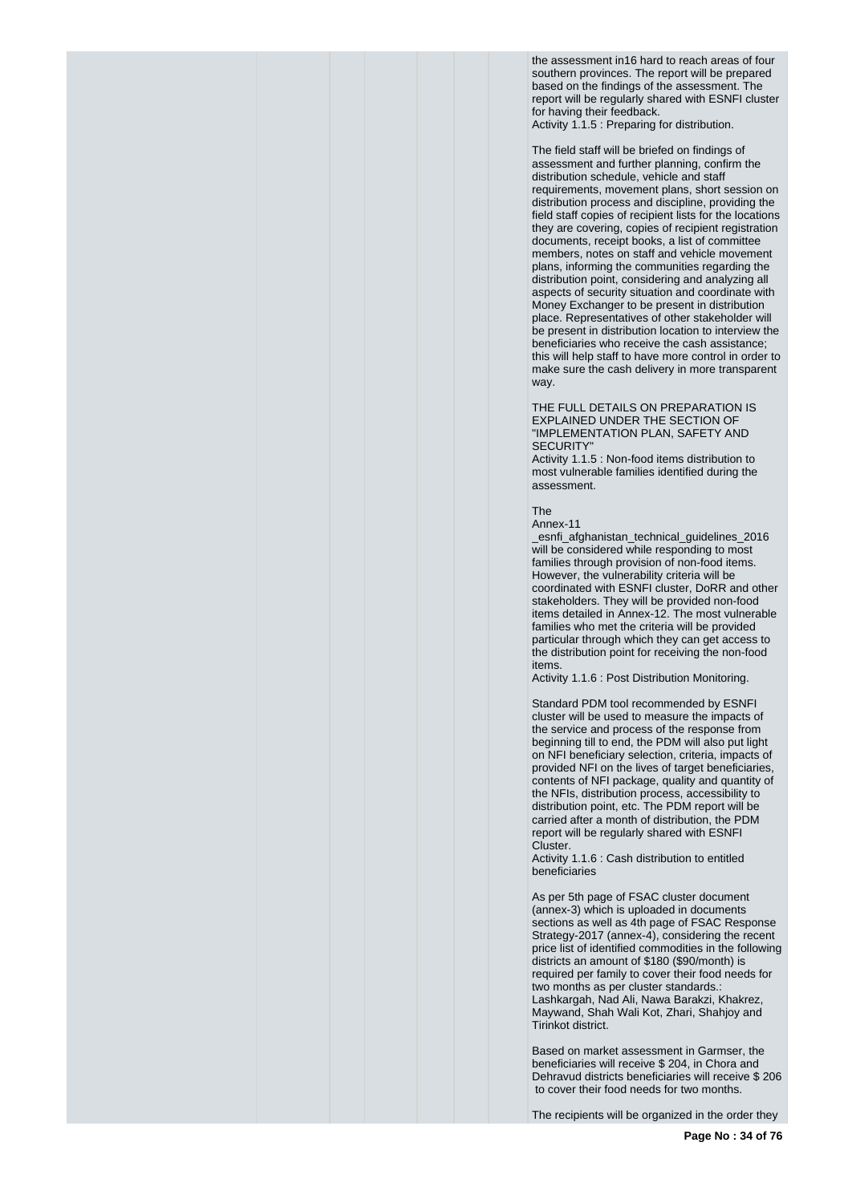the assessment in16 hard to reach areas of four southern provinces. The report will be prepared based on the findings of the assessment. The report will be regularly shared with ESNFI cluster for having their feedback.

Activity 1.1.5 : Preparing for distribution.

The field staff will be briefed on findings of assessment and further planning, confirm the distribution schedule, vehicle and staff requirements, movement plans, short session on distribution process and discipline, providing the field staff copies of recipient lists for the locations they are covering, copies of recipient registration documents, receipt books, a list of committee members, notes on staff and vehicle movement plans, informing the communities regarding the distribution point, considering and analyzing all aspects of security situation and coordinate with Money Exchanger to be present in distribution place. Representatives of other stakeholder will be present in distribution location to interview the beneficiaries who receive the cash assistance; this will help staff to have more control in order to make sure the cash delivery in more transparent way.

THE FULL DETAILS ON PREPARATION IS EXPLAINED UNDER THE SECTION OF "IMPLEMENTATION PLAN, SAFETY AND SECURITY"

Activity 1.1.5 : Non-food items distribution to most vulnerable families identified during the assessment.

The
Annex-11
_esnfi_afghanistan_technical_guidelines_2016 will be considered while responding to most families through provision of non-food items. However, the vulnerability criteria will be coordinated with ESNFI cluster, DoRR and other stakeholders. They will be provided non-food items detailed in Annex-12. The most vulnerable families who met the criteria will be provided particular through which they can get access to the distribution point for receiving the non-food items.

Activity 1.1.6 : Post Distribution Monitoring.

Standard PDM tool recommended by ESNFI cluster will be used to measure the impacts of the service and process of the response from beginning till to end, the PDM will also put light on NFI beneficiary selection, criteria, impacts of provided NFI on the lives of target beneficiaries, contents of NFI package, quality and quantity of the NFIs, distribution process, accessibility to distribution point, etc. The PDM report will be carried after a month of distribution, the PDM report will be regularly shared with ESNFI Cluster.

Activity 1.1.6 : Cash distribution to entitled beneficiaries

As per 5th page of FSAC cluster document (annex-3) which is uploaded in documents sections as well as 4th page of FSAC Response Strategy-2017 (annex-4), considering the recent price list of identified commodities in the following districts an amount of $180 ($90/month) is required per family to cover their food needs for two months as per cluster standards.: Lashkargah, Nad Ali, Nawa Barakzi, Khakrez, Maywand, Shah Wali Kot, Zhari, Shahjoy and Tirinkot district.

Based on market assessment in Garmser, the beneficiaries will receive $ 204, in Chora and Dehravud districts beneficiaries will receive $ 206 to cover their food needs for two months.

The recipients will be organized in the order they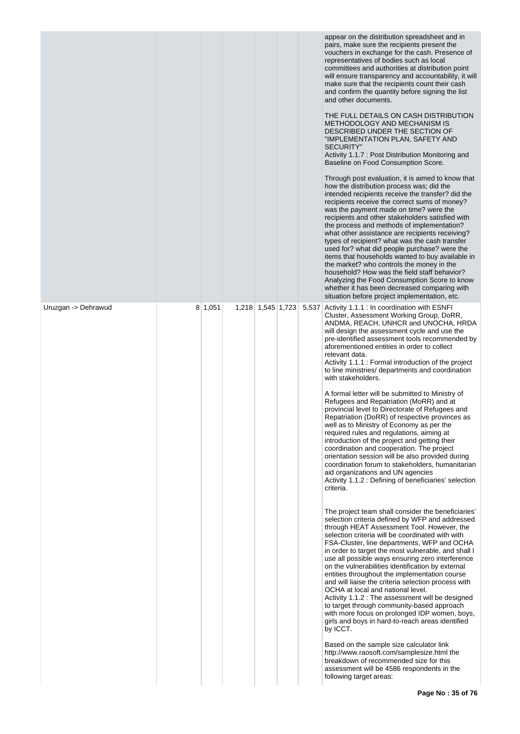| | | | | | | |
|---|---|---|---|---|---|---|
| | | | | | | appear on the distribution spreadsheet and in pairs, make sure the recipients present the vouchers in exchange for the cash. Presence of representatives of bodies such as local committees and authorities at distribution point will ensure transparency and accountability, it will make sure that the recipients count their cash and confirm the quantity before signing the list and other documents.<br><br>THE FULL DETAILS ON CASH DISTRIBUTION METHODOLOGY AND MECHANISM IS DESCRIBED UNDER THE SECTION OF "IMPLEMENTATION PLAN, SAFETY AND SECURITY"<br>Activity 1.1.7 : Post Distribution Monitoring and Baseline on Food Consumption Score.<br><br>Through post evaluation, it is aimed to know that how the distribution process was; did the intended recipients receive the transfer? did the recipients receive the correct sums of money? was the payment made on time? were the recipients and other stakeholders satisfied with the process and methods of implementation? what other assistance are recipients receiving? types of recipient? what was the cash transfer used for? what did people purchase? were the items that households wanted to buy available in the market? who controls the money in the household? How was the field staff behavior? Analyzing the Food Consumption Score to know whether it has been decreased comparing with situation before project implementation, etc. |
| Uruzgan -> Dehrawud | 8 | 1,051 | 1,218 | 1,545 | 1,723 | 5,537 | Activity 1.1.1 : In coordination with ESNFI Cluster, Assessment Working Group, DoRR, ANDMA, REACH, UNHCR and UNOCHA, HRDA will design the assessment cycle and use the pre-identified assessment tools recommended by aforementioned entities in order to collect relevant data.<br>Activity 1.1.1 : Formal introduction of the project to line ministries/ departments and coordination with stakeholders.<br><br>A formal letter will be submitted to Ministry of Refugees and Repatriation (MoRR) and at provincial level to Directorate of Refugees and Repatriation (DoRR) of respective provinces as well as to Ministry of Economy as per the required rules and regulations, aiming at introduction of the project and getting their coordination and cooperation. The project orientation session will be also provided during coordination forum to stakeholders, humanitarian aid organizations and UN agencies<br>Activity 1.1.2 : Defining of beneficiaries' selection criteria.<br><br>The project team shall consider the beneficiaries' selection criteria defined by WFP and addressed through HEAT Assessment Tool. However, the selection criteria will be coordinated with with FSA-Cluster, line departments, WFP and OCHA in order to target the most vulnerable, and shall l use all possible ways ensuring zero interference on the vulnerabilities identification by external entities throughout the implementation course and will liaise the criteria selection process with OCHA at local and national level.<br>Activity 1.1.2 : The assessment will be designed to target through community-based approach with more focus on prolonged IDP women, boys, girls and boys in hard-to-reach areas identified by ICCT.<br><br>Based on the sample size calculator link http://www.raosoft.com/samplesize.html the breakdown of recommended size for this assessment will be 4586 respondents in the following target areas: |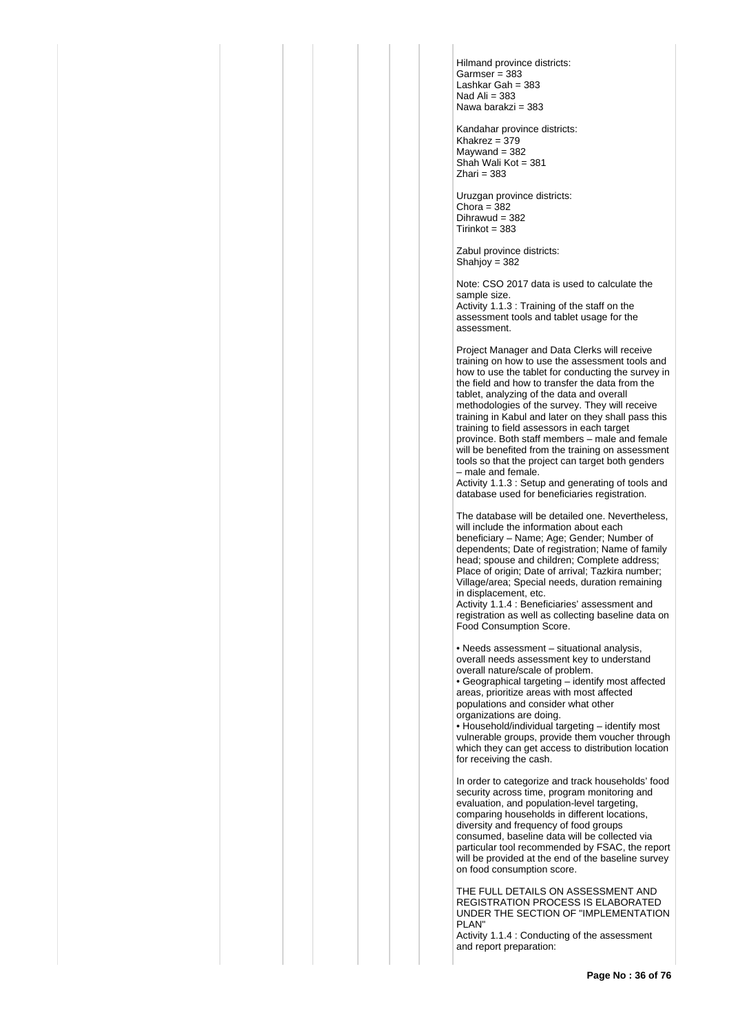Hilmand province districts:
Garmser = 383
Lashkar Gah = 383
Nad Ali = 383
Nawa barakzi = 383

Kandahar province districts:
Khakrez = 379
Maywand = 382
Shah Wali Kot = 381
Zhari = 383

Uruzgan province districts:
Chora = 382
Dihrawud = 382
Tirinkot = 383

Zabul province districts:
Shahjoy = 382

Note: CSO 2017 data is used to calculate the sample size.

Activity 1.1.3 : Training of the staff on the assessment tools and tablet usage for the assessment.

Project Manager and Data Clerks will receive training on how to use the assessment tools and how to use the tablet for conducting the survey in the field and how to transfer the data from the tablet, analyzing of the data and overall methodologies of the survey. They will receive training in Kabul and later on they shall pass this training to field assessors in each target province. Both staff members – male and female will be benefited from the training on assessment tools so that the project can target both genders – male and female.

Activity 1.1.3 : Setup and generating of tools and database used for beneficiaries registration.

The database will be detailed one. Nevertheless, will include the information about each beneficiary – Name; Age; Gender; Number of dependents; Date of registration; Name of family head; spouse and children; Complete address; Place of origin; Date of arrival; Tazkira number; Village/area; Special needs, duration remaining in displacement, etc.

Activity 1.1.4 : Beneficiaries' assessment and registration as well as collecting baseline data on Food Consumption Score.

• Needs assessment – situational analysis, overall needs assessment key to understand overall nature/scale of problem.
• Geographical targeting – identify most affected areas, prioritize areas with most affected populations and consider what other organizations are doing.
• Household/individual targeting – identify most vulnerable groups, provide them voucher through which they can get access to distribution location for receiving the cash.

In order to categorize and track households' food security across time, program monitoring and evaluation, and population-level targeting, comparing households in different locations, diversity and frequency of food groups consumed, baseline data will be collected via particular tool recommended by FSAC, the report will be provided at the end of the baseline survey on food consumption score.

THE FULL DETAILS ON ASSESSMENT AND REGISTRATION PROCESS IS ELABORATED UNDER THE SECTION OF "IMPLEMENTATION PLAN"

Activity 1.1.4 : Conducting of the assessment and report preparation: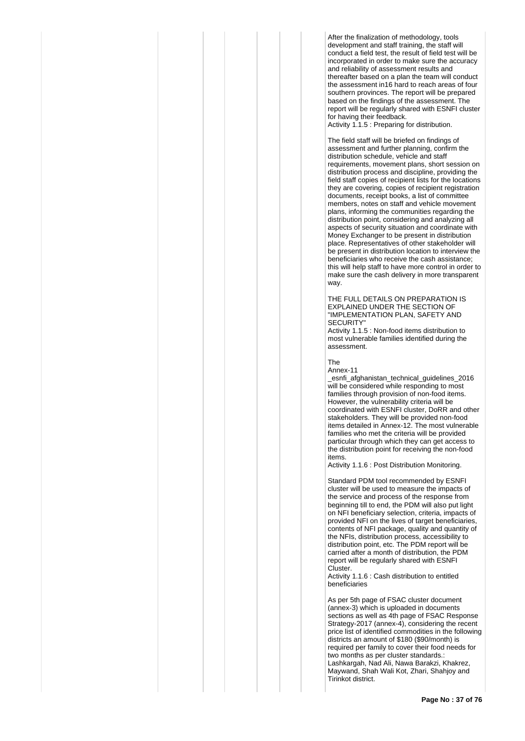After the finalization of methodology, tools development and staff training, the staff will conduct a field test, the result of field test will be incorporated in order to make sure the accuracy and reliability of assessment results and thereafter based on a plan the team will conduct the assessment in16 hard to reach areas of four southern provinces. The report will be prepared based on the findings of the assessment. The report will be regularly shared with ESNFI cluster for having their feedback.

Activity 1.1.5 : Preparing for distribution.

The field staff will be briefed on findings of assessment and further planning, confirm the distribution schedule, vehicle and staff requirements, movement plans, short session on distribution process and discipline, providing the field staff copies of recipient lists for the locations they are covering, copies of recipient registration documents, receipt books, a list of committee members, notes on staff and vehicle movement plans, informing the communities regarding the distribution point, considering and analyzing all aspects of security situation and coordinate with Money Exchanger to be present in distribution place. Representatives of other stakeholder will be present in distribution location to interview the beneficiaries who receive the cash assistance; this will help staff to have more control in order to make sure the cash delivery in more transparent way.

THE FULL DETAILS ON PREPARATION IS EXPLAINED UNDER THE SECTION OF "IMPLEMENTATION PLAN, SAFETY AND SECURITY"

Activity 1.1.5 : Non-food items distribution to most vulnerable families identified during the assessment.

The
Annex-11
_esnfi_afghanistan_technical_guidelines_2016 will be considered while responding to most families through provision of non-food items. However, the vulnerability criteria will be coordinated with ESNFI cluster, DoRR and other stakeholders. They will be provided non-food items detailed in Annex-12. The most vulnerable families who met the criteria will be provided particular through which they can get access to the distribution point for receiving the non-food items.

Activity 1.1.6 : Post Distribution Monitoring.

Standard PDM tool recommended by ESNFI cluster will be used to measure the impacts of the service and process of the response from beginning till to end, the PDM will also put light on NFI beneficiary selection, criteria, impacts of provided NFI on the lives of target beneficiaries, contents of NFI package, quality and quantity of the NFIs, distribution process, accessibility to distribution point, etc. The PDM report will be carried after a month of distribution, the PDM report will be regularly shared with ESNFI Cluster.

Activity 1.1.6 : Cash distribution to entitled beneficiaries

As per 5th page of FSAC cluster document (annex-3) which is uploaded in documents sections as well as 4th page of FSAC Response Strategy-2017 (annex-4), considering the recent price list of identified commodities in the following districts an amount of $180 ($90/month) is required per family to cover their food needs for two months as per cluster standards.:
Lashkargah, Nad Ali, Nawa Barakzi, Khakrez, Maywand, Shah Wali Kot, Zhari, Shahjoy and Tirinkot district.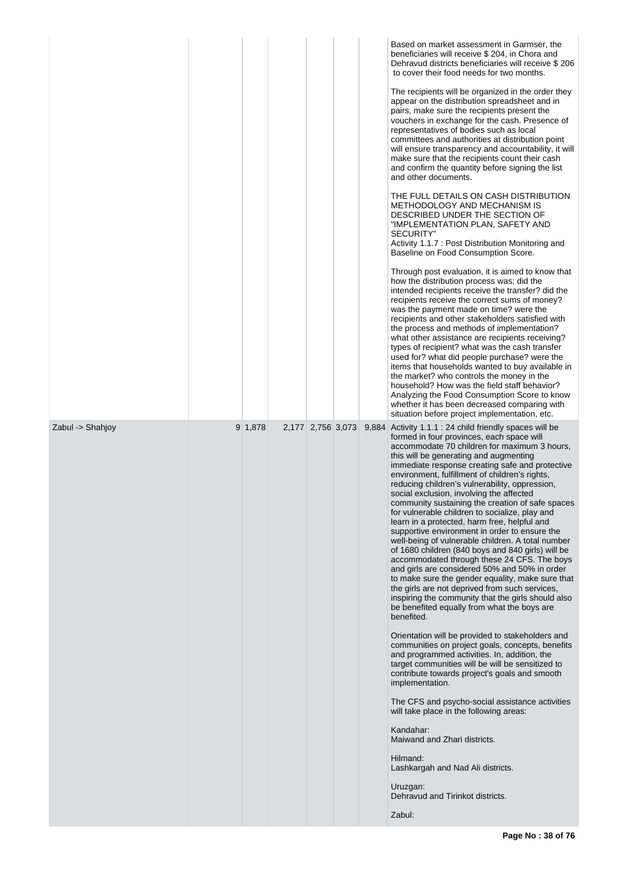| | | | | | | | |
|---|---|---|---|---|---|---|---|
| | | | | | | | Based on market assessment in Garmser, the beneficiaries will receive $ 204, in Chora and Dehravud districts beneficiaries will receive $ 206 to cover their food needs for two months.<br><br>The recipients will be organized in the order they appear on the distribution spreadsheet and in pairs, make sure the recipients present the vouchers in exchange for the cash. Presence of representatives of bodies such as local committees and authorities at distribution point will ensure transparency and accountability, it will make sure that the recipients count their cash and confirm the quantity before signing the list and other documents.<br><br>THE FULL DETAILS ON CASH DISTRIBUTION METHODOLOGY AND MECHANISM IS DESCRIBED UNDER THE SECTION OF "IMPLEMENTATION PLAN, SAFETY AND SECURITY"<br>Activity 1.1.7 : Post Distribution Monitoring and Baseline on Food Consumption Score.<br><br>Through post evaluation, it is aimed to know that how the distribution process was; did the intended recipients receive the transfer? did the recipients receive the correct sums of money? was the payment made on time? were the recipients and other stakeholders satisfied with the process and methods of implementation? what other assistance are recipients receiving? types of recipient? what was the cash transfer used for? what did people purchase? were the items that households wanted to buy available in the market? who controls the money in the household? How was the field staff behavior? Analyzing the Food Consumption Score to know whether it has been decreased comparing with situation before project implementation, etc. |
| Zabul -> Shahjoy | 9 | 1,878 | 2,177 | 2,756 | 3,073 | 9,884 | Activity 1.1.1 : 24 child friendly spaces will be formed in four provinces, each space will accommodate 70 children for maximum 3 hours, this will be generating and augmenting immediate response creating safe and protective environment, fulfillment of children's rights, reducing children's vulnerability, oppression, social exclusion, involving the affected community sustaining the creation of safe spaces for vulnerable children to socialize, play and learn in a protected, harm free, helpful and supportive environment in order to ensure the well-being of vulnerable children. A total number of 1680 children (840 boys and 840 girls) will be accommodated through these 24 CFS. The boys and girls are considered 50% and 50% in order to make sure the gender equality, make sure that the girls are not deprived from such services, inspiring the community that the girls should also be benefited equally from what the boys are benefited.<br><br>Orientation will be provided to stakeholders and communities on project goals, concepts, benefits and programmed activities. In, addition, the target communities will be will be sensitized to contribute towards project's goals and smooth implementation.<br><br>The CFS and psycho-social assistance activities will take place in the following areas:<br><br>Kandahar:<br>Maiwand and Zhari districts.<br><br>Hilmand:<br>Lashkargah and Nad Ali districts.<br><br>Uruzgan:<br>Dehravud and Tirinkot districts.<br><br>Zabul: |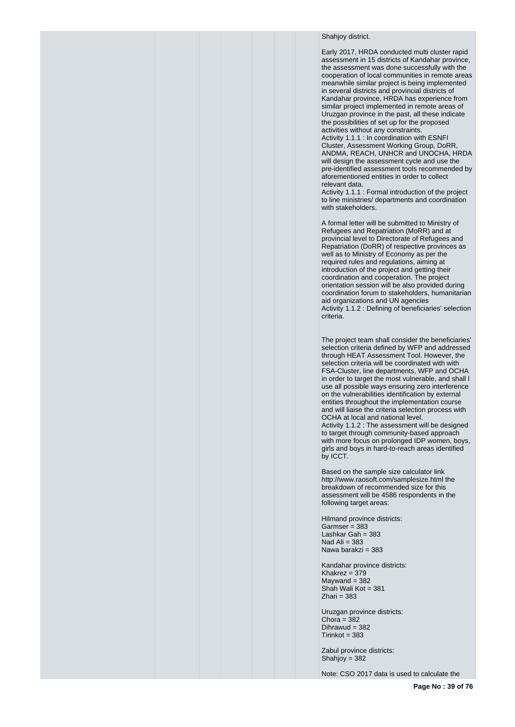Shahjoy district.

Early 2017, HRDA conducted multi cluster rapid assessment in 15 districts of Kandahar province, the assessment was done successfully with the cooperation of local communities in remote areas meanwhile similar project is being implemented in several districts and provincial districts of Kandahar province, HRDA has experience from similar project implemented in remote areas of Uruzgan province in the past, all these indicate the possibilities of set up for the proposed activities without any constraints.
Activity 1.1.1 : In coordination with ESNFI Cluster, Assessment Working Group, DoRR, ANDMA, REACH, UNHCR and UNOCHA, HRDA will design the assessment cycle and use the pre-identified assessment tools recommended by aforementioned entities in order to collect relevant data.
Activity 1.1.1 : Formal introduction of the project to line ministries/ departments and coordination with stakeholders.

A formal letter will be submitted to Ministry of Refugees and Repatriation (MoRR) and at provincial level to Directorate of Refugees and Repatriation (DoRR) of respective provinces as well as to Ministry of Economy as per the required rules and regulations, aiming at introduction of the project and getting their coordination and cooperation. The project orientation session will be also provided during coordination forum to stakeholders, humanitarian aid organizations and UN agencies
Activity 1.1.2 : Defining of beneficiaries' selection criteria.

The project team shall consider the beneficiaries' selection criteria defined by WFP and addressed through HEAT Assessment Tool. However, the selection criteria will be coordinated with with FSA-Cluster, line departments, WFP and OCHA in order to target the most vulnerable, and shall l use all possible ways ensuring zero interference on the vulnerabilities identification by external entities throughout the implementation course and will liaise the criteria selection process with OCHA at local and national level.
Activity 1.1.2 : The assessment will be designed to target through community-based approach with more focus on prolonged IDP women, boys, girls and boys in hard-to-reach areas identified by ICCT.

Based on the sample size calculator link http://www.raosoft.com/samplesize.html the breakdown of recommended size for this assessment will be 4586 respondents in the following target areas:

Hilmand province districts:
Garmser = 383
Lashkar Gah = 383
Nad Ali = 383
Nawa barakzi = 383

Kandahar province districts:
Khakrez = 379
Maywand = 382
Shah Wali Kot = 381
Zhari = 383

Uruzgan province districts:
Chora = 382
Dihrawud = 382
Tirinkot = 383

Zabul province districts:
Shahjoy = 382

Note: CSO 2017 data is used to calculate the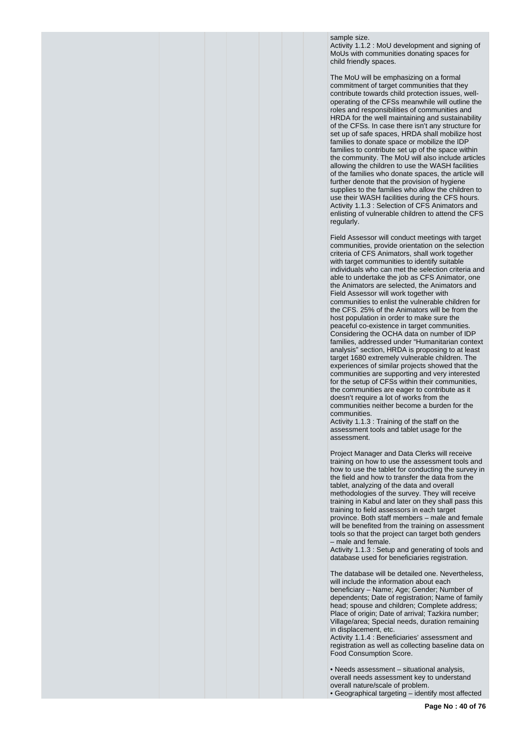sample size.
Activity 1.1.2 : MoU development and signing of MoUs with communities donating spaces for child friendly spaces.

The MoU will be emphasizing on a formal commitment of target communities that they contribute towards child protection issues, well-operating of the CFSs meanwhile will outline the roles and responsibilities of communities and HRDA for the well maintaining and sustainability of the CFSs. In case there isn't any structure for set up of safe spaces, HRDA shall mobilize host families to donate space or mobilize the IDP families to contribute set up of the space within the community. The MoU will also include articles allowing the children to use the WASH facilities of the families who donate spaces, the article will further denote that the provision of hygiene supplies to the families who allow the children to use their WASH facilities during the CFS hours.
Activity 1.1.3 : Selection of CFS Animators and enlisting of vulnerable children to attend the CFS regularly.

Field Assessor will conduct meetings with target communities, provide orientation on the selection criteria of CFS Animators, shall work together with target communities to identify suitable individuals who can met the selection criteria and able to undertake the job as CFS Animator, one the Animators are selected, the Animators and Field Assessor will work together with communities to enlist the vulnerable children for the CFS. 25% of the Animators will be from the host population in order to make sure the peaceful co-existence in target communities. Considering the OCHA data on number of IDP families, addressed under "Humanitarian context analysis" section, HRDA is proposing to at least target 1680 extremely vulnerable children. The experiences of similar projects showed that the communities are supporting and very interested for the setup of CFSs within their communities, the communities are eager to contribute as it doesn't require a lot of works from the communities neither become a burden for the communities.
Activity 1.1.3 : Training of the staff on the assessment tools and tablet usage for the assessment.

Project Manager and Data Clerks will receive training on how to use the assessment tools and how to use the tablet for conducting the survey in the field and how to transfer the data from the tablet, analyzing of the data and overall methodologies of the survey. They will receive training in Kabul and later on they shall pass this training to field assessors in each target province. Both staff members – male and female will be benefited from the training on assessment tools so that the project can target both genders – male and female.
Activity 1.1.3 : Setup and generating of tools and database used for beneficiaries registration.

The database will be detailed one. Nevertheless, will include the information about each beneficiary – Name; Age; Gender; Number of dependents; Date of registration; Name of family head; spouse and children; Complete address; Place of origin; Date of arrival; Tazkira number; Village/area; Special needs, duration remaining in displacement, etc.
Activity 1.1.4 : Beneficiaries' assessment and registration as well as collecting baseline data on Food Consumption Score.

• Needs assessment – situational analysis, overall needs assessment key to understand overall nature/scale of problem.
• Geographical targeting – identify most affected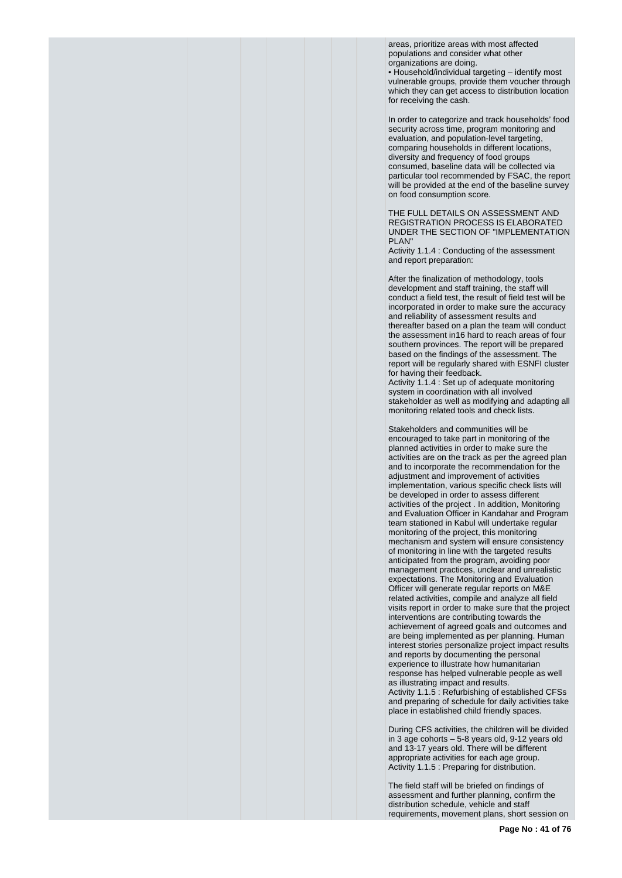areas, prioritize areas with most affected populations and consider what other organizations are doing.

• Household/individual targeting – identify most vulnerable groups, provide them voucher through which they can get access to distribution location for receiving the cash.

In order to categorize and track households' food security across time, program monitoring and evaluation, and population-level targeting, comparing households in different locations, diversity and frequency of food groups consumed, baseline data will be collected via particular tool recommended by FSAC, the report will be provided at the end of the baseline survey on food consumption score.

THE FULL DETAILS ON ASSESSMENT AND REGISTRATION PROCESS IS ELABORATED UNDER THE SECTION OF "IMPLEMENTATION PLAN"

Activity 1.1.4 : Conducting of the assessment and report preparation:

After the finalization of methodology, tools development and staff training, the staff will conduct a field test, the result of field test will be incorporated in order to make sure the accuracy and reliability of assessment results and thereafter based on a plan the team will conduct the assessment in16 hard to reach areas of four southern provinces. The report will be prepared based on the findings of the assessment. The report will be regularly shared with ESNFI cluster for having their feedback.

Activity 1.1.4 : Set up of adequate monitoring system in coordination with all involved stakeholder as well as modifying and adapting all monitoring related tools and check lists.

Stakeholders and communities will be encouraged to take part in monitoring of the planned activities in order to make sure the activities are on the track as per the agreed plan and to incorporate the recommendation for the adjustment and improvement of activities implementation, various specific check lists will be developed in order to assess different activities of the project . In addition, Monitoring and Evaluation Officer in Kandahar and Program team stationed in Kabul will undertake regular monitoring of the project, this monitoring mechanism and system will ensure consistency of monitoring in line with the targeted results anticipated from the program, avoiding poor management practices, unclear and unrealistic expectations. The Monitoring and Evaluation Officer will generate regular reports on M&E related activities, compile and analyze all field visits report in order to make sure that the project interventions are contributing towards the achievement of agreed goals and outcomes and are being implemented as per planning. Human interest stories personalize project impact results and reports by documenting the personal experience to illustrate how humanitarian response has helped vulnerable people as well as illustrating impact and results.

Activity 1.1.5 : Refurbishing of established CFSs and preparing of schedule for daily activities take place in established child friendly spaces.

During CFS activities, the children will be divided in 3 age cohorts – 5-8 years old, 9-12 years old and 13-17 years old. There will be different appropriate activities for each age group.

Activity 1.1.5 : Preparing for distribution.

The field staff will be briefed on findings of assessment and further planning, confirm the distribution schedule, vehicle and staff requirements, movement plans, short session on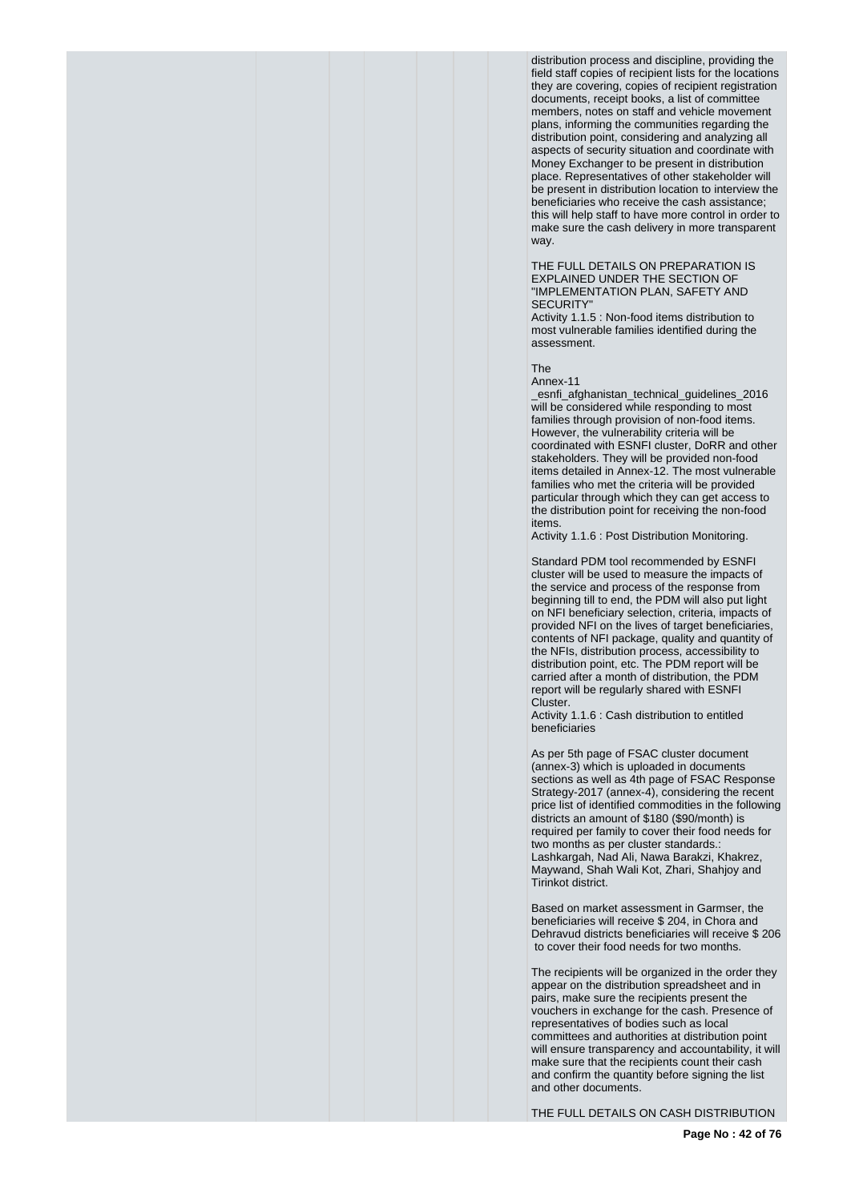distribution process and discipline, providing the field staff copies of recipient lists for the locations they are covering, copies of recipient registration documents, receipt books, a list of committee members, notes on staff and vehicle movement plans, informing the communities regarding the distribution point, considering and analyzing all aspects of security situation and coordinate with Money Exchanger to be present in distribution place. Representatives of other stakeholder will be present in distribution location to interview the beneficiaries who receive the cash assistance; this will help staff to have more control in order to make sure the cash delivery in more transparent way.

THE FULL DETAILS ON PREPARATION IS EXPLAINED UNDER THE SECTION OF "IMPLEMENTATION PLAN, SAFETY AND SECURITY"

Activity 1.1.5 : Non-food items distribution to most vulnerable families identified during the assessment.

The
Annex-11
_esnfi_afghanistan_technical_guidelines_2016 will be considered while responding to most families through provision of non-food items. However, the vulnerability criteria will be coordinated with ESNFI cluster, DoRR and other stakeholders. They will be provided non-food items detailed in Annex-12. The most vulnerable families who met the criteria will be provided particular through which they can get access to the distribution point for receiving the non-food items.

Activity 1.1.6 : Post Distribution Monitoring.

Standard PDM tool recommended by ESNFI cluster will be used to measure the impacts of the service and process of the response from beginning till to end, the PDM will also put light on NFI beneficiary selection, criteria, impacts of provided NFI on the lives of target beneficiaries, contents of NFI package, quality and quantity of the NFIs, distribution process, accessibility to distribution point, etc. The PDM report will be carried after a month of distribution, the PDM report will be regularly shared with ESNFI Cluster.

Activity 1.1.6 : Cash distribution to entitled beneficiaries

As per 5th page of FSAC cluster document (annex-3) which is uploaded in documents sections as well as 4th page of FSAC Response Strategy-2017 (annex-4), considering the recent price list of identified commodities in the following districts an amount of $180 ($90/month) is required per family to cover their food needs for two months as per cluster standards.: Lashkargah, Nad Ali, Nawa Barakzi, Khakrez, Maywand, Shah Wali Kot, Zhari, Shahjoy and Tirinkot district.

Based on market assessment in Garmser, the beneficiaries will receive $ 204, in Chora and Dehravud districts beneficiaries will receive $ 206 to cover their food needs for two months.

The recipients will be organized in the order they appear on the distribution spreadsheet and in pairs, make sure the recipients present the vouchers in exchange for the cash. Presence of representatives of bodies such as local committees and authorities at distribution point will ensure transparency and accountability, it will make sure that the recipients count their cash and confirm the quantity before signing the list and other documents.

THE FULL DETAILS ON CASH DISTRIBUTION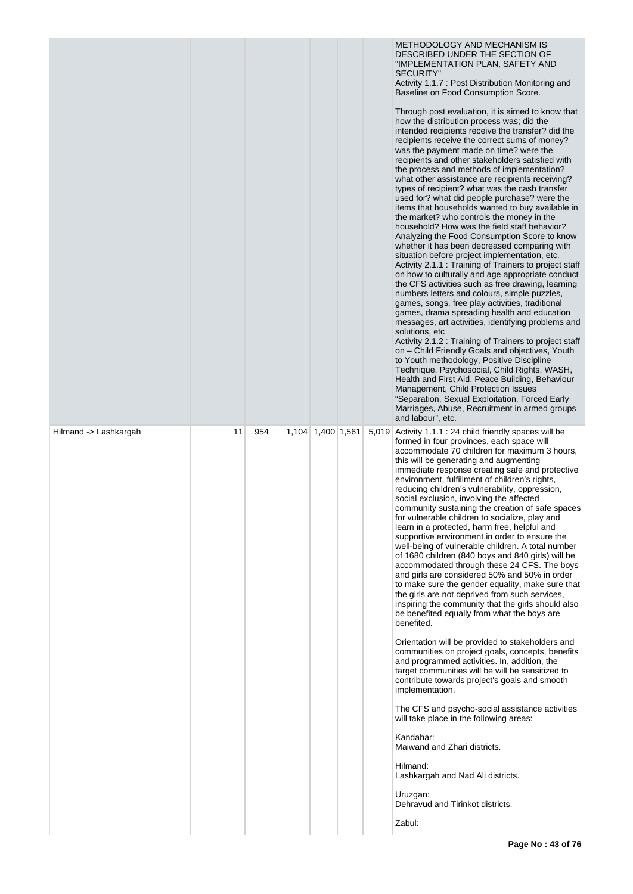| | | | | | | | |
|---|---|---|---|---|---|---|---|
| | | | | | | | METHODOLOGY AND MECHANISM IS DESCRIBED UNDER THE SECTION OF "IMPLEMENTATION PLAN, SAFETY AND SECURITY"<br>Activity 1.1.7 : Post Distribution Monitoring and Baseline on Food Consumption Score.<br><br>Through post evaluation, it is aimed to know that how the distribution process was; did the intended recipients receive the transfer? did the recipients receive the correct sums of money? was the payment made on time? were the recipients and other stakeholders satisfied with the process and methods of implementation? what other assistance are recipients receiving? types of recipient? what was the cash transfer used for? what did people purchase? were the items that households wanted to buy available in the market? who controls the money in the household? How was the field staff behavior? Analyzing the Food Consumption Score to know whether it has been decreased comparing with situation before project implementation, etc.<br>Activity 2.1.1 : Training of Trainers to project staff on how to culturally and age appropriate conduct the CFS activities such as free drawing, learning numbers letters and colours, simple puzzles, games, songs, free play activities, traditional games, drama spreading health and education messages, art activities, identifying problems and solutions, etc<br>Activity 2.1.2 : Training of Trainers to project staff on – Child Friendly Goals and objectives, Youth to Youth methodology, Positive Discipline Technique, Psychosocial, Child Rights, WASH, Health and First Aid, Peace Building, Behaviour Management, Child Protection Issues "Separation, Sexual Exploitation, Forced Early Marriages, Abuse, Recruitment in armed groups and labour", etc. |
| Hilmand -> Lashkargah | 11 | 954 | 1,104 | 1,400 | 1,561 | 5,019 | Activity 1.1.1 : 24 child friendly spaces will be formed in four provinces, each space will accommodate 70 children for maximum 3 hours, this will be generating and augmenting immediate response creating safe and protective environment, fulfillment of children's rights, reducing children's vulnerability, oppression, social exclusion, involving the affected community sustaining the creation of safe spaces for vulnerable children to socialize, play and learn in a protected, harm free, helpful and supportive environment in order to ensure the well-being of vulnerable children. A total number of 1680 children (840 boys and 840 girls) will be accommodated through these 24 CFS. The boys and girls are considered 50% and 50% in order to make sure the gender equality, make sure that the girls are not deprived from such services, inspiring the community that the girls should also be benefited equally from what the boys are benefited.<br><br>Orientation will be provided to stakeholders and communities on project goals, concepts, benefits and programmed activities. In, addition, the target communities will be will be sensitized to contribute towards project's goals and smooth implementation.<br><br>The CFS and psycho-social assistance activities will take place in the following areas:<br><br>Kandahar:<br>Maiwand and Zhari districts.<br><br>Hilmand:<br>Lashkargah and Nad Ali districts.<br><br>Uruzgan:<br>Dehravud and Tirinkot districts.<br><br>Zabul: |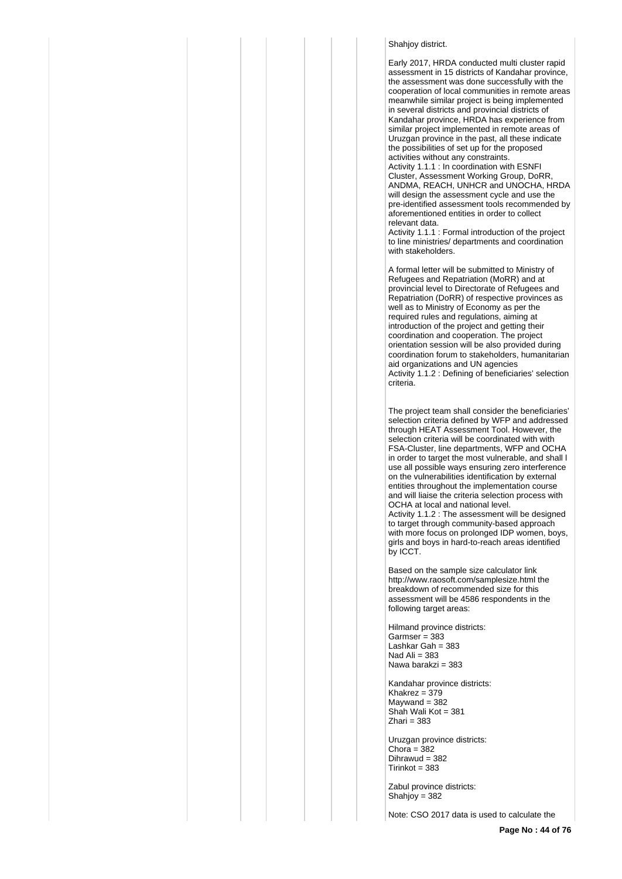Shahjoy district.

Early 2017, HRDA conducted multi cluster rapid assessment in 15 districts of Kandahar province, the assessment was done successfully with the cooperation of local communities in remote areas meanwhile similar project is being implemented in several districts and provincial districts of Kandahar province, HRDA has experience from similar project implemented in remote areas of Uruzgan province in the past, all these indicate the possibilities of set up for the proposed activities without any constraints.
Activity 1.1.1 : In coordination with ESNFI Cluster, Assessment Working Group, DoRR, ANDMA, REACH, UNHCR and UNOCHA, HRDA will design the assessment cycle and use the pre-identified assessment tools recommended by aforementioned entities in order to collect relevant data.
Activity 1.1.1 : Formal introduction of the project to line ministries/ departments and coordination with stakeholders.

A formal letter will be submitted to Ministry of Refugees and Repatriation (MoRR) and at provincial level to Directorate of Refugees and Repatriation (DoRR) of respective provinces as well as to Ministry of Economy as per the required rules and regulations, aiming at introduction of the project and getting their coordination and cooperation. The project orientation session will be also provided during coordination forum to stakeholders, humanitarian aid organizations and UN agencies
Activity 1.1.2 : Defining of beneficiaries' selection criteria.

The project team shall consider the beneficiaries' selection criteria defined by WFP and addressed through HEAT Assessment Tool. However, the selection criteria will be coordinated with with FSA-Cluster, line departments, WFP and OCHA in order to target the most vulnerable, and shall l use all possible ways ensuring zero interference on the vulnerabilities identification by external entities throughout the implementation course and will liaise the criteria selection process with OCHA at local and national level.
Activity 1.1.2 : The assessment will be designed to target through community-based approach with more focus on prolonged IDP women, boys, girls and boys in hard-to-reach areas identified by ICCT.

Based on the sample size calculator link http://www.raosoft.com/samplesize.html the breakdown of recommended size for this assessment will be 4586 respondents in the following target areas:

Hilmand province districts:
Garmser = 383
Lashkar Gah = 383
Nad Ali = 383
Nawa barakzi = 383

Kandahar province districts:
Khakrez = 379
Maywand = 382
Shah Wali Kot = 381
Zhari = 383

Uruzgan province districts:
Chora = 382
Dihrawud = 382
Tirinkot = 383

Zabul province districts:
Shahjoy = 382

Note: CSO 2017 data is used to calculate the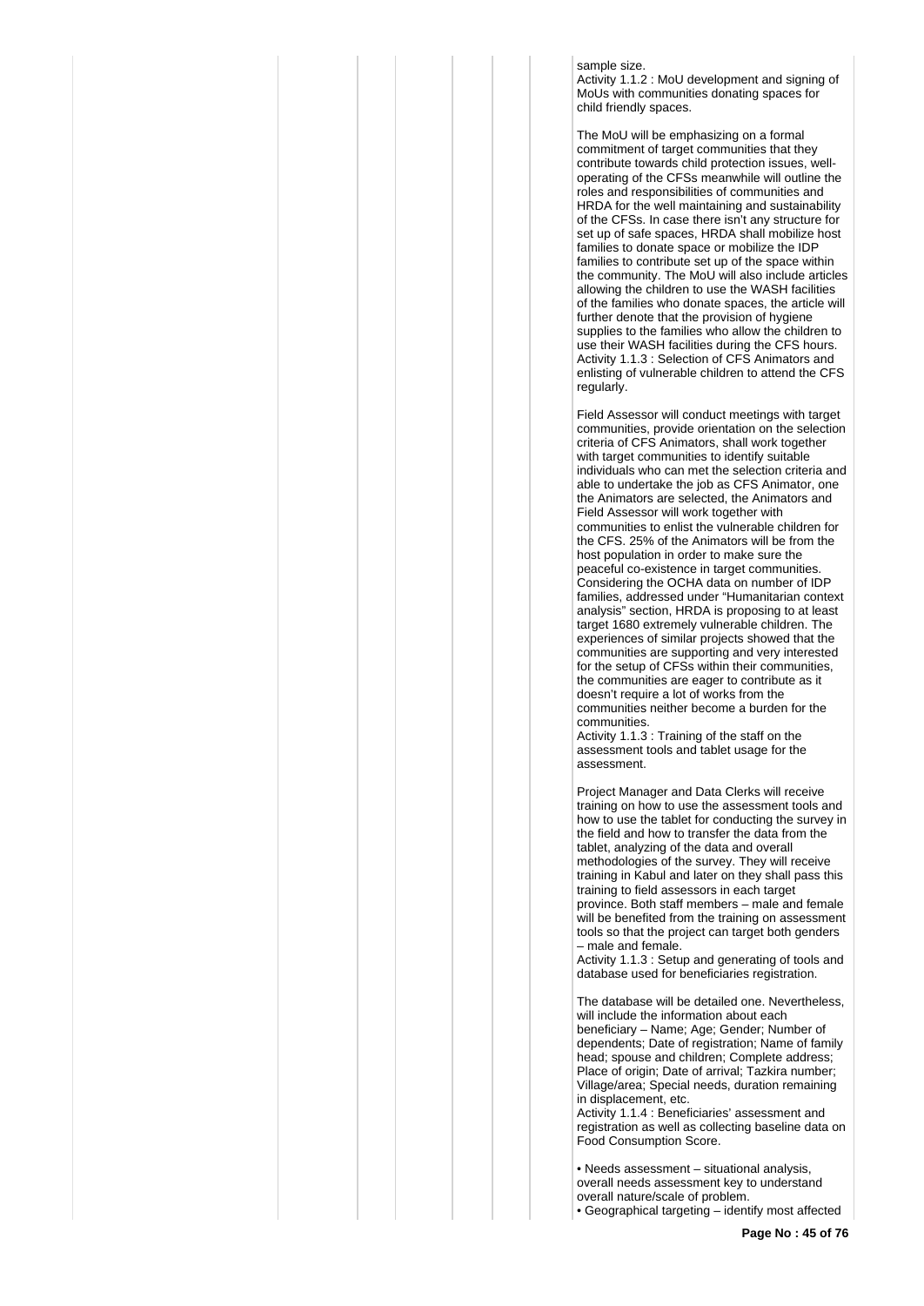sample size.
Activity 1.1.2 : MoU development and signing of MoUs with communities donating spaces for child friendly spaces.

The MoU will be emphasizing on a formal commitment of target communities that they contribute towards child protection issues, well-operating of the CFSs meanwhile will outline the roles and responsibilities of communities and HRDA for the well maintaining and sustainability of the CFSs. In case there isn't any structure for set up of safe spaces, HRDA shall mobilize host families to donate space or mobilize the IDP families to contribute set up of the space within the community. The MoU will also include articles allowing the children to use the WASH facilities of the families who donate spaces, the article will further denote that the provision of hygiene supplies to the families who allow the children to use their WASH facilities during the CFS hours.
Activity 1.1.3 : Selection of CFS Animators and enlisting of vulnerable children to attend the CFS regularly.

Field Assessor will conduct meetings with target communities, provide orientation on the selection criteria of CFS Animators, shall work together with target communities to identify suitable individuals who can met the selection criteria and able to undertake the job as CFS Animator, one the Animators are selected, the Animators and Field Assessor will work together with communities to enlist the vulnerable children for the CFS. 25% of the Animators will be from the host population in order to make sure the peaceful co-existence in target communities. Considering the OCHA data on number of IDP families, addressed under "Humanitarian context analysis" section, HRDA is proposing to at least target 1680 extremely vulnerable children. The experiences of similar projects showed that the communities are supporting and very interested for the setup of CFSs within their communities, the communities are eager to contribute as it doesn't require a lot of works from the communities neither become a burden for the communities.
Activity 1.1.3 : Training of the staff on the assessment tools and tablet usage for the assessment.

Project Manager and Data Clerks will receive training on how to use the assessment tools and how to use the tablet for conducting the survey in the field and how to transfer the data from the tablet, analyzing of the data and overall methodologies of the survey. They will receive training in Kabul and later on they shall pass this training to field assessors in each target province. Both staff members – male and female will be benefited from the training on assessment tools so that the project can target both genders – male and female.
Activity 1.1.3 : Setup and generating of tools and database used for beneficiaries registration.

The database will be detailed one. Nevertheless, will include the information about each beneficiary – Name; Age; Gender; Number of dependents; Date of registration; Name of family head; spouse and children; Complete address; Place of origin; Date of arrival; Tazkira number; Village/area; Special needs, duration remaining in displacement, etc.
Activity 1.1.4 : Beneficiaries' assessment and registration as well as collecting baseline data on Food Consumption Score.

• Needs assessment – situational analysis, overall needs assessment key to understand overall nature/scale of problem.
• Geographical targeting – identify most affected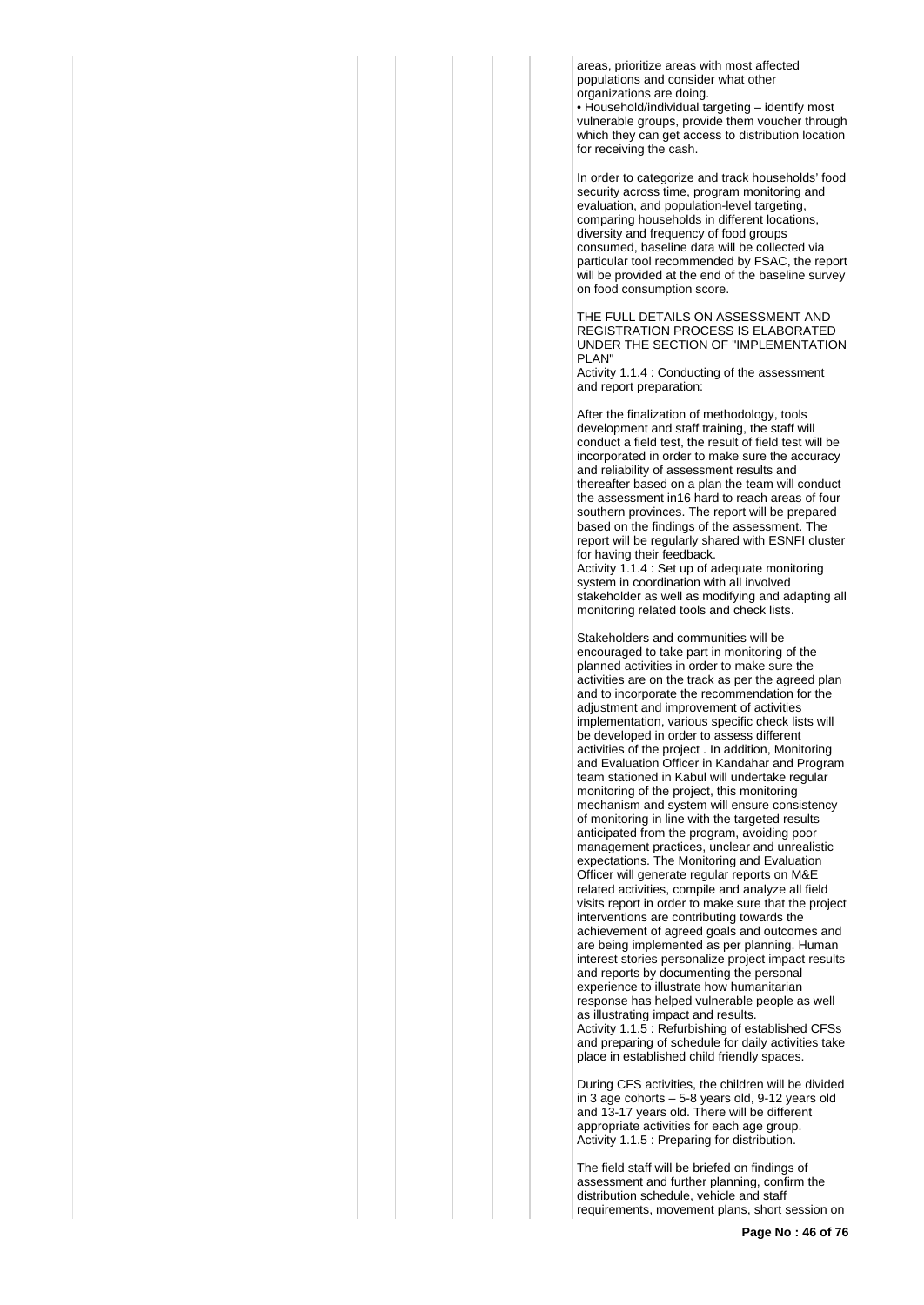areas, prioritize areas with most affected populations and consider what other organizations are doing.
• Household/individual targeting – identify most vulnerable groups, provide them voucher through which they can get access to distribution location for receiving the cash.

In order to categorize and track households' food security across time, program monitoring and evaluation, and population-level targeting, comparing households in different locations, diversity and frequency of food groups consumed, baseline data will be collected via particular tool recommended by FSAC, the report will be provided at the end of the baseline survey on food consumption score.

THE FULL DETAILS ON ASSESSMENT AND REGISTRATION PROCESS IS ELABORATED UNDER THE SECTION OF "IMPLEMENTATION PLAN"
Activity 1.1.4 : Conducting of the assessment and report preparation:

After the finalization of methodology, tools development and staff training, the staff will conduct a field test, the result of field test will be incorporated in order to make sure the accuracy and reliability of assessment results and thereafter based on a plan the team will conduct the assessment in16 hard to reach areas of four southern provinces. The report will be prepared based on the findings of the assessment. The report will be regularly shared with ESNFI cluster for having their feedback.
Activity 1.1.4 : Set up of adequate monitoring system in coordination with all involved stakeholder as well as modifying and adapting all monitoring related tools and check lists.

Stakeholders and communities will be encouraged to take part in monitoring of the planned activities in order to make sure the activities are on the track as per the agreed plan and to incorporate the recommendation for the adjustment and improvement of activities implementation, various specific check lists will be developed in order to assess different activities of the project . In addition, Monitoring and Evaluation Officer in Kandahar and Program team stationed in Kabul will undertake regular monitoring of the project, this monitoring mechanism and system will ensure consistency of monitoring in line with the targeted results anticipated from the program, avoiding poor management practices, unclear and unrealistic expectations. The Monitoring and Evaluation Officer will generate regular reports on M&E related activities, compile and analyze all field visits report in order to make sure that the project interventions are contributing towards the achievement of agreed goals and outcomes and are being implemented as per planning. Human interest stories personalize project impact results and reports by documenting the personal experience to illustrate how humanitarian response has helped vulnerable people as well as illustrating impact and results.
Activity 1.1.5 : Refurbishing of established CFSs and preparing of schedule for daily activities take place in established child friendly spaces.

During CFS activities, the children will be divided in 3 age cohorts – 5-8 years old, 9-12 years old and 13-17 years old. There will be different appropriate activities for each age group.
Activity 1.1.5 : Preparing for distribution.

The field staff will be briefed on findings of assessment and further planning, confirm the distribution schedule, vehicle and staff requirements, movement plans, short session on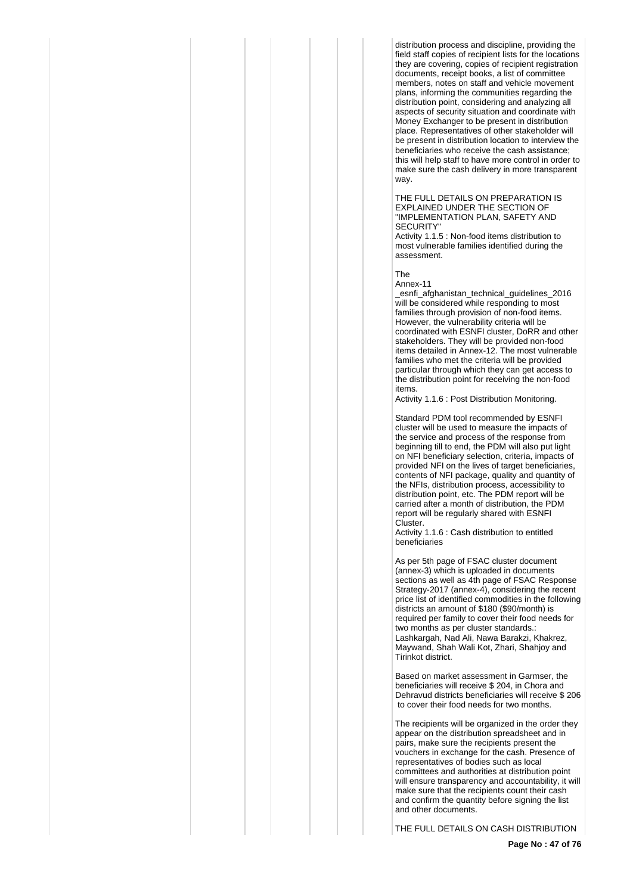distribution process and discipline, providing the field staff copies of recipient lists for the locations they are covering, copies of recipient registration documents, receipt books, a list of committee members, notes on staff and vehicle movement plans, informing the communities regarding the distribution point, considering and analyzing all aspects of security situation and coordinate with Money Exchanger to be present in distribution place. Representatives of other stakeholder will be present in distribution location to interview the beneficiaries who receive the cash assistance; this will help staff to have more control in order to make sure the cash delivery in more transparent way.

THE FULL DETAILS ON PREPARATION IS EXPLAINED UNDER THE SECTION OF "IMPLEMENTATION PLAN, SAFETY AND SECURITY"

Activity 1.1.5 : Non-food items distribution to most vulnerable families identified during the assessment.

The
Annex-11
_esnfi_afghanistan_technical_guidelines_2016 will be considered while responding to most families through provision of non-food items. However, the vulnerability criteria will be coordinated with ESNFI cluster, DoRR and other stakeholders. They will be provided non-food items detailed in Annex-12. The most vulnerable families who met the criteria will be provided particular through which they can get access to the distribution point for receiving the non-food items.

Activity 1.1.6 : Post Distribution Monitoring.

Standard PDM tool recommended by ESNFI cluster will be used to measure the impacts of the service and process of the response from beginning till to end, the PDM will also put light on NFI beneficiary selection, criteria, impacts of provided NFI on the lives of target beneficiaries, contents of NFI package, quality and quantity of the NFIs, distribution process, accessibility to distribution point, etc. The PDM report will be carried after a month of distribution, the PDM report will be regularly shared with ESNFI Cluster.

Activity 1.1.6 : Cash distribution to entitled beneficiaries

As per 5th page of FSAC cluster document (annex-3) which is uploaded in documents sections as well as 4th page of FSAC Response Strategy-2017 (annex-4), considering the recent price list of identified commodities in the following districts an amount of $180 ($90/month) is required per family to cover their food needs for two months as per cluster standards.: Lashkargah, Nad Ali, Nawa Barakzi, Khakrez, Maywand, Shah Wali Kot, Zhari, Shahjoy and Tirinkot district.

Based on market assessment in Garmser, the beneficiaries will receive $ 204, in Chora and Dehravud districts beneficiaries will receive $ 206 to cover their food needs for two months.

The recipients will be organized in the order they appear on the distribution spreadsheet and in pairs, make sure the recipients present the vouchers in exchange for the cash. Presence of representatives of bodies such as local committees and authorities at distribution point will ensure transparency and accountability, it will make sure that the recipients count their cash and confirm the quantity before signing the list and other documents.

THE FULL DETAILS ON CASH DISTRIBUTION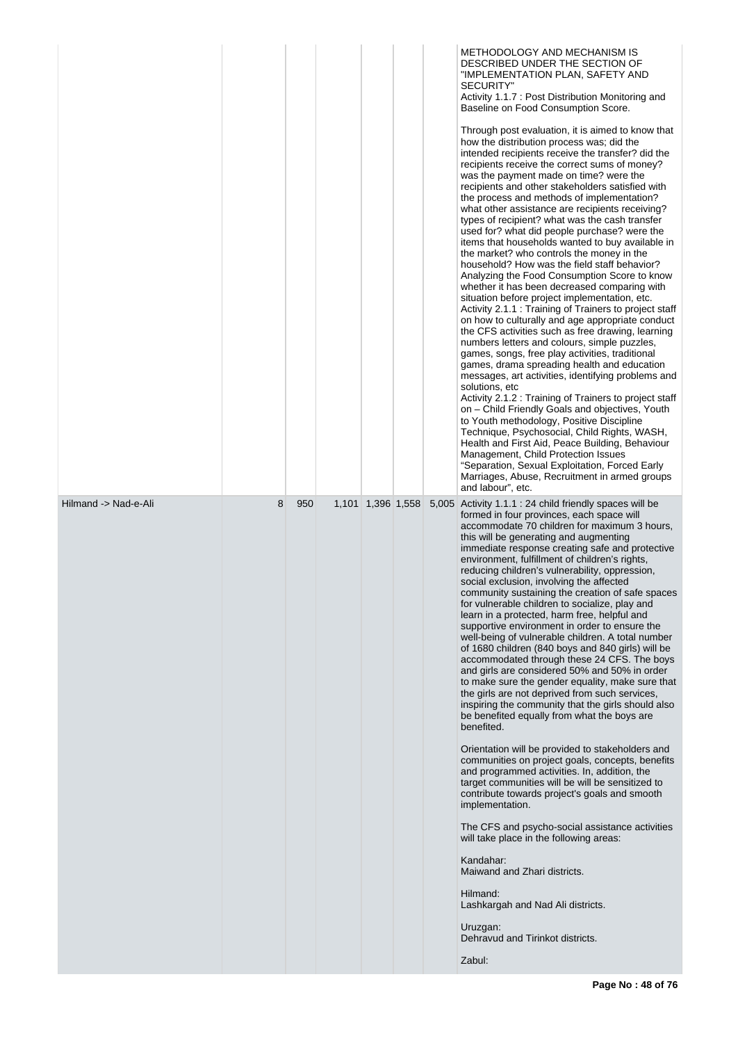| | | | | | | | |
|---|---|---|---|---|---|---|---|
| | | | | | | | METHODOLOGY AND MECHANISM IS DESCRIBED UNDER THE SECTION OF "IMPLEMENTATION PLAN, SAFETY AND SECURITY"<br>Activity 1.1.7 : Post Distribution Monitoring and Baseline on Food Consumption Score.<br><br>Through post evaluation, it is aimed to know that how the distribution process was; did the intended recipients receive the transfer? did the recipients receive the correct sums of money? was the payment made on time? were the recipients and other stakeholders satisfied with the process and methods of implementation? what other assistance are recipients receiving? types of recipient? what was the cash transfer used for? what did people purchase? were the items that households wanted to buy available in the market? who controls the money in the household? How was the field staff behavior? Analyzing the Food Consumption Score to know whether it has been decreased comparing with situation before project implementation, etc.<br>Activity 2.1.1 : Training of Trainers to project staff on how to culturally and age appropriate conduct the CFS activities such as free drawing, learning numbers letters and colours, simple puzzles, games, songs, free play activities, traditional games, drama spreading health and education messages, art activities, identifying problems and solutions, etc<br>Activity 2.1.2 : Training of Trainers to project staff on – Child Friendly Goals and objectives, Youth to Youth methodology, Positive Discipline Technique, Psychosocial, Child Rights, WASH, Health and First Aid, Peace Building, Behaviour Management, Child Protection Issues "Separation, Sexual Exploitation, Forced Early Marriages, Abuse, Recruitment in armed groups and labour", etc. |
| Hilmand -> Nad-e-Ali | 8 | 950 | 1,101 | 1,396 | 1,558 | 5,005 | Activity 1.1.1 : 24 child friendly spaces will be formed in four provinces, each space will accommodate 70 children for maximum 3 hours, this will be generating and augmenting immediate response creating safe and protective environment, fulfillment of children's rights, reducing children's vulnerability, oppression, social exclusion, involving the affected community sustaining the creation of safe spaces for vulnerable children to socialize, play and learn in a protected, harm free, helpful and supportive environment in order to ensure the well-being of vulnerable children. A total number of 1680 children (840 boys and 840 girls) will be accommodated through these 24 CFS. The boys and girls are considered 50% and 50% in order to make sure the gender equality, make sure that the girls are not deprived from such services, inspiring the community that the girls should also be benefited equally from what the boys are benefited.<br><br>Orientation will be provided to stakeholders and communities on project goals, concepts, benefits and programmed activities. In, addition, the target communities will be will be sensitized to contribute towards project's goals and smooth implementation.<br><br>The CFS and psycho-social assistance activities will take place in the following areas:<br><br>Kandahar:<br>Maiwand and Zhari districts.<br><br>Hilmand:<br>Lashkargah and Nad Ali districts.<br><br>Uruzgan:<br>Dehravud and Tirinkot districts.<br><br>Zabul: |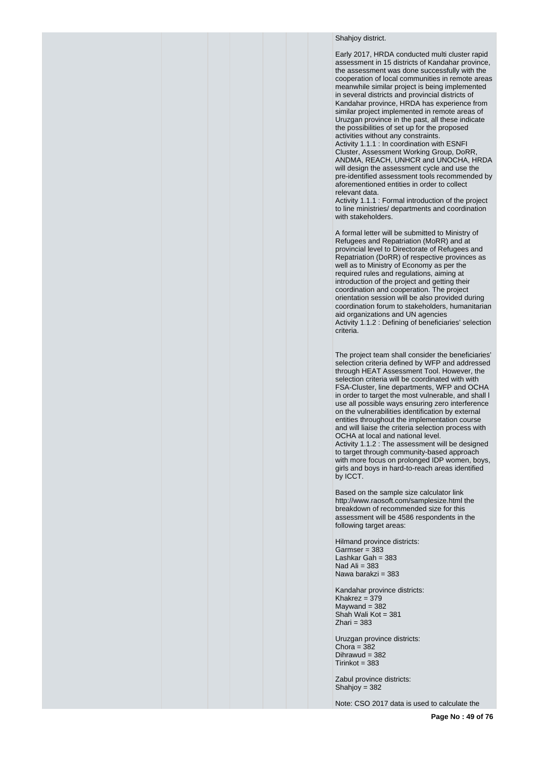Shahjoy district.

Early 2017, HRDA conducted multi cluster rapid assessment in 15 districts of Kandahar province, the assessment was done successfully with the cooperation of local communities in remote areas meanwhile similar project is being implemented in several districts and provincial districts of Kandahar province, HRDA has experience from similar project implemented in remote areas of Uruzgan province in the past, all these indicate the possibilities of set up for the proposed activities without any constraints.
Activity 1.1.1 : In coordination with ESNFI Cluster, Assessment Working Group, DoRR, ANDMA, REACH, UNHCR and UNOCHA, HRDA will design the assessment cycle and use the pre-identified assessment tools recommended by aforementioned entities in order to collect relevant data.
Activity 1.1.1 : Formal introduction of the project to line ministries/ departments and coordination with stakeholders.

A formal letter will be submitted to Ministry of Refugees and Repatriation (MoRR) and at provincial level to Directorate of Refugees and Repatriation (DoRR) of respective provinces as well as to Ministry of Economy as per the required rules and regulations, aiming at introduction of the project and getting their coordination and cooperation. The project orientation session will be also provided during coordination forum to stakeholders, humanitarian aid organizations and UN agencies
Activity 1.1.2 : Defining of beneficiaries' selection criteria.

The project team shall consider the beneficiaries' selection criteria defined by WFP and addressed through HEAT Assessment Tool. However, the selection criteria will be coordinated with with FSA-Cluster, line departments, WFP and OCHA in order to target the most vulnerable, and shall l use all possible ways ensuring zero interference on the vulnerabilities identification by external entities throughout the implementation course and will liaise the criteria selection process with OCHA at local and national level.
Activity 1.1.2 : The assessment will be designed to target through community-based approach with more focus on prolonged IDP women, boys, girls and boys in hard-to-reach areas identified by ICCT.

Based on the sample size calculator link http://www.raosoft.com/samplesize.html the breakdown of recommended size for this assessment will be 4586 respondents in the following target areas:

Hilmand province districts:
Garmser = 383
Lashkar Gah = 383
Nad Ali = 383
Nawa barakzi = 383

Kandahar province districts:
Khakrez = 379
Maywand = 382
Shah Wali Kot = 381
Zhari = 383

Uruzgan province districts:
Chora = 382
Dihrawud = 382
Tirinkot = 383

Zabul province districts:
Shahjoy = 382

Note: CSO 2017 data is used to calculate the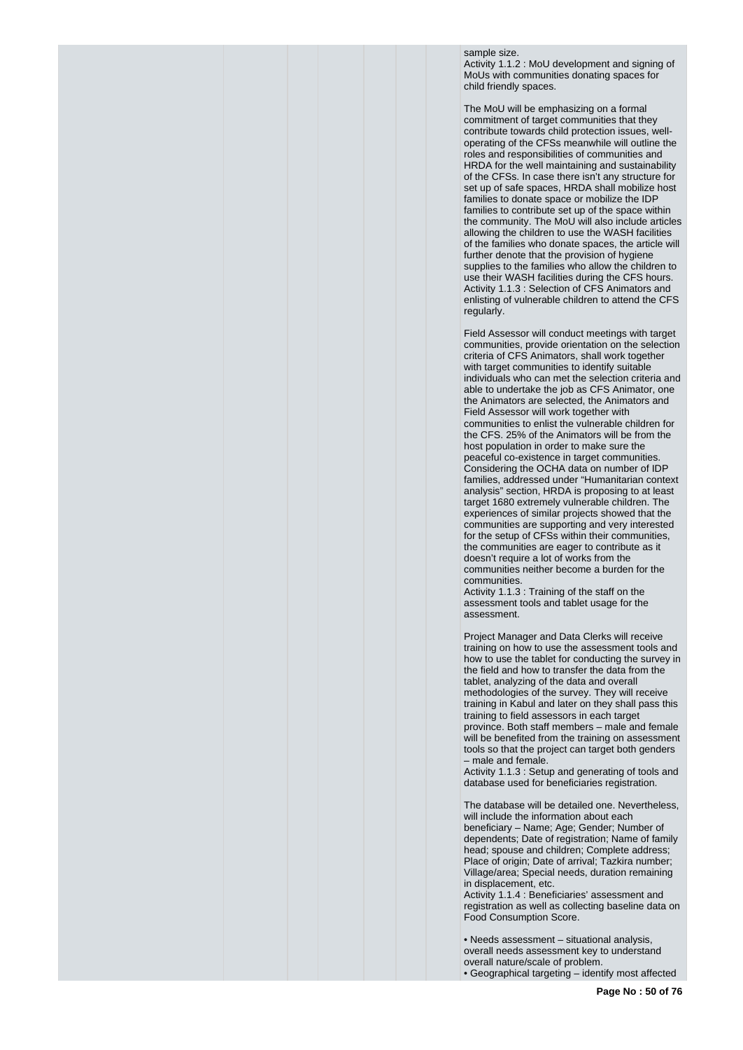sample size.
Activity 1.1.2 : MoU development and signing of MoUs with communities donating spaces for child friendly spaces.

The MoU will be emphasizing on a formal commitment of target communities that they contribute towards child protection issues, well-operating of the CFSs meanwhile will outline the roles and responsibilities of communities and HRDA for the well maintaining and sustainability of the CFSs. In case there isn't any structure for set up of safe spaces, HRDA shall mobilize host families to donate space or mobilize the IDP families to contribute set up of the space within the community. The MoU will also include articles allowing the children to use the WASH facilities of the families who donate spaces, the article will further denote that the provision of hygiene supplies to the families who allow the children to use their WASH facilities during the CFS hours.
Activity 1.1.3 : Selection of CFS Animators and enlisting of vulnerable children to attend the CFS regularly.

Field Assessor will conduct meetings with target communities, provide orientation on the selection criteria of CFS Animators, shall work together with target communities to identify suitable individuals who can met the selection criteria and able to undertake the job as CFS Animator, one the Animators are selected, the Animators and Field Assessor will work together with communities to enlist the vulnerable children for the CFS. 25% of the Animators will be from the host population in order to make sure the peaceful co-existence in target communities. Considering the OCHA data on number of IDP families, addressed under "Humanitarian context analysis" section, HRDA is proposing to at least target 1680 extremely vulnerable children. The experiences of similar projects showed that the communities are supporting and very interested for the setup of CFSs within their communities, the communities are eager to contribute as it doesn't require a lot of works from the communities neither become a burden for the communities.
Activity 1.1.3 : Training of the staff on the assessment tools and tablet usage for the assessment.

Project Manager and Data Clerks will receive training on how to use the assessment tools and how to use the tablet for conducting the survey in the field and how to transfer the data from the tablet, analyzing of the data and overall methodologies of the survey. They will receive training in Kabul and later on they shall pass this training to field assessors in each target province. Both staff members – male and female will be benefited from the training on assessment tools so that the project can target both genders – male and female.
Activity 1.1.3 : Setup and generating of tools and database used for beneficiaries registration.

The database will be detailed one. Nevertheless, will include the information about each beneficiary – Name; Age; Gender; Number of dependents; Date of registration; Name of family head; spouse and children; Complete address; Place of origin; Date of arrival; Tazkira number; Village/area; Special needs, duration remaining in displacement, etc.
Activity 1.1.4 : Beneficiaries' assessment and registration as well as collecting baseline data on Food Consumption Score.

• Needs assessment – situational analysis, overall needs assessment key to understand overall nature/scale of problem.
• Geographical targeting – identify most affected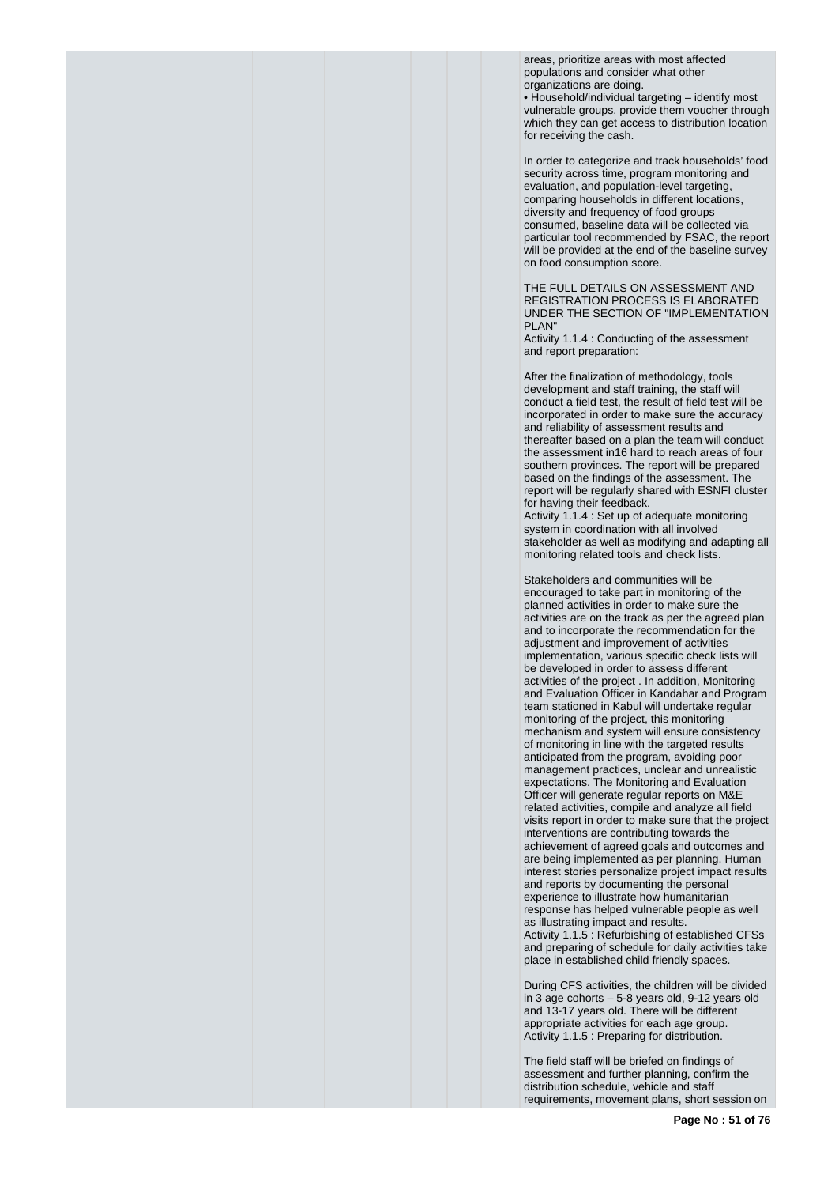areas, prioritize areas with most affected populations and consider what other organizations are doing.
• Household/individual targeting – identify most vulnerable groups, provide them voucher through which they can get access to distribution location for receiving the cash.

In order to categorize and track households' food security across time, program monitoring and evaluation, and population-level targeting, comparing households in different locations, diversity and frequency of food groups consumed, baseline data will be collected via particular tool recommended by FSAC, the report will be provided at the end of the baseline survey on food consumption score.

THE FULL DETAILS ON ASSESSMENT AND REGISTRATION PROCESS IS ELABORATED UNDER THE SECTION OF "IMPLEMENTATION PLAN"
Activity 1.1.4 : Conducting of the assessment and report preparation:

After the finalization of methodology, tools development and staff training, the staff will conduct a field test, the result of field test will be incorporated in order to make sure the accuracy and reliability of assessment results and thereafter based on a plan the team will conduct the assessment in16 hard to reach areas of four southern provinces. The report will be prepared based on the findings of the assessment. The report will be regularly shared with ESNFI cluster for having their feedback.
Activity 1.1.4 : Set up of adequate monitoring system in coordination with all involved stakeholder as well as modifying and adapting all monitoring related tools and check lists.

Stakeholders and communities will be encouraged to take part in monitoring of the planned activities in order to make sure the activities are on the track as per the agreed plan and to incorporate the recommendation for the adjustment and improvement of activities implementation, various specific check lists will be developed in order to assess different activities of the project . In addition, Monitoring and Evaluation Officer in Kandahar and Program team stationed in Kabul will undertake regular monitoring of the project, this monitoring mechanism and system will ensure consistency of monitoring in line with the targeted results anticipated from the program, avoiding poor management practices, unclear and unrealistic expectations. The Monitoring and Evaluation Officer will generate regular reports on M&E related activities, compile and analyze all field visits report in order to make sure that the project interventions are contributing towards the achievement of agreed goals and outcomes and are being implemented as per planning. Human interest stories personalize project impact results and reports by documenting the personal experience to illustrate how humanitarian response has helped vulnerable people as well as illustrating impact and results.
Activity 1.1.5 : Refurbishing of established CFSs and preparing of schedule for daily activities take place in established child friendly spaces.

During CFS activities, the children will be divided in 3 age cohorts – 5-8 years old, 9-12 years old and 13-17 years old. There will be different appropriate activities for each age group.
Activity 1.1.5 : Preparing for distribution.

The field staff will be briefed on findings of assessment and further planning, confirm the distribution schedule, vehicle and staff requirements, movement plans, short session on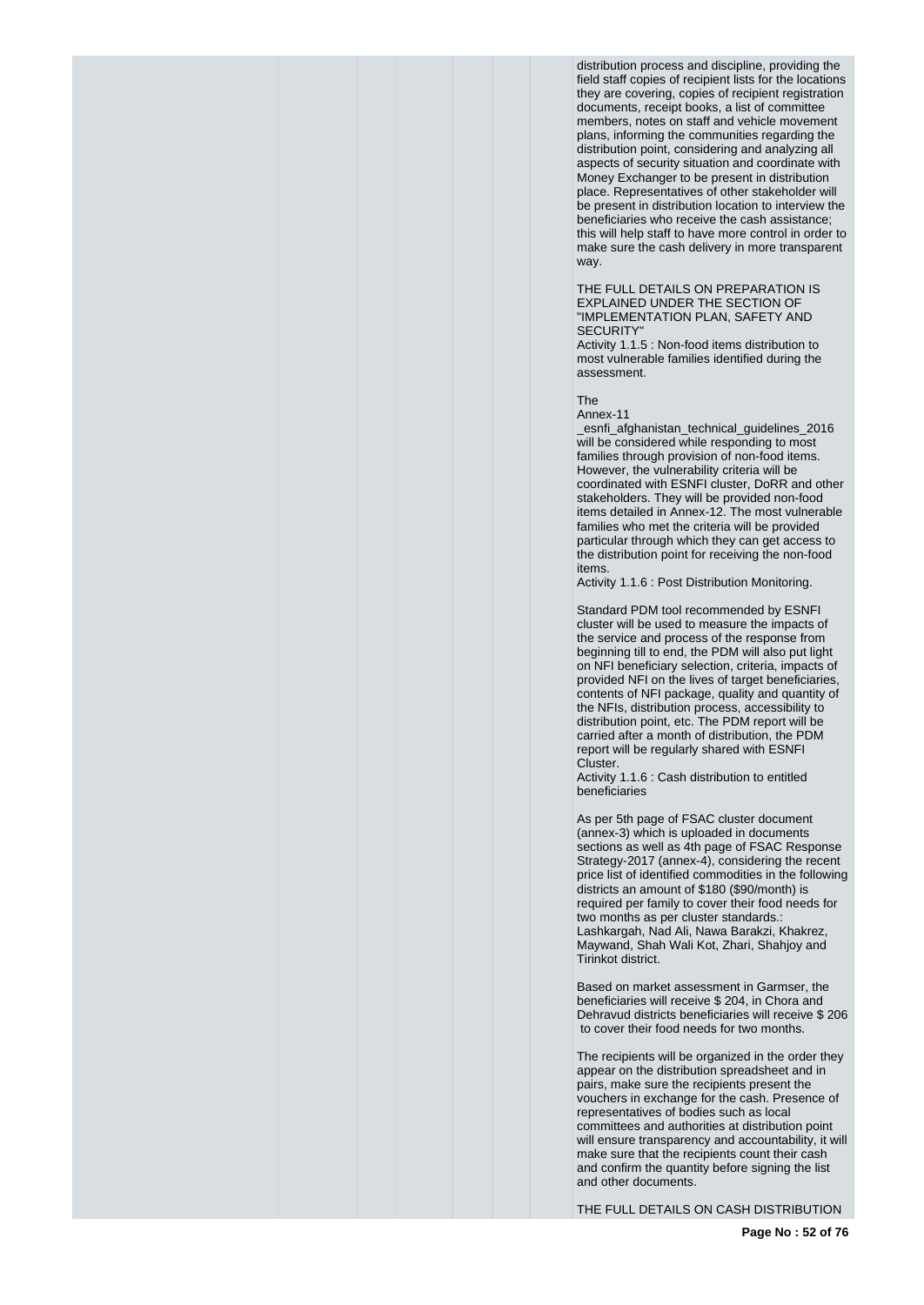distribution process and discipline, providing the field staff copies of recipient lists for the locations they are covering, copies of recipient registration documents, receipt books, a list of committee members, notes on staff and vehicle movement plans, informing the communities regarding the distribution point, considering and analyzing all aspects of security situation and coordinate with Money Exchanger to be present in distribution place. Representatives of other stakeholder will be present in distribution location to interview the beneficiaries who receive the cash assistance; this will help staff to have more control in order to make sure the cash delivery in more transparent way.

THE FULL DETAILS ON PREPARATION IS EXPLAINED UNDER THE SECTION OF "IMPLEMENTATION PLAN, SAFETY AND SECURITY"

Activity 1.1.5 : Non-food items distribution to most vulnerable families identified during the assessment.

The
Annex-11
_esnfi_afghanistan_technical_guidelines_2016 will be considered while responding to most families through provision of non-food items. However, the vulnerability criteria will be coordinated with ESNFI cluster, DoRR and other stakeholders. They will be provided non-food items detailed in Annex-12. The most vulnerable families who met the criteria will be provided particular through which they can get access to the distribution point for receiving the non-food items.

Activity 1.1.6 : Post Distribution Monitoring.

Standard PDM tool recommended by ESNFI cluster will be used to measure the impacts of the service and process of the response from beginning till to end, the PDM will also put light on NFI beneficiary selection, criteria, impacts of provided NFI on the lives of target beneficiaries, contents of NFI package, quality and quantity of the NFIs, distribution process, accessibility to distribution point, etc. The PDM report will be carried after a month of distribution, the PDM report will be regularly shared with ESNFI Cluster.

Activity 1.1.6 : Cash distribution to entitled beneficiaries

As per 5th page of FSAC cluster document (annex-3) which is uploaded in documents sections as well as 4th page of FSAC Response Strategy-2017 (annex-4), considering the recent price list of identified commodities in the following districts an amount of $180 ($90/month) is required per family to cover their food needs for two months as per cluster standards.: Lashkargah, Nad Ali, Nawa Barakzi, Khakrez, Maywand, Shah Wali Kot, Zhari, Shahjoy and Tirinkot district.

Based on market assessment in Garmser, the beneficiaries will receive $ 204, in Chora and Dehravud districts beneficiaries will receive $ 206 to cover their food needs for two months.

The recipients will be organized in the order they appear on the distribution spreadsheet and in pairs, make sure the recipients present the vouchers in exchange for the cash. Presence of representatives of bodies such as local committees and authorities at distribution point will ensure transparency and accountability, it will make sure that the recipients count their cash and confirm the quantity before signing the list and other documents.

THE FULL DETAILS ON CASH DISTRIBUTION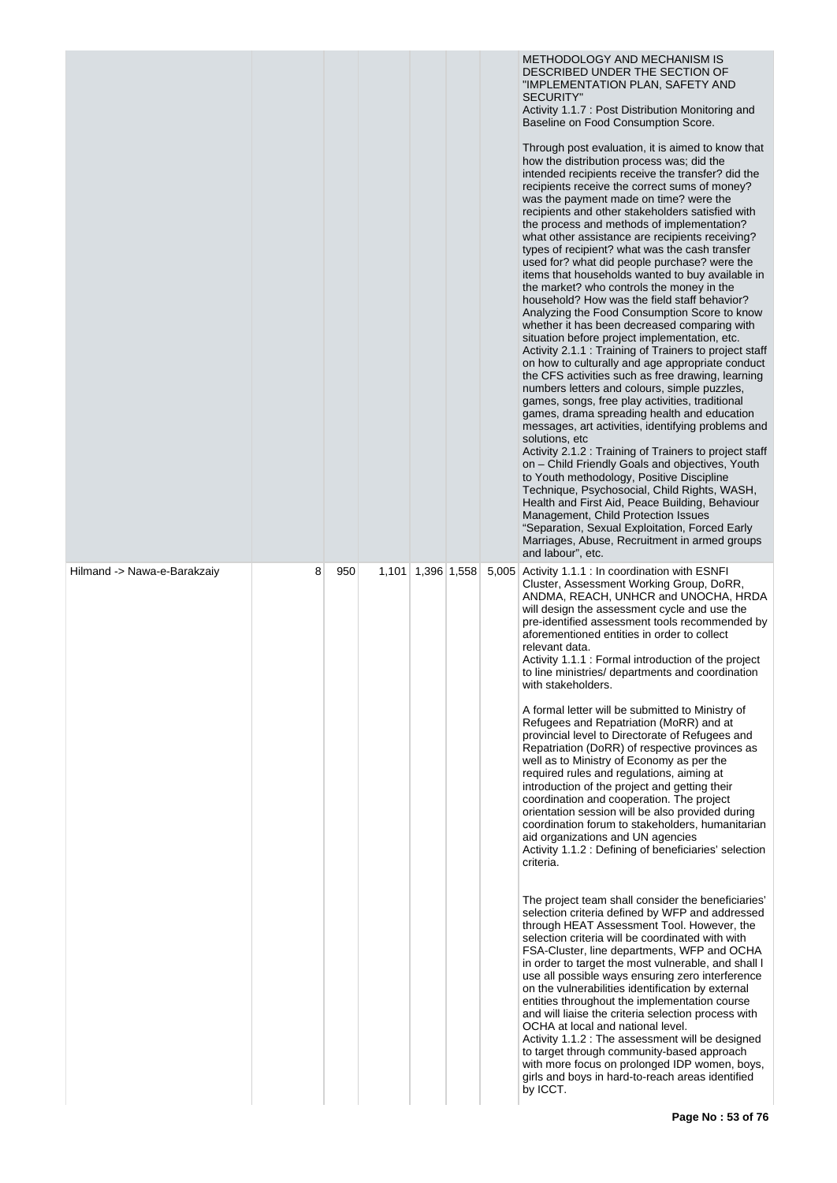| | | | | | | |
|---|---|---|---|---|---|---|
| | | | | | | METHODOLOGY AND MECHANISM IS DESCRIBED UNDER THE SECTION OF "IMPLEMENTATION PLAN, SAFETY AND SECURITY"<br>Activity 1.1.7 : Post Distribution Monitoring and Baseline on Food Consumption Score.<br><br>Through post evaluation, it is aimed to know that how the distribution process was; did the intended recipients receive the transfer? did the recipients receive the correct sums of money? was the payment made on time? were the recipients and other stakeholders satisfied with the process and methods of implementation? what other assistance are recipients receiving? types of recipient? what was the cash transfer used for? what did people purchase? were the items that households wanted to buy available in the market? who controls the money in the household? How was the field staff behavior? Analyzing the Food Consumption Score to know whether it has been decreased comparing with situation before project implementation, etc.<br>Activity 2.1.1 : Training of Trainers to project staff on how to culturally and age appropriate conduct the CFS activities such as free drawing, learning numbers letters and colours, simple puzzles, games, songs, free play activities, traditional games, drama spreading health and education messages, art activities, identifying problems and solutions, etc<br>Activity 2.1.2 : Training of Trainers to project staff on – Child Friendly Goals and objectives, Youth to Youth methodology, Positive Discipline Technique, Psychosocial, Child Rights, WASH, Health and First Aid, Peace Building, Behaviour Management, Child Protection Issues "Separation, Sexual Exploitation, Forced Early Marriages, Abuse, Recruitment in armed groups and labour", etc. |
| Hilmand -> Nawa-e-Barakzaiy | 8 | 950 | 1,101 | 1,396 | 1,558 | 5,005 | Activity 1.1.1 : In coordination with ESNFI Cluster, Assessment Working Group, DoRR, ANDMA, REACH, UNHCR and UNOCHA, HRDA will design the assessment cycle and use the pre-identified assessment tools recommended by aforementioned entities in order to collect relevant data.<br>Activity 1.1.1 : Formal introduction of the project to line ministries/ departments and coordination with stakeholders.<br><br>A formal letter will be submitted to Ministry of Refugees and Repatriation (MoRR) and at provincial level to Directorate of Refugees and Repatriation (DoRR) of respective provinces as well as to Ministry of Economy as per the required rules and regulations, aiming at introduction of the project and getting their coordination and cooperation. The project orientation session will be also provided during coordination forum to stakeholders, humanitarian aid organizations and UN agencies<br>Activity 1.1.2 : Defining of beneficiaries' selection criteria.<br><br>The project team shall consider the beneficiaries' selection criteria defined by WFP and addressed through HEAT Assessment Tool. However, the selection criteria will be coordinated with with FSA-Cluster, line departments, WFP and OCHA in order to target the most vulnerable, and shall I use all possible ways ensuring zero interference on the vulnerabilities identification by external entities throughout the implementation course and will liaise the criteria selection process with OCHA at local and national level.<br>Activity 1.1.2 : The assessment will be designed to target through community-based approach with more focus on prolonged IDP women, boys, girls and boys in hard-to-reach areas identified by ICCT. |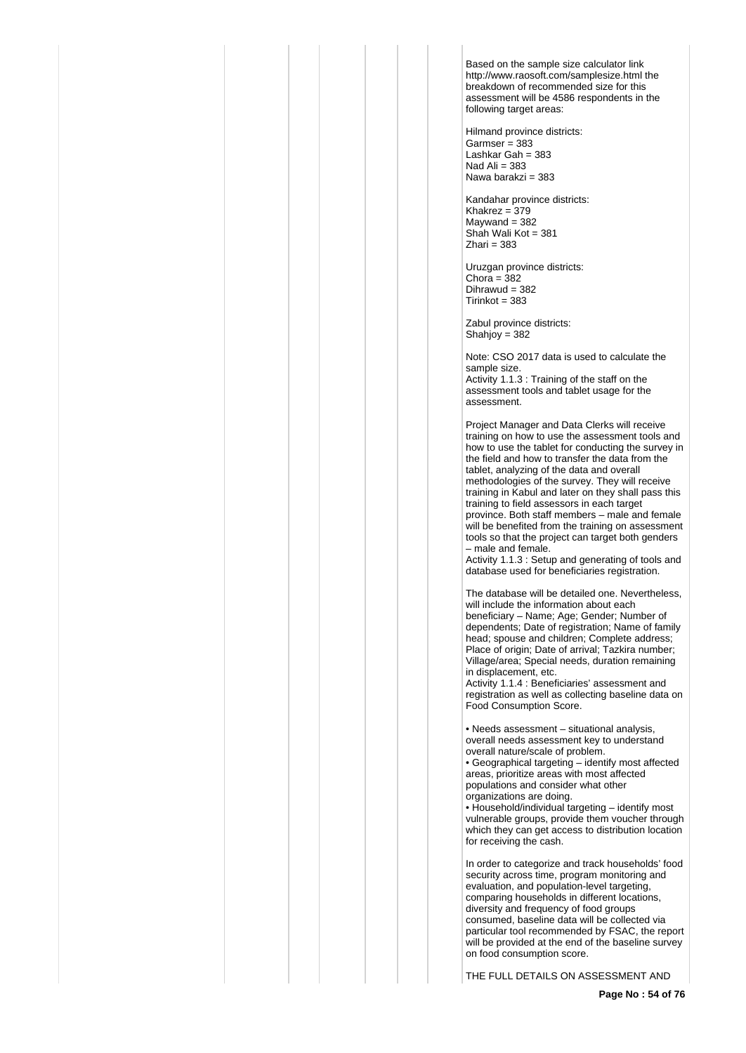Based on the sample size calculator link http://www.raosoft.com/samplesize.html the breakdown of recommended size for this assessment will be 4586 respondents in the following target areas:

Hilmand province districts:
Garmser = 383
Lashkar Gah = 383
Nad Ali = 383
Nawa barakzi = 383

Kandahar province districts:
Khakrez = 379
Maywand = 382
Shah Wali Kot = 381
Zhari = 383

Uruzgan province districts:
Chora = 382
Dihrawud = 382
Tirinkot = 383

Zabul province districts:
Shahjoy = 382

Note: CSO 2017 data is used to calculate the sample size.

Activity 1.1.3 : Training of the staff on the assessment tools and tablet usage for the assessment.

Project Manager and Data Clerks will receive training on how to use the assessment tools and how to use the tablet for conducting the survey in the field and how to transfer the data from the tablet, analyzing of the data and overall methodologies of the survey. They will receive training in Kabul and later on they shall pass this training to field assessors in each target province. Both staff members – male and female will be benefited from the training on assessment tools so that the project can target both genders – male and female.

Activity 1.1.3 : Setup and generating of tools and database used for beneficiaries registration.

The database will be detailed one. Nevertheless, will include the information about each beneficiary – Name; Age; Gender; Number of dependents; Date of registration; Name of family head; spouse and children; Complete address; Place of origin; Date of arrival; Tazkira number; Village/area; Special needs, duration remaining in displacement, etc.

Activity 1.1.4 : Beneficiaries' assessment and registration as well as collecting baseline data on Food Consumption Score.

- Needs assessment – situational analysis, overall needs assessment key to understand overall nature/scale of problem.
- Geographical targeting – identify most affected areas, prioritize areas with most affected populations and consider what other organizations are doing.
- Household/individual targeting – identify most vulnerable groups, provide them voucher through which they can get access to distribution location for receiving the cash.

In order to categorize and track households' food security across time, program monitoring and evaluation, and population-level targeting, comparing households in different locations, diversity and frequency of food groups consumed, baseline data will be collected via particular tool recommended by FSAC, the report will be provided at the end of the baseline survey on food consumption score.

THE FULL DETAILS ON ASSESSMENT AND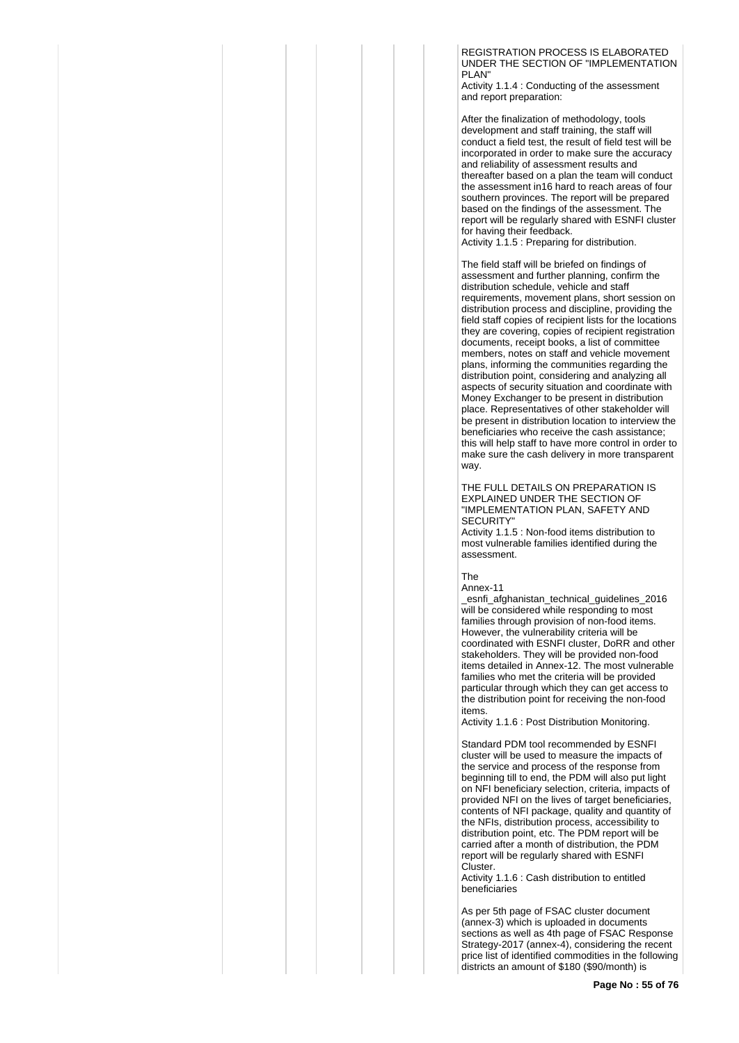REGISTRATION PROCESS IS ELABORATED UNDER THE SECTION OF "IMPLEMENTATION PLAN"

Activity 1.1.4 : Conducting of the assessment and report preparation:

After the finalization of methodology, tools development and staff training, the staff will conduct a field test, the result of field test will be incorporated in order to make sure the accuracy and reliability of assessment results and thereafter based on a plan the team will conduct the assessment in16 hard to reach areas of four southern provinces. The report will be prepared based on the findings of the assessment. The report will be regularly shared with ESNFI cluster for having their feedback.

Activity 1.1.5 : Preparing for distribution.

The field staff will be briefed on findings of assessment and further planning, confirm the distribution schedule, vehicle and staff requirements, movement plans, short session on distribution process and discipline, providing the field staff copies of recipient lists for the locations they are covering, copies of recipient registration documents, receipt books, a list of committee members, notes on staff and vehicle movement plans, informing the communities regarding the distribution point, considering and analyzing all aspects of security situation and coordinate with Money Exchanger to be present in distribution place. Representatives of other stakeholder will be present in distribution location to interview the beneficiaries who receive the cash assistance; this will help staff to have more control in order to make sure the cash delivery in more transparent way.

THE FULL DETAILS ON PREPARATION IS EXPLAINED UNDER THE SECTION OF "IMPLEMENTATION PLAN, SAFETY AND SECURITY"

Activity 1.1.5 : Non-food items distribution to most vulnerable families identified during the assessment.

The
Annex-11
_esnfi_afghanistan_technical_guidelines_2016 will be considered while responding to most families through provision of non-food items. However, the vulnerability criteria will be coordinated with ESNFI cluster, DoRR and other stakeholders. They will be provided non-food items detailed in Annex-12. The most vulnerable families who met the criteria will be provided particular through which they can get access to the distribution point for receiving the non-food items.

Activity 1.1.6 : Post Distribution Monitoring.

Standard PDM tool recommended by ESNFI cluster will be used to measure the impacts of the service and process of the response from beginning till to end, the PDM will also put light on NFI beneficiary selection, criteria, impacts of provided NFI on the lives of target beneficiaries, contents of NFI package, quality and quantity of the NFIs, distribution process, accessibility to distribution point, etc. The PDM report will be carried after a month of distribution, the PDM report will be regularly shared with ESNFI Cluster.

Activity 1.1.6 : Cash distribution to entitled beneficiaries

As per 5th page of FSAC cluster document (annex-3) which is uploaded in documents sections as well as 4th page of FSAC Response Strategy-2017 (annex-4), considering the recent price list of identified commodities in the following districts an amount of $180 ($90/month) is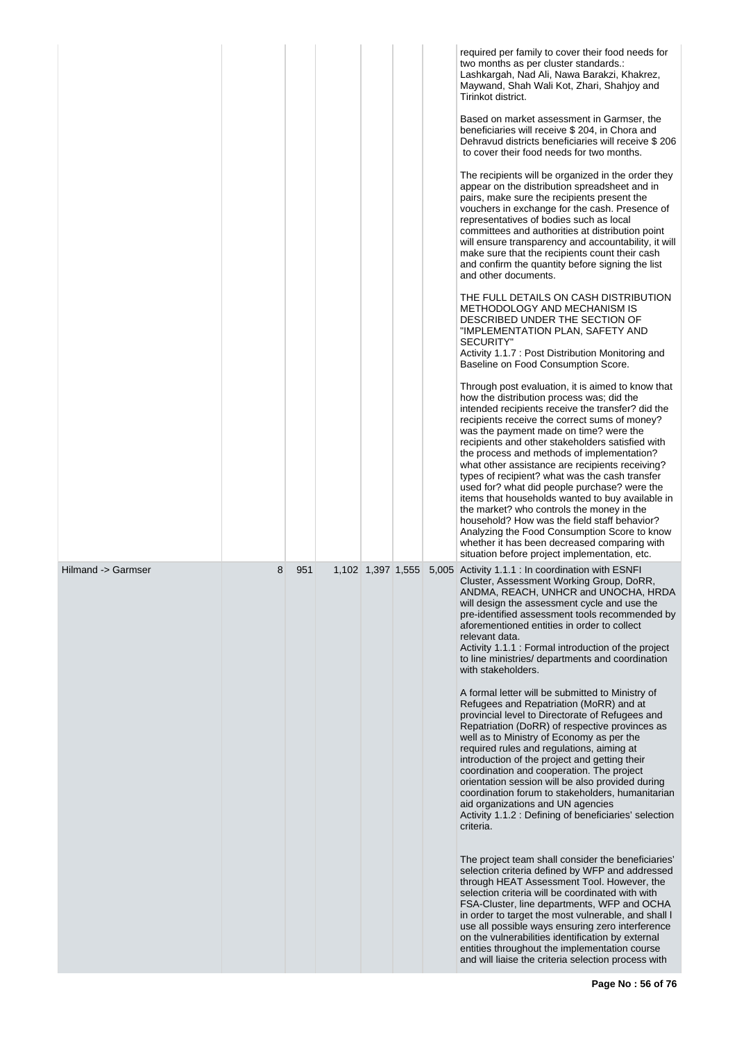| | | | | | | | |
|---|---|---|---|---|---|---|---|
| | | | | | | | required per family to cover their food needs for two months as per cluster standards.: Lashkargah, Nad Ali, Nawa Barakzi, Khakrez, Maywand, Shah Wali Kot, Zhari, Shahjoy and Tirinkot district.<br><br>Based on market assessment in Garmser, the beneficiaries will receive $ 204, in Chora and Dehravud districts beneficiaries will receive $ 206 to cover their food needs for two months.<br><br>The recipients will be organized in the order they appear on the distribution spreadsheet and in pairs, make sure the recipients present the vouchers in exchange for the cash. Presence of representatives of bodies such as local committees and authorities at distribution point will ensure transparency and accountability, it will make sure that the recipients count their cash and confirm the quantity before signing the list and other documents.<br><br>THE FULL DETAILS ON CASH DISTRIBUTION METHODOLOGY AND MECHANISM IS DESCRIBED UNDER THE SECTION OF "IMPLEMENTATION PLAN, SAFETY AND SECURITY"<br>Activity 1.1.7 : Post Distribution Monitoring and Baseline on Food Consumption Score.<br><br>Through post evaluation, it is aimed to know that how the distribution process was; did the intended recipients receive the transfer? did the recipients receive the correct sums of money? was the payment made on time? were the recipients and other stakeholders satisfied with the process and methods of implementation? what other assistance are recipients receiving? types of recipient? what was the cash transfer used for? what did people purchase? were the items that households wanted to buy available in the market? who controls the money in the household? How was the field staff behavior? Analyzing the Food Consumption Score to know whether it has been decreased comparing with situation before project implementation, etc. |
| Hilmand -> Garmser | 8 | 951 | 1,102 | 1,397 | 1,555 | 5,005 | Activity 1.1.1 : In coordination with ESNFI Cluster, Assessment Working Group, DoRR, ANDMA, REACH, UNHCR and UNOCHA, HRDA will design the assessment cycle and use the pre-identified assessment tools recommended by aforementioned entities in order to collect relevant data.<br>Activity 1.1.1 : Formal introduction of the project to line ministries/ departments and coordination with stakeholders.<br><br>A formal letter will be submitted to Ministry of Refugees and Repatriation (MoRR) and at provincial level to Directorate of Refugees and Repatriation (DoRR) of respective provinces as well as to Ministry of Economy as per the required rules and regulations, aiming at introduction of the project and getting their coordination and cooperation. The project orientation session will be also provided during coordination forum to stakeholders, humanitarian aid organizations and UN agencies<br>Activity 1.1.2 : Defining of beneficiaries' selection criteria.<br><br>The project team shall consider the beneficiaries' selection criteria defined by WFP and addressed through HEAT Assessment Tool. However, the selection criteria will be coordinated with with FSA-Cluster, line departments, WFP and OCHA in order to target the most vulnerable, and shall l use all possible ways ensuring zero interference on the vulnerabilities identification by external entities throughout the implementation course and will liaise the criteria selection process with |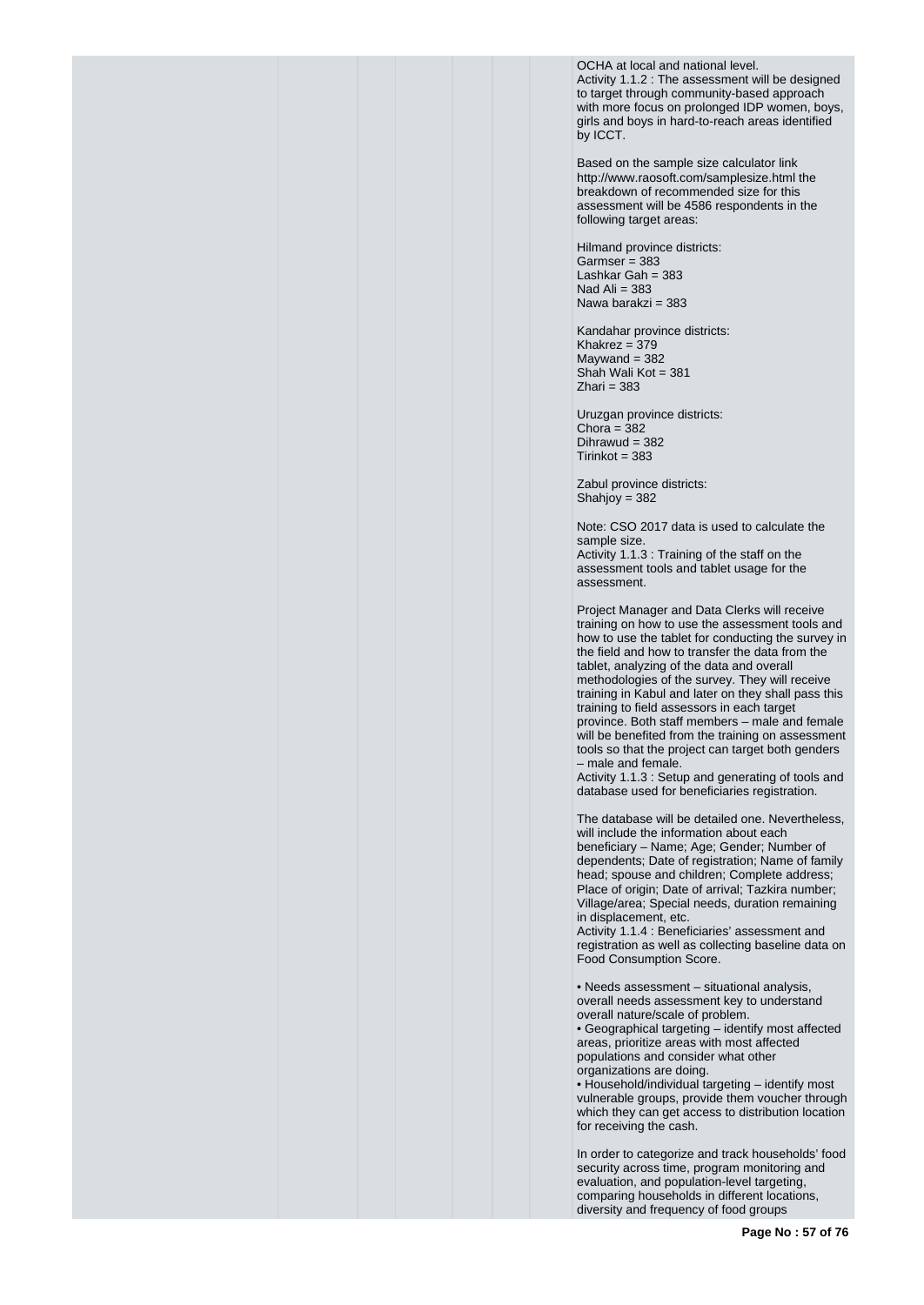OCHA at local and national level.
Activity 1.1.2 : The assessment will be designed to target through community-based approach with more focus on prolonged IDP women, boys, girls and boys in hard-to-reach areas identified by ICCT.

Based on the sample size calculator link http://www.raosoft.com/samplesize.html the breakdown of recommended size for this assessment will be 4586 respondents in the following target areas:

Hilmand province districts:
Garmser = 383
Lashkar Gah = 383
Nad Ali = 383
Nawa barakzi = 383

Kandahar province districts:
Khakrez = 379
Maywand = 382
Shah Wali Kot = 381
Zhari = 383

Uruzgan province districts:
Chora = 382
Dihrawud = 382
Tirinkot = 383

Zabul province districts:
Shahjoy = 382

Note: CSO 2017 data is used to calculate the sample size.
Activity 1.1.3 : Training of the staff on the assessment tools and tablet usage for the assessment.

Project Manager and Data Clerks will receive training on how to use the assessment tools and how to use the tablet for conducting the survey in the field and how to transfer the data from the tablet, analyzing of the data and overall methodologies of the survey. They will receive training in Kabul and later on they shall pass this training to field assessors in each target province. Both staff members – male and female will be benefited from the training on assessment tools so that the project can target both genders – male and female.
Activity 1.1.3 : Setup and generating of tools and database used for beneficiaries registration.

The database will be detailed one. Nevertheless, will include the information about each beneficiary – Name; Age; Gender; Number of dependents; Date of registration; Name of family head; spouse and children; Complete address; Place of origin; Date of arrival; Tazkira number; Village/area; Special needs, duration remaining in displacement, etc.
Activity 1.1.4 : Beneficiaries' assessment and registration as well as collecting baseline data on Food Consumption Score.

• Needs assessment – situational analysis, overall needs assessment key to understand overall nature/scale of problem.
• Geographical targeting – identify most affected areas, prioritize areas with most affected populations and consider what other organizations are doing.
• Household/individual targeting – identify most vulnerable groups, provide them voucher through which they can get access to distribution location for receiving the cash.

In order to categorize and track households' food security across time, program monitoring and evaluation, and population-level targeting, comparing households in different locations, diversity and frequency of food groups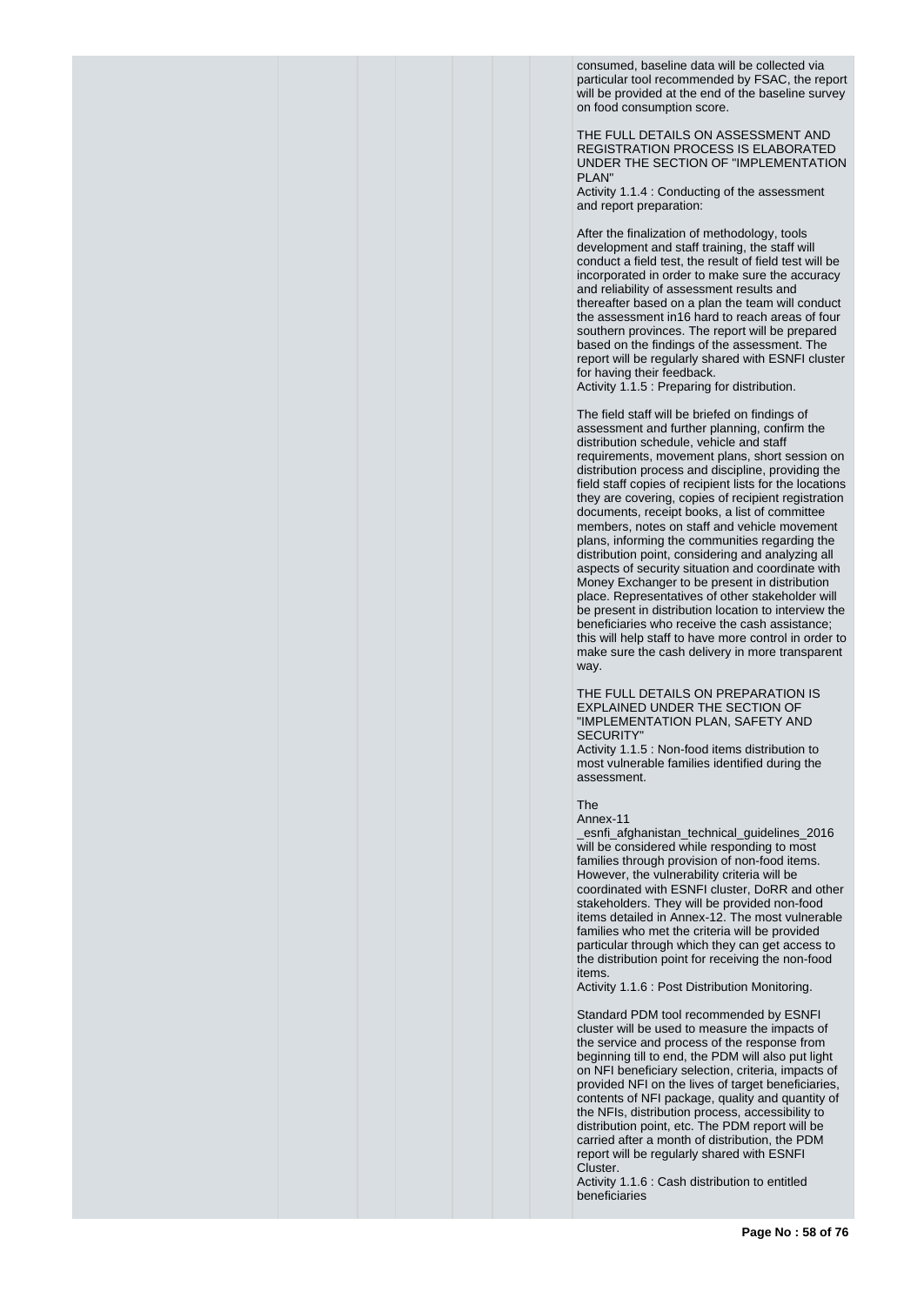consumed, baseline data will be collected via particular tool recommended by FSAC, the report will be provided at the end of the baseline survey on food consumption score.

THE FULL DETAILS ON ASSESSMENT AND REGISTRATION PROCESS IS ELABORATED UNDER THE SECTION OF "IMPLEMENTATION PLAN"

Activity 1.1.4 : Conducting of the assessment and report preparation:

After the finalization of methodology, tools development and staff training, the staff will conduct a field test, the result of field test will be incorporated in order to make sure the accuracy and reliability of assessment results and thereafter based on a plan the team will conduct the assessment in16 hard to reach areas of four southern provinces. The report will be prepared based on the findings of the assessment. The report will be regularly shared with ESNFI cluster for having their feedback.

Activity 1.1.5 : Preparing for distribution.

The field staff will be briefed on findings of assessment and further planning, confirm the distribution schedule, vehicle and staff requirements, movement plans, short session on distribution process and discipline, providing the field staff copies of recipient lists for the locations they are covering, copies of recipient registration documents, receipt books, a list of committee members, notes on staff and vehicle movement plans, informing the communities regarding the distribution point, considering and analyzing all aspects of security situation and coordinate with Money Exchanger to be present in distribution place. Representatives of other stakeholder will be present in distribution location to interview the beneficiaries who receive the cash assistance; this will help staff to have more control in order to make sure the cash delivery in more transparent way.

THE FULL DETAILS ON PREPARATION IS EXPLAINED UNDER THE SECTION OF "IMPLEMENTATION PLAN, SAFETY AND SECURITY"

Activity 1.1.5 : Non-food items distribution to most vulnerable families identified during the assessment.

The
Annex-11
_esnfi_afghanistan_technical_guidelines_2016 will be considered while responding to most families through provision of non-food items. However, the vulnerability criteria will be coordinated with ESNFI cluster, DoRR and other stakeholders. They will be provided non-food items detailed in Annex-12. The most vulnerable families who met the criteria will be provided particular through which they can get access to the distribution point for receiving the non-food items.

Activity 1.1.6 : Post Distribution Monitoring.

Standard PDM tool recommended by ESNFI cluster will be used to measure the impacts of the service and process of the response from beginning till to end, the PDM will also put light on NFI beneficiary selection, criteria, impacts of provided NFI on the lives of target beneficiaries, contents of NFI package, quality and quantity of the NFIs, distribution process, accessibility to distribution point, etc. The PDM report will be carried after a month of distribution, the PDM report will be regularly shared with ESNFI Cluster.

Activity 1.1.6 : Cash distribution to entitled beneficiaries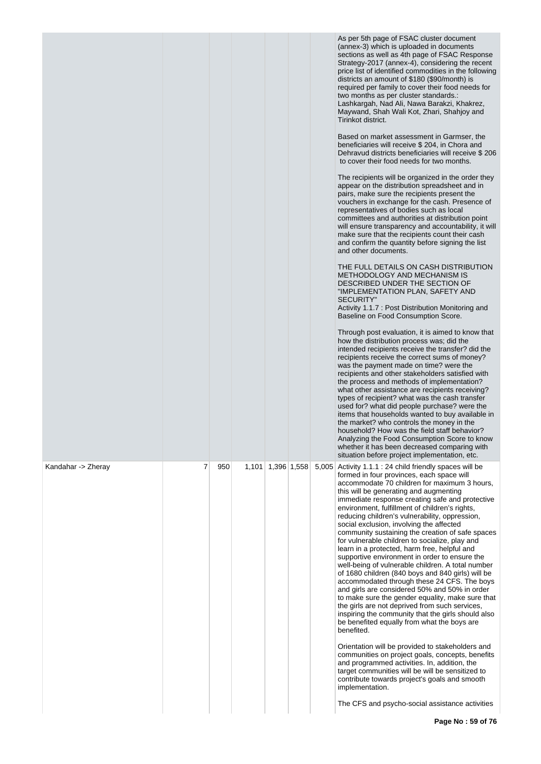| | | | | | | | |
|---|---|---|---|---|---|---|---|
| | | | | | | | As per 5th page of FSAC cluster document (annex-3) which is uploaded in documents sections as well as 4th page of FSAC Response Strategy-2017 (annex-4), considering the recent price list of identified commodities in the following districts an amount of $180 ($90/month) is required per family to cover their food needs for two months as per cluster standards.: Lashkargah, Nad Ali, Nawa Barakzi, Khakrez, Maywand, Shah Wali Kot, Zhari, Shahjoy and Tirinkot district.<br><br>Based on market assessment in Garmser, the beneficiaries will receive $ 204, in Chora and Dehravud districts beneficiaries will receive $ 206 to cover their food needs for two months.<br><br>The recipients will be organized in the order they appear on the distribution spreadsheet and in pairs, make sure the recipients present the vouchers in exchange for the cash. Presence of representatives of bodies such as local committees and authorities at distribution point will ensure transparency and accountability, it will make sure that the recipients count their cash and confirm the quantity before signing the list and other documents.<br><br>THE FULL DETAILS ON CASH DISTRIBUTION METHODOLOGY AND MECHANISM IS DESCRIBED UNDER THE SECTION OF "IMPLEMENTATION PLAN, SAFETY AND SECURITY"<br>Activity 1.1.7 : Post Distribution Monitoring and Baseline on Food Consumption Score.<br><br>Through post evaluation, it is aimed to know that how the distribution process was; did the intended recipients receive the transfer? did the recipients receive the correct sums of money? was the payment made on time? were the recipients and other stakeholders satisfied with the process and methods of implementation? what other assistance are recipients receiving? types of recipient? what was the cash transfer used for? what did people purchase? were the items that households wanted to buy available in the market? who controls the money in the household? How was the field staff behavior? Analyzing the Food Consumption Score to know whether it has been decreased comparing with situation before project implementation, etc. |
| Kandahar -> Zheray | 7 | 950 | 1,101 | 1,396 | 1,558 | 5,005 | Activity 1.1.1 : 24 child friendly spaces will be formed in four provinces, each space will accommodate 70 children for maximum 3 hours, this will be generating and augmenting immediate response creating safe and protective environment, fulfillment of children's rights, reducing children's vulnerability, oppression, social exclusion, involving the affected community sustaining the creation of safe spaces for vulnerable children to socialize, play and learn in a protected, harm free, helpful and supportive environment in order to ensure the well-being of vulnerable children. A total number of 1680 children (840 boys and 840 girls) will be accommodated through these 24 CFS. The boys and girls are considered 50% and 50% in order to make sure the gender equality, make sure that the girls are not deprived from such services, inspiring the community that the girls should also be benefited equally from what the boys are benefited.<br><br>Orientation will be provided to stakeholders and communities on project goals, concepts, benefits and programmed activities. In, addition, the target communities will be will be sensitized to contribute towards project's goals and smooth implementation.<br><br>The CFS and psycho-social assistance activities |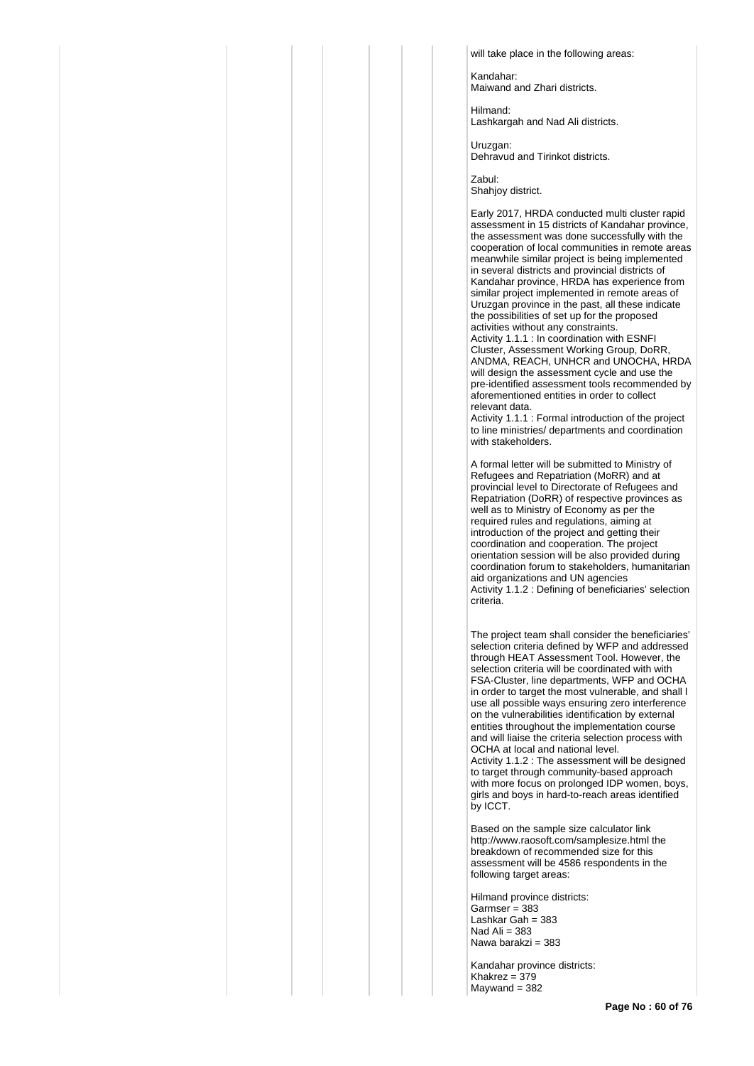will take place in the following areas:

Kandahar:
Maiwand and Zhari districts.

Hilmand:
Lashkargah and Nad Ali districts.

Uruzgan:
Dehravud and Tirinkot districts.

Zabul:
Shahjoy district.

Early 2017, HRDA conducted multi cluster rapid assessment in 15 districts of Kandahar province, the assessment was done successfully with the cooperation of local communities in remote areas meanwhile similar project is being implemented in several districts and provincial districts of Kandahar province, HRDA has experience from similar project implemented in remote areas of Uruzgan province in the past, all these indicate the possibilities of set up for the proposed activities without any constraints.
Activity 1.1.1 : In coordination with ESNFI Cluster, Assessment Working Group, DoRR, ANDMA, REACH, UNHCR and UNOCHA, HRDA will design the assessment cycle and use the pre-identified assessment tools recommended by aforementioned entities in order to collect relevant data.
Activity 1.1.1 : Formal introduction of the project to line ministries/ departments and coordination with stakeholders.

A formal letter will be submitted to Ministry of Refugees and Repatriation (MoRR) and at provincial level to Directorate of Refugees and Repatriation (DoRR) of respective provinces as well as to Ministry of Economy as per the required rules and regulations, aiming at introduction of the project and getting their coordination and cooperation. The project orientation session will be also provided during coordination forum to stakeholders, humanitarian aid organizations and UN agencies
Activity 1.1.2 : Defining of beneficiaries' selection criteria.

The project team shall consider the beneficiaries' selection criteria defined by WFP and addressed through HEAT Assessment Tool. However, the selection criteria will be coordinated with with FSA-Cluster, line departments, WFP and OCHA in order to target the most vulnerable, and shall l use all possible ways ensuring zero interference on the vulnerabilities identification by external entities throughout the implementation course and will liaise the criteria selection process with OCHA at local and national level.
Activity 1.1.2 : The assessment will be designed to target through community-based approach with more focus on prolonged IDP women, boys, girls and boys in hard-to-reach areas identified by ICCT.

Based on the sample size calculator link http://www.raosoft.com/samplesize.html the breakdown of recommended size for this assessment will be 4586 respondents in the following target areas:

Hilmand province districts:
Garmser = 383
Lashkar Gah = 383
Nad Ali = 383
Nawa barakzi = 383

Kandahar province districts:
Khakrez = 379
Maywand = 382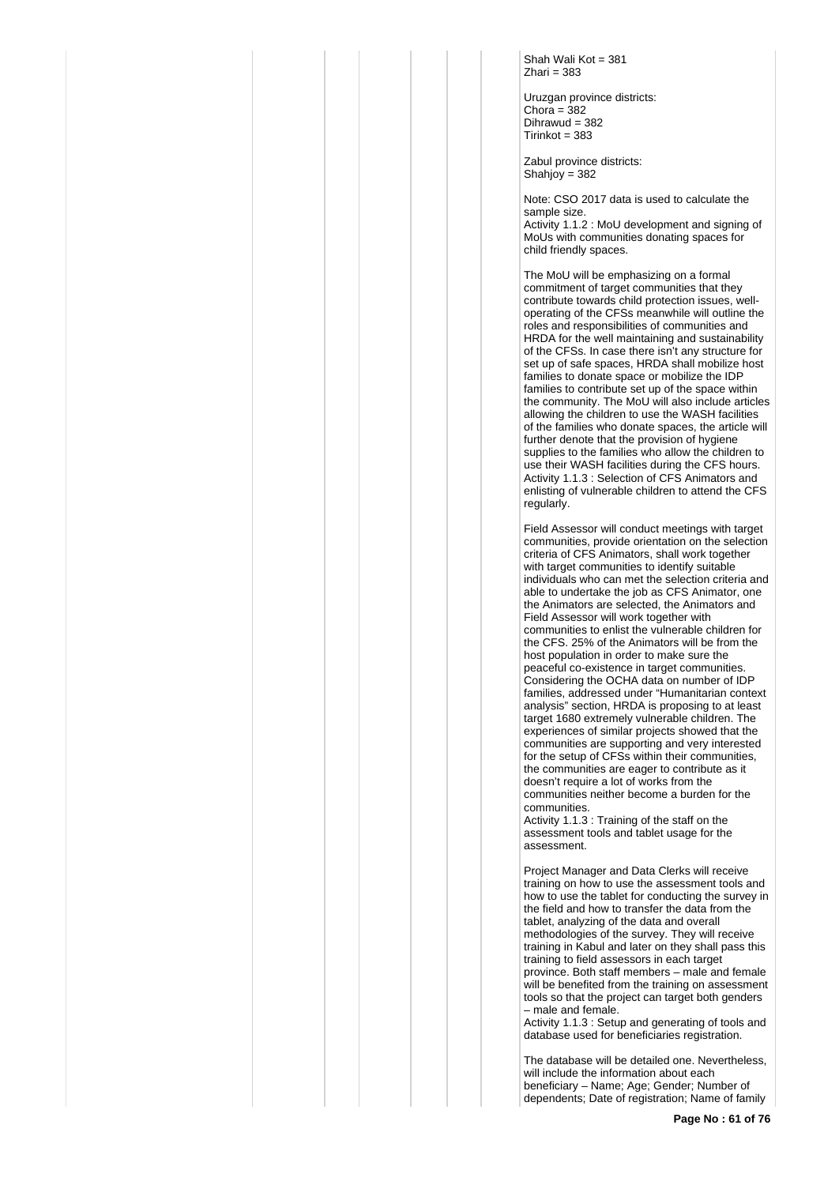Shah Wali Kot = 381
Zhari = 383

Uruzgan province districts:
Chora = 382
Dihrawud = 382
Tirinkot = 383

Zabul province districts:
Shahjoy = 382

Note: CSO 2017 data is used to calculate the sample size.

Activity 1.1.2 : MoU development and signing of MoUs with communities donating spaces for child friendly spaces.

The MoU will be emphasizing on a formal commitment of target communities that they contribute towards child protection issues, well-operating of the CFSs meanwhile will outline the roles and responsibilities of communities and HRDA for the well maintaining and sustainability of the CFSs. In case there isn't any structure for set up of safe spaces, HRDA shall mobilize host families to donate space or mobilize the IDP families to contribute set up of the space within the community. The MoU will also include articles allowing the children to use the WASH facilities of the families who donate spaces, the article will further denote that the provision of hygiene supplies to the families who allow the children to use their WASH facilities during the CFS hours.

Activity 1.1.3 : Selection of CFS Animators and enlisting of vulnerable children to attend the CFS regularly.

Field Assessor will conduct meetings with target communities, provide orientation on the selection criteria of CFS Animators, shall work together with target communities to identify suitable individuals who can met the selection criteria and able to undertake the job as CFS Animator, one the Animators are selected, the Animators and Field Assessor will work together with communities to enlist the vulnerable children for the CFS. 25% of the Animators will be from the host population in order to make sure the peaceful co-existence in target communities. Considering the OCHA data on number of IDP families, addressed under "Humanitarian context analysis" section, HRDA is proposing to at least target 1680 extremely vulnerable children. The experiences of similar projects showed that the communities are supporting and very interested for the setup of CFSs within their communities, the communities are eager to contribute as it doesn't require a lot of works from the communities neither become a burden for the communities.

Activity 1.1.3 : Training of the staff on the assessment tools and tablet usage for the assessment.

Project Manager and Data Clerks will receive training on how to use the assessment tools and how to use the tablet for conducting the survey in the field and how to transfer the data from the tablet, analyzing of the data and overall methodologies of the survey. They will receive training in Kabul and later on they shall pass this training to field assessors in each target province. Both staff members – male and female will be benefited from the training on assessment tools so that the project can target both genders – male and female.

Activity 1.1.3 : Setup and generating of tools and database used for beneficiaries registration.

The database will be detailed one. Nevertheless, will include the information about each beneficiary – Name; Age; Gender; Number of dependents; Date of registration; Name of family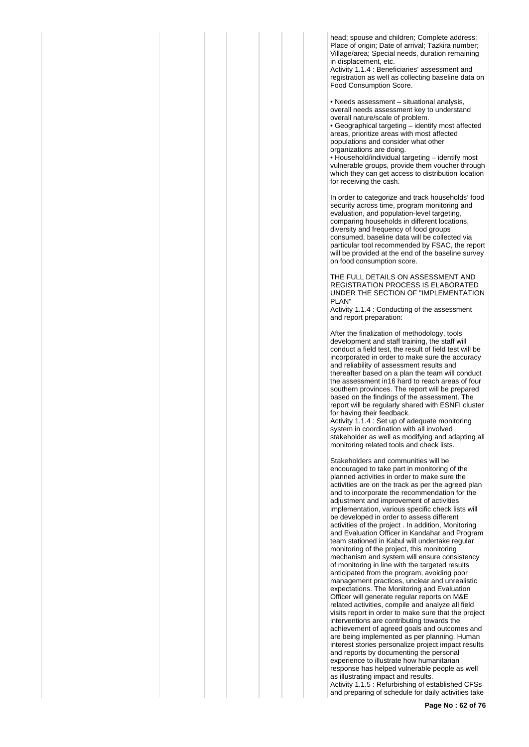head; spouse and children; Complete address; Place of origin; Date of arrival; Tazkira number; Village/area; Special needs, duration remaining in displacement, etc.

Activity 1.1.4 : Beneficiaries' assessment and registration as well as collecting baseline data on Food Consumption Score.

• Needs assessment – situational analysis, overall needs assessment key to understand overall nature/scale of problem.
• Geographical targeting – identify most affected areas, prioritize areas with most affected populations and consider what other organizations are doing.
• Household/individual targeting – identify most vulnerable groups, provide them voucher through which they can get access to distribution location for receiving the cash.

In order to categorize and track households' food security across time, program monitoring and evaluation, and population-level targeting, comparing households in different locations, diversity and frequency of food groups consumed, baseline data will be collected via particular tool recommended by FSAC, the report will be provided at the end of the baseline survey on food consumption score.

THE FULL DETAILS ON ASSESSMENT AND REGISTRATION PROCESS IS ELABORATED UNDER THE SECTION OF "IMPLEMENTATION PLAN"

Activity 1.1.4 : Conducting of the assessment and report preparation:

After the finalization of methodology, tools development and staff training, the staff will conduct a field test, the result of field test will be incorporated in order to make sure the accuracy and reliability of assessment results and thereafter based on a plan the team will conduct the assessment in16 hard to reach areas of four southern provinces. The report will be prepared based on the findings of the assessment. The report will be regularly shared with ESNFI cluster for having their feedback.

Activity 1.1.4 : Set up of adequate monitoring system in coordination with all involved stakeholder as well as modifying and adapting all monitoring related tools and check lists.

Stakeholders and communities will be encouraged to take part in monitoring of the planned activities in order to make sure the activities are on the track as per the agreed plan and to incorporate the recommendation for the adjustment and improvement of activities implementation, various specific check lists will be developed in order to assess different activities of the project . In addition, Monitoring and Evaluation Officer in Kandahar and Program team stationed in Kabul will undertake regular monitoring of the project, this monitoring mechanism and system will ensure consistency of monitoring in line with the targeted results anticipated from the program, avoiding poor management practices, unclear and unrealistic expectations. The Monitoring and Evaluation Officer will generate regular reports on M&E related activities, compile and analyze all field visits report in order to make sure that the project interventions are contributing towards the achievement of agreed goals and outcomes and are being implemented as per planning. Human interest stories personalize project impact results and reports by documenting the personal experience to illustrate how humanitarian response has helped vulnerable people as well as illustrating impact and results.

Activity 1.1.5 : Refurbishing of established CFSs and preparing of schedule for daily activities take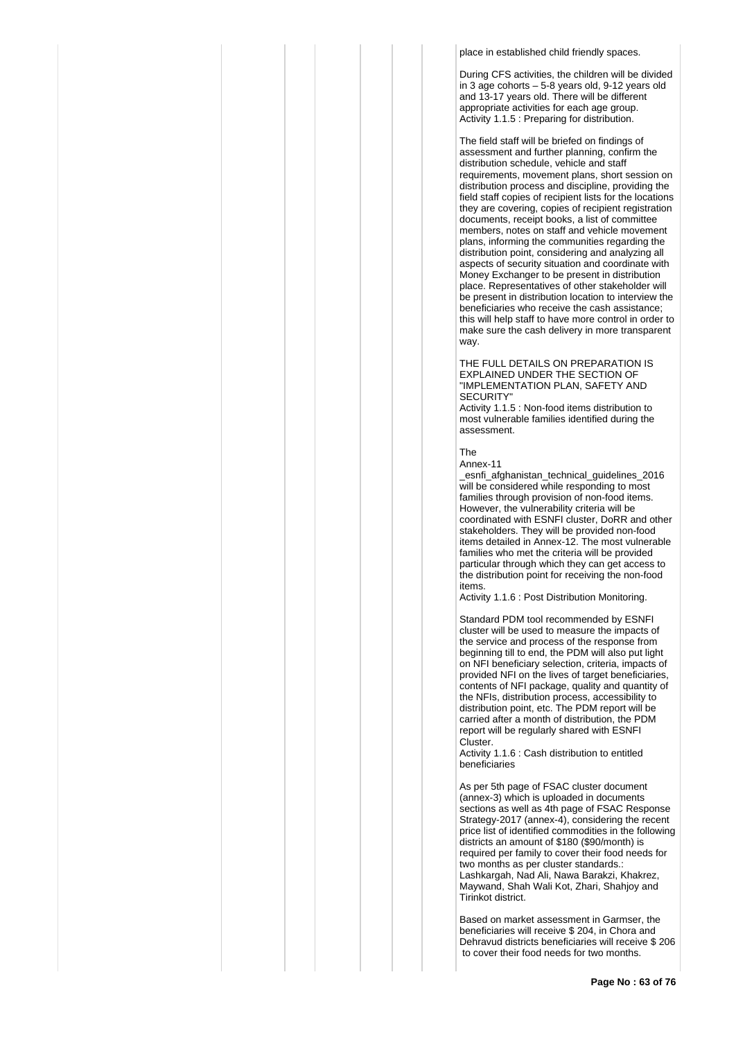place in established child friendly spaces.

During CFS activities, the children will be divided in 3 age cohorts – 5-8 years old, 9-12 years old and 13-17 years old. There will be different appropriate activities for each age group.
Activity 1.1.5 : Preparing for distribution.

The field staff will be briefed on findings of assessment and further planning, confirm the distribution schedule, vehicle and staff requirements, movement plans, short session on distribution process and discipline, providing the field staff copies of recipient lists for the locations they are covering, copies of recipient registration documents, receipt books, a list of committee members, notes on staff and vehicle movement plans, informing the communities regarding the distribution point, considering and analyzing all aspects of security situation and coordinate with Money Exchanger to be present in distribution place. Representatives of other stakeholder will be present in distribution location to interview the beneficiaries who receive the cash assistance; this will help staff to have more control in order to make sure the cash delivery in more transparent way.

THE FULL DETAILS ON PREPARATION IS EXPLAINED UNDER THE SECTION OF "IMPLEMENTATION PLAN, SAFETY AND SECURITY"
Activity 1.1.5 : Non-food items distribution to most vulnerable families identified during the assessment.

The
Annex-11
_esnfi_afghanistan_technical_guidelines_2016 will be considered while responding to most families through provision of non-food items. However, the vulnerability criteria will be coordinated with ESNFI cluster, DoRR and other stakeholders. They will be provided non-food items detailed in Annex-12. The most vulnerable families who met the criteria will be provided particular through which they can get access to the distribution point for receiving the non-food items.
Activity 1.1.6 : Post Distribution Monitoring.

Standard PDM tool recommended by ESNFI cluster will be used to measure the impacts of the service and process of the response from beginning till to end, the PDM will also put light on NFI beneficiary selection, criteria, impacts of provided NFI on the lives of target beneficiaries, contents of NFI package, quality and quantity of the NFIs, distribution process, accessibility to distribution point, etc. The PDM report will be carried after a month of distribution, the PDM report will be regularly shared with ESNFI Cluster.
Activity 1.1.6 : Cash distribution to entitled beneficiaries

As per 5th page of FSAC cluster document (annex-3) which is uploaded in documents sections as well as 4th page of FSAC Response Strategy-2017 (annex-4), considering the recent price list of identified commodities in the following districts an amount of $180 ($90/month) is required per family to cover their food needs for two months as per cluster standards.: Lashkargah, Nad Ali, Nawa Barakzi, Khakrez, Maywand, Shah Wali Kot, Zhari, Shahjoy and Tirinkot district.

Based on market assessment in Garmser, the beneficiaries will receive $ 204, in Chora and Dehravud districts beneficiaries will receive $ 206 to cover their food needs for two months.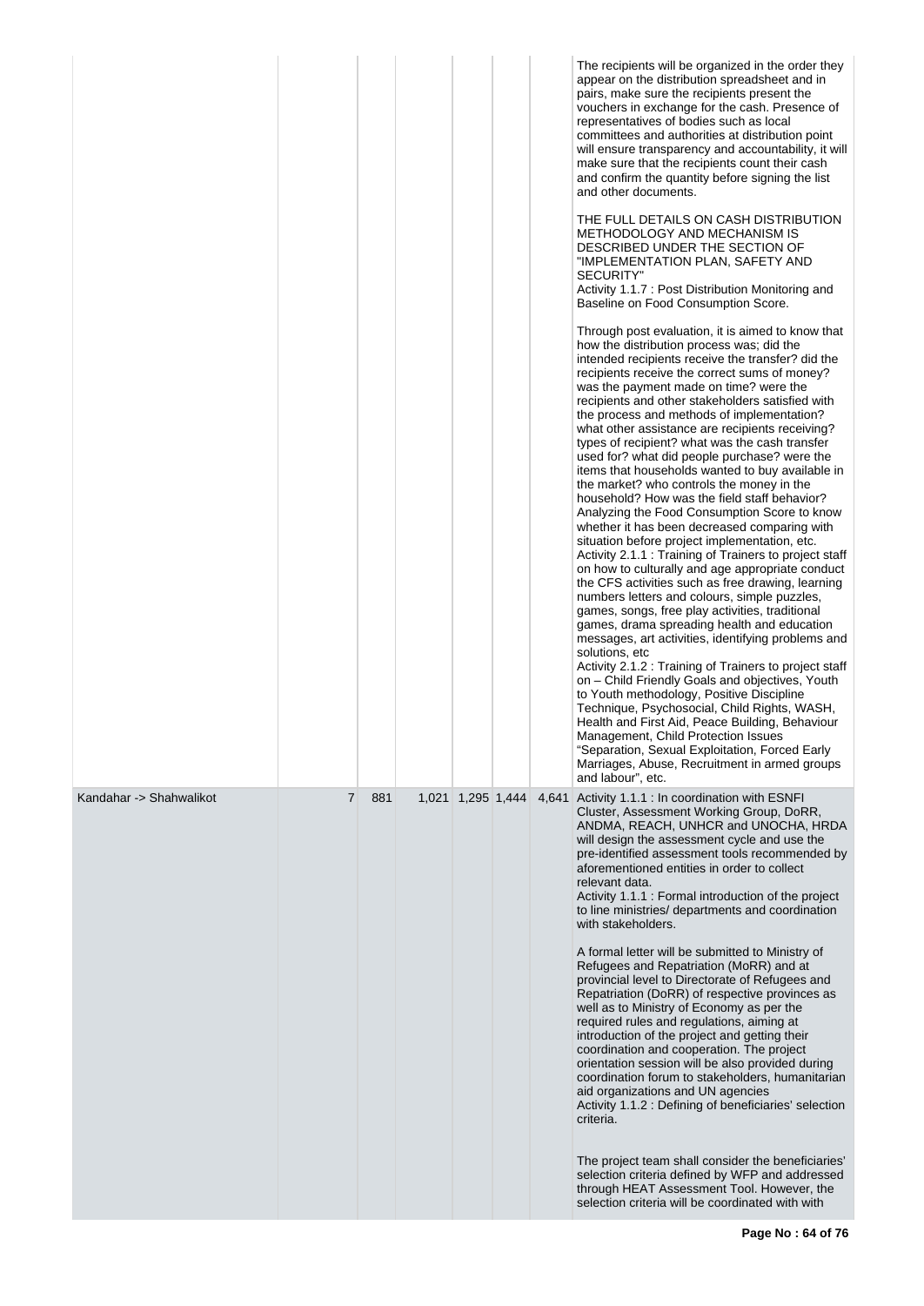| | | | | | | | |
|---|---|---|---|---|---|---|---|
| | | | | | | | The recipients will be organized in the order they appear on the distribution spreadsheet and in pairs, make sure the recipients present the vouchers in exchange for the cash. Presence of representatives of bodies such as local committees and authorities at distribution point will ensure transparency and accountability, it will make sure that the recipients count their cash and confirm the quantity before signing the list and other documents.<br><br>THE FULL DETAILS ON CASH DISTRIBUTION METHODOLOGY AND MECHANISM IS DESCRIBED UNDER THE SECTION OF "IMPLEMENTATION PLAN, SAFETY AND SECURITY"<br>Activity 1.1.7 : Post Distribution Monitoring and Baseline on Food Consumption Score.<br><br>Through post evaluation, it is aimed to know that how the distribution process was; did the intended recipients receive the transfer? did the recipients receive the correct sums of money? was the payment made on time? were the recipients and other stakeholders satisfied with the process and methods of implementation? what other assistance are recipients receiving? types of recipient? what was the cash transfer used for? what did people purchase? were the items that households wanted to buy available in the market? who controls the money in the household? How was the field staff behavior? Analyzing the Food Consumption Score to know whether it has been decreased comparing with situation before project implementation, etc.<br>Activity 2.1.1 : Training of Trainers to project staff on how to culturally and age appropriate conduct the CFS activities such as free drawing, learning numbers letters and colours, simple puzzles, games, songs, free play activities, traditional games, drama spreading health and education messages, art activities, identifying problems and solutions, etc<br>Activity 2.1.2 : Training of Trainers to project staff on – Child Friendly Goals and objectives, Youth to Youth methodology, Positive Discipline Technique, Psychosocial, Child Rights, WASH, Health and First Aid, Peace Building, Behaviour Management, Child Protection Issues "Separation, Sexual Exploitation, Forced Early Marriages, Abuse, Recruitment in armed groups and labour", etc. |
| Kandahar -> Shahwalikot | 7 | 881 | 1,021 | 1,295 | 1,444 | 4,641 | Activity 1.1.1 : In coordination with ESNFI Cluster, Assessment Working Group, DoRR, ANDMA, REACH, UNHCR and UNOCHA, HRDA will design the assessment cycle and use the pre-identified assessment tools recommended by aforementioned entities in order to collect relevant data.<br>Activity 1.1.1 : Formal introduction of the project to line ministries/ departments and coordination with stakeholders.<br><br>A formal letter will be submitted to Ministry of Refugees and Repatriation (MoRR) and at provincial level to Directorate of Refugees and Repatriation (DoRR) of respective provinces as well as to Ministry of Economy as per the required rules and regulations, aiming at introduction of the project and getting their coordination and cooperation. The project orientation session will be also provided during coordination forum to stakeholders, humanitarian aid organizations and UN agencies<br>Activity 1.1.2 : Defining of beneficiaries' selection criteria.<br><br>The project team shall consider the beneficiaries' selection criteria defined by WFP and addressed through HEAT Assessment Tool. However, the selection criteria will be coordinated with with |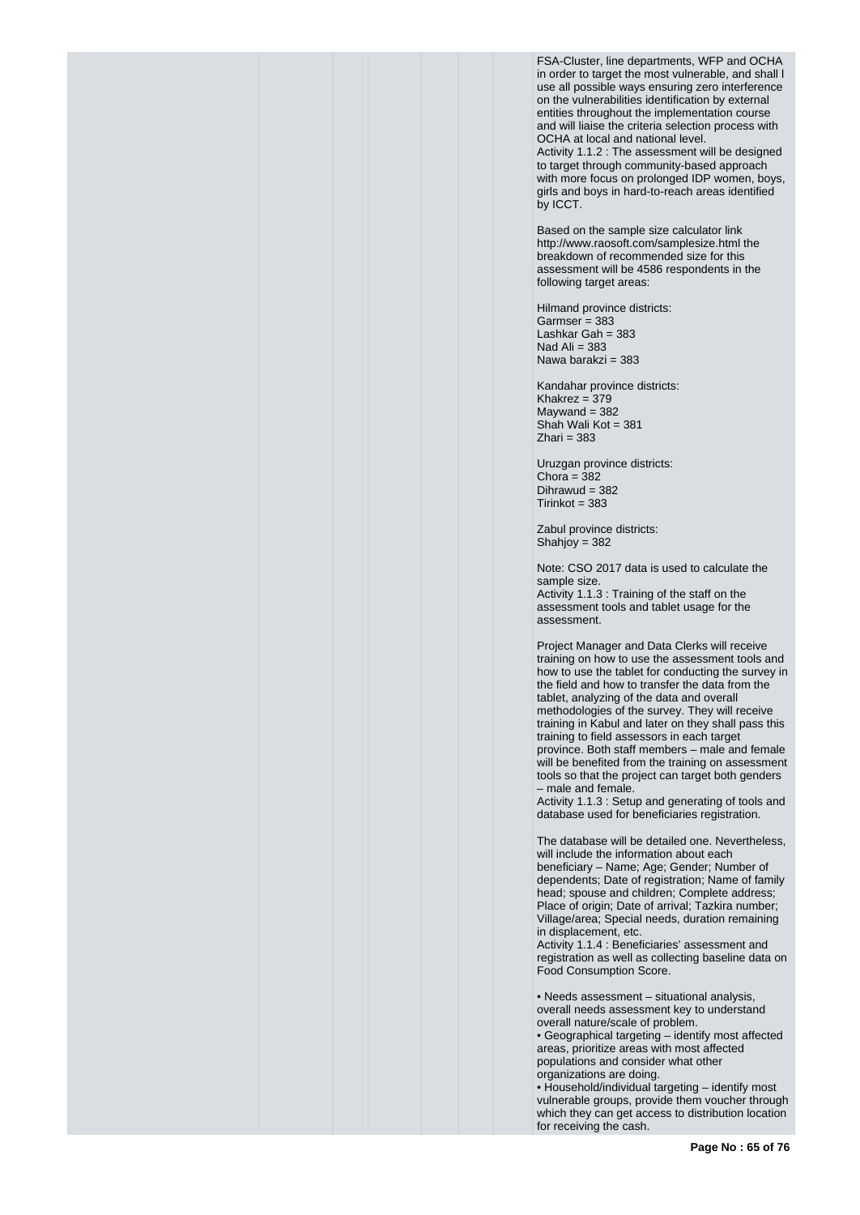FSA-Cluster, line departments, WFP and OCHA in order to target the most vulnerable, and shall l use all possible ways ensuring zero interference on the vulnerabilities identification by external entities throughout the implementation course and will liaise the criteria selection process with OCHA at local and national level.

Activity 1.1.2 : The assessment will be designed to target through community-based approach with more focus on prolonged IDP women, boys, girls and boys in hard-to-reach areas identified by ICCT.

Based on the sample size calculator link http://www.raosoft.com/samplesize.html the breakdown of recommended size for this assessment will be 4586 respondents in the following target areas:

Hilmand province districts:
Garmser = 383
Lashkar Gah = 383
Nad Ali = 383
Nawa barakzi = 383

Kandahar province districts:
Khakrez = 379
Maywand = 382
Shah Wali Kot = 381
Zhari = 383

Uruzgan province districts:
Chora = 382
Dihrawud = 382
Tirinkot = 383

Zabul province districts:
Shahjoy = 382

Note: CSO 2017 data is used to calculate the sample size.

Activity 1.1.3 : Training of the staff on the assessment tools and tablet usage for the assessment.

Project Manager and Data Clerks will receive training on how to use the assessment tools and how to use the tablet for conducting the survey in the field and how to transfer the data from the tablet, analyzing of the data and overall methodologies of the survey. They will receive training in Kabul and later on they shall pass this training to field assessors in each target province. Both staff members – male and female will be benefited from the training on assessment tools so that the project can target both genders – male and female.

Activity 1.1.3 : Setup and generating of tools and database used for beneficiaries registration.

The database will be detailed one. Nevertheless, will include the information about each beneficiary – Name; Age; Gender; Number of dependents; Date of registration; Name of family head; spouse and children; Complete address; Place of origin; Date of arrival; Tazkira number; Village/area; Special needs, duration remaining in displacement, etc.

Activity 1.1.4 : Beneficiaries' assessment and registration as well as collecting baseline data on Food Consumption Score.

• Needs assessment – situational analysis, overall needs assessment key to understand overall nature/scale of problem.
• Geographical targeting – identify most affected areas, prioritize areas with most affected populations and consider what other organizations are doing.
• Household/individual targeting – identify most vulnerable groups, provide them voucher through which they can get access to distribution location for receiving the cash.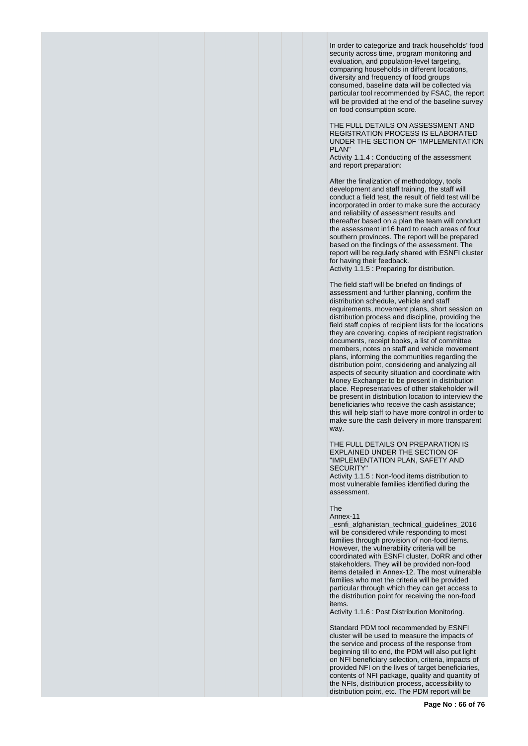In order to categorize and track households' food security across time, program monitoring and evaluation, and population-level targeting, comparing households in different locations, diversity and frequency of food groups consumed, baseline data will be collected via particular tool recommended by FSAC, the report will be provided at the end of the baseline survey on food consumption score.

THE FULL DETAILS ON ASSESSMENT AND REGISTRATION PROCESS IS ELABORATED UNDER THE SECTION OF "IMPLEMENTATION PLAN"

Activity 1.1.4 : Conducting of the assessment and report preparation:

After the finalization of methodology, tools development and staff training, the staff will conduct a field test, the result of field test will be incorporated in order to make sure the accuracy and reliability of assessment results and thereafter based on a plan the team will conduct the assessment in16 hard to reach areas of four southern provinces. The report will be prepared based on the findings of the assessment. The report will be regularly shared with ESNFI cluster for having their feedback.

Activity 1.1.5 : Preparing for distribution.

The field staff will be briefed on findings of assessment and further planning, confirm the distribution schedule, vehicle and staff requirements, movement plans, short session on distribution process and discipline, providing the field staff copies of recipient lists for the locations they are covering, copies of recipient registration documents, receipt books, a list of committee members, notes on staff and vehicle movement plans, informing the communities regarding the distribution point, considering and analyzing all aspects of security situation and coordinate with Money Exchanger to be present in distribution place. Representatives of other stakeholder will be present in distribution location to interview the beneficiaries who receive the cash assistance; this will help staff to have more control in order to make sure the cash delivery in more transparent way.

THE FULL DETAILS ON PREPARATION IS EXPLAINED UNDER THE SECTION OF "IMPLEMENTATION PLAN, SAFETY AND SECURITY"

Activity 1.1.5 : Non-food items distribution to most vulnerable families identified during the assessment.

The
Annex-11
_esnfi_afghanistan_technical_guidelines_2016 will be considered while responding to most families through provision of non-food items. However, the vulnerability criteria will be coordinated with ESNFI cluster, DoRR and other stakeholders. They will be provided non-food items detailed in Annex-12. The most vulnerable families who met the criteria will be provided particular through which they can get access to the distribution point for receiving the non-food items.

Activity 1.1.6 : Post Distribution Monitoring.

Standard PDM tool recommended by ESNFI cluster will be used to measure the impacts of the service and process of the response from beginning till to end, the PDM will also put light on NFI beneficiary selection, criteria, impacts of provided NFI on the lives of target beneficiaries, contents of NFI package, quality and quantity of the NFIs, distribution process, accessibility to distribution point, etc. The PDM report will be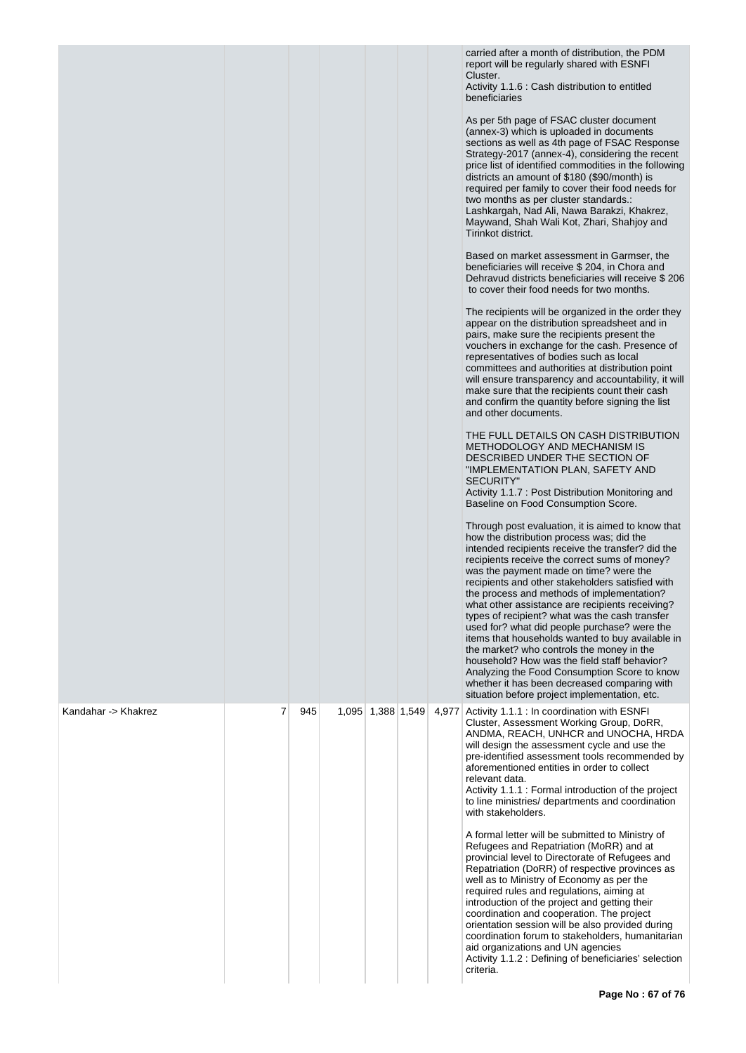| | | | | | | | |
|---|---|---|---|---|---|---|---|
| | | | | | | | carried after a month of distribution, the PDM report will be regularly shared with ESNFI Cluster.<br>Activity 1.1.6 : Cash distribution to entitled beneficiaries<br><br>As per 5th page of FSAC cluster document (annex-3) which is uploaded in documents sections as well as 4th page of FSAC Response Strategy-2017 (annex-4), considering the recent price list of identified commodities in the following districts an amount of $180 ($90/month) is required per family to cover their food needs for two months as per cluster standards.: Lashkargah, Nad Ali, Nawa Barakzi, Khakrez, Maywand, Shah Wali Kot, Zhari, Shahjoy and Tirinkot district.<br><br>Based on market assessment in Garmser, the beneficiaries will receive $ 204, in Chora and Dehravud districts beneficiaries will receive $ 206 to cover their food needs for two months.<br><br>The recipients will be organized in the order they appear on the distribution spreadsheet and in pairs, make sure the recipients present the vouchers in exchange for the cash. Presence of representatives of bodies such as local committees and authorities at distribution point will ensure transparency and accountability, it will make sure that the recipients count their cash and confirm the quantity before signing the list and other documents.<br><br>THE FULL DETAILS ON CASH DISTRIBUTION METHODOLOGY AND MECHANISM IS DESCRIBED UNDER THE SECTION OF "IMPLEMENTATION PLAN, SAFETY AND SECURITY"<br>Activity 1.1.7 : Post Distribution Monitoring and Baseline on Food Consumption Score.<br><br>Through post evaluation, it is aimed to know that how the distribution process was; did the intended recipients receive the transfer? did the recipients receive the correct sums of money? was the payment made on time? were the recipients and other stakeholders satisfied with the process and methods of implementation? what other assistance are recipients receiving? types of recipient? what was the cash transfer used for? what did people purchase? were the items that households wanted to buy available in the market? who controls the money in the household? How was the field staff behavior? Analyzing the Food Consumption Score to know whether it has been decreased comparing with situation before project implementation, etc. |
| Kandahar -> Khakrez | 7 | 945 | 1,095 | 1,388 | 1,549 | 4,977 | Activity 1.1.1 : In coordination with ESNFI Cluster, Assessment Working Group, DoRR, ANDMA, REACH, UNHCR and UNOCHA, HRDA will design the assessment cycle and use the pre-identified assessment tools recommended by aforementioned entities in order to collect relevant data.<br>Activity 1.1.1 : Formal introduction of the project to line ministries/ departments and coordination with stakeholders.<br><br>A formal letter will be submitted to Ministry of Refugees and Repatriation (MoRR) and at provincial level to Directorate of Refugees and Repatriation (DoRR) of respective provinces as well as to Ministry of Economy as per the required rules and regulations, aiming at introduction of the project and getting their coordination and cooperation. The project orientation session will be also provided during coordination forum to stakeholders, humanitarian aid organizations and UN agencies<br>Activity 1.1.2 : Defining of beneficiaries' selection criteria. |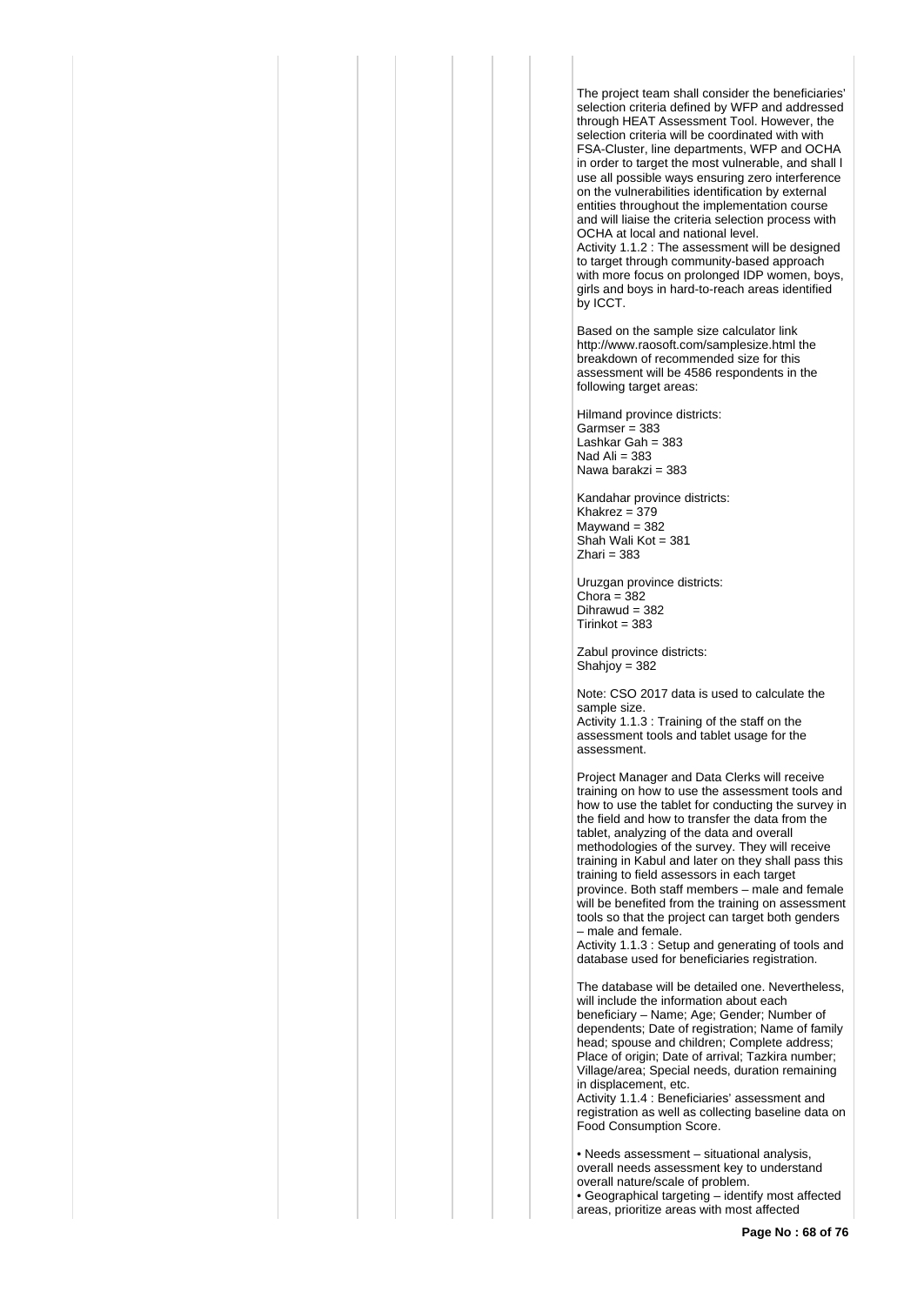The project team shall consider the beneficiaries' selection criteria defined by WFP and addressed through HEAT Assessment Tool. However, the selection criteria will be coordinated with with FSA-Cluster, line departments, WFP and OCHA in order to target the most vulnerable, and shall l use all possible ways ensuring zero interference on the vulnerabilities identification by external entities throughout the implementation course and will liaise the criteria selection process with OCHA at local and national level.

Activity 1.1.2 : The assessment will be designed to target through community-based approach with more focus on prolonged IDP women, boys, girls and boys in hard-to-reach areas identified by ICCT.

Based on the sample size calculator link http://www.raosoft.com/samplesize.html the breakdown of recommended size for this assessment will be 4586 respondents in the following target areas:

Hilmand province districts:
Garmser = 383
Lashkar Gah = 383
Nad Ali = 383
Nawa barakzi = 383

Kandahar province districts:
Khakrez = 379
Maywand = 382
Shah Wali Kot = 381
Zhari = 383

Uruzgan province districts:
Chora = 382
Dihrawud = 382
Tirinkot = 383

Zabul province districts:
Shahjoy = 382

Note: CSO 2017 data is used to calculate the sample size.

Activity 1.1.3 : Training of the staff on the assessment tools and tablet usage for the assessment.

Project Manager and Data Clerks will receive training on how to use the assessment tools and how to use the tablet for conducting the survey in the field and how to transfer the data from the tablet, analyzing of the data and overall methodologies of the survey. They will receive training in Kabul and later on they shall pass this training to field assessors in each target province. Both staff members – male and female will be benefited from the training on assessment tools so that the project can target both genders – male and female.

Activity 1.1.3 : Setup and generating of tools and database used for beneficiaries registration.

The database will be detailed one. Nevertheless, will include the information about each beneficiary – Name; Age; Gender; Number of dependents; Date of registration; Name of family head; spouse and children; Complete address; Place of origin; Date of arrival; Tazkira number; Village/area; Special needs, duration remaining in displacement, etc.

Activity 1.1.4 : Beneficiaries' assessment and registration as well as collecting baseline data on Food Consumption Score.

- Needs assessment – situational analysis, overall needs assessment key to understand overall nature/scale of problem.
- Geographical targeting – identify most affected areas, prioritize areas with most affected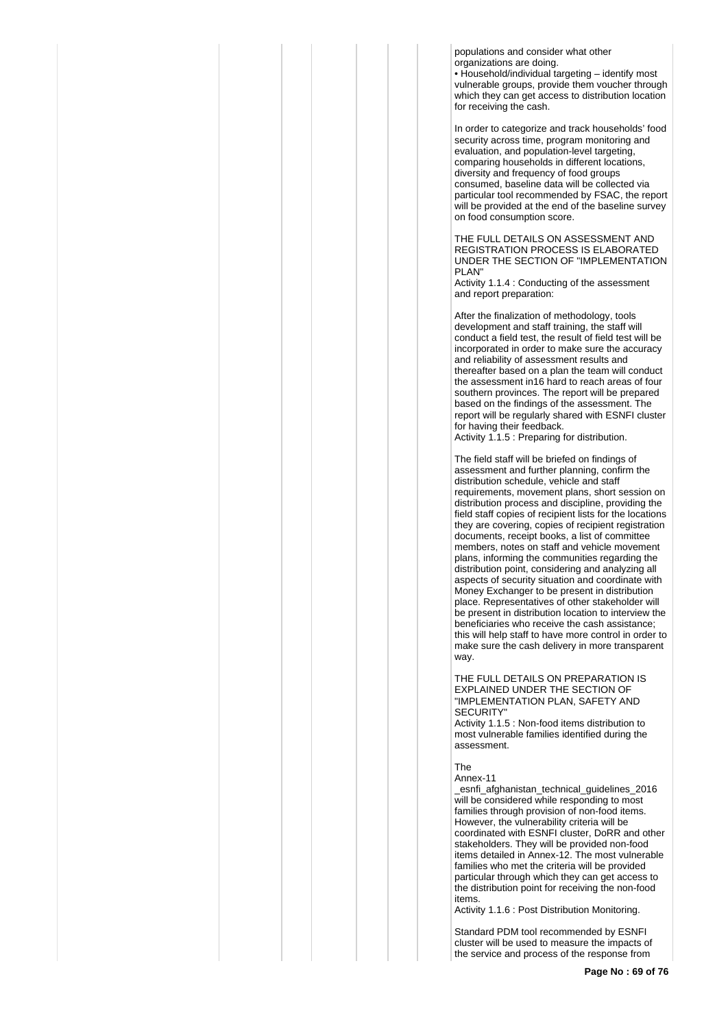populations and consider what other organizations are doing.
• Household/individual targeting – identify most vulnerable groups, provide them voucher through which they can get access to distribution location for receiving the cash.

In order to categorize and track households' food security across time, program monitoring and evaluation, and population-level targeting, comparing households in different locations, diversity and frequency of food groups consumed, baseline data will be collected via particular tool recommended by FSAC, the report will be provided at the end of the baseline survey on food consumption score.

THE FULL DETAILS ON ASSESSMENT AND REGISTRATION PROCESS IS ELABORATED UNDER THE SECTION OF "IMPLEMENTATION PLAN"

Activity 1.1.4 : Conducting of the assessment and report preparation:

After the finalization of methodology, tools development and staff training, the staff will conduct a field test, the result of field test will be incorporated in order to make sure the accuracy and reliability of assessment results and thereafter based on a plan the team will conduct the assessment in16 hard to reach areas of four southern provinces. The report will be prepared based on the findings of the assessment. The report will be regularly shared with ESNFI cluster for having their feedback.

Activity 1.1.5 : Preparing for distribution.

The field staff will be briefed on findings of assessment and further planning, confirm the distribution schedule, vehicle and staff requirements, movement plans, short session on distribution process and discipline, providing the field staff copies of recipient lists for the locations they are covering, copies of recipient registration documents, receipt books, a list of committee members, notes on staff and vehicle movement plans, informing the communities regarding the distribution point, considering and analyzing all aspects of security situation and coordinate with Money Exchanger to be present in distribution place. Representatives of other stakeholder will be present in distribution location to interview the beneficiaries who receive the cash assistance; this will help staff to have more control in order to make sure the cash delivery in more transparent way.

THE FULL DETAILS ON PREPARATION IS EXPLAINED UNDER THE SECTION OF "IMPLEMENTATION PLAN, SAFETY AND SECURITY"

Activity 1.1.5 : Non-food items distribution to most vulnerable families identified during the assessment.

The Annex-11 _esnfi_afghanistan_technical_guidelines_2016 will be considered while responding to most families through provision of non-food items. However, the vulnerability criteria will be coordinated with ESNFI cluster, DoRR and other stakeholders. They will be provided non-food items detailed in Annex-12. The most vulnerable families who met the criteria will be provided particular through which they can get access to the distribution point for receiving the non-food items.

Activity 1.1.6 : Post Distribution Monitoring.

Standard PDM tool recommended by ESNFI cluster will be used to measure the impacts of the service and process of the response from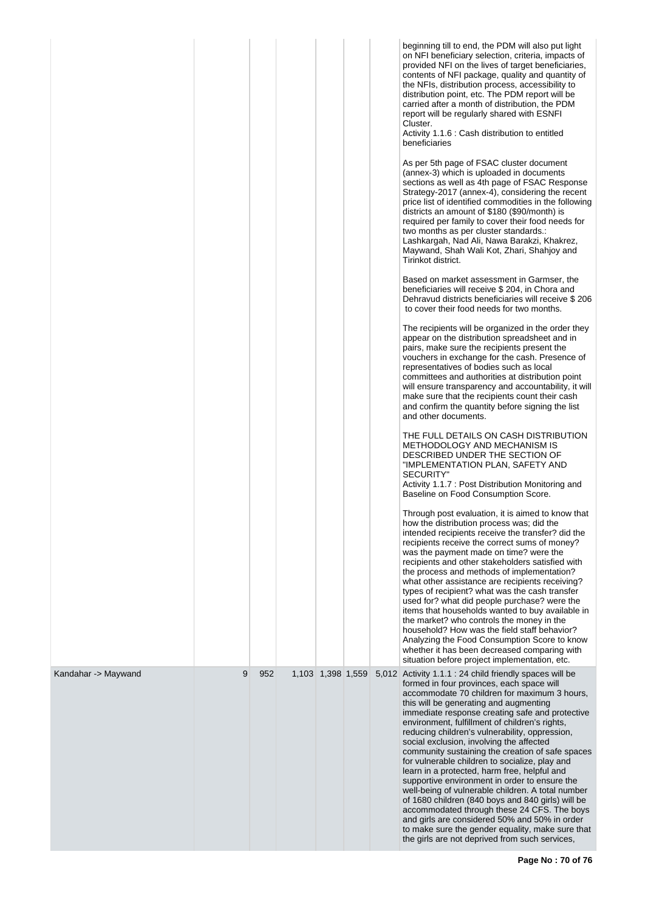| | | | | | | | |
|---|---|---|---|---|---|---|---|
| | | | | | | | beginning till to end, the PDM will also put light on NFI beneficiary selection, criteria, impacts of provided NFI on the lives of target beneficiaries, contents of NFI package, quality and quantity of the NFIs, distribution process, accessibility to distribution point, etc. The PDM report will be carried after a month of distribution, the PDM report will be regularly shared with ESNFI Cluster.<br>Activity 1.1.6 : Cash distribution to entitled beneficiaries<br><br>As per 5th page of FSAC cluster document (annex-3) which is uploaded in documents sections as well as 4th page of FSAC Response Strategy-2017 (annex-4), considering the recent price list of identified commodities in the following districts an amount of $180 ($90/month) is required per family to cover their food needs for two months as per cluster standards.: Lashkargah, Nad Ali, Nawa Barakzi, Khakrez, Maywand, Shah Wali Kot, Zhari, Shahjoy and Tirinkot district.<br><br>Based on market assessment in Garmser, the beneficiaries will receive $ 204, in Chora and Dehravud districts beneficiaries will receive $ 206 to cover their food needs for two months.<br><br>The recipients will be organized in the order they appear on the distribution spreadsheet and in pairs, make sure the recipients present the vouchers in exchange for the cash. Presence of representatives of bodies such as local committees and authorities at distribution point will ensure transparency and accountability, it will make sure that the recipients count their cash and confirm the quantity before signing the list and other documents.<br><br>THE FULL DETAILS ON CASH DISTRIBUTION METHODOLOGY AND MECHANISM IS DESCRIBED UNDER THE SECTION OF "IMPLEMENTATION PLAN, SAFETY AND SECURITY"<br>Activity 1.1.7 : Post Distribution Monitoring and Baseline on Food Consumption Score.<br><br>Through post evaluation, it is aimed to know that how the distribution process was; did the intended recipients receive the transfer? did the recipients receive the correct sums of money? was the payment made on time? were the recipients and other stakeholders satisfied with the process and methods of implementation? what other assistance are recipients receiving? types of recipient? what was the cash transfer used for? what did people purchase? were the items that households wanted to buy available in the market? who controls the money in the household? How was the field staff behavior? Analyzing the Food Consumption Score to know whether it has been decreased comparing with situation before project implementation, etc. |
| Kandahar -> Maywand | 9 | 952 | 1,103 | 1,398 | 1,559 | 5,012 | Activity 1.1.1 : 24 child friendly spaces will be formed in four provinces, each space will accommodate 70 children for maximum 3 hours, this will be generating and augmenting immediate response creating safe and protective environment, fulfillment of children's rights, reducing children's vulnerability, oppression, social exclusion, involving the affected community sustaining the creation of safe spaces for vulnerable children to socialize, play and learn in a protected, harm free, helpful and supportive environment in order to ensure the well-being of vulnerable children. A total number of 1680 children (840 boys and 840 girls) will be accommodated through these 24 CFS. The boys and girls are considered 50% and 50% in order to make sure the gender equality, make sure that the girls are not deprived from such services, |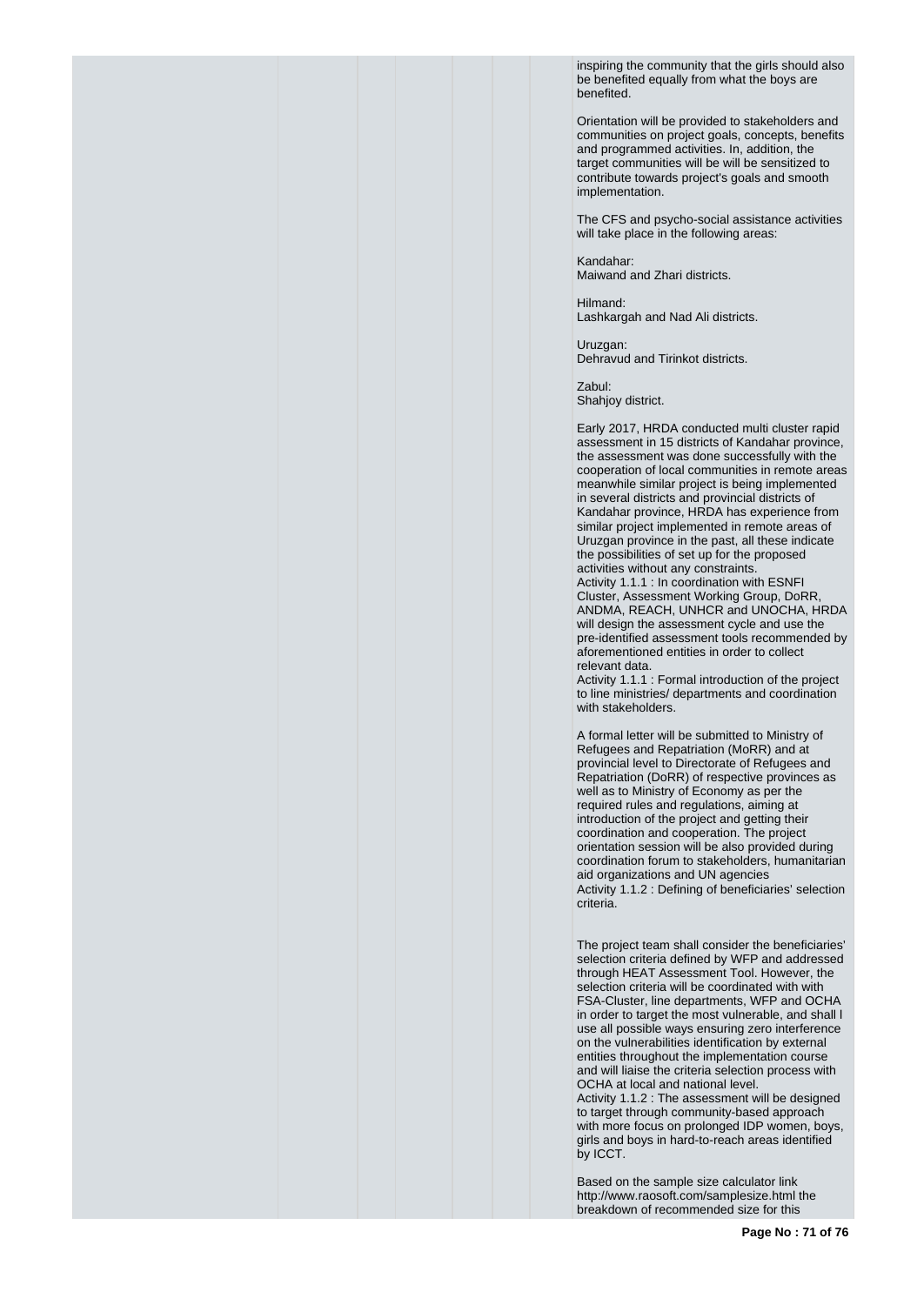inspiring the community that the girls should also be benefited equally from what the boys are benefited.

Orientation will be provided to stakeholders and communities on project goals, concepts, benefits and programmed activities. In, addition, the target communities will be will be sensitized to contribute towards project's goals and smooth implementation.

The CFS and psycho-social assistance activities will take place in the following areas:

Kandahar:
Maiwand and Zhari districts.

Hilmand:
Lashkargah and Nad Ali districts.

Uruzgan:
Dehravud and Tirinkot districts.

Zabul:
Shahjoy district.

Early 2017, HRDA conducted multi cluster rapid assessment in 15 districts of Kandahar province, the assessment was done successfully with the cooperation of local communities in remote areas meanwhile similar project is being implemented in several districts and provincial districts of Kandahar province, HRDA has experience from similar project implemented in remote areas of Uruzgan province in the past, all these indicate the possibilities of set up for the proposed activities without any constraints.
Activity 1.1.1 : In coordination with ESNFI Cluster, Assessment Working Group, DoRR, ANDMA, REACH, UNHCR and UNOCHA, HRDA will design the assessment cycle and use the pre-identified assessment tools recommended by aforementioned entities in order to collect relevant data.
Activity 1.1.1 : Formal introduction of the project to line ministries/ departments and coordination with stakeholders.

A formal letter will be submitted to Ministry of Refugees and Repatriation (MoRR) and at provincial level to Directorate of Refugees and Repatriation (DoRR) of respective provinces as well as to Ministry of Economy as per the required rules and regulations, aiming at introduction of the project and getting their coordination and cooperation. The project orientation session will be also provided during coordination forum to stakeholders, humanitarian aid organizations and UN agencies
Activity 1.1.2 : Defining of beneficiaries' selection criteria.

The project team shall consider the beneficiaries' selection criteria defined by WFP and addressed through HEAT Assessment Tool. However, the selection criteria will be coordinated with with FSA-Cluster, line departments, WFP and OCHA in order to target the most vulnerable, and shall l use all possible ways ensuring zero interference on the vulnerabilities identification by external entities throughout the implementation course and will liaise the criteria selection process with OCHA at local and national level.
Activity 1.1.2 : The assessment will be designed to target through community-based approach with more focus on prolonged IDP women, boys, girls and boys in hard-to-reach areas identified by ICCT.

Based on the sample size calculator link http://www.raosoft.com/samplesize.html the breakdown of recommended size for this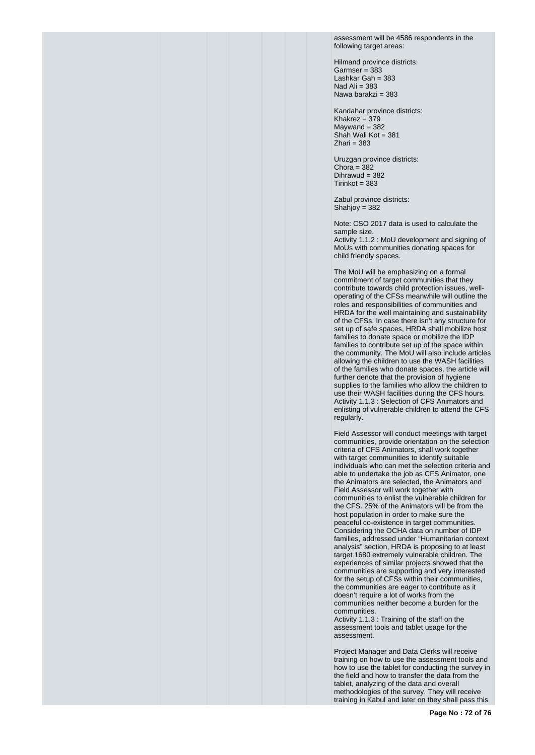assessment will be 4586 respondents in the following target areas:

Hilmand province districts:
Garmser = 383
Lashkar Gah = 383
Nad Ali = 383
Nawa barakzi = 383

Kandahar province districts:
Khakrez = 379
Maywand = 382
Shah Wali Kot = 381
Zhari = 383

Uruzgan province districts:
Chora = 382
Dihrawud = 382
Tirinkot = 383

Zabul province districts:
Shahjoy = 382

Note: CSO 2017 data is used to calculate the sample size.
Activity 1.1.2 : MoU development and signing of MoUs with communities donating spaces for child friendly spaces.

The MoU will be emphasizing on a formal commitment of target communities that they contribute towards child protection issues, well-operating of the CFSs meanwhile will outline the roles and responsibilities of communities and HRDA for the well maintaining and sustainability of the CFSs. In case there isn't any structure for set up of safe spaces, HRDA shall mobilize host families to donate space or mobilize the IDP families to contribute set up of the space within the community. The MoU will also include articles allowing the children to use the WASH facilities of the families who donate spaces, the article will further denote that the provision of hygiene supplies to the families who allow the children to use their WASH facilities during the CFS hours.
Activity 1.1.3 : Selection of CFS Animators and enlisting of vulnerable children to attend the CFS regularly.

Field Assessor will conduct meetings with target communities, provide orientation on the selection criteria of CFS Animators, shall work together with target communities to identify suitable individuals who can met the selection criteria and able to undertake the job as CFS Animator, one the Animators are selected, the Animators and Field Assessor will work together with communities to enlist the vulnerable children for the CFS. 25% of the Animators will be from the host population in order to make sure the peaceful co-existence in target communities. Considering the OCHA data on number of IDP families, addressed under "Humanitarian context analysis" section, HRDA is proposing to at least target 1680 extremely vulnerable children. The experiences of similar projects showed that the communities are supporting and very interested for the setup of CFSs within their communities, the communities are eager to contribute as it doesn't require a lot of works from the communities neither become a burden for the communities.
Activity 1.1.3 : Training of the staff on the assessment tools and tablet usage for the assessment.

Project Manager and Data Clerks will receive training on how to use the assessment tools and how to use the tablet for conducting the survey in the field and how to transfer the data from the tablet, analyzing of the data and overall methodologies of the survey. They will receive training in Kabul and later on they shall pass this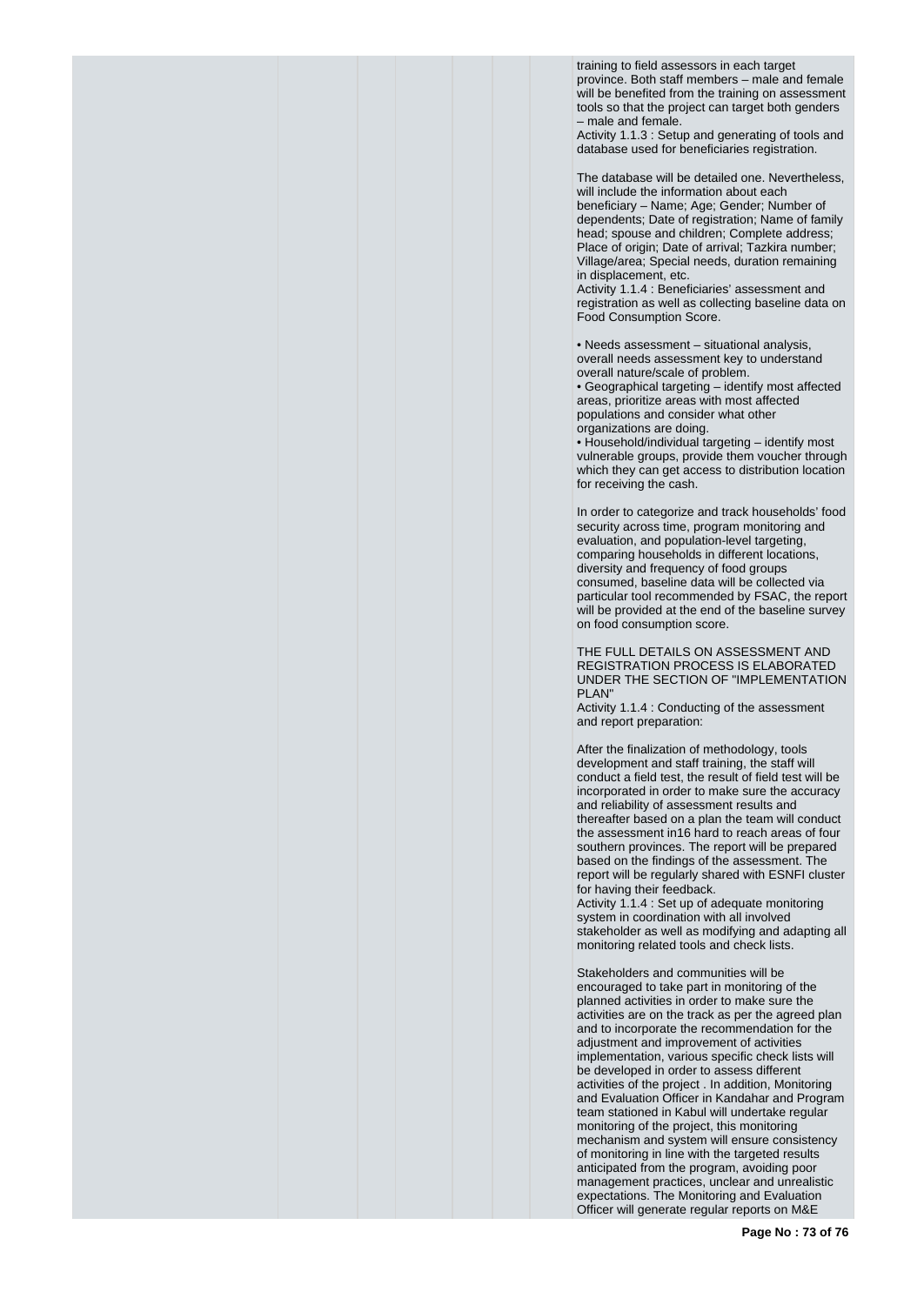training to field assessors in each target province. Both staff members – male and female will be benefited from the training on assessment tools so that the project can target both genders – male and female.

Activity 1.1.3 : Setup and generating of tools and database used for beneficiaries registration.

The database will be detailed one. Nevertheless, will include the information about each beneficiary – Name; Age; Gender; Number of dependents; Date of registration; Name of family head; spouse and children; Complete address; Place of origin; Date of arrival; Tazkira number; Village/area; Special needs, duration remaining in displacement, etc.

Activity 1.1.4 : Beneficiaries' assessment and registration as well as collecting baseline data on Food Consumption Score.

• Needs assessment – situational analysis, overall needs assessment key to understand overall nature/scale of problem.
• Geographical targeting – identify most affected areas, prioritize areas with most affected populations and consider what other organizations are doing.
• Household/individual targeting – identify most vulnerable groups, provide them voucher through which they can get access to distribution location for receiving the cash.

In order to categorize and track households' food security across time, program monitoring and evaluation, and population-level targeting, comparing households in different locations, diversity and frequency of food groups consumed, baseline data will be collected via particular tool recommended by FSAC, the report will be provided at the end of the baseline survey on food consumption score.

THE FULL DETAILS ON ASSESSMENT AND REGISTRATION PROCESS IS ELABORATED UNDER THE SECTION OF "IMPLEMENTATION PLAN"

Activity 1.1.4 : Conducting of the assessment and report preparation:

After the finalization of methodology, tools development and staff training, the staff will conduct a field test, the result of field test will be incorporated in order to make sure the accuracy and reliability of assessment results and thereafter based on a plan the team will conduct the assessment in16 hard to reach areas of four southern provinces. The report will be prepared based on the findings of the assessment. The report will be regularly shared with ESNFI cluster for having their feedback.

Activity 1.1.4 : Set up of adequate monitoring system in coordination with all involved stakeholder as well as modifying and adapting all monitoring related tools and check lists.

Stakeholders and communities will be encouraged to take part in monitoring of the planned activities in order to make sure the activities are on the track as per the agreed plan and to incorporate the recommendation for the adjustment and improvement of activities implementation, various specific check lists will be developed in order to assess different activities of the project . In addition, Monitoring and Evaluation Officer in Kandahar and Program team stationed in Kabul will undertake regular monitoring of the project, this monitoring mechanism and system will ensure consistency of monitoring in line with the targeted results anticipated from the program, avoiding poor management practices, unclear and unrealistic expectations. The Monitoring and Evaluation Officer will generate regular reports on M&E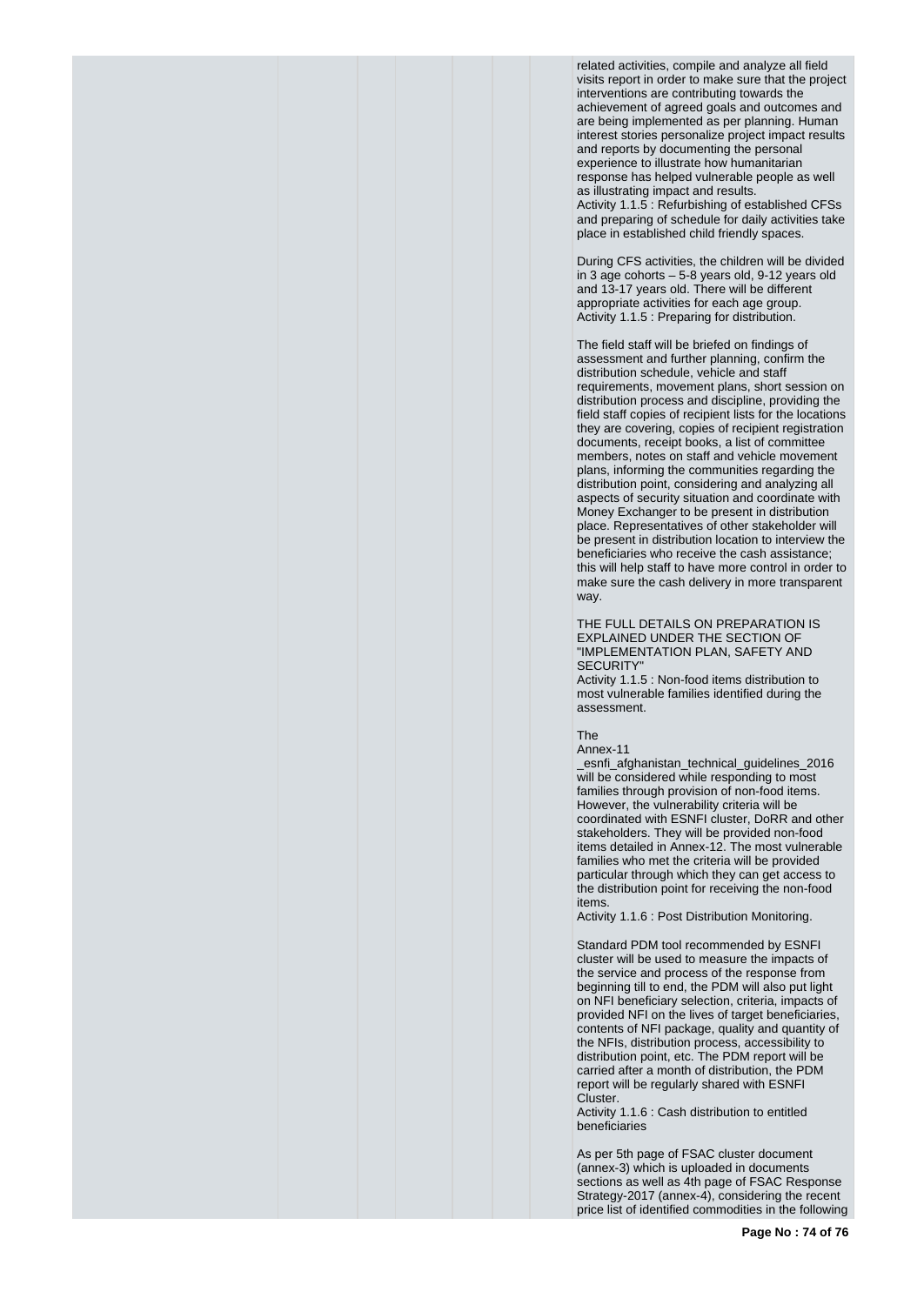related activities, compile and analyze all field visits report in order to make sure that the project interventions are contributing towards the achievement of agreed goals and outcomes and are being implemented as per planning. Human interest stories personalize project impact results and reports by documenting the personal experience to illustrate how humanitarian response has helped vulnerable people as well as illustrating impact and results.

Activity 1.1.5 : Refurbishing of established CFSs and preparing of schedule for daily activities take place in established child friendly spaces.

During CFS activities, the children will be divided in 3 age cohorts – 5-8 years old, 9-12 years old and 13-17 years old. There will be different appropriate activities for each age group.

Activity 1.1.5 : Preparing for distribution.

The field staff will be briefed on findings of assessment and further planning, confirm the distribution schedule, vehicle and staff requirements, movement plans, short session on distribution process and discipline, providing the field staff copies of recipient lists for the locations they are covering, copies of recipient registration documents, receipt books, a list of committee members, notes on staff and vehicle movement plans, informing the communities regarding the distribution point, considering and analyzing all aspects of security situation and coordinate with Money Exchanger to be present in distribution place. Representatives of other stakeholder will be present in distribution location to interview the beneficiaries who receive the cash assistance; this will help staff to have more control in order to make sure the cash delivery in more transparent way.

THE FULL DETAILS ON PREPARATION IS EXPLAINED UNDER THE SECTION OF "IMPLEMENTATION PLAN, SAFETY AND SECURITY"

Activity 1.1.5 : Non-food items distribution to most vulnerable families identified during the assessment.

The
Annex-11
_esnfi_afghanistan_technical_guidelines_2016 will be considered while responding to most families through provision of non-food items. However, the vulnerability criteria will be coordinated with ESNFI cluster, DoRR and other stakeholders. They will be provided non-food items detailed in Annex-12. The most vulnerable families who met the criteria will be provided particular through which they can get access to the distribution point for receiving the non-food items.

Activity 1.1.6 : Post Distribution Monitoring.

Standard PDM tool recommended by ESNFI cluster will be used to measure the impacts of the service and process of the response from beginning till to end, the PDM will also put light on NFI beneficiary selection, criteria, impacts of provided NFI on the lives of target beneficiaries, contents of NFI package, quality and quantity of the NFIs, distribution process, accessibility to distribution point, etc. The PDM report will be carried after a month of distribution, the PDM report will be regularly shared with ESNFI Cluster.

Activity 1.1.6 : Cash distribution to entitled beneficiaries

As per 5th page of FSAC cluster document (annex-3) which is uploaded in documents sections as well as 4th page of FSAC Response Strategy-2017 (annex-4), considering the recent price list of identified commodities in the following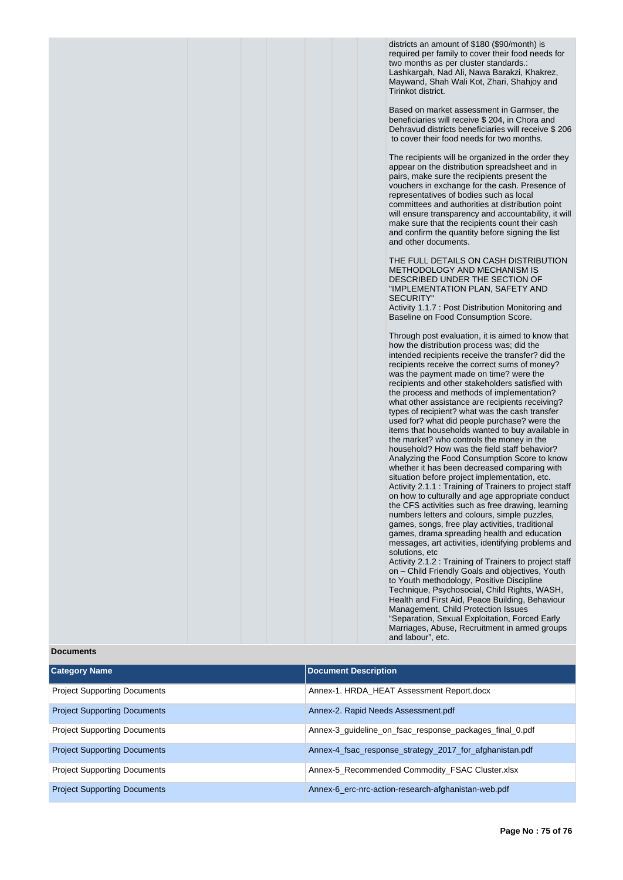districts an amount of $180 ($90/month) is required per family to cover their food needs for two months as per cluster standards.: Lashkargah, Nad Ali, Nawa Barakzi, Khakrez, Maywand, Shah Wali Kot, Zhari, Shahjoy and Tirinkot district.

Based on market assessment in Garmser, the beneficiaries will receive $ 204, in Chora and Dehravud districts beneficiaries will receive $ 206 to cover their food needs for two months.

The recipients will be organized in the order they appear on the distribution spreadsheet and in pairs, make sure the recipients present the vouchers in exchange for the cash. Presence of representatives of bodies such as local committees and authorities at distribution point will ensure transparency and accountability, it will make sure that the recipients count their cash and confirm the quantity before signing the list and other documents.

THE FULL DETAILS ON CASH DISTRIBUTION METHODOLOGY AND MECHANISM IS DESCRIBED UNDER THE SECTION OF "IMPLEMENTATION PLAN, SAFETY AND SECURITY"

Activity 1.1.7 : Post Distribution Monitoring and Baseline on Food Consumption Score.

Through post evaluation, it is aimed to know that how the distribution process was; did the intended recipients receive the transfer? did the recipients receive the correct sums of money? was the payment made on time? were the recipients and other stakeholders satisfied with the process and methods of implementation? what other assistance are recipients receiving? types of recipient? what was the cash transfer used for? what did people purchase? were the items that households wanted to buy available in the market? who controls the money in the household? How was the field staff behavior? Analyzing the Food Consumption Score to know whether it has been decreased comparing with situation before project implementation, etc.

Activity 2.1.1 : Training of Trainers to project staff on how to culturally and age appropriate conduct the CFS activities such as free drawing, learning numbers letters and colours, simple puzzles, games, songs, free play activities, traditional games, drama spreading health and education messages, art activities, identifying problems and solutions, etc

Activity 2.1.2 : Training of Trainers to project staff on – Child Friendly Goals and objectives, Youth to Youth methodology, Positive Discipline Technique, Psychosocial, Child Rights, WASH, Health and First Aid, Peace Building, Behaviour Management, Child Protection Issues "Separation, Sexual Exploitation, Forced Early Marriages, Abuse, Recruitment in armed groups and labour", etc.

**Documents**

| Category Name | Document Description |
| --- | --- |
| Project Supporting Documents | Annex-1. HRDA_HEAT Assessment Report.docx |
| Project Supporting Documents | Annex-2. Rapid Needs Assessment.pdf |
| Project Supporting Documents | Annex-3_guideline_on_fsac_response_packages_final_0.pdf |
| Project Supporting Documents | Annex-4_fsac_response_strategy_2017_for_afghanistan.pdf |
| Project Supporting Documents | Annex-5_Recommended Commodity_FSAC Cluster.xlsx |
| Project Supporting Documents | Annex-6_erc-nrc-action-research-afghanistan-web.pdf |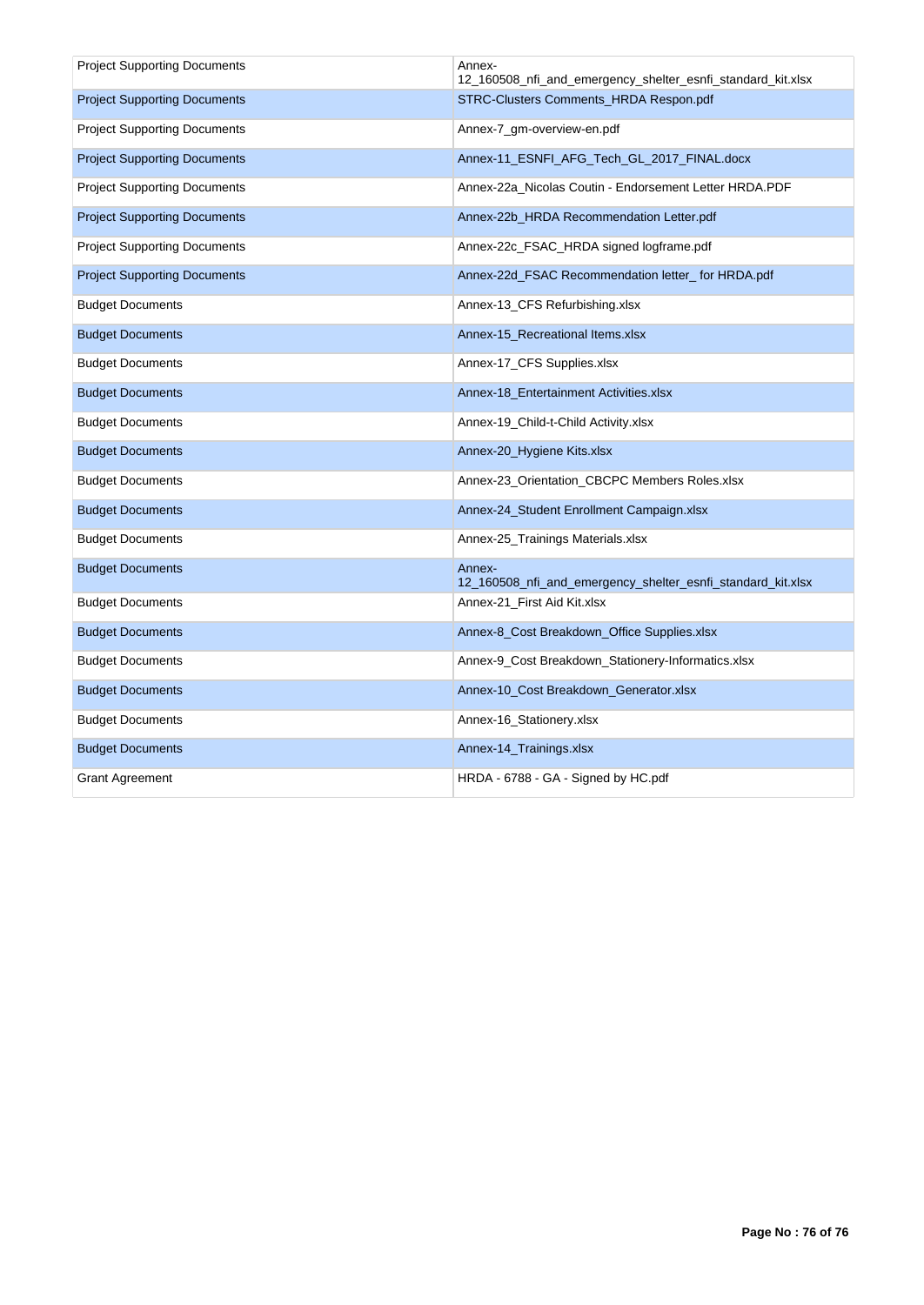| | |
|---|---|
| Project Supporting Documents | Annex-12_160508_nfi_and_emergency_shelter_esnfi_standard_kit.xlsx |
| Project Supporting Documents | STRC-Clusters Comments_HRDA Respon.pdf |
| Project Supporting Documents | Annex-7_gm-overview-en.pdf |
| Project Supporting Documents | Annex-11_ESNFI_AFG_Tech_GL_2017_FINAL.docx |
| Project Supporting Documents | Annex-22a_Nicolas Coutin - Endorsement Letter HRDA.PDF |
| Project Supporting Documents | Annex-22b_HRDA Recommendation Letter.pdf |
| Project Supporting Documents | Annex-22c_FSAC_HRDA signed logframe.pdf |
| Project Supporting Documents | Annex-22d_FSAC Recommendation letter_ for HRDA.pdf |
| Budget Documents | Annex-13_CFS Refurbishing.xlsx |
| Budget Documents | Annex-15_Recreational Items.xlsx |
| Budget Documents | Annex-17_CFS Supplies.xlsx |
| Budget Documents | Annex-18_Entertainment Activities.xlsx |
| Budget Documents | Annex-19_Child-t-Child Activity.xlsx |
| Budget Documents | Annex-20_Hygiene Kits.xlsx |
| Budget Documents | Annex-23_Orientation_CBCPC Members Roles.xlsx |
| Budget Documents | Annex-24_Student Enrollment Campaign.xlsx |
| Budget Documents | Annex-25_Trainings Materials.xlsx |
| Budget Documents | Annex-12_160508_nfi_and_emergency_shelter_esnfi_standard_kit.xlsx |
| Budget Documents | Annex-21_First Aid Kit.xlsx |
| Budget Documents | Annex-8_Cost Breakdown_Office Supplies.xlsx |
| Budget Documents | Annex-9_Cost Breakdown_Stationery-Informatics.xlsx |
| Budget Documents | Annex-10_Cost Breakdown_Generator.xlsx |
| Budget Documents | Annex-16_Stationery.xlsx |
| Budget Documents | Annex-14_Trainings.xlsx |
| Grant Agreement | HRDA - 6788 - GA - Signed by HC.pdf |